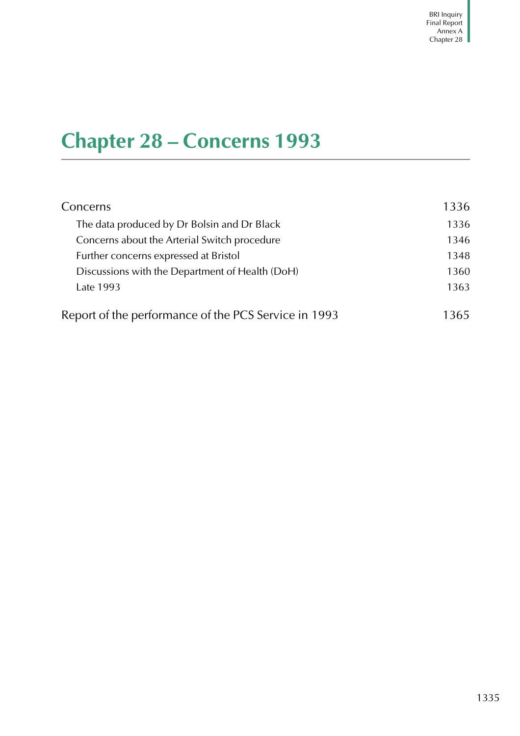# Chapter 28 – Concerns 1993

| | |
|---|---|
| Concerns | 1336 |
| The data produced by Dr Bolsin and Dr Black | 1336 |
| Concerns about the Arterial Switch procedure | 1346 |
| Further concerns expressed at Bristol | 1348 |
| Discussions with the Department of Health (DoH) | 1360 |
| Late 1993 | 1363 |
| Report of the performance of the PCS Service in 1993 | 1365 |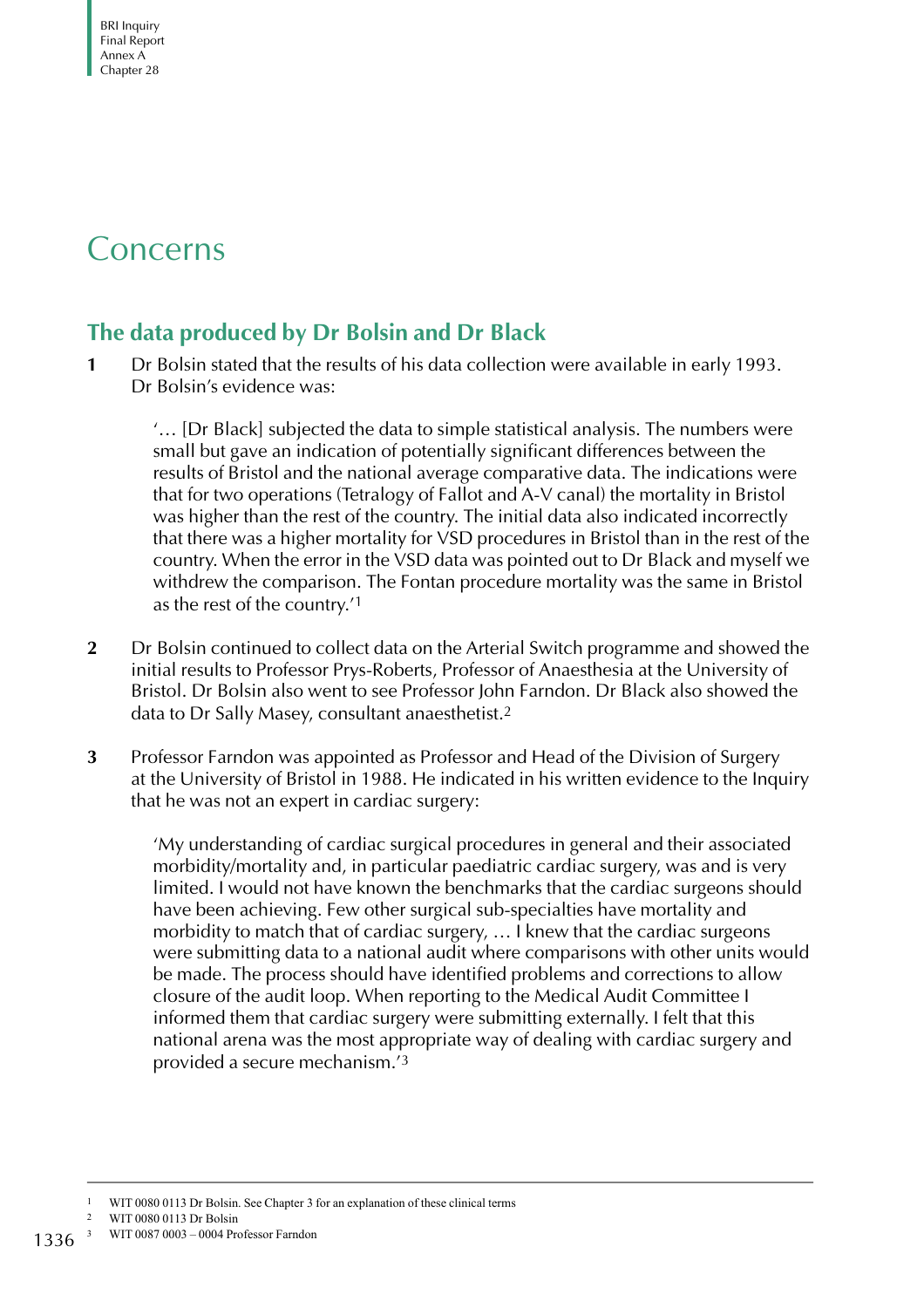# Concerns

## The data produced by Dr Bolsin and Dr Black

**1** Dr Bolsin stated that the results of his data collection were available in early 1993. Dr Bolsin's evidence was:

> '… [Dr Black] subjected the data to simple statistical analysis. The numbers were small but gave an indication of potentially significant differences between the results of Bristol and the national average comparative data. The indications were that for two operations (Tetralogy of Fallot and A-V canal) the mortality in Bristol was higher than the rest of the country. The initial data also indicated incorrectly that there was a higher mortality for VSD procedures in Bristol than in the rest of the country. When the error in the VSD data was pointed out to Dr Black and myself we withdrew the comparison. The Fontan procedure mortality was the same in Bristol as the rest of the country.'[1]

**2** Dr Bolsin continued to collect data on the Arterial Switch programme and showed the initial results to Professor Prys-Roberts, Professor of Anaesthesia at the University of Bristol. Dr Bolsin also went to see Professor John Farndon. Dr Black also showed the data to Dr Sally Masey, consultant anaesthetist.[2]

**3** Professor Farndon was appointed as Professor and Head of the Division of Surgery at the University of Bristol in 1988. He indicated in his written evidence to the Inquiry that he was not an expert in cardiac surgery:

> 'My understanding of cardiac surgical procedures in general and their associated morbidity/mortality and, in particular paediatric cardiac surgery, was and is very limited. I would not have known the benchmarks that the cardiac surgeons should have been achieving. Few other surgical sub-specialties have mortality and morbidity to match that of cardiac surgery, … I knew that the cardiac surgeons were submitting data to a national audit where comparisons with other units would be made. The process should have identified problems and corrections to allow closure of the audit loop. When reporting to the Medical Audit Committee I informed them that cardiac surgery were submitting externally. I felt that this national arena was the most appropriate way of dealing with cardiac surgery and provided a secure mechanism.'[3]

---

1 WIT 0080 0113 Dr Bolsin. See Chapter 3 for an explanation of these clinical terms

2 WIT 0080 0113 Dr Bolsin

3 WIT 0087 0003 – 0004 Professor Farndon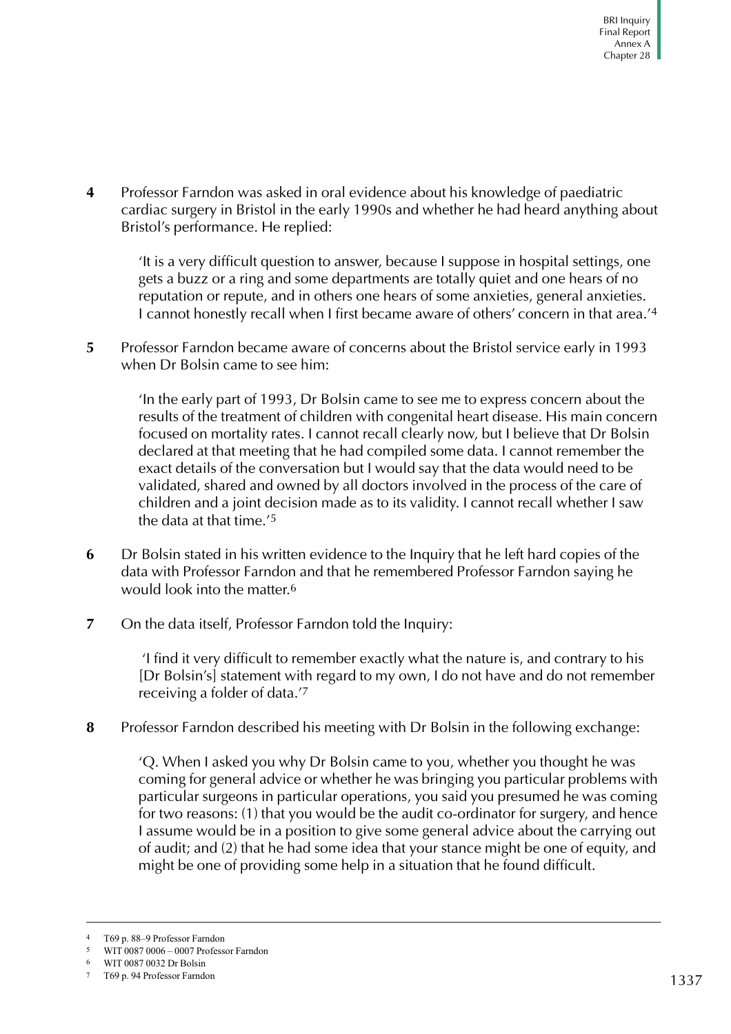**4** Professor Farndon was asked in oral evidence about his knowledge of paediatric cardiac surgery in Bristol in the early 1990s and whether he had heard anything about Bristol's performance. He replied:

> 'It is a very difficult question to answer, because I suppose in hospital settings, one gets a buzz or a ring and some departments are totally quiet and one hears of no reputation or repute, and in others one hears of some anxieties, general anxieties. I cannot honestly recall when I first became aware of others' concern in that area.'[4]

**5** Professor Farndon became aware of concerns about the Bristol service early in 1993 when Dr Bolsin came to see him:

> 'In the early part of 1993, Dr Bolsin came to see me to express concern about the results of the treatment of children with congenital heart disease. His main concern focused on mortality rates. I cannot recall clearly now, but I believe that Dr Bolsin declared at that meeting that he had compiled some data. I cannot remember the exact details of the conversation but I would say that the data would need to be validated, shared and owned by all doctors involved in the process of the care of children and a joint decision made as to its validity. I cannot recall whether I saw the data at that time.'[5]

**6** Dr Bolsin stated in his written evidence to the Inquiry that he left hard copies of the data with Professor Farndon and that he remembered Professor Farndon saying he would look into the matter.[6]

**7** On the data itself, Professor Farndon told the Inquiry:

> 'I find it very difficult to remember exactly what the nature is, and contrary to his [Dr Bolsin's] statement with regard to my own, I do not have and do not remember receiving a folder of data.'[7]

**8** Professor Farndon described his meeting with Dr Bolsin in the following exchange:

> 'Q. When I asked you why Dr Bolsin came to you, whether you thought he was coming for general advice or whether he was bringing you particular problems with particular surgeons in particular operations, you said you presumed he was coming for two reasons: (1) that you would be the audit co-ordinator for surgery, and hence I assume would be in a position to give some general advice about the carrying out of audit; and (2) that he had some idea that your stance might be one of equity, and might be one of providing some help in a situation that he found difficult.

---

4 T69 p. 88–9 Professor Farndon

5 WIT 0087 0006 – 0007 Professor Farndon

6 WIT 0087 0032 Dr Bolsin

7 T69 p. 94 Professor Farndon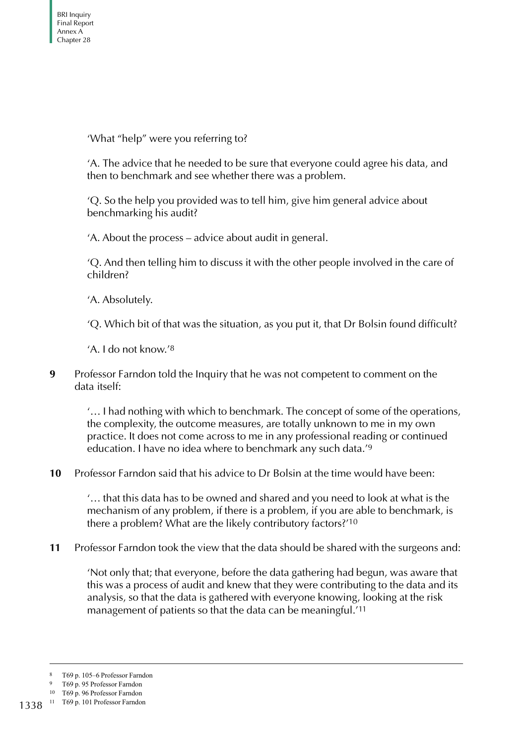'What "help" were you referring to?

'A. The advice that he needed to be sure that everyone could agree his data, and then to benchmark and see whether there was a problem.

'Q. So the help you provided was to tell him, give him general advice about benchmarking his audit?

'A. About the process – advice about audit in general.

'Q. And then telling him to discuss it with the other people involved in the care of children?

'A. Absolutely.

'Q. Which bit of that was the situation, as you put it, that Dr Bolsin found difficult?

'A. I do not know.'[8]

**9** Professor Farndon told the Inquiry that he was not competent to comment on the data itself:

> '… I had nothing with which to benchmark. The concept of some of the operations, the complexity, the outcome measures, are totally unknown to me in my own practice. It does not come across to me in any professional reading or continued education. I have no idea where to benchmark any such data.'[9]

**10** Professor Farndon said that his advice to Dr Bolsin at the time would have been:

> '… that this data has to be owned and shared and you need to look at what is the mechanism of any problem, if there is a problem, if you are able to benchmark, is there a problem? What are the likely contributory factors?'[10]

**11** Professor Farndon took the view that the data should be shared with the surgeons and:

> 'Not only that; that everyone, before the data gathering had begun, was aware that this was a process of audit and knew that they were contributing to the data and its analysis, so that the data is gathered with everyone knowing, looking at the risk management of patients so that the data can be meaningful.'[11]

---

[8] T69 p. 105–6 Professor Farndon
[9] T69 p. 95 Professor Farndon
[10] T69 p. 96 Professor Farndon
[11] T69 p. 101 Professor Farndon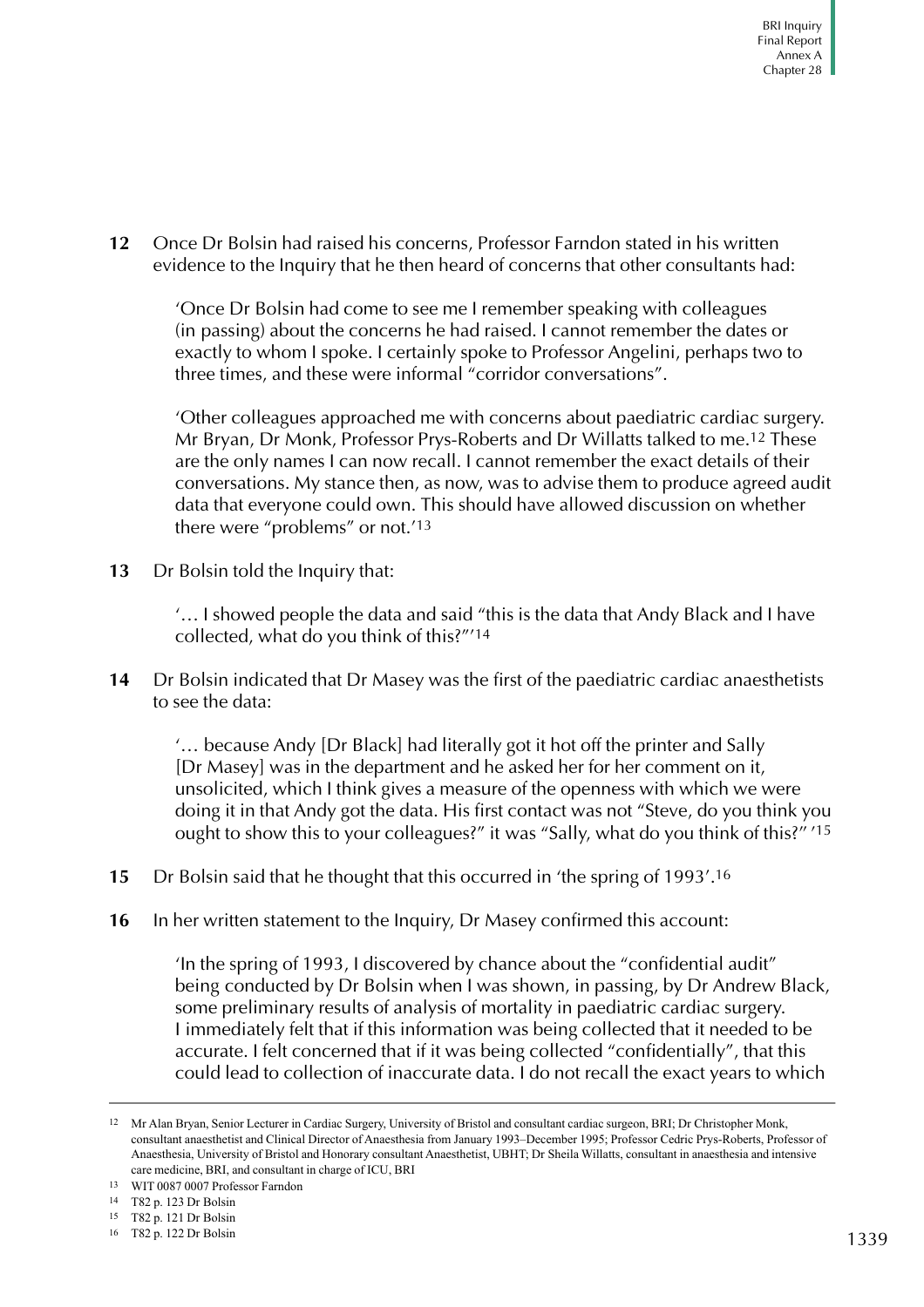**12** Once Dr Bolsin had raised his concerns, Professor Farndon stated in his written evidence to the Inquiry that he then heard of concerns that other consultants had:

> 'Once Dr Bolsin had come to see me I remember speaking with colleagues (in passing) about the concerns he had raised. I cannot remember the dates or exactly to whom I spoke. I certainly spoke to Professor Angelini, perhaps two to three times, and these were informal "corridor conversations".
>
> 'Other colleagues approached me with concerns about paediatric cardiac surgery. Mr Bryan, Dr Monk, Professor Prys-Roberts and Dr Willatts talked to me.[12] These are the only names I can now recall. I cannot remember the exact details of their conversations. My stance then, as now, was to advise them to produce agreed audit data that everyone could own. This should have allowed discussion on whether there were "problems" or not.'[13]

**13** Dr Bolsin told the Inquiry that:

> '… I showed people the data and said "this is the data that Andy Black and I have collected, what do you think of this?"'[14]

**14** Dr Bolsin indicated that Dr Masey was the first of the paediatric cardiac anaesthetists to see the data:

> '… because Andy [Dr Black] had literally got it hot off the printer and Sally [Dr Masey] was in the department and he asked her for her comment on it, unsolicited, which I think gives a measure of the openness with which we were doing it in that Andy got the data. His first contact was not "Steve, do you think you ought to show this to your colleagues?" it was "Sally, what do you think of this?" '[15]

**15** Dr Bolsin said that he thought that this occurred in 'the spring of 1993'.[16]

**16** In her written statement to the Inquiry, Dr Masey confirmed this account:

> 'In the spring of 1993, I discovered by chance about the "confidential audit" being conducted by Dr Bolsin when I was shown, in passing, by Dr Andrew Black, some preliminary results of analysis of mortality in paediatric cardiac surgery. I immediately felt that if this information was being collected that it needed to be accurate. I felt concerned that if it was being collected "confidentially", that this could lead to collection of inaccurate data. I do not recall the exact years to which

---

[12] Mr Alan Bryan, Senior Lecturer in Cardiac Surgery, University of Bristol and consultant cardiac surgeon, BRI; Dr Christopher Monk, consultant anaesthetist and Clinical Director of Anaesthesia from January 1993–December 1995; Professor Cedric Prys-Roberts, Professor of Anaesthesia, University of Bristol and Honorary consultant Anaesthetist, UBHT; Dr Sheila Willatts, consultant in anaesthesia and intensive care medicine, BRI, and consultant in charge of ICU, BRI

[13] WIT 0087 0007 Professor Farndon

[14] T82 p. 123 Dr Bolsin

[15] T82 p. 121 Dr Bolsin

[16] T82 p. 122 Dr Bolsin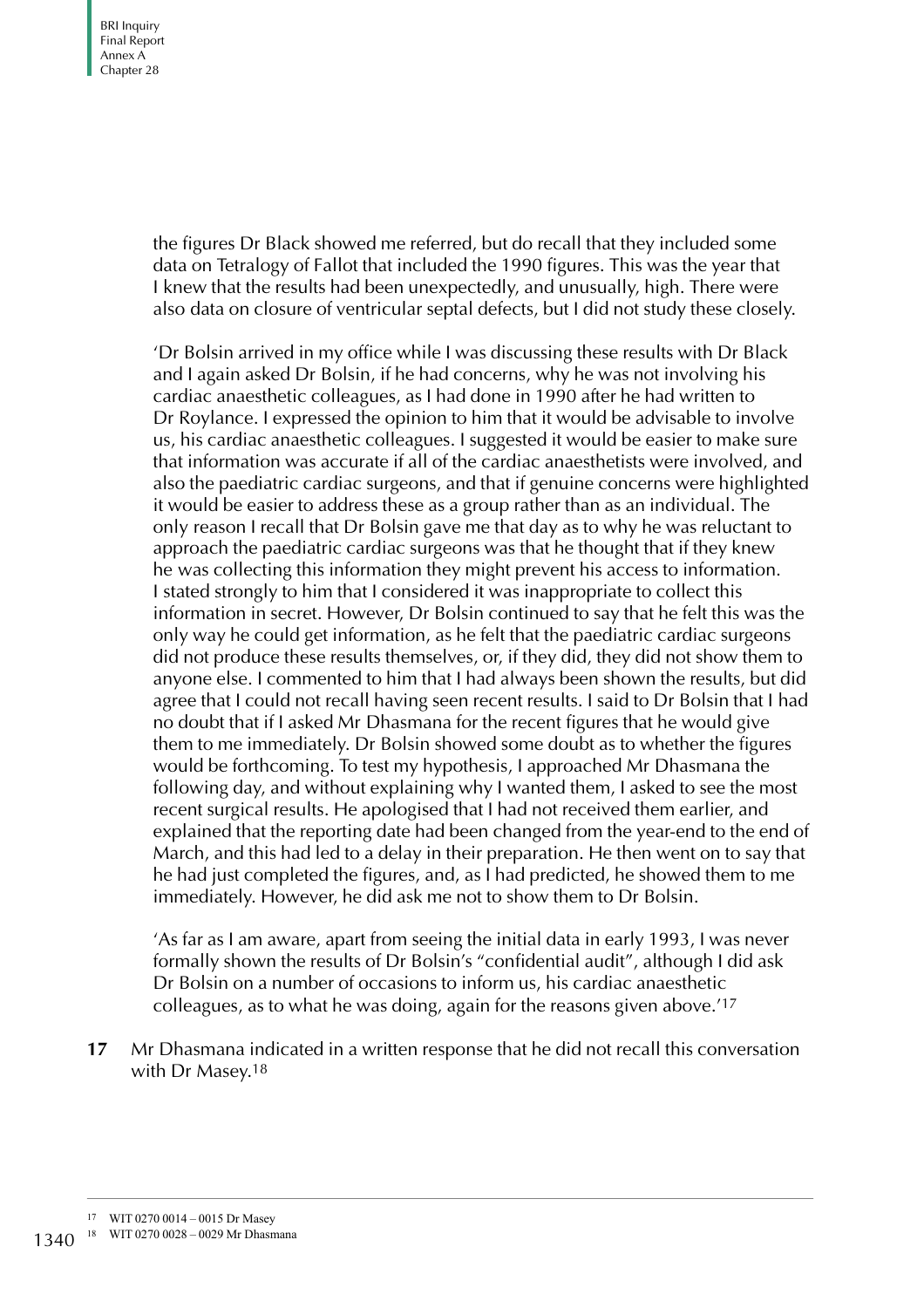the figures Dr Black showed me referred, but do recall that they included some data on Tetralogy of Fallot that included the 1990 figures. This was the year that I knew that the results had been unexpectedly, and unusually, high. There were also data on closure of ventricular septal defects, but I did not study these closely.

'Dr Bolsin arrived in my office while I was discussing these results with Dr Black and I again asked Dr Bolsin, if he had concerns, why he was not involving his cardiac anaesthetic colleagues, as I had done in 1990 after he had written to Dr Roylance. I expressed the opinion to him that it would be advisable to involve us, his cardiac anaesthetic colleagues. I suggested it would be easier to make sure that information was accurate if all of the cardiac anaesthetists were involved, and also the paediatric cardiac surgeons, and that if genuine concerns were highlighted it would be easier to address these as a group rather than as an individual. The only reason I recall that Dr Bolsin gave me that day as to why he was reluctant to approach the paediatric cardiac surgeons was that he thought that if they knew he was collecting this information they might prevent his access to information. I stated strongly to him that I considered it was inappropriate to collect this information in secret. However, Dr Bolsin continued to say that he felt this was the only way he could get information, as he felt that the paediatric cardiac surgeons did not produce these results themselves, or, if they did, they did not show them to anyone else. I commented to him that I had always been shown the results, but did agree that I could not recall having seen recent results. I said to Dr Bolsin that I had no doubt that if I asked Mr Dhasmana for the recent figures that he would give them to me immediately. Dr Bolsin showed some doubt as to whether the figures would be forthcoming. To test my hypothesis, I approached Mr Dhasmana the following day, and without explaining why I wanted them, I asked to see the most recent surgical results. He apologised that I had not received them earlier, and explained that the reporting date had been changed from the year-end to the end of March, and this had led to a delay in their preparation. He then went on to say that he had just completed the figures, and, as I had predicted, he showed them to me immediately. However, he did ask me not to show them to Dr Bolsin.

'As far as I am aware, apart from seeing the initial data in early 1993, I was never formally shown the results of Dr Bolsin's "confidential audit", although I did ask Dr Bolsin on a number of occasions to inform us, his cardiac anaesthetic colleagues, as to what he was doing, again for the reasons given above.'[17]

**17** Mr Dhasmana indicated in a written response that he did not recall this conversation with Dr Masey.[18]

---

[17] WIT 0270 0014 – 0015 Dr Masey

[18] WIT 0270 0028 – 0029 Mr Dhasmana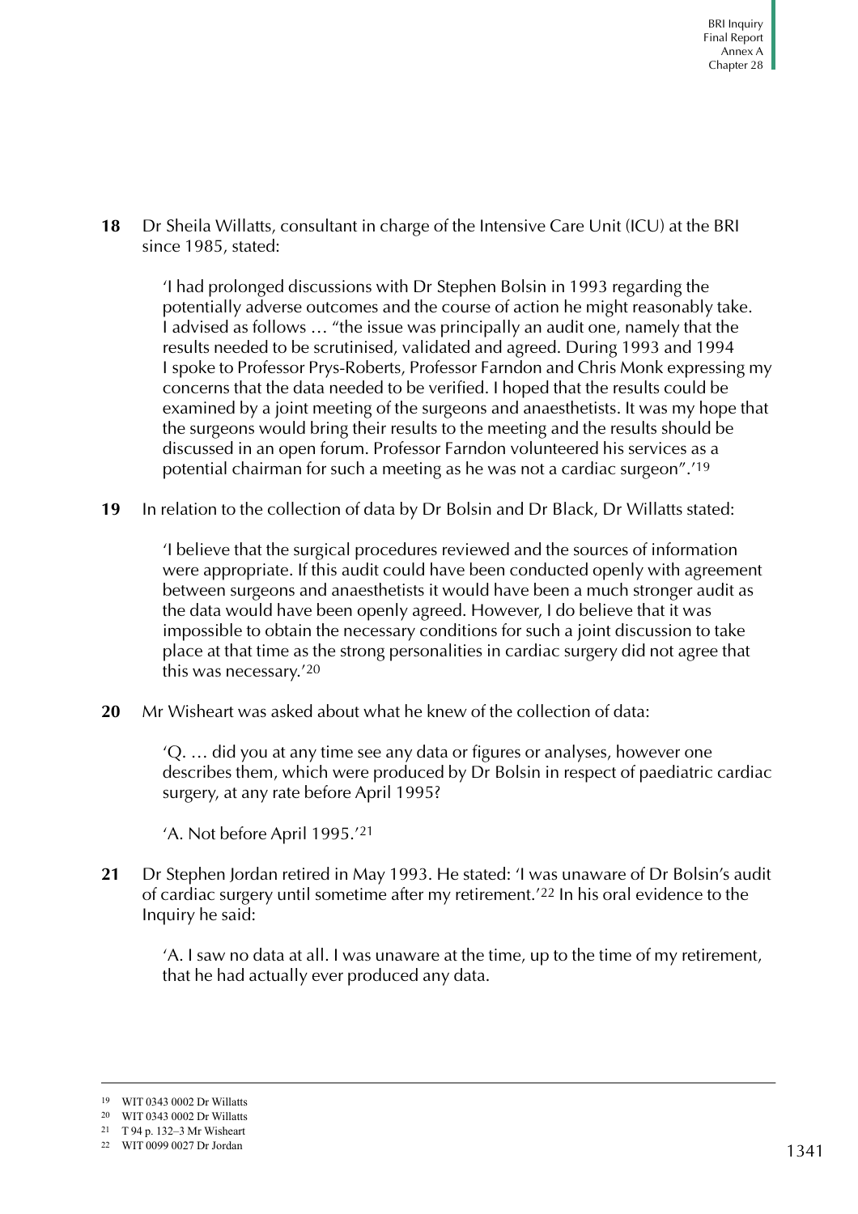**18** Dr Sheila Willatts, consultant in charge of the Intensive Care Unit (ICU) at the BRI since 1985, stated:

> 'I had prolonged discussions with Dr Stephen Bolsin in 1993 regarding the potentially adverse outcomes and the course of action he might reasonably take. I advised as follows … "the issue was principally an audit one, namely that the results needed to be scrutinised, validated and agreed. During 1993 and 1994 I spoke to Professor Prys-Roberts, Professor Farndon and Chris Monk expressing my concerns that the data needed to be verified. I hoped that the results could be examined by a joint meeting of the surgeons and anaesthetists. It was my hope that the surgeons would bring their results to the meeting and the results should be discussed in an open forum. Professor Farndon volunteered his services as a potential chairman for such a meeting as he was not a cardiac surgeon".'[19]

**19** In relation to the collection of data by Dr Bolsin and Dr Black, Dr Willatts stated:

> 'I believe that the surgical procedures reviewed and the sources of information were appropriate. If this audit could have been conducted openly with agreement between surgeons and anaesthetists it would have been a much stronger audit as the data would have been openly agreed. However, I do believe that it was impossible to obtain the necessary conditions for such a joint discussion to take place at that time as the strong personalities in cardiac surgery did not agree that this was necessary.'[20]

**20** Mr Wisheart was asked about what he knew of the collection of data:

> 'Q. … did you at any time see any data or figures or analyses, however one describes them, which were produced by Dr Bolsin in respect of paediatric cardiac surgery, at any rate before April 1995?
>
> 'A. Not before April 1995.'[21]

**21** Dr Stephen Jordan retired in May 1993. He stated: 'I was unaware of Dr Bolsin's audit of cardiac surgery until sometime after my retirement.'[22] In his oral evidence to the Inquiry he said:

> 'A. I saw no data at all. I was unaware at the time, up to the time of my retirement, that he had actually ever produced any data.

---

19 WIT 0343 0002 Dr Willatts

20 WIT 0343 0002 Dr Willatts

21 T 94 p. 132–3 Mr Wisheart

22 WIT 0099 0027 Dr Jordan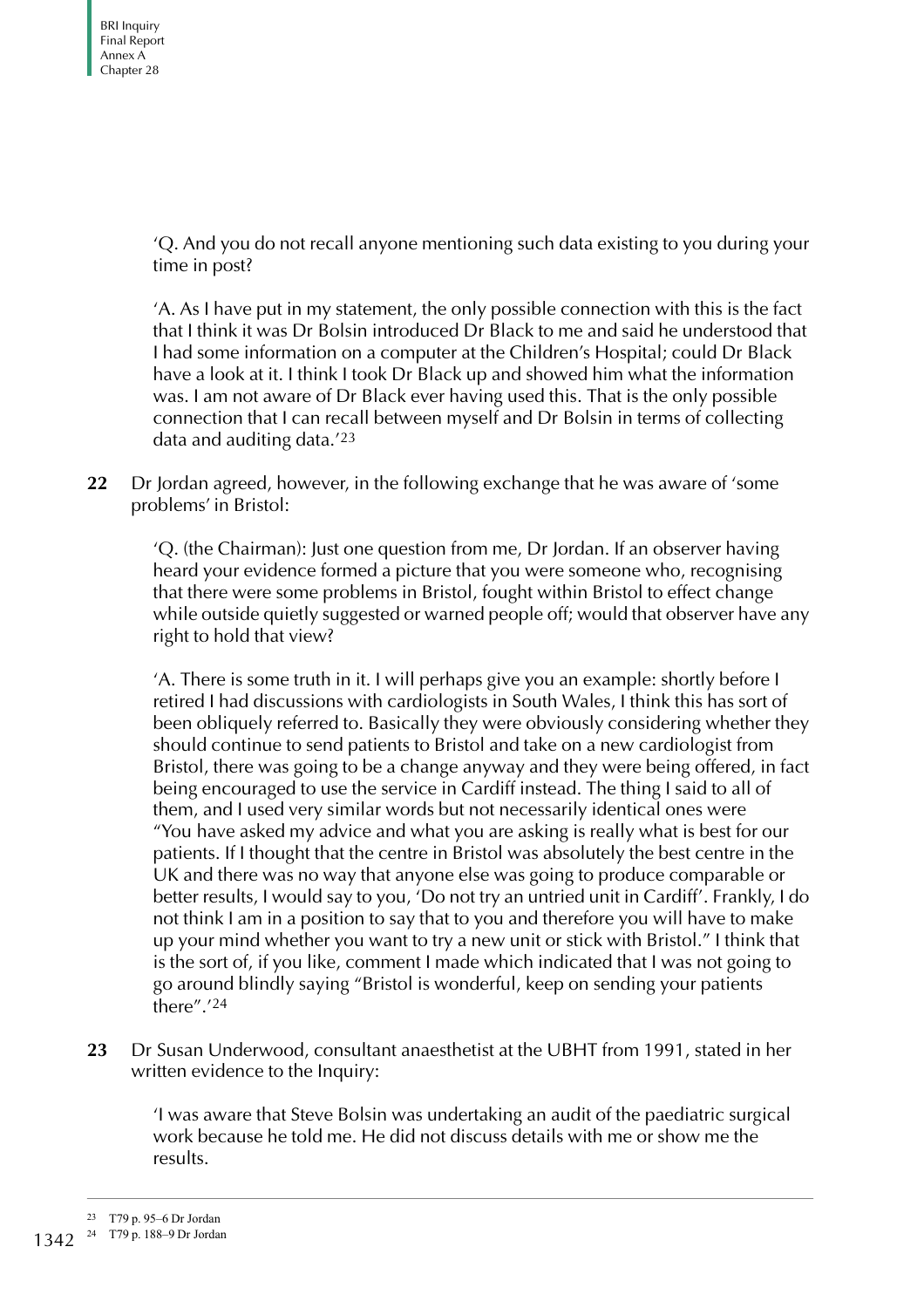'Q. And you do not recall anyone mentioning such data existing to you during your time in post?

'A. As I have put in my statement, the only possible connection with this is the fact that I think it was Dr Bolsin introduced Dr Black to me and said he understood that I had some information on a computer at the Children's Hospital; could Dr Black have a look at it. I think I took Dr Black up and showed him what the information was. I am not aware of Dr Black ever having used this. That is the only possible connection that I can recall between myself and Dr Bolsin in terms of collecting data and auditing data.'[23]

**22** Dr Jordan agreed, however, in the following exchange that he was aware of 'some problems' in Bristol:

'Q. (the Chairman): Just one question from me, Dr Jordan. If an observer having heard your evidence formed a picture that you were someone who, recognising that there were some problems in Bristol, fought within Bristol to effect change while outside quietly suggested or warned people off; would that observer have any right to hold that view?

'A. There is some truth in it. I will perhaps give you an example: shortly before I retired I had discussions with cardiologists in South Wales, I think this has sort of been obliquely referred to. Basically they were obviously considering whether they should continue to send patients to Bristol and take on a new cardiologist from Bristol, there was going to be a change anyway and they were being offered, in fact being encouraged to use the service in Cardiff instead. The thing I said to all of them, and I used very similar words but not necessarily identical ones were "You have asked my advice and what you are asking is really what is best for our patients. If I thought that the centre in Bristol was absolutely the best centre in the UK and there was no way that anyone else was going to produce comparable or better results, I would say to you, 'Do not try an untried unit in Cardiff'. Frankly, I do not think I am in a position to say that to you and therefore you will have to make up your mind whether you want to try a new unit or stick with Bristol." I think that is the sort of, if you like, comment I made which indicated that I was not going to go around blindly saying "Bristol is wonderful, keep on sending your patients there".'[24]

**23** Dr Susan Underwood, consultant anaesthetist at the UBHT from 1991, stated in her written evidence to the Inquiry:

'I was aware that Steve Bolsin was undertaking an audit of the paediatric surgical work because he told me. He did not discuss details with me or show me the results.

---

[23] T79 p. 95–6 Dr Jordan

[24] T79 p. 188–9 Dr Jordan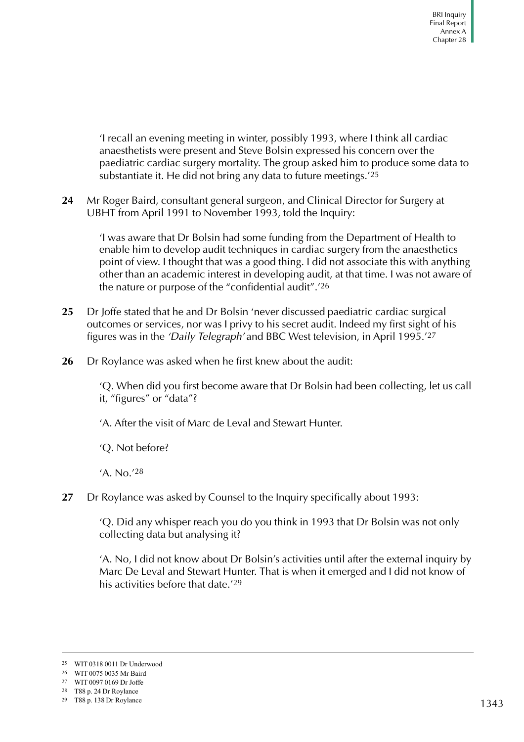> 'I recall an evening meeting in winter, possibly 1993, where I think all cardiac anaesthetists were present and Steve Bolsin expressed his concern over the paediatric cardiac surgery mortality. The group asked him to produce some data to substantiate it. He did not bring any data to future meetings.'[25]

**24** Mr Roger Baird, consultant general surgeon, and Clinical Director for Surgery at UBHT from April 1991 to November 1993, told the Inquiry:

> 'I was aware that Dr Bolsin had some funding from the Department of Health to enable him to develop audit techniques in cardiac surgery from the anaesthetics point of view. I thought that was a good thing. I did not associate this with anything other than an academic interest in developing audit, at that time. I was not aware of the nature or purpose of the "confidential audit".'[26]

**25** Dr Joffe stated that he and Dr Bolsin 'never discussed paediatric cardiac surgical outcomes or services, nor was I privy to his secret audit. Indeed my first sight of his figures was in the *'Daily Telegraph'* and BBC West television, in April 1995.'[27]

**26** Dr Roylance was asked when he first knew about the audit:

> 'Q. When did you first become aware that Dr Bolsin had been collecting, let us call it, "figures" or "data"?
>
> 'A. After the visit of Marc de Leval and Stewart Hunter.
>
> 'Q. Not before?
>
> 'A. No.'[28]

**27** Dr Roylance was asked by Counsel to the Inquiry specifically about 1993:

> 'Q. Did any whisper reach you do you think in 1993 that Dr Bolsin was not only collecting data but analysing it?
>
> 'A. No, I did not know about Dr Bolsin's activities until after the external inquiry by Marc De Leval and Stewart Hunter. That is when it emerged and I did not know of his activities before that date.'[29]

---

[25] WIT 0318 0011 Dr Underwood
[26] WIT 0075 0035 Mr Baird
[27] WIT 0097 0169 Dr Joffe
[28] T88 p. 24 Dr Roylance
[29] T88 p. 138 Dr Roylance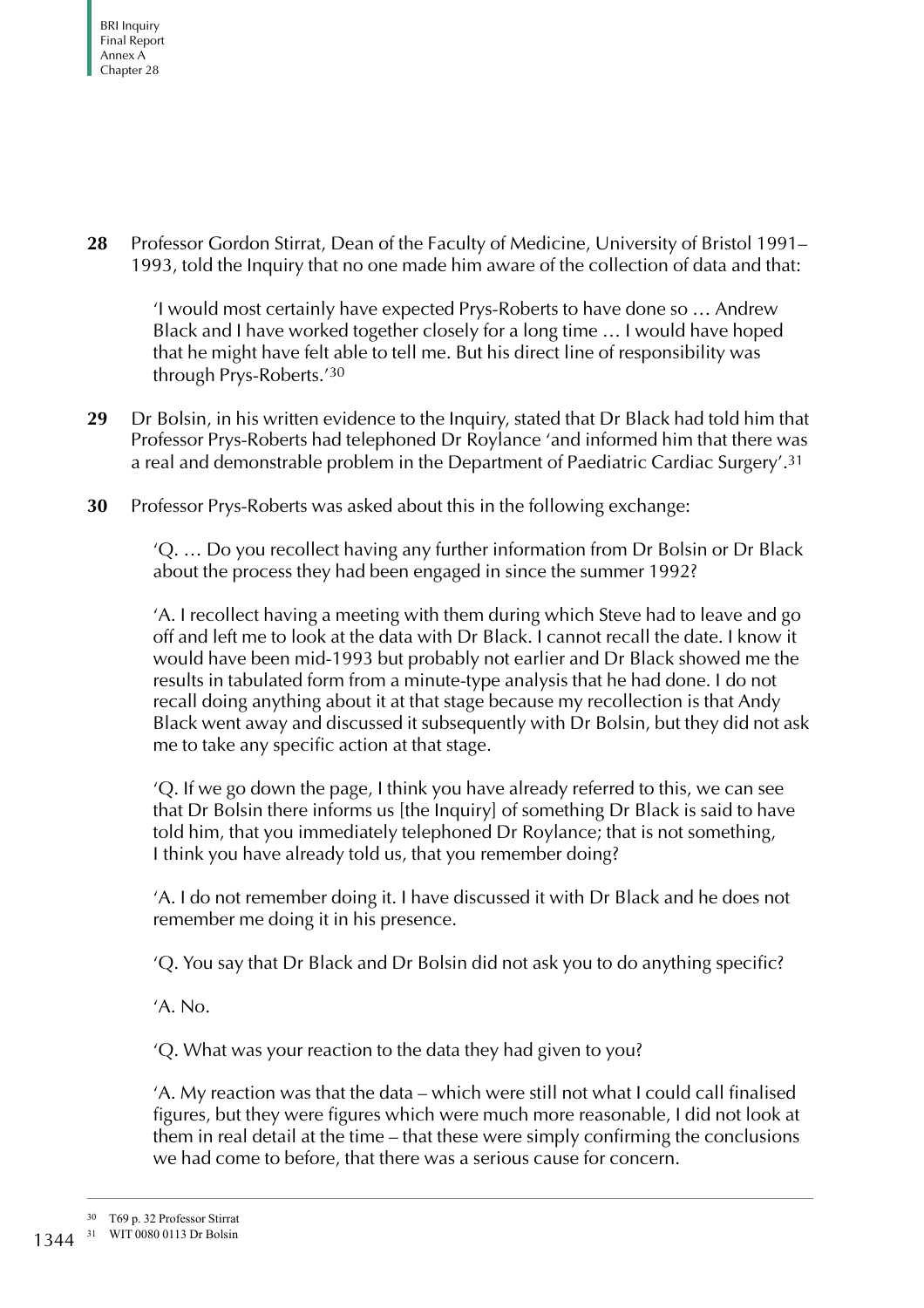**28** Professor Gordon Stirrat, Dean of the Faculty of Medicine, University of Bristol 1991–1993, told the Inquiry that no one made him aware of the collection of data and that:

> 'I would most certainly have expected Prys-Roberts to have done so … Andrew Black and I have worked together closely for a long time … I would have hoped that he might have felt able to tell me. But his direct line of responsibility was through Prys-Roberts.'[30]

**29** Dr Bolsin, in his written evidence to the Inquiry, stated that Dr Black had told him that Professor Prys-Roberts had telephoned Dr Roylance 'and informed him that there was a real and demonstrable problem in the Department of Paediatric Cardiac Surgery'.[31]

**30** Professor Prys-Roberts was asked about this in the following exchange:

> 'Q. … Do you recollect having any further information from Dr Bolsin or Dr Black about the process they had been engaged in since the summer 1992?
>
> 'A. I recollect having a meeting with them during which Steve had to leave and go off and left me to look at the data with Dr Black. I cannot recall the date. I know it would have been mid-1993 but probably not earlier and Dr Black showed me the results in tabulated form from a minute-type analysis that he had done. I do not recall doing anything about it at that stage because my recollection is that Andy Black went away and discussed it subsequently with Dr Bolsin, but they did not ask me to take any specific action at that stage.
>
> 'Q. If we go down the page, I think you have already referred to this, we can see that Dr Bolsin there informs us [the Inquiry] of something Dr Black is said to have told him, that you immediately telephoned Dr Roylance; that is not something, I think you have already told us, that you remember doing?
>
> 'A. I do not remember doing it. I have discussed it with Dr Black and he does not remember me doing it in his presence.
>
> 'Q. You say that Dr Black and Dr Bolsin did not ask you to do anything specific?
>
> 'A. No.
>
> 'Q. What was your reaction to the data they had given to you?
>
> 'A. My reaction was that the data – which were still not what I could call finalised figures, but they were figures which were much more reasonable, I did not look at them in real detail at the time – that these were simply confirming the conclusions we had come to before, that there was a serious cause for concern.

---

[30] T69 p. 32 Professor Stirrat

[31] WIT 0080 0113 Dr Bolsin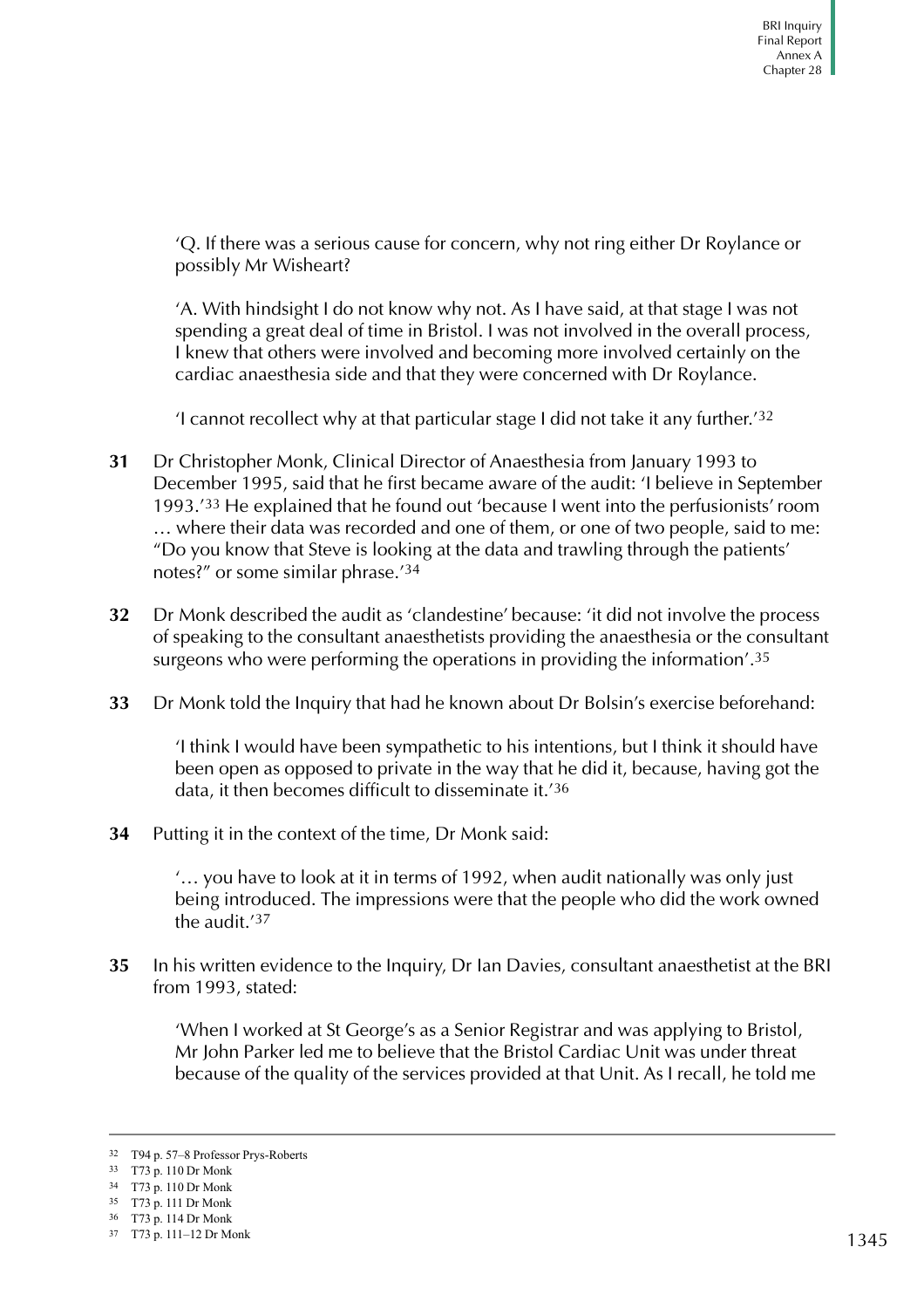'Q. If there was a serious cause for concern, why not ring either Dr Roylance or possibly Mr Wisheart?

'A. With hindsight I do not know why not. As I have said, at that stage I was not spending a great deal of time in Bristol. I was not involved in the overall process, I knew that others were involved and becoming more involved certainly on the cardiac anaesthesia side and that they were concerned with Dr Roylance.

'I cannot recollect why at that particular stage I did not take it any further.'[32]

**31** Dr Christopher Monk, Clinical Director of Anaesthesia from January 1993 to December 1995, said that he first became aware of the audit: 'I believe in September 1993.'[33] He explained that he found out 'because I went into the perfusionists' room … where their data was recorded and one of them, or one of two people, said to me: "Do you know that Steve is looking at the data and trawling through the patients' notes?" or some similar phrase.'[34]

**32** Dr Monk described the audit as 'clandestine' because: 'it did not involve the process of speaking to the consultant anaesthetists providing the anaesthesia or the consultant surgeons who were performing the operations in providing the information'.[35]

**33** Dr Monk told the Inquiry that had he known about Dr Bolsin's exercise beforehand:

'I think I would have been sympathetic to his intentions, but I think it should have been open as opposed to private in the way that he did it, because, having got the data, it then becomes difficult to disseminate it.'[36]

**34** Putting it in the context of the time, Dr Monk said:

'… you have to look at it in terms of 1992, when audit nationally was only just being introduced. The impressions were that the people who did the work owned the audit.'[37]

**35** In his written evidence to the Inquiry, Dr Ian Davies, consultant anaesthetist at the BRI from 1993, stated:

'When I worked at St George's as a Senior Registrar and was applying to Bristol, Mr John Parker led me to believe that the Bristol Cardiac Unit was under threat because of the quality of the services provided at that Unit. As I recall, he told me

---

[32] T94 p. 57–8 Professor Prys-Roberts

[33] T73 p. 110 Dr Monk

[34] T73 p. 110 Dr Monk

[35] T73 p. 111 Dr Monk

[36] T73 p. 114 Dr Monk

[37] T73 p. 111–12 Dr Monk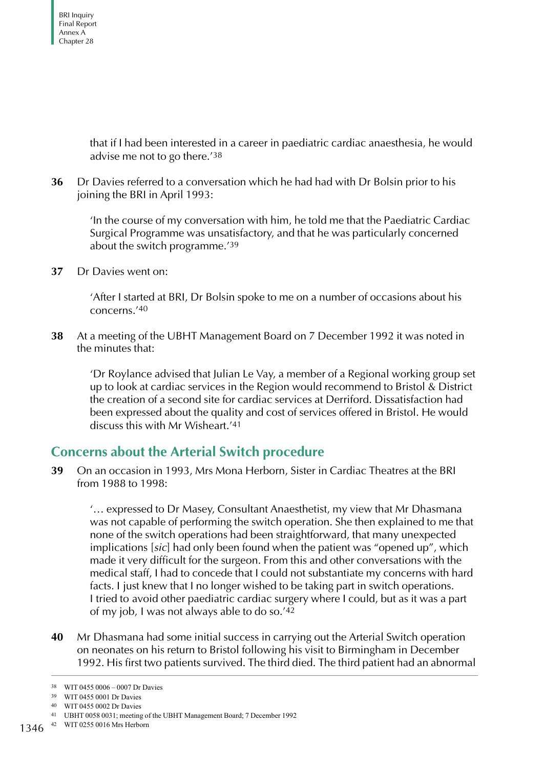that if I had been interested in a career in paediatric cardiac anaesthesia, he would advise me not to go there.'[38]

**36** Dr Davies referred to a conversation which he had had with Dr Bolsin prior to his joining the BRI in April 1993:

> 'In the course of my conversation with him, he told me that the Paediatric Cardiac Surgical Programme was unsatisfactory, and that he was particularly concerned about the switch programme.'[39]

**37** Dr Davies went on:

> 'After I started at BRI, Dr Bolsin spoke to me on a number of occasions about his concerns.'[40]

**38** At a meeting of the UBHT Management Board on 7 December 1992 it was noted in the minutes that:

> 'Dr Roylance advised that Julian Le Vay, a member of a Regional working group set up to look at cardiac services in the Region would recommend to Bristol & District the creation of a second site for cardiac services at Derriford. Dissatisfaction had been expressed about the quality and cost of services offered in Bristol. He would discuss this with Mr Wisheart.'[41]

## Concerns about the Arterial Switch procedure

**39** On an occasion in 1993, Mrs Mona Herborn, Sister in Cardiac Theatres at the BRI from 1988 to 1998:

> '… expressed to Dr Masey, Consultant Anaesthetist, my view that Mr Dhasmana was not capable of performing the switch operation. She then explained to me that none of the switch operations had been straightforward, that many unexpected implications [*sic*] had only been found when the patient was "opened up", which made it very difficult for the surgeon. From this and other conversations with the medical staff, I had to concede that I could not substantiate my concerns with hard facts. I just knew that I no longer wished to be taking part in switch operations. I tried to avoid other paediatric cardiac surgery where I could, but as it was a part of my job, I was not always able to do so.'[42]

**40** Mr Dhasmana had some initial success in carrying out the Arterial Switch operation on neonates on his return to Bristol following his visit to Birmingham in December 1992. His first two patients survived. The third died. The third patient had an abnormal

---

38 WIT 0455 0006 – 0007 Dr Davies

39 WIT 0455 0001 Dr Davies

40 WIT 0455 0002 Dr Davies

41 UBHT 0058 0031; meeting of the UBHT Management Board; 7 December 1992

42 WIT 0255 0016 Mrs Herborn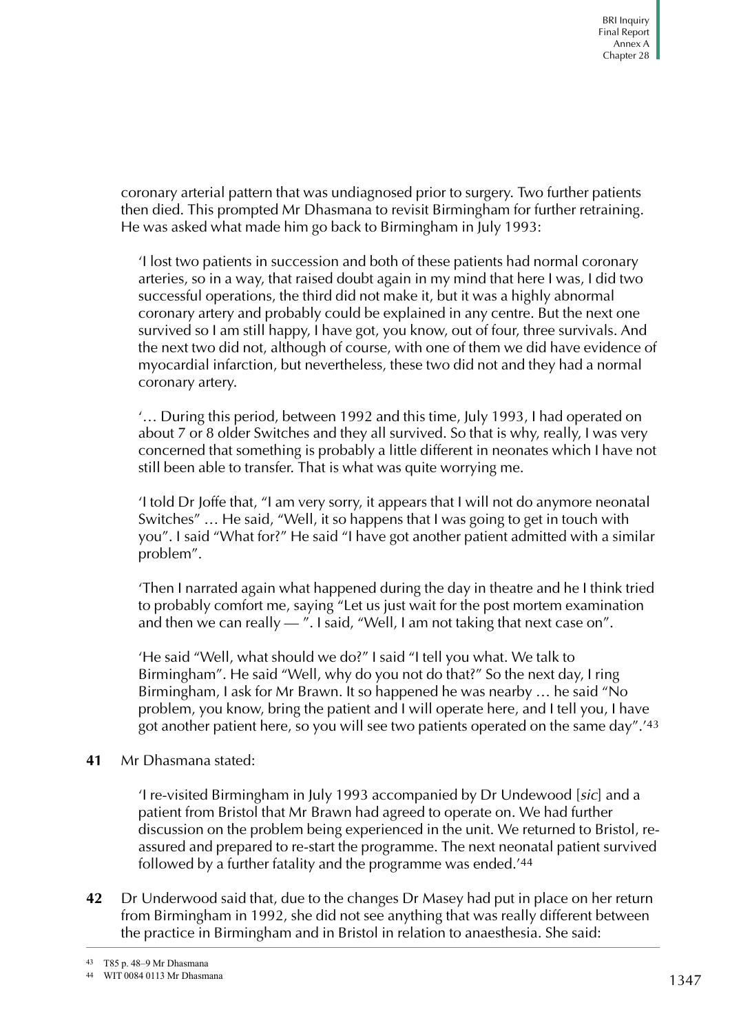coronary arterial pattern that was undiagnosed prior to surgery. Two further patients then died. This prompted Mr Dhasmana to revisit Birmingham for further retraining. He was asked what made him go back to Birmingham in July 1993:

> 'I lost two patients in succession and both of these patients had normal coronary arteries, so in a way, that raised doubt again in my mind that here I was, I did two successful operations, the third did not make it, but it was a highly abnormal coronary artery and probably could be explained in any centre. But the next one survived so I am still happy, I have got, you know, out of four, three survivals. And the next two did not, although of course, with one of them we did have evidence of myocardial infarction, but nevertheless, these two did not and they had a normal coronary artery.
>
> '… During this period, between 1992 and this time, July 1993, I had operated on about 7 or 8 older Switches and they all survived. So that is why, really, I was very concerned that something is probably a little different in neonates which I have not still been able to transfer. That is what was quite worrying me.
>
> 'I told Dr Joffe that, "I am very sorry, it appears that I will not do anymore neonatal Switches" … He said, "Well, it so happens that I was going to get in touch with you". I said "What for?" He said "I have got another patient admitted with a similar problem".
>
> 'Then I narrated again what happened during the day in theatre and he I think tried to probably comfort me, saying "Let us just wait for the post mortem examination and then we can really — ". I said, "Well, I am not taking that next case on".
>
> 'He said "Well, what should we do?" I said "I tell you what. We talk to Birmingham". He said "Well, why do you not do that?" So the next day, I ring Birmingham, I ask for Mr Brawn. It so happened he was nearby … he said "No problem, you know, bring the patient and I will operate here, and I tell you, I have got another patient here, so you will see two patients operated on the same day".'[43]

**41** Mr Dhasmana stated:

> 'I re-visited Birmingham in July 1993 accompanied by Dr Undewood [*sic*] and a patient from Bristol that Mr Brawn had agreed to operate on. We had further discussion on the problem being experienced in the unit. We returned to Bristol, re-assured and prepared to re-start the programme. The next neonatal patient survived followed by a further fatality and the programme was ended.'[44]

**42** Dr Underwood said that, due to the changes Dr Masey had put in place on her return from Birmingham in 1992, she did not see anything that was really different between the practice in Birmingham and in Bristol in relation to anaesthesia. She said:

---

[43] T85 p. 48–9 Mr Dhasmana

[44] WIT 0084 0113 Mr Dhasmana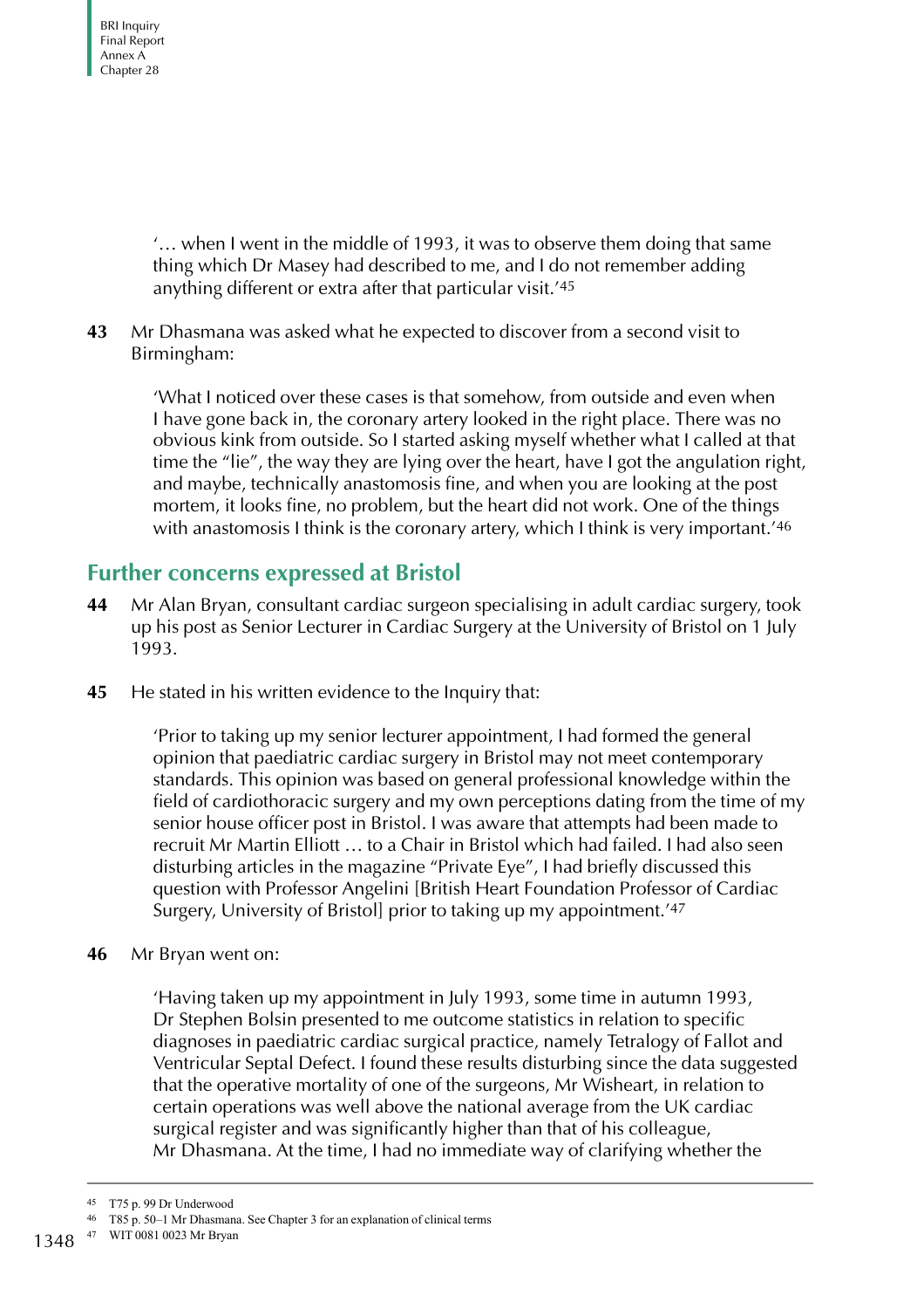'… when I went in the middle of 1993, it was to observe them doing that same thing which Dr Masey had described to me, and I do not remember adding anything different or extra after that particular visit.'[45]

**43** Mr Dhasmana was asked what he expected to discover from a second visit to Birmingham:

> 'What I noticed over these cases is that somehow, from outside and even when I have gone back in, the coronary artery looked in the right place. There was no obvious kink from outside. So I started asking myself whether what I called at that time the "lie", the way they are lying over the heart, have I got the angulation right, and maybe, technically anastomosis fine, and when you are looking at the post mortem, it looks fine, no problem, but the heart did not work. One of the things with anastomosis I think is the coronary artery, which I think is very important.'[46]

## Further concerns expressed at Bristol

**44** Mr Alan Bryan, consultant cardiac surgeon specialising in adult cardiac surgery, took up his post as Senior Lecturer in Cardiac Surgery at the University of Bristol on 1 July 1993.

**45** He stated in his written evidence to the Inquiry that:

> 'Prior to taking up my senior lecturer appointment, I had formed the general opinion that paediatric cardiac surgery in Bristol may not meet contemporary standards. This opinion was based on general professional knowledge within the field of cardiothoracic surgery and my own perceptions dating from the time of my senior house officer post in Bristol. I was aware that attempts had been made to recruit Mr Martin Elliott … to a Chair in Bristol which had failed. I had also seen disturbing articles in the magazine "Private Eye", I had briefly discussed this question with Professor Angelini [British Heart Foundation Professor of Cardiac Surgery, University of Bristol] prior to taking up my appointment.'[47]

**46** Mr Bryan went on:

> 'Having taken up my appointment in July 1993, some time in autumn 1993, Dr Stephen Bolsin presented to me outcome statistics in relation to specific diagnoses in paediatric cardiac surgical practice, namely Tetralogy of Fallot and Ventricular Septal Defect. I found these results disturbing since the data suggested that the operative mortality of one of the surgeons, Mr Wisheart, in relation to certain operations was well above the national average from the UK cardiac surgical register and was significantly higher than that of his colleague, Mr Dhasmana. At the time, I had no immediate way of clarifying whether the

---

45 T75 p. 99 Dr Underwood

46 T85 p. 50–1 Mr Dhasmana. See Chapter 3 for an explanation of clinical terms

47 WIT 0081 0023 Mr Bryan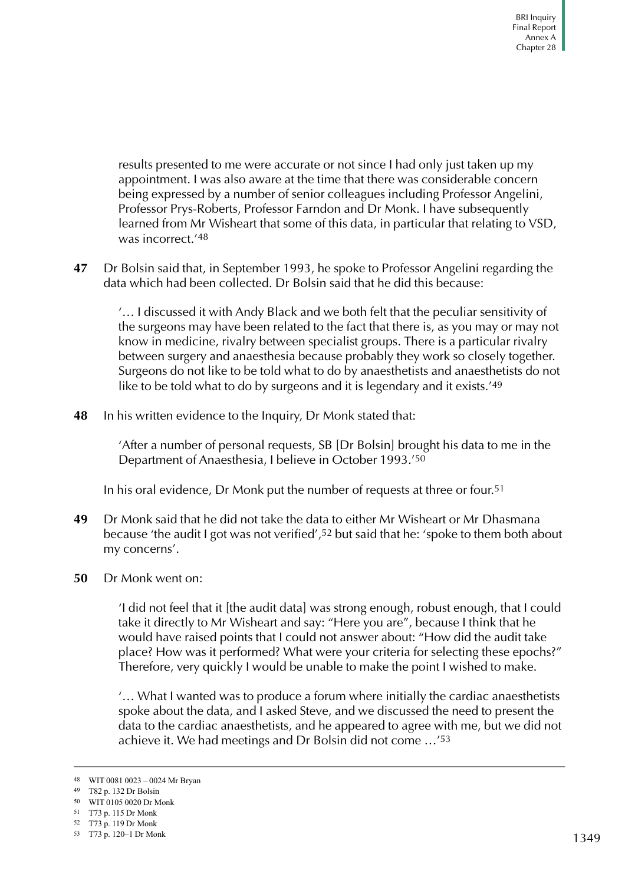results presented to me were accurate or not since I had only just taken up my appointment. I was also aware at the time that there was considerable concern being expressed by a number of senior colleagues including Professor Angelini, Professor Prys-Roberts, Professor Farndon and Dr Monk. I have subsequently learned from Mr Wisheart that some of this data, in particular that relating to VSD, was incorrect.'[48]

**47** Dr Bolsin said that, in September 1993, he spoke to Professor Angelini regarding the data which had been collected. Dr Bolsin said that he did this because:

> '… I discussed it with Andy Black and we both felt that the peculiar sensitivity of the surgeons may have been related to the fact that there is, as you may or may not know in medicine, rivalry between specialist groups. There is a particular rivalry between surgery and anaesthesia because probably they work so closely together. Surgeons do not like to be told what to do by anaesthetists and anaesthetists do not like to be told what to do by surgeons and it is legendary and it exists.'[49]

**48** In his written evidence to the Inquiry, Dr Monk stated that:

> 'After a number of personal requests, SB [Dr Bolsin] brought his data to me in the Department of Anaesthesia, I believe in October 1993.'[50]

In his oral evidence, Dr Monk put the number of requests at three or four.[51]

**49** Dr Monk said that he did not take the data to either Mr Wisheart or Mr Dhasmana because 'the audit I got was not verified',[52] but said that he: 'spoke to them both about my concerns'.

**50** Dr Monk went on:

> 'I did not feel that it [the audit data] was strong enough, robust enough, that I could take it directly to Mr Wisheart and say: "Here you are", because I think that he would have raised points that I could not answer about: "How did the audit take place? How was it performed? What were your criteria for selecting these epochs?" Therefore, very quickly I would be unable to make the point I wished to make.
>
> '… What I wanted was to produce a forum where initially the cardiac anaesthetists spoke about the data, and I asked Steve, and we discussed the need to present the data to the cardiac anaesthetists, and he appeared to agree with me, but we did not achieve it. We had meetings and Dr Bolsin did not come …'[53]

---

48 WIT 0081 0023 – 0024 Mr Bryan

49 T82 p. 132 Dr Bolsin

50 WIT 0105 0020 Dr Monk

51 T73 p. 115 Dr Monk

52 T73 p. 119 Dr Monk

53 T73 p. 120–1 Dr Monk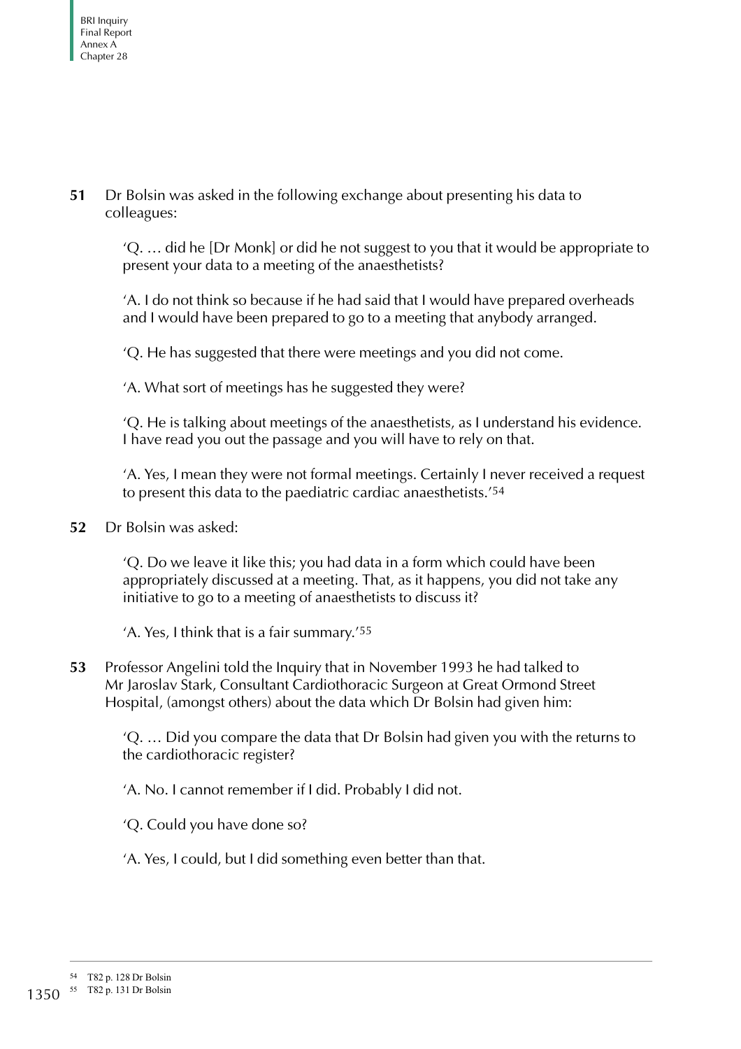**51** Dr Bolsin was asked in the following exchange about presenting his data to colleagues:

> 'Q. … did he [Dr Monk] or did he not suggest to you that it would be appropriate to present your data to a meeting of the anaesthetists?
>
> 'A. I do not think so because if he had said that I would have prepared overheads and I would have been prepared to go to a meeting that anybody arranged.
>
> 'Q. He has suggested that there were meetings and you did not come.
>
> 'A. What sort of meetings has he suggested they were?
>
> 'Q. He is talking about meetings of the anaesthetists, as I understand his evidence. I have read you out the passage and you will have to rely on that.
>
> 'A. Yes, I mean they were not formal meetings. Certainly I never received a request to present this data to the paediatric cardiac anaesthetists.'[54]

**52** Dr Bolsin was asked:

> 'Q. Do we leave it like this; you had data in a form which could have been appropriately discussed at a meeting. That, as it happens, you did not take any initiative to go to a meeting of anaesthetists to discuss it?
>
> 'A. Yes, I think that is a fair summary.'[55]

**53** Professor Angelini told the Inquiry that in November 1993 he had talked to Mr Jaroslav Stark, Consultant Cardiothoracic Surgeon at Great Ormond Street Hospital, (amongst others) about the data which Dr Bolsin had given him:

> 'Q. … Did you compare the data that Dr Bolsin had given you with the returns to the cardiothoracic register?
>
> 'A. No. I cannot remember if I did. Probably I did not.
>
> 'Q. Could you have done so?
>
> 'A. Yes, I could, but I did something even better than that.

---

[54] T82 p. 128 Dr Bolsin

[55] T82 p. 131 Dr Bolsin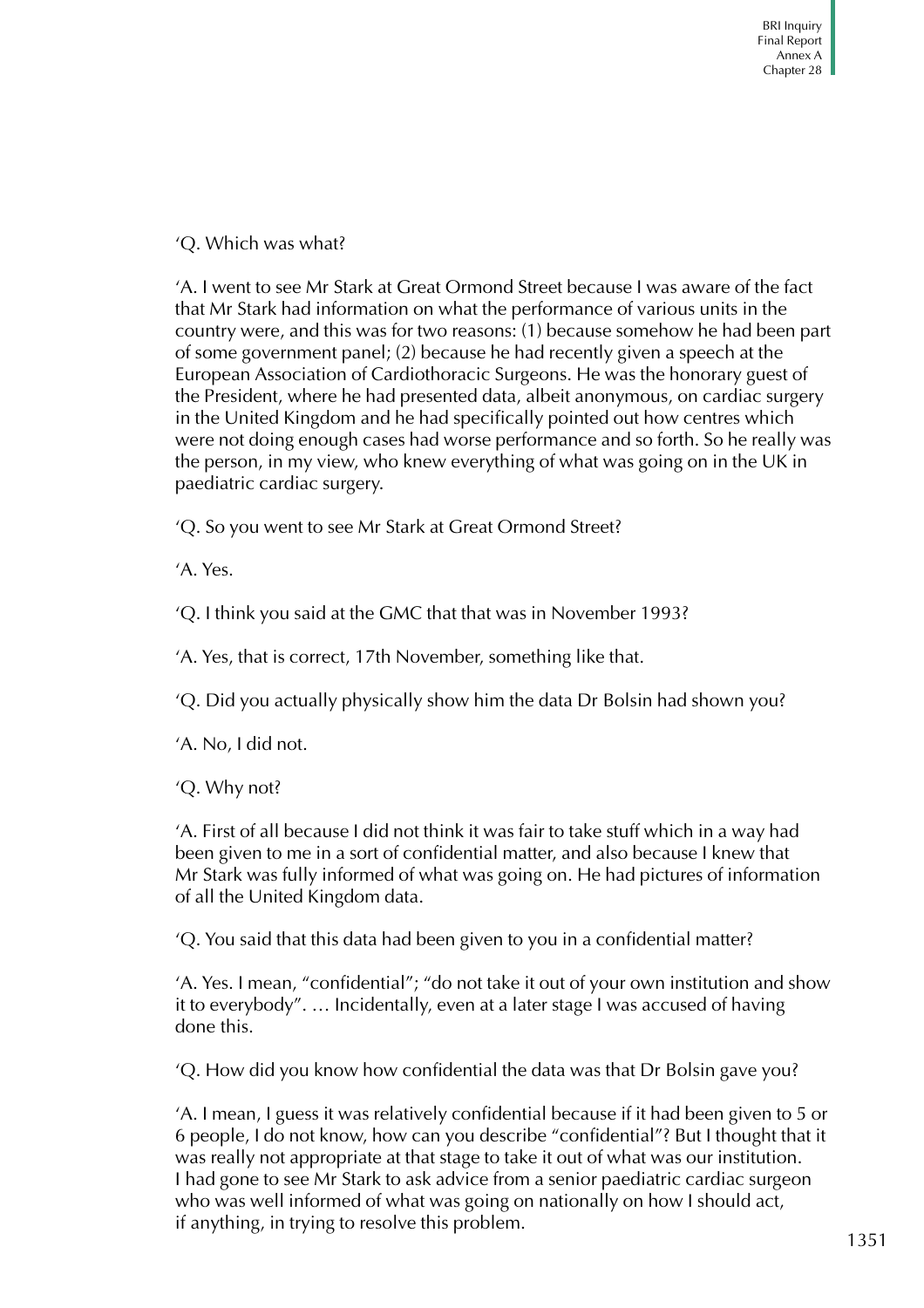'Q. Which was what?

'A. I went to see Mr Stark at Great Ormond Street because I was aware of the fact that Mr Stark had information on what the performance of various units in the country were, and this was for two reasons: (1) because somehow he had been part of some government panel; (2) because he had recently given a speech at the European Association of Cardiothoracic Surgeons. He was the honorary guest of the President, where he had presented data, albeit anonymous, on cardiac surgery in the United Kingdom and he had specifically pointed out how centres which were not doing enough cases had worse performance and so forth. So he really was the person, in my view, who knew everything of what was going on in the UK in paediatric cardiac surgery.

'Q. So you went to see Mr Stark at Great Ormond Street?

'A. Yes.

'Q. I think you said at the GMC that that was in November 1993?

'A. Yes, that is correct, 17th November, something like that.

'Q. Did you actually physically show him the data Dr Bolsin had shown you?

'A. No, I did not.

'Q. Why not?

'A. First of all because I did not think it was fair to take stuff which in a way had been given to me in a sort of confidential matter, and also because I knew that Mr Stark was fully informed of what was going on. He had pictures of information of all the United Kingdom data.

'Q. You said that this data had been given to you in a confidential matter?

'A. Yes. I mean, "confidential"; "do not take it out of your own institution and show it to everybody". … Incidentally, even at a later stage I was accused of having done this.

'Q. How did you know how confidential the data was that Dr Bolsin gave you?

'A. I mean, I guess it was relatively confidential because if it had been given to 5 or 6 people, I do not know, how can you describe "confidential"? But I thought that it was really not appropriate at that stage to take it out of what was our institution. I had gone to see Mr Stark to ask advice from a senior paediatric cardiac surgeon who was well informed of what was going on nationally on how I should act, if anything, in trying to resolve this problem.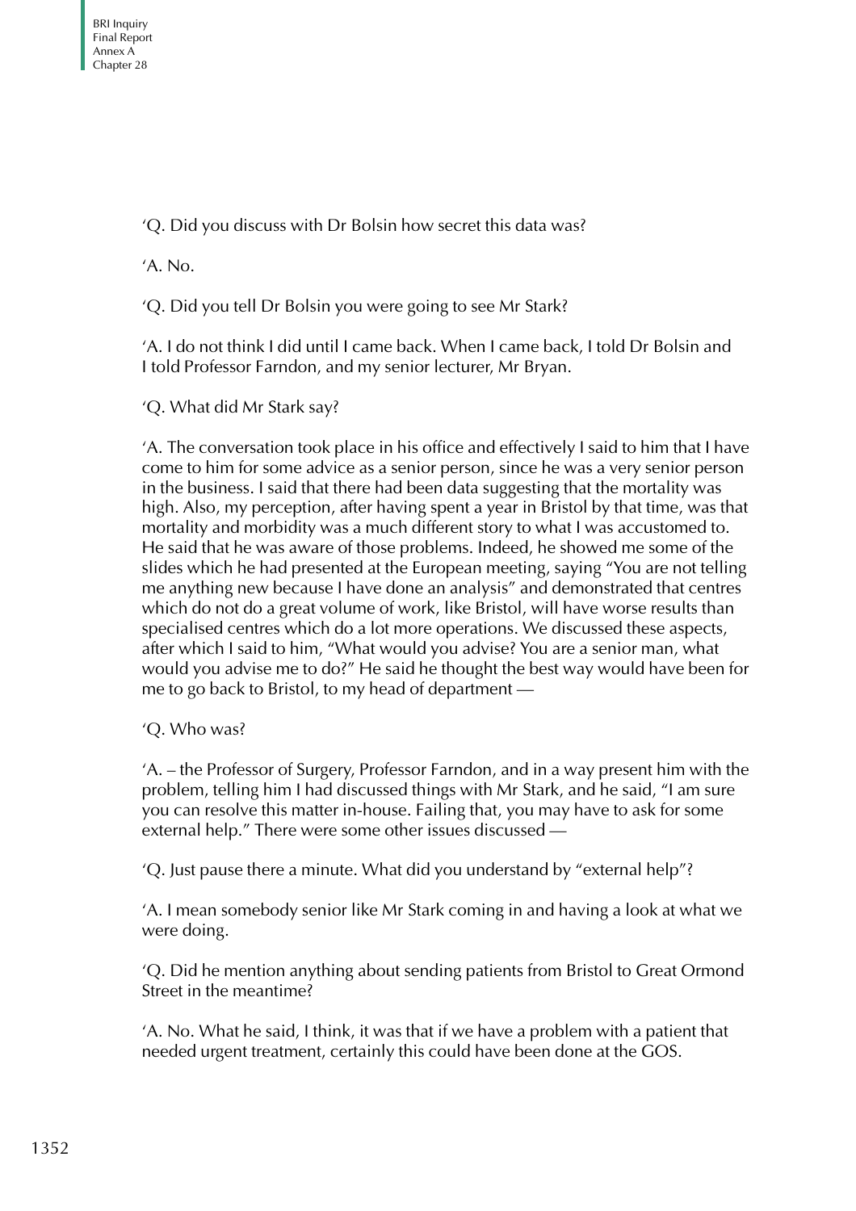'Q. Did you discuss with Dr Bolsin how secret this data was?

'A. No.

'Q. Did you tell Dr Bolsin you were going to see Mr Stark?

'A. I do not think I did until I came back. When I came back, I told Dr Bolsin and I told Professor Farndon, and my senior lecturer, Mr Bryan.

'Q. What did Mr Stark say?

'A. The conversation took place in his office and effectively I said to him that I have come to him for some advice as a senior person, since he was a very senior person in the business. I said that there had been data suggesting that the mortality was high. Also, my perception, after having spent a year in Bristol by that time, was that mortality and morbidity was a much different story to what I was accustomed to. He said that he was aware of those problems. Indeed, he showed me some of the slides which he had presented at the European meeting, saying "You are not telling me anything new because I have done an analysis" and demonstrated that centres which do not do a great volume of work, like Bristol, will have worse results than specialised centres which do a lot more operations. We discussed these aspects, after which I said to him, "What would you advise? You are a senior man, what would you advise me to do?" He said he thought the best way would have been for me to go back to Bristol, to my head of department —

'Q. Who was?

'A. – the Professor of Surgery, Professor Farndon, and in a way present him with the problem, telling him I had discussed things with Mr Stark, and he said, "I am sure you can resolve this matter in-house. Failing that, you may have to ask for some external help." There were some other issues discussed —

'Q. Just pause there a minute. What did you understand by "external help"?

'A. I mean somebody senior like Mr Stark coming in and having a look at what we were doing.

'Q. Did he mention anything about sending patients from Bristol to Great Ormond Street in the meantime?

'A. No. What he said, I think, it was that if we have a problem with a patient that needed urgent treatment, certainly this could have been done at the GOS.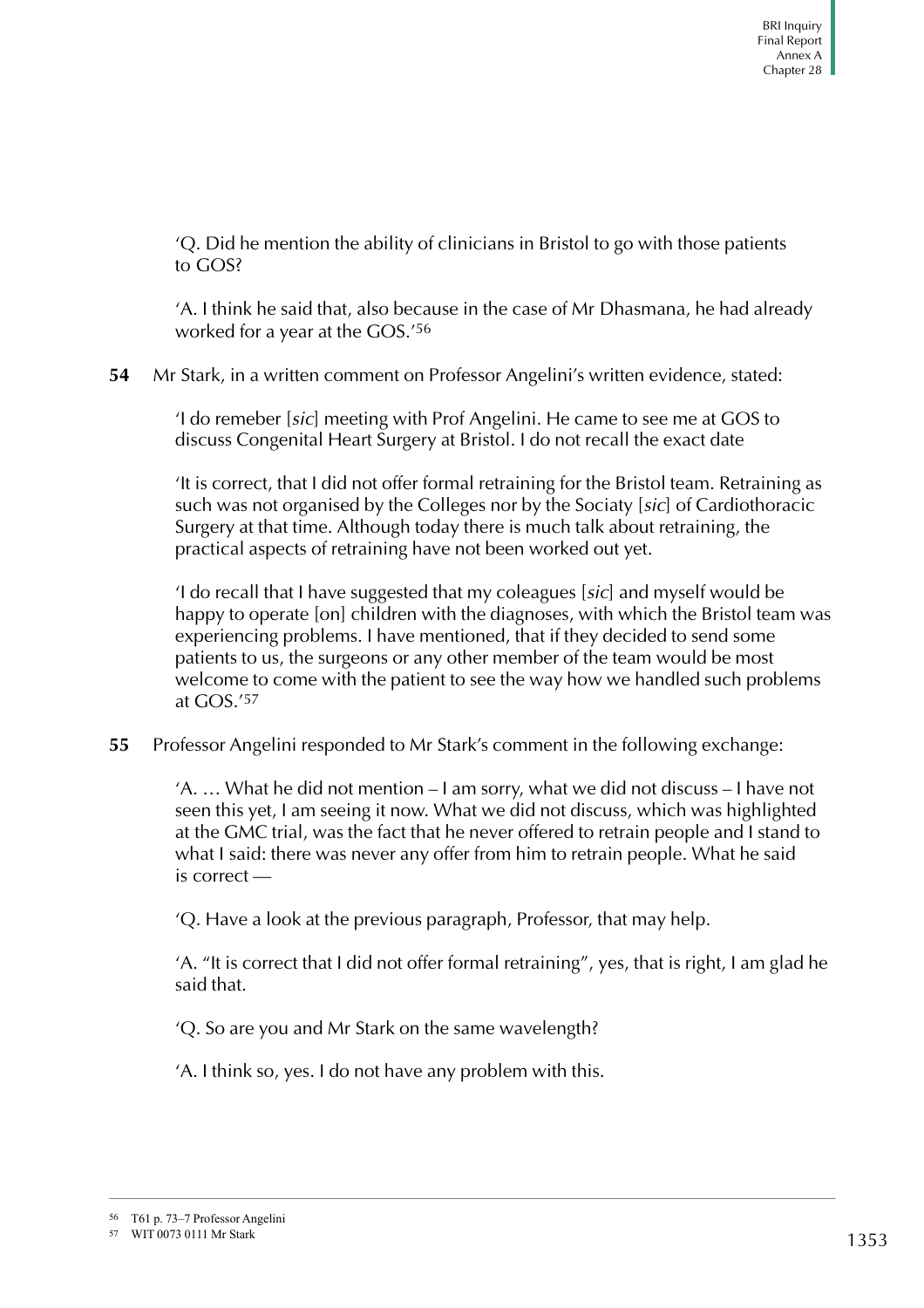'Q. Did he mention the ability of clinicians in Bristol to go with those patients to GOS?

'A. I think he said that, also because in the case of Mr Dhasmana, he had already worked for a year at the GOS.'[56]

**54** Mr Stark, in a written comment on Professor Angelini's written evidence, stated:

> 'I do remeber [*sic*] meeting with Prof Angelini. He came to see me at GOS to discuss Congenital Heart Surgery at Bristol. I do not recall the exact date
>
> 'It is correct, that I did not offer formal retraining for the Bristol team. Retraining as such was not organised by the Colleges nor by the Sociaty [*sic*] of Cardiothoracic Surgery at that time. Although today there is much talk about retraining, the practical aspects of retraining have not been worked out yet.
>
> 'I do recall that I have suggested that my coleagues [*sic*] and myself would be happy to operate [on] children with the diagnoses, with which the Bristol team was experiencing problems. I have mentioned, that if they decided to send some patients to us, the surgeons or any other member of the team would be most welcome to come with the patient to see the way how we handled such problems at GOS.'[57]

**55** Professor Angelini responded to Mr Stark's comment in the following exchange:

> 'A. … What he did not mention – I am sorry, what we did not discuss – I have not seen this yet, I am seeing it now. What we did not discuss, which was highlighted at the GMC trial, was the fact that he never offered to retrain people and I stand to what I said: there was never any offer from him to retrain people. What he said is correct —
>
> 'Q. Have a look at the previous paragraph, Professor, that may help.
>
> 'A. "It is correct that I did not offer formal retraining", yes, that is right, I am glad he said that.
>
> 'Q. So are you and Mr Stark on the same wavelength?
>
> 'A. I think so, yes. I do not have any problem with this.

---

[56] T61 p. 73–7 Professor Angelini

[57] WIT 0073 0111 Mr Stark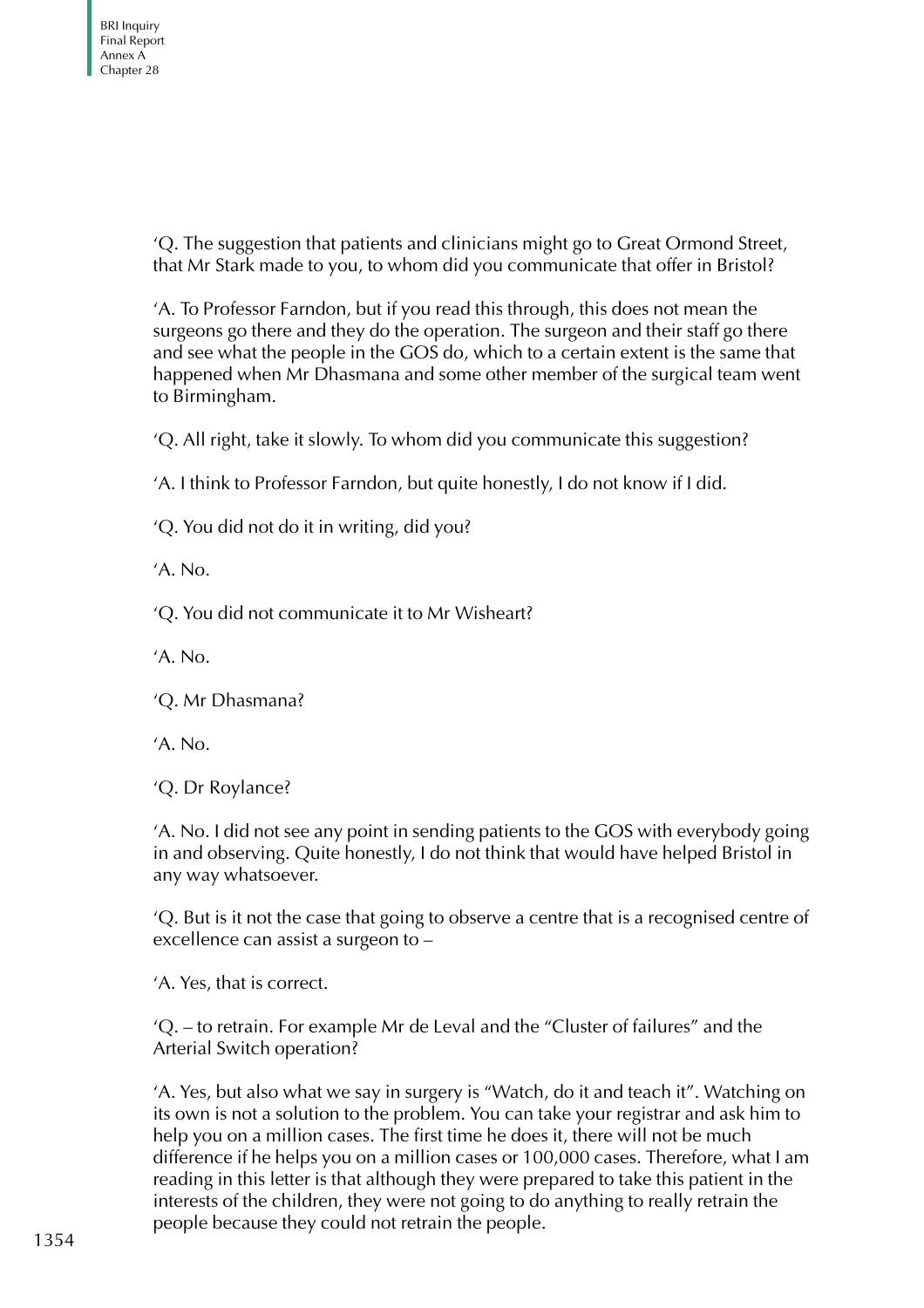'Q. The suggestion that patients and clinicians might go to Great Ormond Street, that Mr Stark made to you, to whom did you communicate that offer in Bristol?

'A. To Professor Farndon, but if you read this through, this does not mean the surgeons go there and they do the operation. The surgeon and their staff go there and see what the people in the GOS do, which to a certain extent is the same that happened when Mr Dhasmana and some other member of the surgical team went to Birmingham.

'Q. All right, take it slowly. To whom did you communicate this suggestion?

'A. I think to Professor Farndon, but quite honestly, I do not know if I did.

'Q. You did not do it in writing, did you?

'A. No.

'Q. You did not communicate it to Mr Wisheart?

'A. No.

'Q. Mr Dhasmana?

'A. No.

'Q. Dr Roylance?

'A. No. I did not see any point in sending patients to the GOS with everybody going in and observing. Quite honestly, I do not think that would have helped Bristol in any way whatsoever.

'Q. But is it not the case that going to observe a centre that is a recognised centre of excellence can assist a surgeon to –

'A. Yes, that is correct.

'Q. – to retrain. For example Mr de Leval and the "Cluster of failures" and the Arterial Switch operation?

'A. Yes, but also what we say in surgery is "Watch, do it and teach it". Watching on its own is not a solution to the problem. You can take your registrar and ask him to help you on a million cases. The first time he does it, there will not be much difference if he helps you on a million cases or 100,000 cases. Therefore, what I am reading in this letter is that although they were prepared to take this patient in the interests of the children, they were not going to do anything to really retrain the people because they could not retrain the people.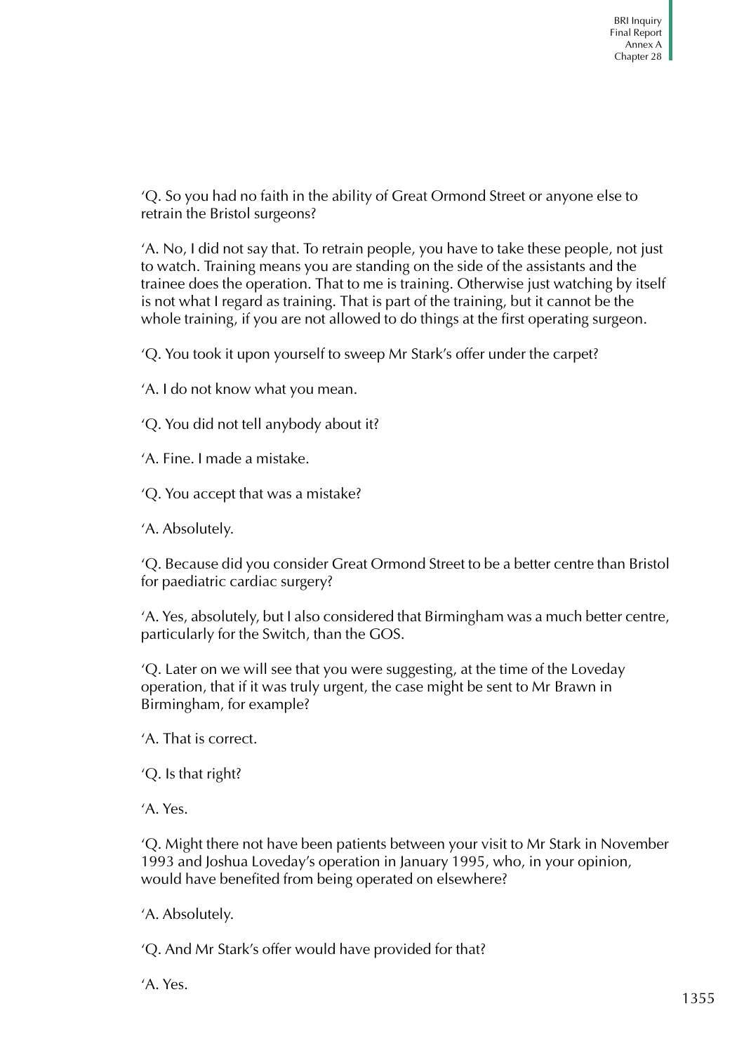'Q. So you had no faith in the ability of Great Ormond Street or anyone else to retrain the Bristol surgeons?

'A. No, I did not say that. To retrain people, you have to take these people, not just to watch. Training means you are standing on the side of the assistants and the trainee does the operation. That to me is training. Otherwise just watching by itself is not what I regard as training. That is part of the training, but it cannot be the whole training, if you are not allowed to do things at the first operating surgeon.

'Q. You took it upon yourself to sweep Mr Stark's offer under the carpet?

'A. I do not know what you mean.

'Q. You did not tell anybody about it?

'A. Fine. I made a mistake.

'Q. You accept that was a mistake?

'A. Absolutely.

'Q. Because did you consider Great Ormond Street to be a better centre than Bristol for paediatric cardiac surgery?

'A. Yes, absolutely, but I also considered that Birmingham was a much better centre, particularly for the Switch, than the GOS.

'Q. Later on we will see that you were suggesting, at the time of the Loveday operation, that if it was truly urgent, the case might be sent to Mr Brawn in Birmingham, for example?

'A. That is correct.

'Q. Is that right?

'A. Yes.

'Q. Might there not have been patients between your visit to Mr Stark in November 1993 and Joshua Loveday's operation in January 1995, who, in your opinion, would have benefited from being operated on elsewhere?

'A. Absolutely.

'Q. And Mr Stark's offer would have provided for that?

'A. Yes.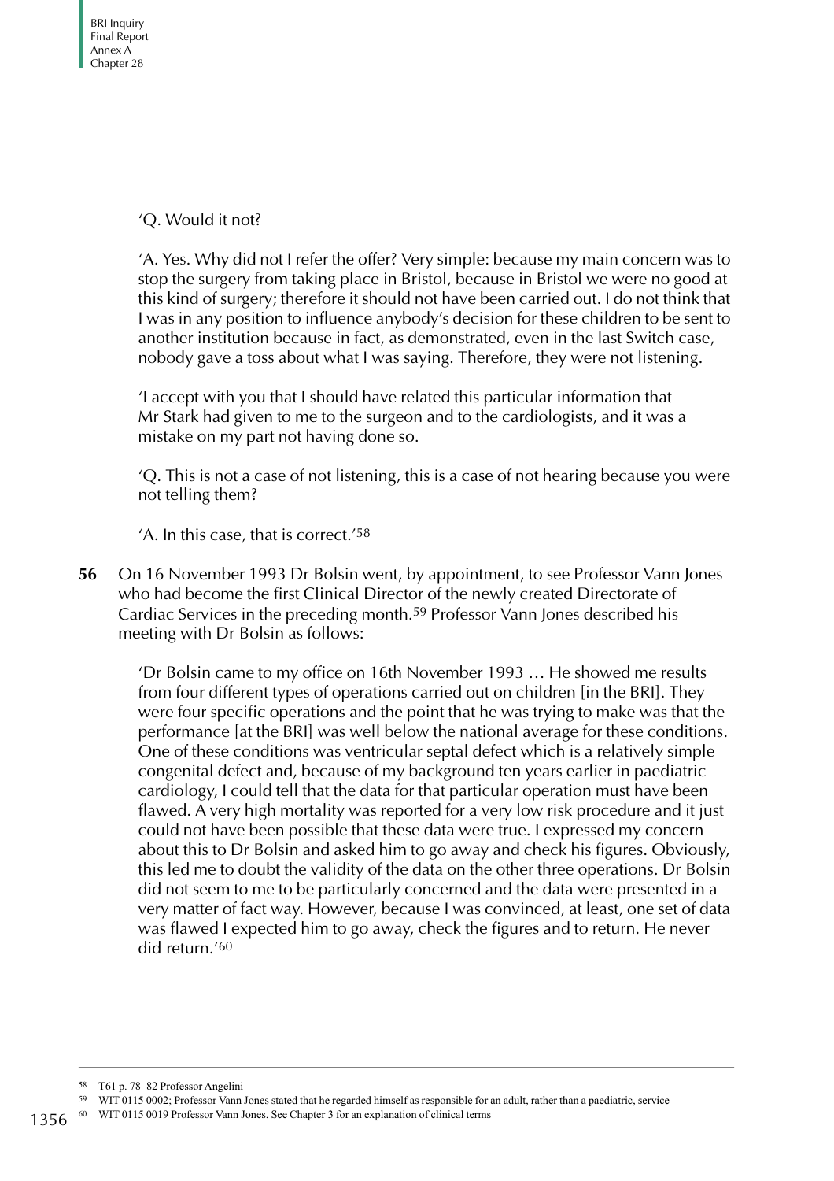'Q. Would it not?

'A. Yes. Why did not I refer the offer? Very simple: because my main concern was to stop the surgery from taking place in Bristol, because in Bristol we were no good at this kind of surgery; therefore it should not have been carried out. I do not think that I was in any position to influence anybody's decision for these children to be sent to another institution because in fact, as demonstrated, even in the last Switch case, nobody gave a toss about what I was saying. Therefore, they were not listening.

'I accept with you that I should have related this particular information that Mr Stark had given to me to the surgeon and to the cardiologists, and it was a mistake on my part not having done so.

'Q. This is not a case of not listening, this is a case of not hearing because you were not telling them?

'A. In this case, that is correct.'[58]

**56** On 16 November 1993 Dr Bolsin went, by appointment, to see Professor Vann Jones who had become the first Clinical Director of the newly created Directorate of Cardiac Services in the preceding month.[59] Professor Vann Jones described his meeting with Dr Bolsin as follows:

'Dr Bolsin came to my office on 16th November 1993 … He showed me results from four different types of operations carried out on children [in the BRI]. They were four specific operations and the point that he was trying to make was that the performance [at the BRI] was well below the national average for these conditions. One of these conditions was ventricular septal defect which is a relatively simple congenital defect and, because of my background ten years earlier in paediatric cardiology, I could tell that the data for that particular operation must have been flawed. A very high mortality was reported for a very low risk procedure and it just could not have been possible that these data were true. I expressed my concern about this to Dr Bolsin and asked him to go away and check his figures. Obviously, this led me to doubt the validity of the data on the other three operations. Dr Bolsin did not seem to me to be particularly concerned and the data were presented in a very matter of fact way. However, because I was convinced, at least, one set of data was flawed I expected him to go away, check the figures and to return. He never did return.'[60]

---

[58] T61 p. 78–82 Professor Angelini

[59] WIT 0115 0002; Professor Vann Jones stated that he regarded himself as responsible for an adult, rather than a paediatric, service

[60] WIT 0115 0019 Professor Vann Jones. See Chapter 3 for an explanation of clinical terms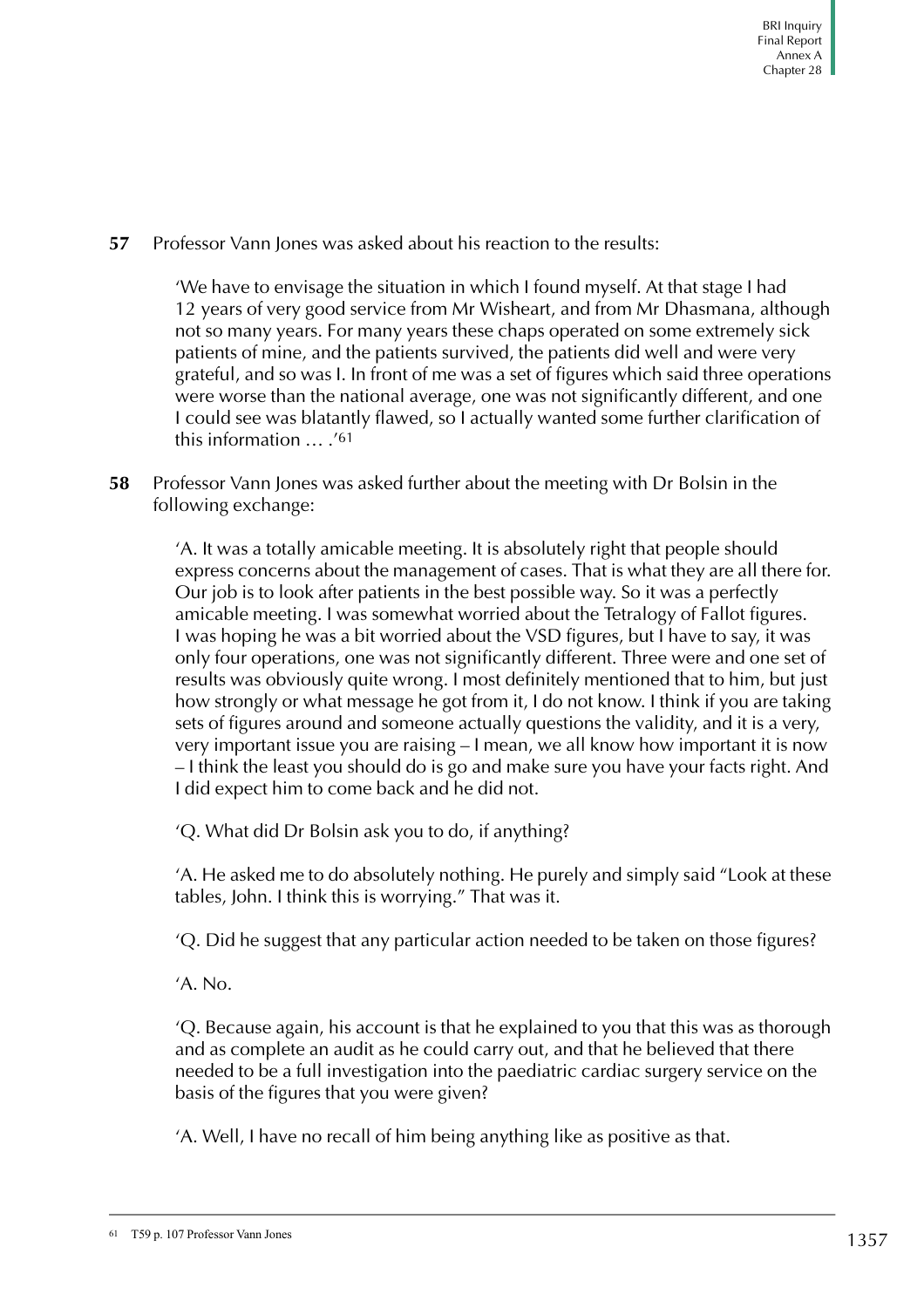**57** Professor Vann Jones was asked about his reaction to the results:

> 'We have to envisage the situation in which I found myself. At that stage I had 12 years of very good service from Mr Wisheart, and from Mr Dhasmana, although not so many years. For many years these chaps operated on some extremely sick patients of mine, and the patients survived, the patients did well and were very grateful, and so was I. In front of me was a set of figures which said three operations were worse than the national average, one was not significantly different, and one I could see was blatantly flawed, so I actually wanted some further clarification of this information … .'[61]

**58** Professor Vann Jones was asked further about the meeting with Dr Bolsin in the following exchange:

> 'A. It was a totally amicable meeting. It is absolutely right that people should express concerns about the management of cases. That is what they are all there for. Our job is to look after patients in the best possible way. So it was a perfectly amicable meeting. I was somewhat worried about the Tetralogy of Fallot figures. I was hoping he was a bit worried about the VSD figures, but I have to say, it was only four operations, one was not significantly different. Three were and one set of results was obviously quite wrong. I most definitely mentioned that to him, but just how strongly or what message he got from it, I do not know. I think if you are taking sets of figures around and someone actually questions the validity, and it is a very, very important issue you are raising – I mean, we all know how important it is now – I think the least you should do is go and make sure you have your facts right. And I did expect him to come back and he did not.
>
> 'Q. What did Dr Bolsin ask you to do, if anything?
>
> 'A. He asked me to do absolutely nothing. He purely and simply said "Look at these tables, John. I think this is worrying." That was it.
>
> 'Q. Did he suggest that any particular action needed to be taken on those figures?
>
> 'A. No.
>
> 'Q. Because again, his account is that he explained to you that this was as thorough and as complete an audit as he could carry out, and that he believed that there needed to be a full investigation into the paediatric cardiac surgery service on the basis of the figures that you were given?
>
> 'A. Well, I have no recall of him being anything like as positive as that.

---

[61] T59 p. 107 Professor Vann Jones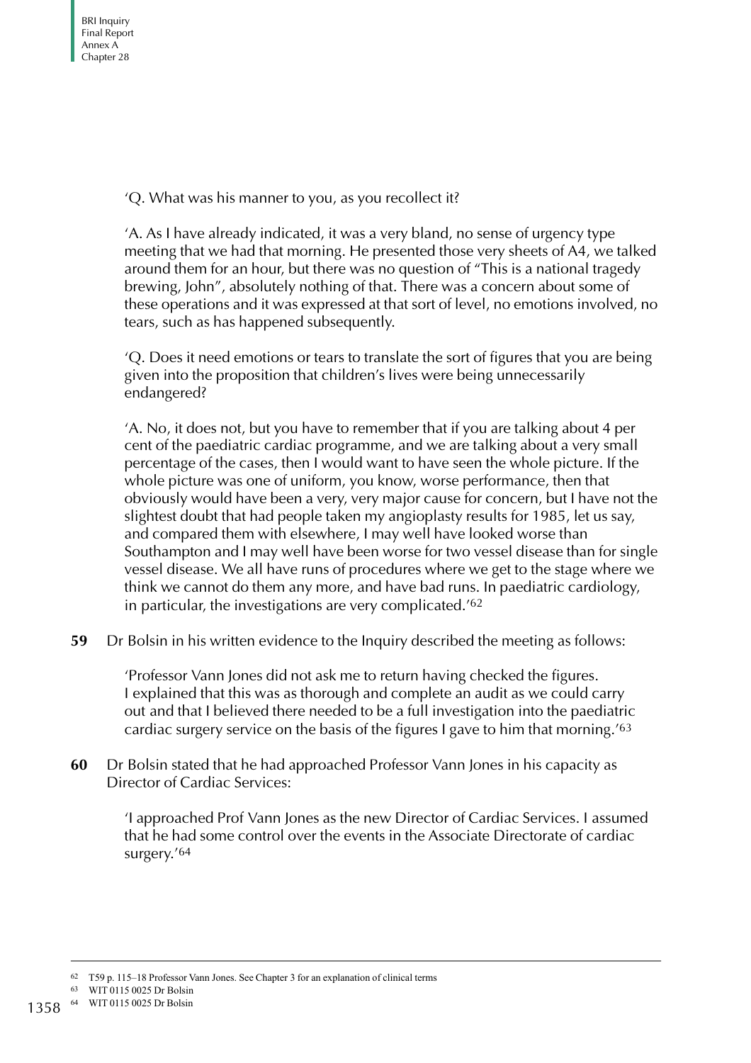'Q. What was his manner to you, as you recollect it?

'A. As I have already indicated, it was a very bland, no sense of urgency type meeting that we had that morning. He presented those very sheets of A4, we talked around them for an hour, but there was no question of "This is a national tragedy brewing, John", absolutely nothing of that. There was a concern about some of these operations and it was expressed at that sort of level, no emotions involved, no tears, such as has happened subsequently.

'Q. Does it need emotions or tears to translate the sort of figures that you are being given into the proposition that children's lives were being unnecessarily endangered?

'A. No, it does not, but you have to remember that if you are talking about 4 per cent of the paediatric cardiac programme, and we are talking about a very small percentage of the cases, then I would want to have seen the whole picture. If the whole picture was one of uniform, you know, worse performance, then that obviously would have been a very, very major cause for concern, but I have not the slightest doubt that had people taken my angioplasty results for 1985, let us say, and compared them with elsewhere, I may well have looked worse than Southampton and I may well have been worse for two vessel disease than for single vessel disease. We all have runs of procedures where we get to the stage where we think we cannot do them any more, and have bad runs. In paediatric cardiology, in particular, the investigations are very complicated.'[62]

**59** Dr Bolsin in his written evidence to the Inquiry described the meeting as follows:

> 'Professor Vann Jones did not ask me to return having checked the figures. I explained that this was as thorough and complete an audit as we could carry out and that I believed there needed to be a full investigation into the paediatric cardiac surgery service on the basis of the figures I gave to him that morning.'[63]

**60** Dr Bolsin stated that he had approached Professor Vann Jones in his capacity as Director of Cardiac Services:

> 'I approached Prof Vann Jones as the new Director of Cardiac Services. I assumed that he had some control over the events in the Associate Directorate of cardiac surgery.'[64]

---

[62] T59 p. 115–18 Professor Vann Jones. See Chapter 3 for an explanation of clinical terms

[63] WIT 0115 0025 Dr Bolsin

[64] WIT 0115 0025 Dr Bolsin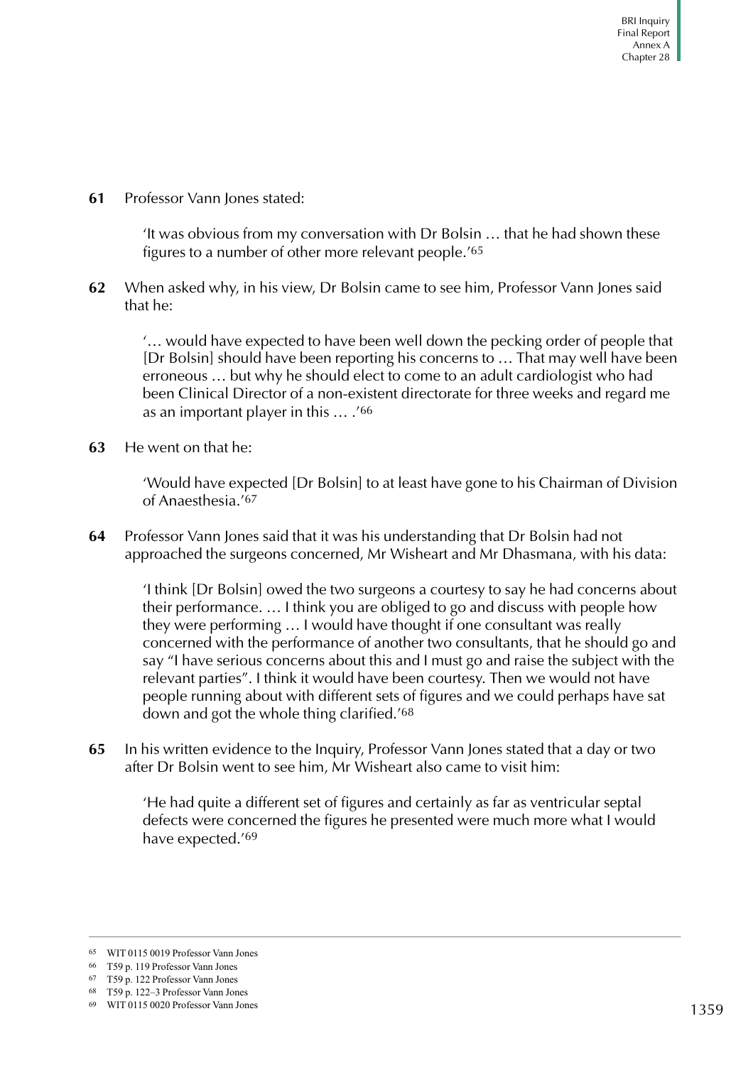**61** Professor Vann Jones stated:

> 'It was obvious from my conversation with Dr Bolsin … that he had shown these figures to a number of other more relevant people.'[65]

**62** When asked why, in his view, Dr Bolsin came to see him, Professor Vann Jones said that he:

> '… would have expected to have been well down the pecking order of people that [Dr Bolsin] should have been reporting his concerns to … That may well have been erroneous … but why he should elect to come to an adult cardiologist who had been Clinical Director of a non-existent directorate for three weeks and regard me as an important player in this … .'[66]

**63** He went on that he:

> 'Would have expected [Dr Bolsin] to at least have gone to his Chairman of Division of Anaesthesia.'[67]

**64** Professor Vann Jones said that it was his understanding that Dr Bolsin had not approached the surgeons concerned, Mr Wisheart and Mr Dhasmana, with his data:

> 'I think [Dr Bolsin] owed the two surgeons a courtesy to say he had concerns about their performance. … I think you are obliged to go and discuss with people how they were performing … I would have thought if one consultant was really concerned with the performance of another two consultants, that he should go and say "I have serious concerns about this and I must go and raise the subject with the relevant parties". I think it would have been courtesy. Then we would not have people running about with different sets of figures and we could perhaps have sat down and got the whole thing clarified.'[68]

**65** In his written evidence to the Inquiry, Professor Vann Jones stated that a day or two after Dr Bolsin went to see him, Mr Wisheart also came to visit him:

> 'He had quite a different set of figures and certainly as far as ventricular septal defects were concerned the figures he presented were much more what I would have expected.'[69]

---

[65] WIT 0115 0019 Professor Vann Jones

[66] T59 p. 119 Professor Vann Jones

[67] T59 p. 122 Professor Vann Jones

[68] T59 p. 122–3 Professor Vann Jones

[69] WIT 0115 0020 Professor Vann Jones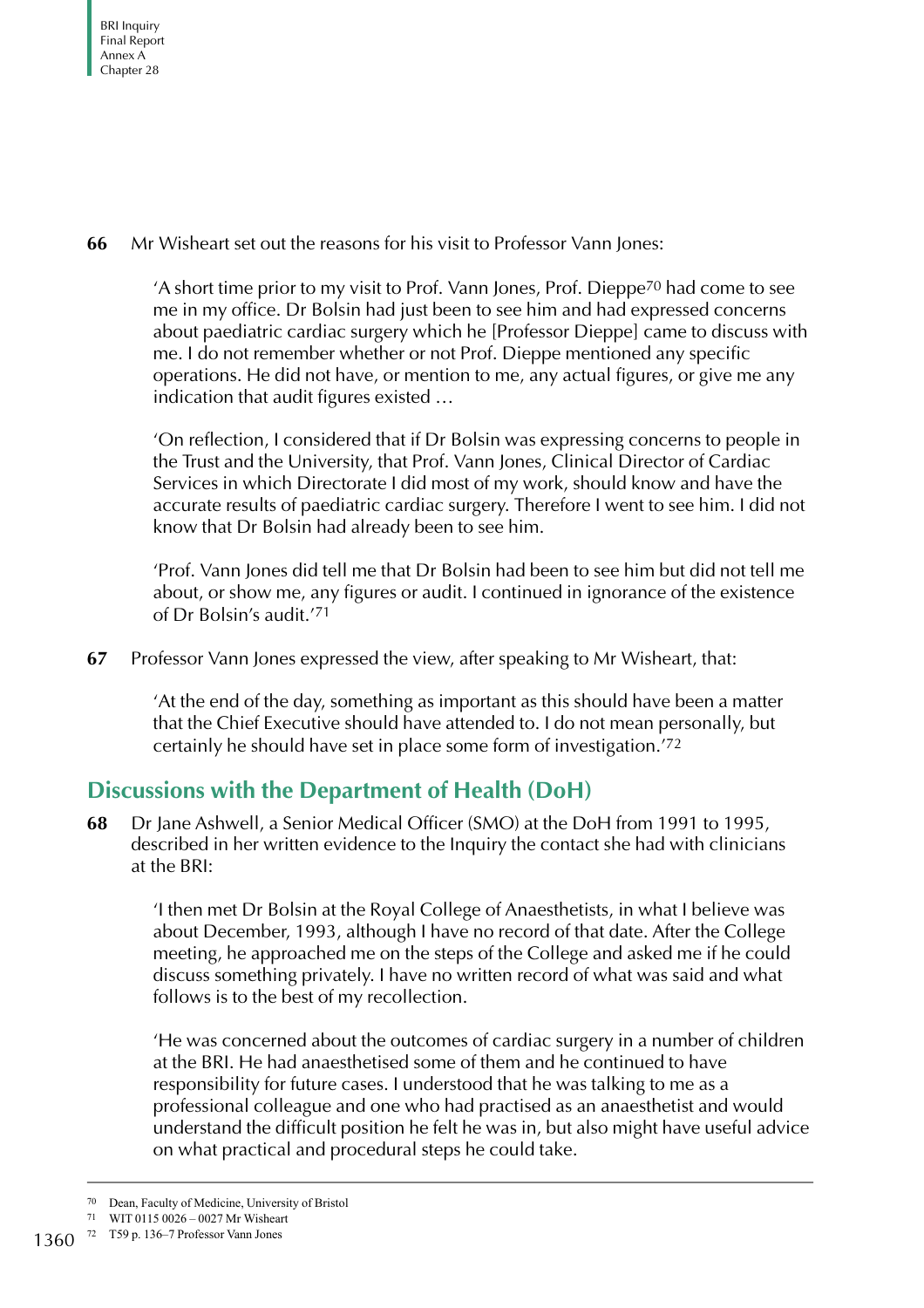**66** Mr Wisheart set out the reasons for his visit to Professor Vann Jones:

> 'A short time prior to my visit to Prof. Vann Jones, Prof. Dieppe[70] had come to see me in my office. Dr Bolsin had just been to see him and had expressed concerns about paediatric cardiac surgery which he [Professor Dieppe] came to discuss with me. I do not remember whether or not Prof. Dieppe mentioned any specific operations. He did not have, or mention to me, any actual figures, or give me any indication that audit figures existed …
>
> 'On reflection, I considered that if Dr Bolsin was expressing concerns to people in the Trust and the University, that Prof. Vann Jones, Clinical Director of Cardiac Services in which Directorate I did most of my work, should know and have the accurate results of paediatric cardiac surgery. Therefore I went to see him. I did not know that Dr Bolsin had already been to see him.
>
> 'Prof. Vann Jones did tell me that Dr Bolsin had been to see him but did not tell me about, or show me, any figures or audit. I continued in ignorance of the existence of Dr Bolsin's audit.'[71]

**67** Professor Vann Jones expressed the view, after speaking to Mr Wisheart, that:

> 'At the end of the day, something as important as this should have been a matter that the Chief Executive should have attended to. I do not mean personally, but certainly he should have set in place some form of investigation.'[72]

## Discussions with the Department of Health (DoH)

**68** Dr Jane Ashwell, a Senior Medical Officer (SMO) at the DoH from 1991 to 1995, described in her written evidence to the Inquiry the contact she had with clinicians at the BRI:

> 'I then met Dr Bolsin at the Royal College of Anaesthetists, in what I believe was about December, 1993, although I have no record of that date. After the College meeting, he approached me on the steps of the College and asked me if he could discuss something privately. I have no written record of what was said and what follows is to the best of my recollection.
>
> 'He was concerned about the outcomes of cardiac surgery in a number of children at the BRI. He had anaesthetised some of them and he continued to have responsibility for future cases. I understood that he was talking to me as a professional colleague and one who had practised as an anaesthetist and would understand the difficult position he felt he was in, but also might have useful advice on what practical and procedural steps he could take.

---

70 Dean, Faculty of Medicine, University of Bristol

71 WIT 0115 0026 – 0027 Mr Wisheart

72 T59 p. 136–7 Professor Vann Jones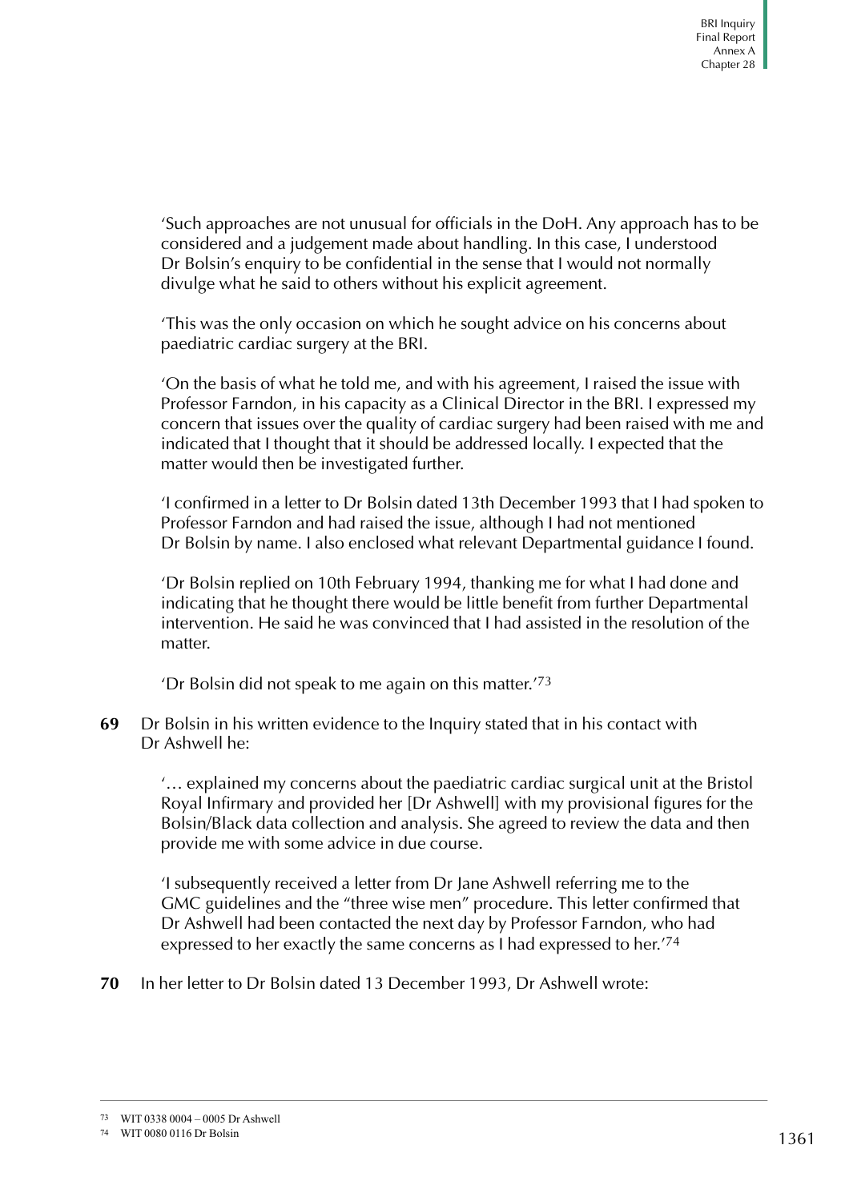> 'Such approaches are not unusual for officials in the DoH. Any approach has to be considered and a judgement made about handling. In this case, I understood Dr Bolsin's enquiry to be confidential in the sense that I would not normally divulge what he said to others without his explicit agreement.
>
> 'This was the only occasion on which he sought advice on his concerns about paediatric cardiac surgery at the BRI.
>
> 'On the basis of what he told me, and with his agreement, I raised the issue with Professor Farndon, in his capacity as a Clinical Director in the BRI. I expressed my concern that issues over the quality of cardiac surgery had been raised with me and indicated that I thought that it should be addressed locally. I expected that the matter would then be investigated further.
>
> 'I confirmed in a letter to Dr Bolsin dated 13th December 1993 that I had spoken to Professor Farndon and had raised the issue, although I had not mentioned Dr Bolsin by name. I also enclosed what relevant Departmental guidance I found.
>
> 'Dr Bolsin replied on 10th February 1994, thanking me for what I had done and indicating that he thought there would be little benefit from further Departmental intervention. He said he was convinced that I had assisted in the resolution of the matter.
>
> 'Dr Bolsin did not speak to me again on this matter.'[73]

**69** Dr Bolsin in his written evidence to the Inquiry stated that in his contact with Dr Ashwell he:

> '… explained my concerns about the paediatric cardiac surgical unit at the Bristol Royal Infirmary and provided her [Dr Ashwell] with my provisional figures for the Bolsin/Black data collection and analysis. She agreed to review the data and then provide me with some advice in due course.
>
> 'I subsequently received a letter from Dr Jane Ashwell referring me to the GMC guidelines and the "three wise men" procedure. This letter confirmed that Dr Ashwell had been contacted the next day by Professor Farndon, who had expressed to her exactly the same concerns as I had expressed to her.'[74]

**70** In her letter to Dr Bolsin dated 13 December 1993, Dr Ashwell wrote:

---

[73] WIT 0338 0004 – 0005 Dr Ashwell

[74] WIT 0080 0116 Dr Bolsin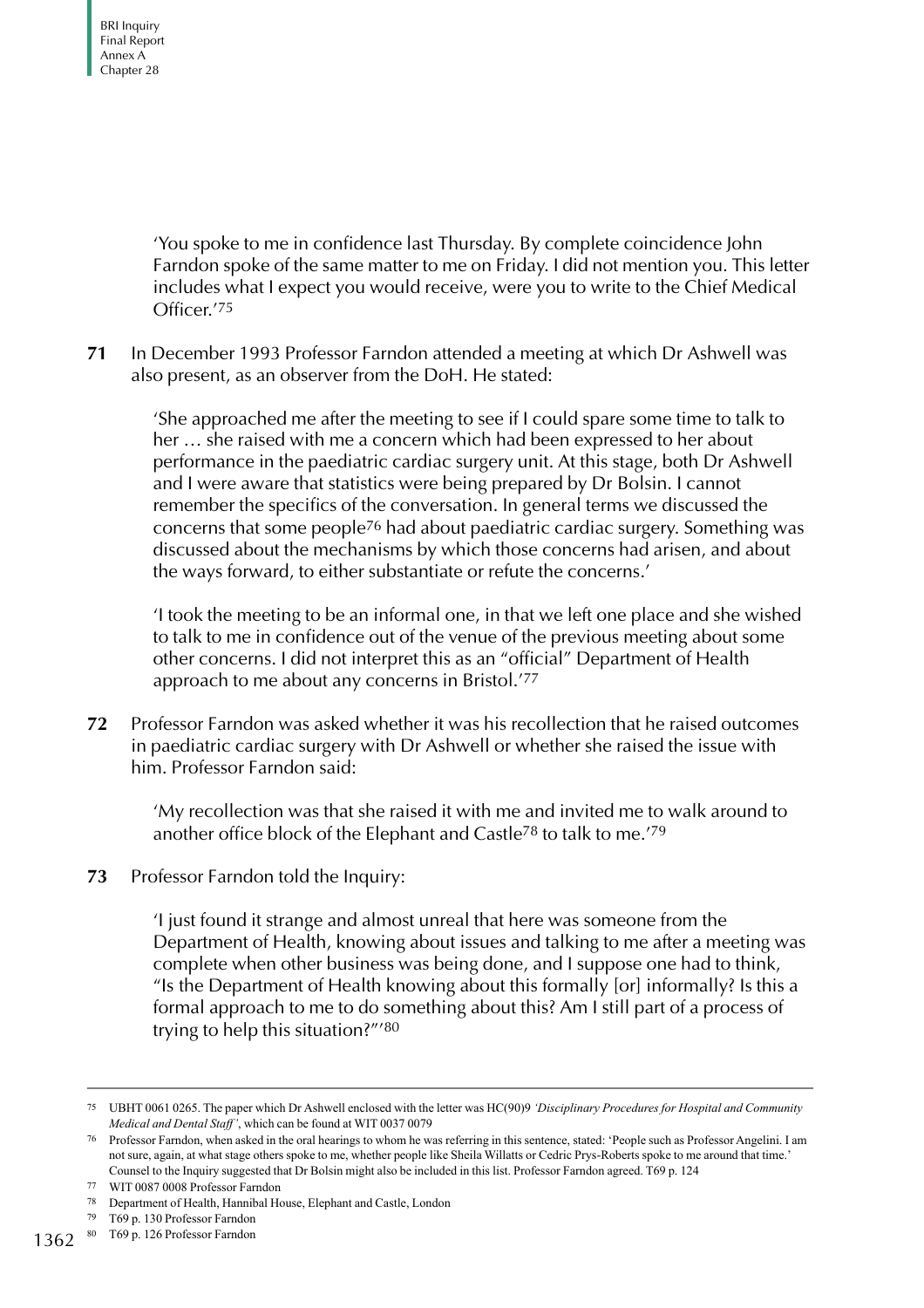> 'You spoke to me in confidence last Thursday. By complete coincidence John Farndon spoke of the same matter to me on Friday. I did not mention you. This letter includes what I expect you would receive, were you to write to the Chief Medical Officer.'[75]

**71** In December 1993 Professor Farndon attended a meeting at which Dr Ashwell was also present, as an observer from the DoH. He stated:

> 'She approached me after the meeting to see if I could spare some time to talk to her … she raised with me a concern which had been expressed to her about performance in the paediatric cardiac surgery unit. At this stage, both Dr Ashwell and I were aware that statistics were being prepared by Dr Bolsin. I cannot remember the specifics of the conversation. In general terms we discussed the concerns that some people[76] had about paediatric cardiac surgery. Something was discussed about the mechanisms by which those concerns had arisen, and about the ways forward, to either substantiate or refute the concerns.'
>
> 'I took the meeting to be an informal one, in that we left one place and she wished to talk to me in confidence out of the venue of the previous meeting about some other concerns. I did not interpret this as an "official" Department of Health approach to me about any concerns in Bristol.'[77]

**72** Professor Farndon was asked whether it was his recollection that he raised outcomes in paediatric cardiac surgery with Dr Ashwell or whether she raised the issue with him. Professor Farndon said:

> 'My recollection was that she raised it with me and invited me to walk around to another office block of the Elephant and Castle[78] to talk to me.'[79]

**73** Professor Farndon told the Inquiry:

> 'I just found it strange and almost unreal that here was someone from the Department of Health, knowing about issues and talking to me after a meeting was complete when other business was being done, and I suppose one had to think, "Is the Department of Health knowing about this formally [or] informally? Is this a formal approach to me to do something about this? Am I still part of a process of trying to help this situation?"'[80]

---

75 UBHT 0061 0265. The paper which Dr Ashwell enclosed with the letter was HC(90)9 *'Disciplinary Procedures for Hospital and Community Medical and Dental Staff'*, which can be found at WIT 0037 0079

76 Professor Farndon, when asked in the oral hearings to whom he was referring in this sentence, stated: 'People such as Professor Angelini. I am not sure, again, at what stage others spoke to me, whether people like Sheila Willatts or Cedric Prys-Roberts spoke to me around that time.' Counsel to the Inquiry suggested that Dr Bolsin might also be included in this list. Professor Farndon agreed. T69 p. 124

77 WIT 0087 0008 Professor Farndon

78 Department of Health, Hannibal House, Elephant and Castle, London

79 T69 p. 130 Professor Farndon

80 T69 p. 126 Professor Farndon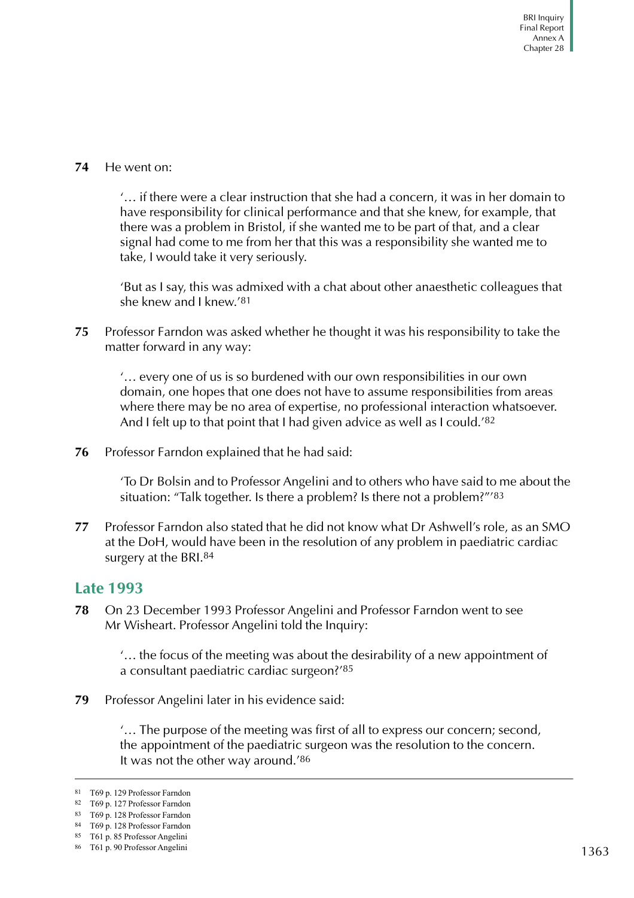**74** He went on:

> '… if there were a clear instruction that she had a concern, it was in her domain to have responsibility for clinical performance and that she knew, for example, that there was a problem in Bristol, if she wanted me to be part of that, and a clear signal had come to me from her that this was a responsibility she wanted me to take, I would take it very seriously.
>
> 'But as I say, this was admixed with a chat about other anaesthetic colleagues that she knew and I knew.'[81]

**75** Professor Farndon was asked whether he thought it was his responsibility to take the matter forward in any way:

> '… every one of us is so burdened with our own responsibilities in our own domain, one hopes that one does not have to assume responsibilities from areas where there may be no area of expertise, no professional interaction whatsoever. And I felt up to that point that I had given advice as well as I could.'[82]

**76** Professor Farndon explained that he had said:

> 'To Dr Bolsin and to Professor Angelini and to others who have said to me about the situation: "Talk together. Is there a problem? Is there not a problem?"'[83]

**77** Professor Farndon also stated that he did not know what Dr Ashwell's role, as an SMO at the DoH, would have been in the resolution of any problem in paediatric cardiac surgery at the BRI.[84]

## Late 1993

**78** On 23 December 1993 Professor Angelini and Professor Farndon went to see Mr Wisheart. Professor Angelini told the Inquiry:

> '… the focus of the meeting was about the desirability of a new appointment of a consultant paediatric cardiac surgeon?'[85]

**79** Professor Angelini later in his evidence said:

> '… The purpose of the meeting was first of all to express our concern; second, the appointment of the paediatric surgeon was the resolution to the concern. It was not the other way around.'[86]

---

81 T69 p. 129 Professor Farndon
82 T69 p. 127 Professor Farndon
83 T69 p. 128 Professor Farndon
84 T69 p. 128 Professor Farndon
85 T61 p. 85 Professor Angelini
86 T61 p. 90 Professor Angelini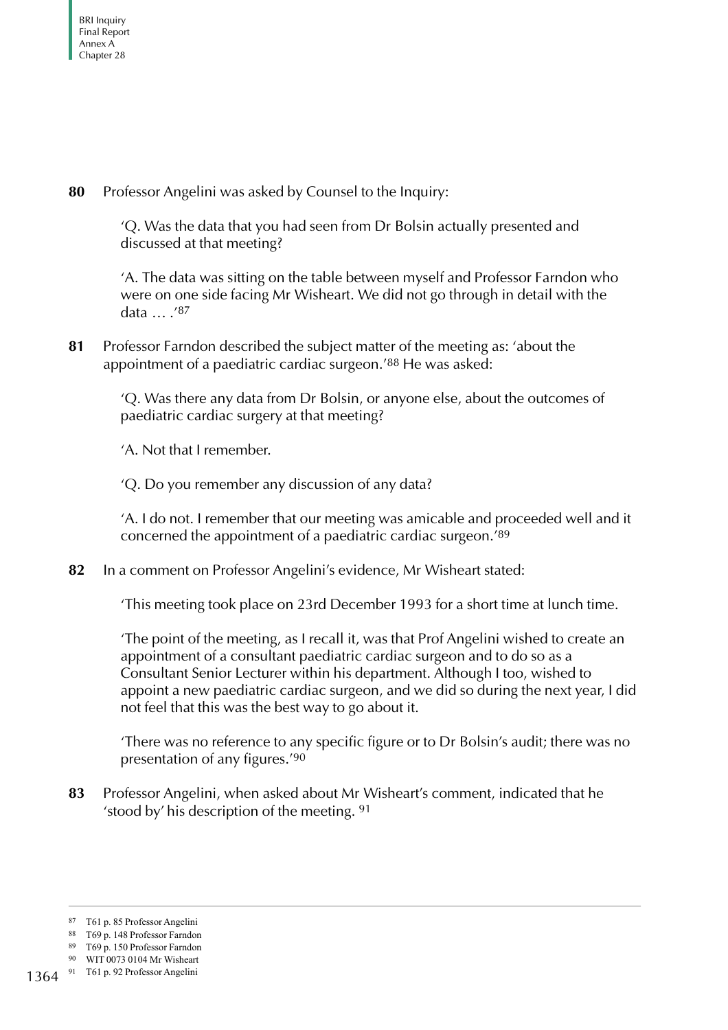**80** Professor Angelini was asked by Counsel to the Inquiry:

> 'Q. Was the data that you had seen from Dr Bolsin actually presented and discussed at that meeting?
>
> 'A. The data was sitting on the table between myself and Professor Farndon who were on one side facing Mr Wisheart. We did not go through in detail with the data … .'[87]

**81** Professor Farndon described the subject matter of the meeting as: 'about the appointment of a paediatric cardiac surgeon.'[88] He was asked:

> 'Q. Was there any data from Dr Bolsin, or anyone else, about the outcomes of paediatric cardiac surgery at that meeting?
>
> 'A. Not that I remember.
>
> 'Q. Do you remember any discussion of any data?
>
> 'A. I do not. I remember that our meeting was amicable and proceeded well and it concerned the appointment of a paediatric cardiac surgeon.'[89]

**82** In a comment on Professor Angelini's evidence, Mr Wisheart stated:

> 'This meeting took place on 23rd December 1993 for a short time at lunch time.
>
> 'The point of the meeting, as I recall it, was that Prof Angelini wished to create an appointment of a consultant paediatric cardiac surgeon and to do so as a Consultant Senior Lecturer within his department. Although I too, wished to appoint a new paediatric cardiac surgeon, and we did so during the next year, I did not feel that this was the best way to go about it.
>
> 'There was no reference to any specific figure or to Dr Bolsin's audit; there was no presentation of any figures.'[90]

**83** Professor Angelini, when asked about Mr Wisheart's comment, indicated that he 'stood by' his description of the meeting. [91]

---

[87] T61 p. 85 Professor Angelini

[88] T69 p. 148 Professor Farndon

[89] T69 p. 150 Professor Farndon

[90] WIT 0073 0104 Mr Wisheart

[91] T61 p. 92 Professor Angelini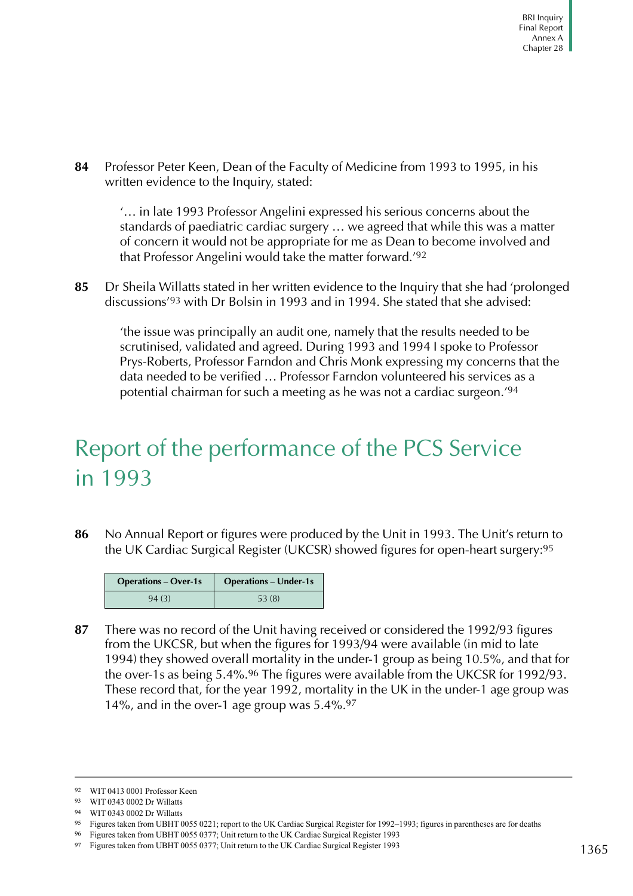**84** Professor Peter Keen, Dean of the Faculty of Medicine from 1993 to 1995, in his written evidence to the Inquiry, stated:

> '… in late 1993 Professor Angelini expressed his serious concerns about the standards of paediatric cardiac surgery … we agreed that while this was a matter of concern it would not be appropriate for me as Dean to become involved and that Professor Angelini would take the matter forward.'[92]

**85** Dr Sheila Willatts stated in her written evidence to the Inquiry that she had 'prolonged discussions'[93] with Dr Bolsin in 1993 and in 1994. She stated that she advised:

> 'the issue was principally an audit one, namely that the results needed to be scrutinised, validated and agreed. During 1993 and 1994 I spoke to Professor Prys-Roberts, Professor Farndon and Chris Monk expressing my concerns that the data needed to be verified … Professor Farndon volunteered his services as a potential chairman for such a meeting as he was not a cardiac surgeon.'[94]

## Report of the performance of the PCS Service in 1993

**86** No Annual Report or figures were produced by the Unit in 1993. The Unit's return to the UK Cardiac Surgical Register (UKCSR) showed figures for open-heart surgery:[95]

| Operations – Over-1s | Operations – Under-1s |
|---|---|
| 94 (3) | 53 (8) |

**87** There was no record of the Unit having received or considered the 1992/93 figures from the UKCSR, but when the figures for 1993/94 were available (in mid to late 1994) they showed overall mortality in the under-1 group as being 10.5%, and that for the over-1s as being 5.4%.[96] The figures were available from the UKCSR for 1992/93. These record that, for the year 1992, mortality in the UK in the under-1 age group was 14%, and in the over-1 age group was 5.4%.[97]

---

[92] WIT 0413 0001 Professor Keen

[93] WIT 0343 0002 Dr Willatts

[94] WIT 0343 0002 Dr Willatts

[95] Figures taken from UBHT 0055 0221; report to the UK Cardiac Surgical Register for 1992–1993; figures in parentheses are for deaths

[96] Figures taken from UBHT 0055 0377; Unit return to the UK Cardiac Surgical Register 1993

[97] Figures taken from UBHT 0055 0377; Unit return to the UK Cardiac Surgical Register 1993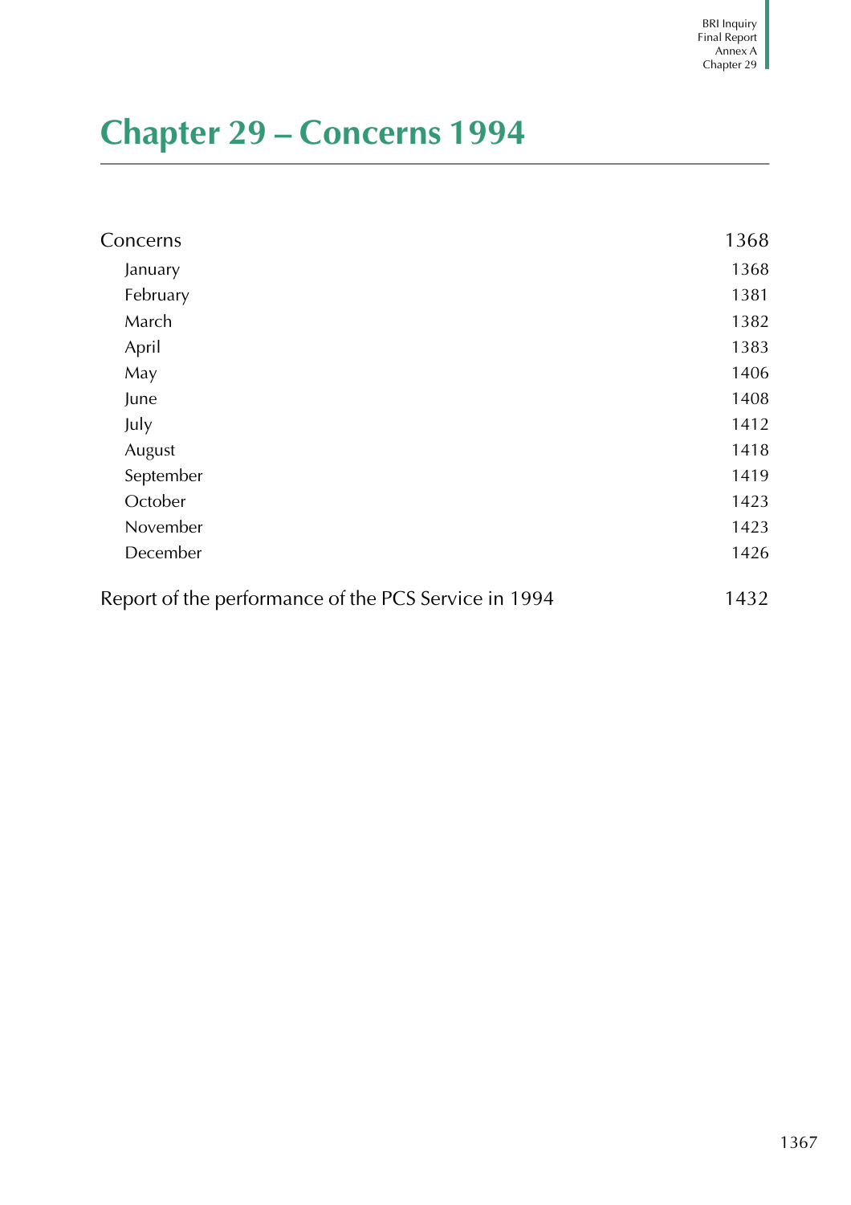# Chapter 29 – Concerns 1994

| | |
|---|---|
| Concerns | 1368 |
| January | 1368 |
| February | 1381 |
| March | 1382 |
| April | 1383 |
| May | 1406 |
| June | 1408 |
| July | 1412 |
| August | 1418 |
| September | 1419 |
| October | 1423 |
| November | 1423 |
| December | 1426 |
| Report of the performance of the PCS Service in 1994 | 1432 |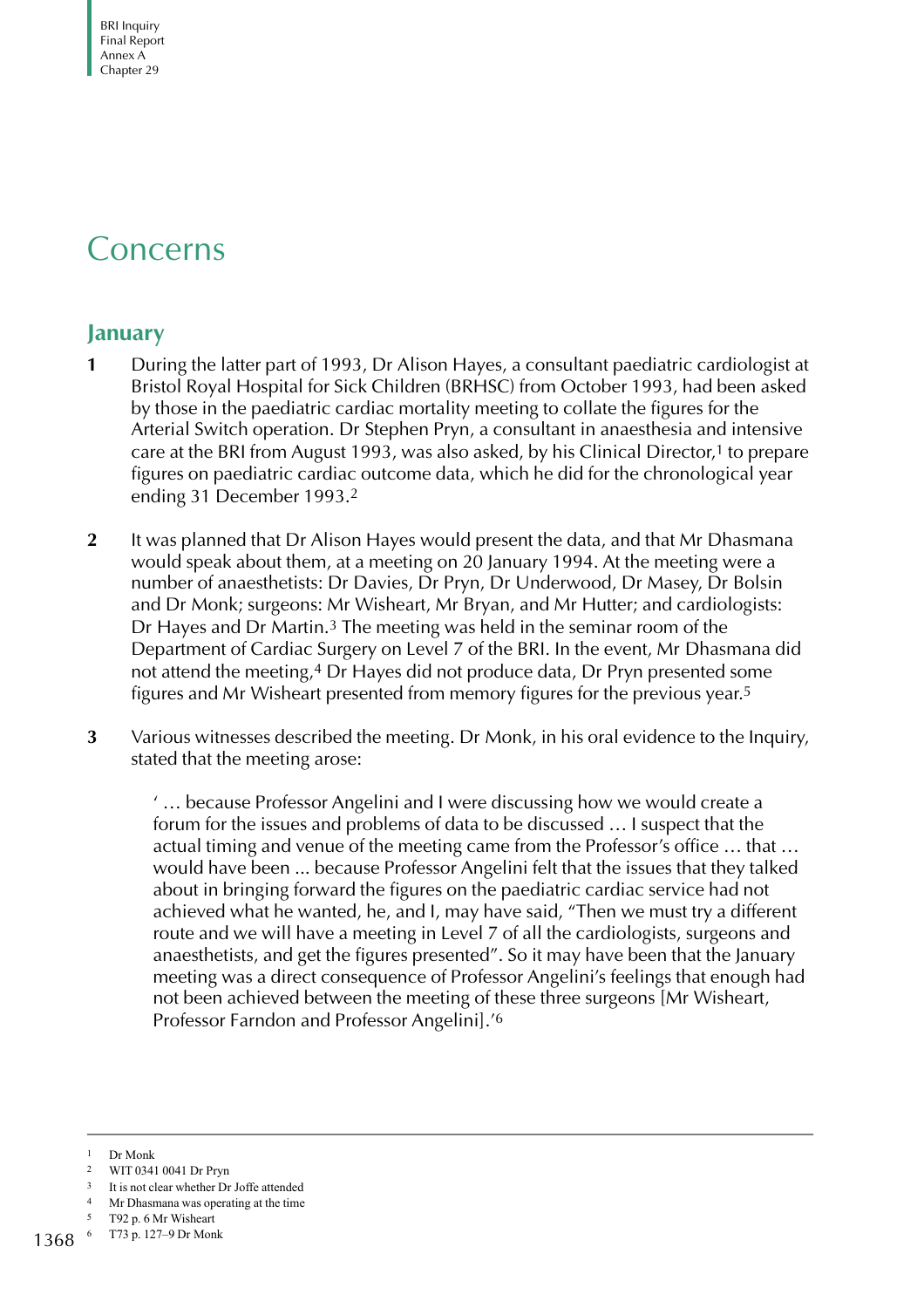# Concerns

## January

**1** During the latter part of 1993, Dr Alison Hayes, a consultant paediatric cardiologist at Bristol Royal Hospital for Sick Children (BRHSC) from October 1993, had been asked by those in the paediatric cardiac mortality meeting to collate the figures for the Arterial Switch operation. Dr Stephen Pryn, a consultant in anaesthesia and intensive care at the BRI from August 1993, was also asked, by his Clinical Director,[1] to prepare figures on paediatric cardiac outcome data, which he did for the chronological year ending 31 December 1993.[2]

**2** It was planned that Dr Alison Hayes would present the data, and that Mr Dhasmana would speak about them, at a meeting on 20 January 1994. At the meeting were a number of anaesthetists: Dr Davies, Dr Pryn, Dr Underwood, Dr Masey, Dr Bolsin and Dr Monk; surgeons: Mr Wisheart, Mr Bryan, and Mr Hutter; and cardiologists: Dr Hayes and Dr Martin.[3] The meeting was held in the seminar room of the Department of Cardiac Surgery on Level 7 of the BRI. In the event, Mr Dhasmana did not attend the meeting,[4] Dr Hayes did not produce data, Dr Pryn presented some figures and Mr Wisheart presented from memory figures for the previous year.[5]

**3** Various witnesses described the meeting. Dr Monk, in his oral evidence to the Inquiry, stated that the meeting arose:

> ' … because Professor Angelini and I were discussing how we would create a forum for the issues and problems of data to be discussed … I suspect that the actual timing and venue of the meeting came from the Professor's office … that … would have been ... because Professor Angelini felt that the issues that they talked about in bringing forward the figures on the paediatric cardiac service had not achieved what he wanted, he, and I, may have said, "Then we must try a different route and we will have a meeting in Level 7 of all the cardiologists, surgeons and anaesthetists, and get the figures presented". So it may have been that the January meeting was a direct consequence of Professor Angelini's feelings that enough had not been achieved between the meeting of these three surgeons [Mr Wisheart, Professor Farndon and Professor Angelini].'[6]

---

1 Dr Monk
2 WIT 0341 0041 Dr Pryn
3 It is not clear whether Dr Joffe attended
4 Mr Dhasmana was operating at the time
5 T92 p. 6 Mr Wisheart
6 T73 p. 127–9 Dr Monk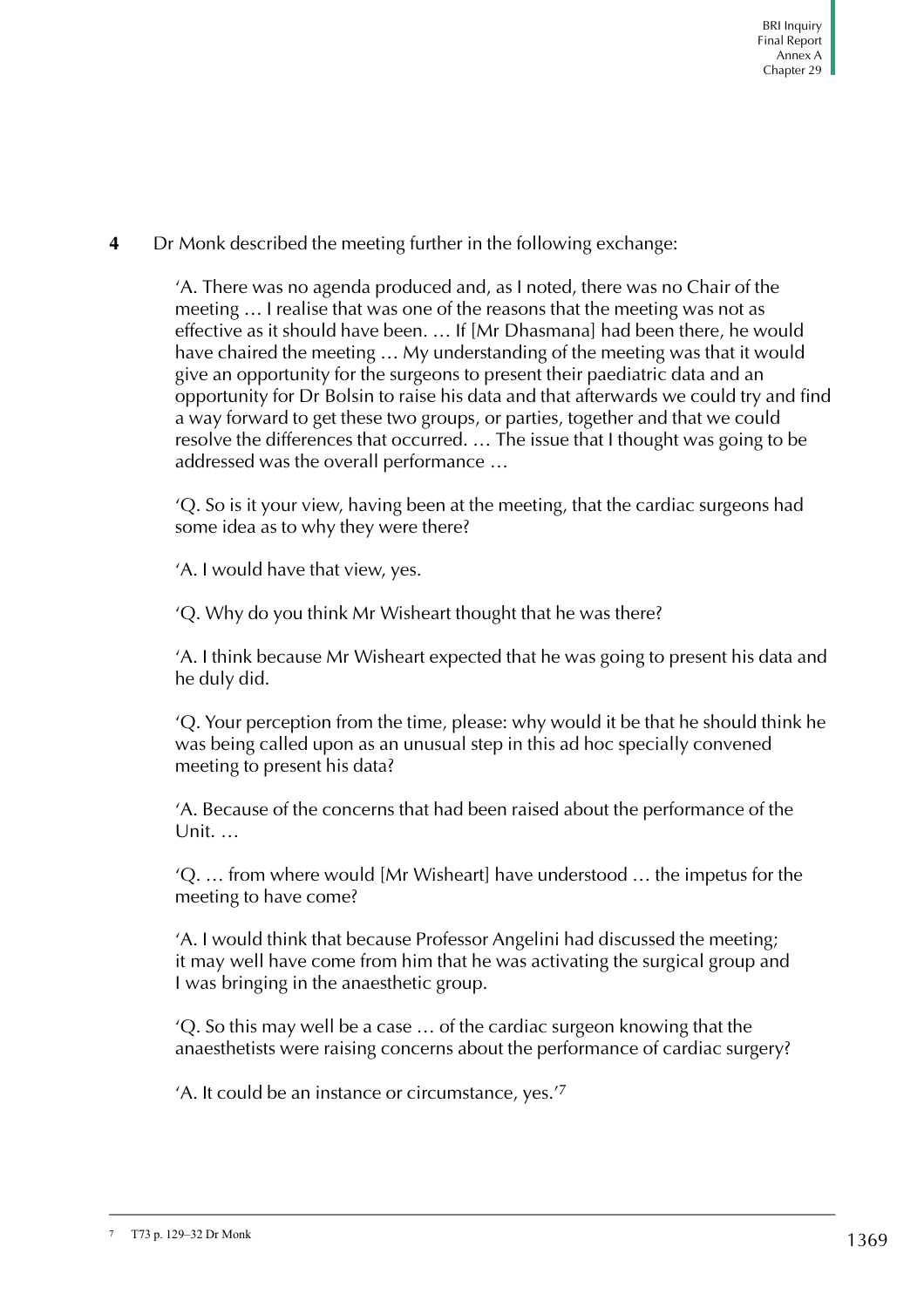**4** Dr Monk described the meeting further in the following exchange:

> 'A. There was no agenda produced and, as I noted, there was no Chair of the meeting … I realise that was one of the reasons that the meeting was not as effective as it should have been. … If [Mr Dhasmana] had been there, he would have chaired the meeting … My understanding of the meeting was that it would give an opportunity for the surgeons to present their paediatric data and an opportunity for Dr Bolsin to raise his data and that afterwards we could try and find a way forward to get these two groups, or parties, together and that we could resolve the differences that occurred. … The issue that I thought was going to be addressed was the overall performance …
>
> 'Q. So is it your view, having been at the meeting, that the cardiac surgeons had some idea as to why they were there?
>
> 'A. I would have that view, yes.
>
> 'Q. Why do you think Mr Wisheart thought that he was there?
>
> 'A. I think because Mr Wisheart expected that he was going to present his data and he duly did.
>
> 'Q. Your perception from the time, please: why would it be that he should think he was being called upon as an unusual step in this ad hoc specially convened meeting to present his data?
>
> 'A. Because of the concerns that had been raised about the performance of the Unit. …
>
> 'Q. … from where would [Mr Wisheart] have understood … the impetus for the meeting to have come?
>
> 'A. I would think that because Professor Angelini had discussed the meeting; it may well have come from him that he was activating the surgical group and I was bringing in the anaesthetic group.
>
> 'Q. So this may well be a case … of the cardiac surgeon knowing that the anaesthetists were raising concerns about the performance of cardiac surgery?
>
> 'A. It could be an instance or circumstance, yes.'[7]

[7] T73 p. 129–32 Dr Monk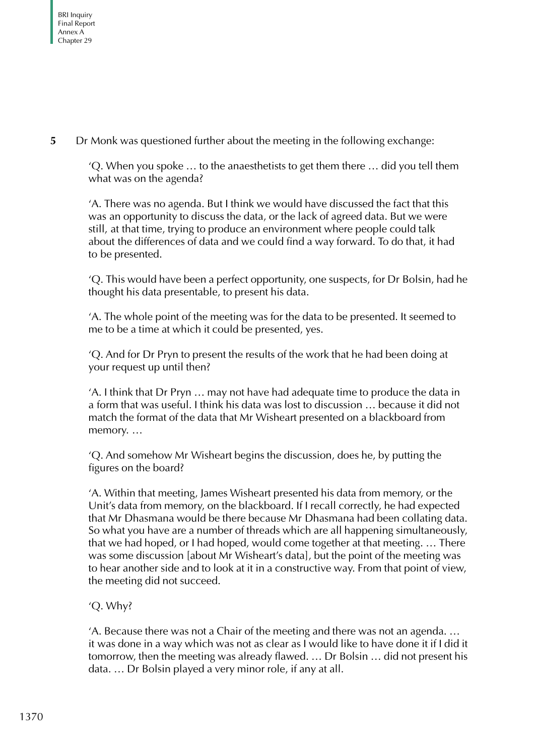**5** Dr Monk was questioned further about the meeting in the following exchange:

> 'Q. When you spoke … to the anaesthetists to get them there … did you tell them what was on the agenda?
>
> 'A. There was no agenda. But I think we would have discussed the fact that this was an opportunity to discuss the data, or the lack of agreed data. But we were still, at that time, trying to produce an environment where people could talk about the differences of data and we could find a way forward. To do that, it had to be presented.
>
> 'Q. This would have been a perfect opportunity, one suspects, for Dr Bolsin, had he thought his data presentable, to present his data.
>
> 'A. The whole point of the meeting was for the data to be presented. It seemed to me to be a time at which it could be presented, yes.
>
> 'Q. And for Dr Pryn to present the results of the work that he had been doing at your request up until then?
>
> 'A. I think that Dr Pryn … may not have had adequate time to produce the data in a form that was useful. I think his data was lost to discussion … because it did not match the format of the data that Mr Wisheart presented on a blackboard from memory. …
>
> 'Q. And somehow Mr Wisheart begins the discussion, does he, by putting the figures on the board?
>
> 'A. Within that meeting, James Wisheart presented his data from memory, or the Unit's data from memory, on the blackboard. If I recall correctly, he had expected that Mr Dhasmana would be there because Mr Dhasmana had been collating data. So what you have are a number of threads which are all happening simultaneously, that we had hoped, or I had hoped, would come together at that meeting. … There was some discussion [about Mr Wisheart's data], but the point of the meeting was to hear another side and to look at it in a constructive way. From that point of view, the meeting did not succeed.
>
> 'Q. Why?
>
> 'A. Because there was not a Chair of the meeting and there was not an agenda. … it was done in a way which was not as clear as I would like to have done it if I did it tomorrow, then the meeting was already flawed. … Dr Bolsin … did not present his data. … Dr Bolsin played a very minor role, if any at all.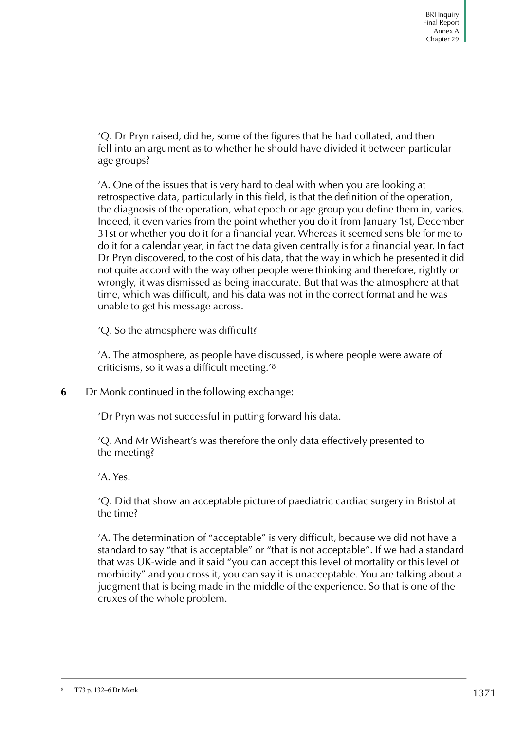'Q. Dr Pryn raised, did he, some of the figures that he had collated, and then fell into an argument as to whether he should have divided it between particular age groups?

'A. One of the issues that is very hard to deal with when you are looking at retrospective data, particularly in this field, is that the definition of the operation, the diagnosis of the operation, what epoch or age group you define them in, varies. Indeed, it even varies from the point whether you do it from January 1st, December 31st or whether you do it for a financial year. Whereas it seemed sensible for me to do it for a calendar year, in fact the data given centrally is for a financial year. In fact Dr Pryn discovered, to the cost of his data, that the way in which he presented it did not quite accord with the way other people were thinking and therefore, rightly or wrongly, it was dismissed as being inaccurate. But that was the atmosphere at that time, which was difficult, and his data was not in the correct format and he was unable to get his message across.

'Q. So the atmosphere was difficult?

'A. The atmosphere, as people have discussed, is where people were aware of criticisms, so it was a difficult meeting.'[8]

**6** Dr Monk continued in the following exchange:

'Dr Pryn was not successful in putting forward his data.

'Q. And Mr Wisheart's was therefore the only data effectively presented to the meeting?

'A. Yes.

'Q. Did that show an acceptable picture of paediatric cardiac surgery in Bristol at the time?

'A. The determination of "acceptable" is very difficult, because we did not have a standard to say "that is acceptable" or "that is not acceptable". If we had a standard that was UK-wide and it said "you can accept this level of mortality or this level of morbidity" and you cross it, you can say it is unacceptable. You are talking about a judgment that is being made in the middle of the experience. So that is one of the cruxes of the whole problem.

---

[8] T73 p. 132–6 Dr Monk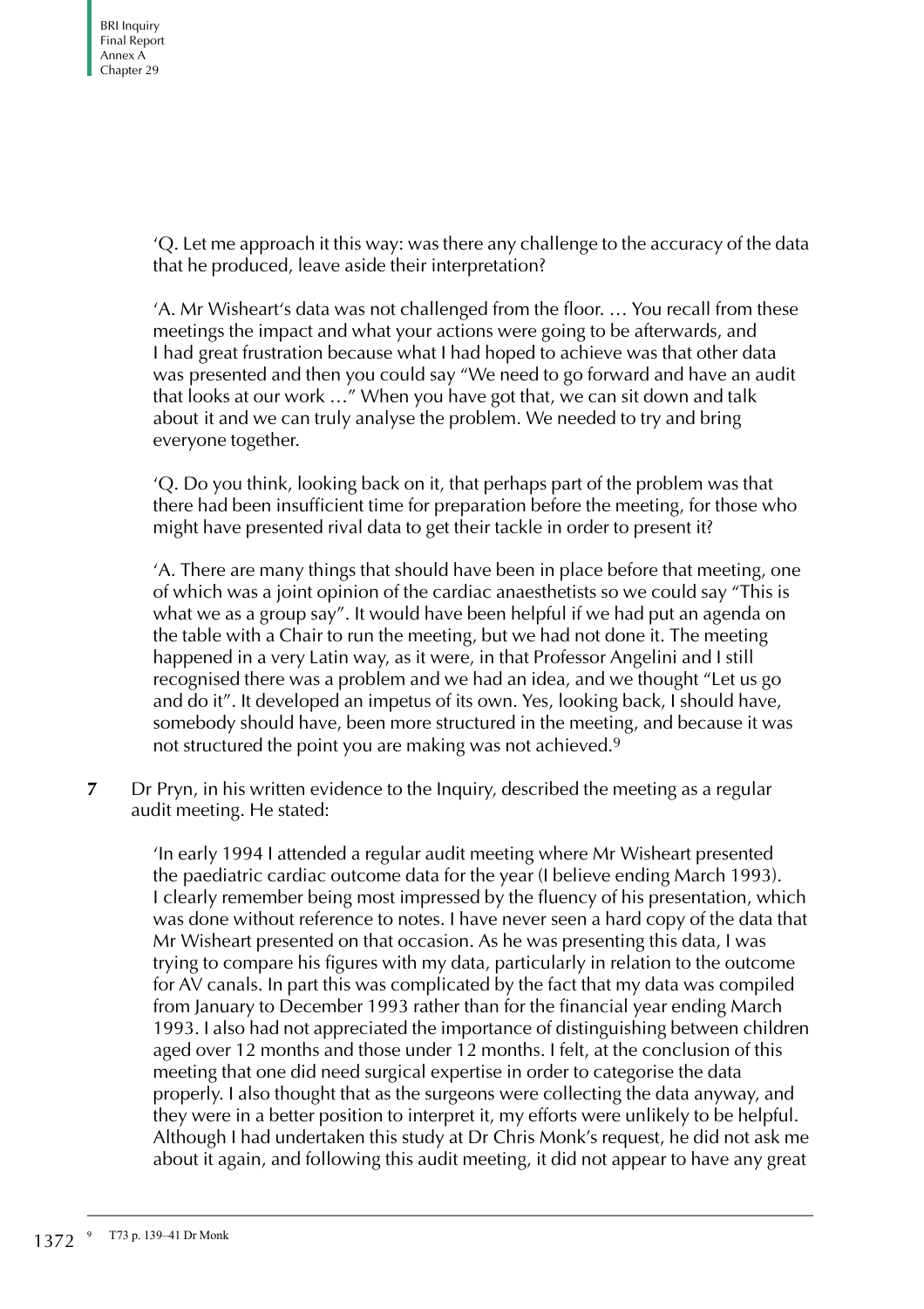'Q. Let me approach it this way: was there any challenge to the accuracy of the data that he produced, leave aside their interpretation?

'A. Mr Wisheart's data was not challenged from the floor. … You recall from these meetings the impact and what your actions were going to be afterwards, and I had great frustration because what I had hoped to achieve was that other data was presented and then you could say "We need to go forward and have an audit that looks at our work …" When you have got that, we can sit down and talk about it and we can truly analyse the problem. We needed to try and bring everyone together.

'Q. Do you think, looking back on it, that perhaps part of the problem was that there had been insufficient time for preparation before the meeting, for those who might have presented rival data to get their tackle in order to present it?

'A. There are many things that should have been in place before that meeting, one of which was a joint opinion of the cardiac anaesthetists so we could say "This is what we as a group say". It would have been helpful if we had put an agenda on the table with a Chair to run the meeting, but we had not done it. The meeting happened in a very Latin way, as it were, in that Professor Angelini and I still recognised there was a problem and we had an idea, and we thought "Let us go and do it". It developed an impetus of its own. Yes, looking back, I should have, somebody should have, been more structured in the meeting, and because it was not structured the point you are making was not achieved.[9]

**7** Dr Pryn, in his written evidence to the Inquiry, described the meeting as a regular audit meeting. He stated:

'In early 1994 I attended a regular audit meeting where Mr Wisheart presented the paediatric cardiac outcome data for the year (I believe ending March 1993). I clearly remember being most impressed by the fluency of his presentation, which was done without reference to notes. I have never seen a hard copy of the data that Mr Wisheart presented on that occasion. As he was presenting this data, I was trying to compare his figures with my data, particularly in relation to the outcome for AV canals. In part this was complicated by the fact that my data was compiled from January to December 1993 rather than for the financial year ending March 1993. I also had not appreciated the importance of distinguishing between children aged over 12 months and those under 12 months. I felt, at the conclusion of this meeting that one did need surgical expertise in order to categorise the data properly. I also thought that as the surgeons were collecting the data anyway, and they were in a better position to interpret it, my efforts were unlikely to be helpful. Although I had undertaken this study at Dr Chris Monk's request, he did not ask me about it again, and following this audit meeting, it did not appear to have any great

[9] T73 p. 139–41 Dr Monk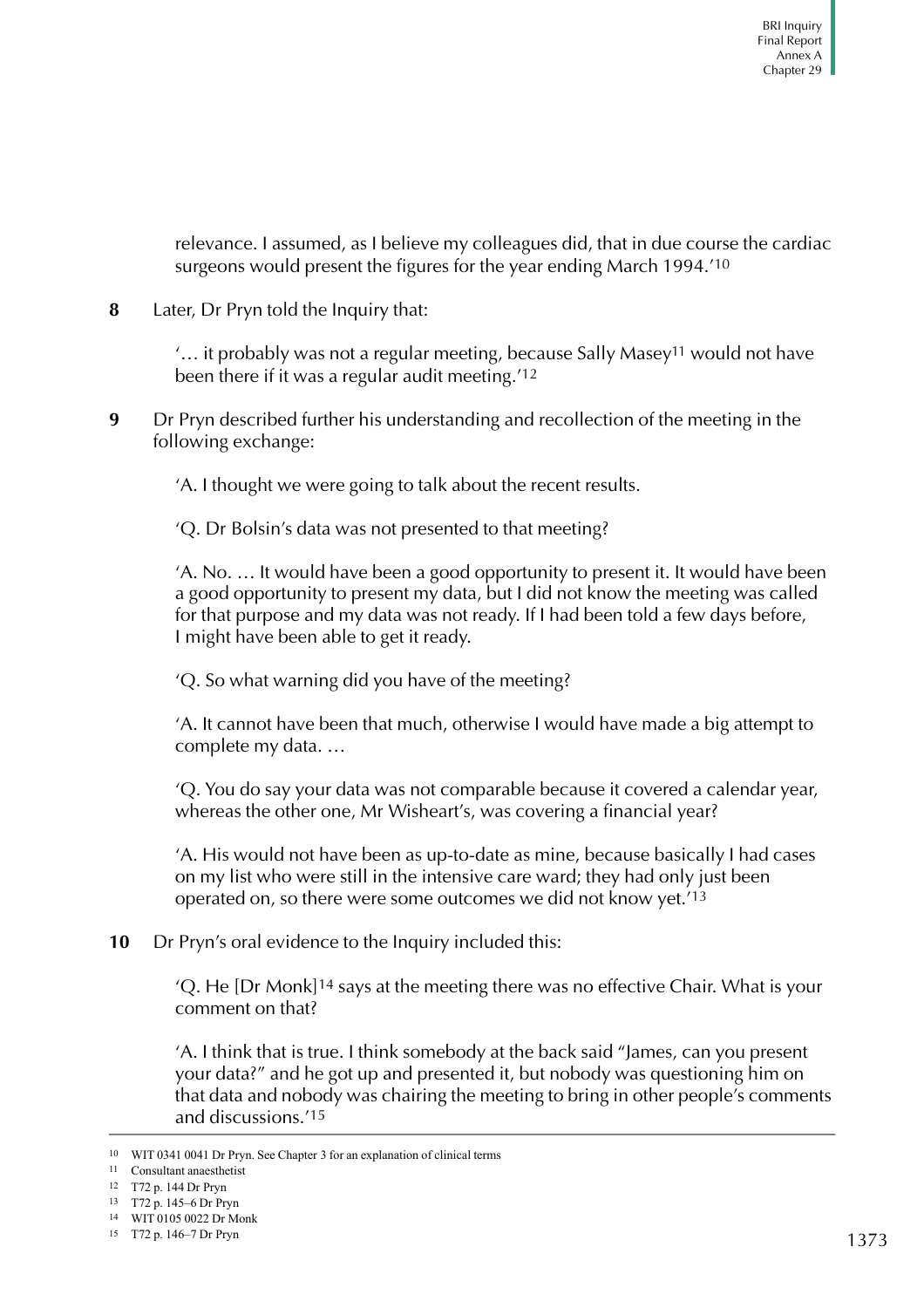relevance. I assumed, as I believe my colleagues did, that in due course the cardiac surgeons would present the figures for the year ending March 1994.'[10]

**8** Later, Dr Pryn told the Inquiry that:

> '… it probably was not a regular meeting, because Sally Masey[11] would not have been there if it was a regular audit meeting.'[12]

**9** Dr Pryn described further his understanding and recollection of the meeting in the following exchange:

> 'A. I thought we were going to talk about the recent results.
>
> 'Q. Dr Bolsin's data was not presented to that meeting?
>
> 'A. No. … It would have been a good opportunity to present it. It would have been a good opportunity to present my data, but I did not know the meeting was called for that purpose and my data was not ready. If I had been told a few days before, I might have been able to get it ready.
>
> 'Q. So what warning did you have of the meeting?
>
> 'A. It cannot have been that much, otherwise I would have made a big attempt to complete my data. …
>
> 'Q. You do say your data was not comparable because it covered a calendar year, whereas the other one, Mr Wisheart's, was covering a financial year?
>
> 'A. His would not have been as up-to-date as mine, because basically I had cases on my list who were still in the intensive care ward; they had only just been operated on, so there were some outcomes we did not know yet.'[13]

**10** Dr Pryn's oral evidence to the Inquiry included this:

> 'Q. He [Dr Monk][14] says at the meeting there was no effective Chair. What is your comment on that?
>
> 'A. I think that is true. I think somebody at the back said "James, can you present your data?" and he got up and presented it, but nobody was questioning him on that data and nobody was chairing the meeting to bring in other people's comments and discussions.'[15]

---

[10] WIT 0341 0041 Dr Pryn. See Chapter 3 for an explanation of clinical terms

[11] Consultant anaesthetist

[12] T72 p. 144 Dr Pryn

[13] T72 p. 145–6 Dr Pryn

[14] WIT 0105 0022 Dr Monk

[15] T72 p. 146–7 Dr Pryn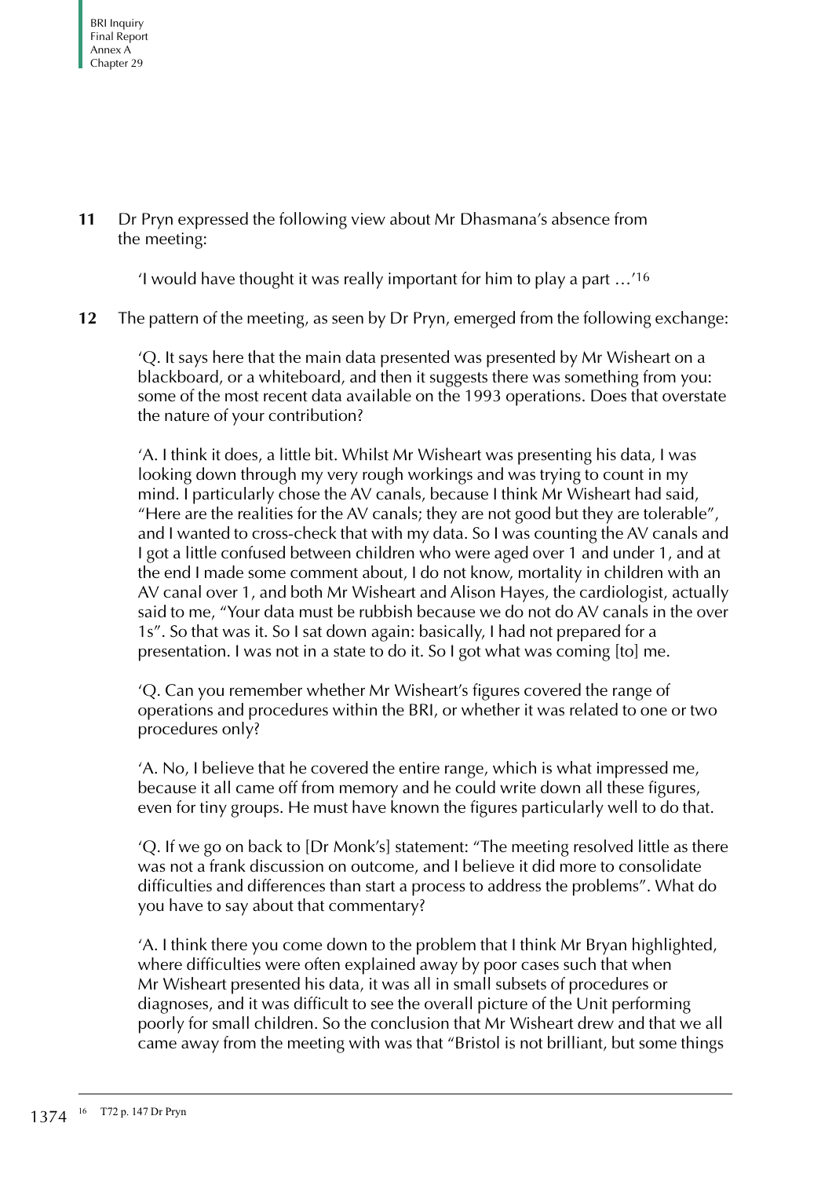**11** Dr Pryn expressed the following view about Mr Dhasmana's absence from the meeting:

> 'I would have thought it was really important for him to play a part …'[16]

**12** The pattern of the meeting, as seen by Dr Pryn, emerged from the following exchange:

> 'Q. It says here that the main data presented was presented by Mr Wisheart on a blackboard, or a whiteboard, and then it suggests there was something from you: some of the most recent data available on the 1993 operations. Does that overstate the nature of your contribution?
>
> 'A. I think it does, a little bit. Whilst Mr Wisheart was presenting his data, I was looking down through my very rough workings and was trying to count in my mind. I particularly chose the AV canals, because I think Mr Wisheart had said, "Here are the realities for the AV canals; they are not good but they are tolerable", and I wanted to cross-check that with my data. So I was counting the AV canals and I got a little confused between children who were aged over 1 and under 1, and at the end I made some comment about, I do not know, mortality in children with an AV canal over 1, and both Mr Wisheart and Alison Hayes, the cardiologist, actually said to me, "Your data must be rubbish because we do not do AV canals in the over 1s". So that was it. So I sat down again: basically, I had not prepared for a presentation. I was not in a state to do it. So I got what was coming [to] me.
>
> 'Q. Can you remember whether Mr Wisheart's figures covered the range of operations and procedures within the BRI, or whether it was related to one or two procedures only?
>
> 'A. No, I believe that he covered the entire range, which is what impressed me, because it all came off from memory and he could write down all these figures, even for tiny groups. He must have known the figures particularly well to do that.
>
> 'Q. If we go on back to [Dr Monk's] statement: "The meeting resolved little as there was not a frank discussion on outcome, and I believe it did more to consolidate difficulties and differences than start a process to address the problems". What do you have to say about that commentary?
>
> 'A. I think there you come down to the problem that I think Mr Bryan highlighted, where difficulties were often explained away by poor cases such that when Mr Wisheart presented his data, it was all in small subsets of procedures or diagnoses, and it was difficult to see the overall picture of the Unit performing poorly for small children. So the conclusion that Mr Wisheart drew and that we all came away from the meeting with was that "Bristol is not brilliant, but some things

---

[16] T72 p. 147 Dr Pryn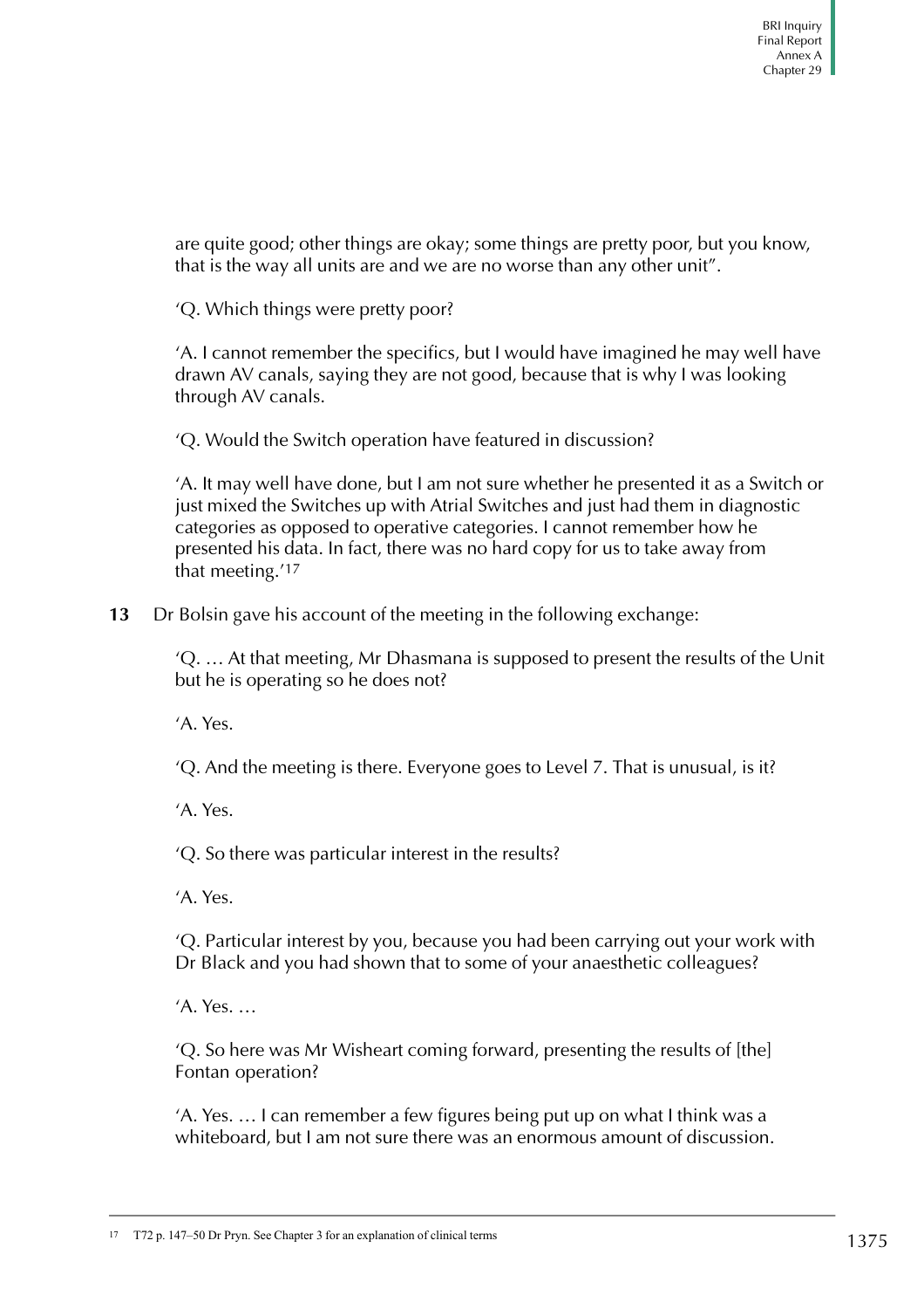are quite good; other things are okay; some things are pretty poor, but you know, that is the way all units are and we are no worse than any other unit".

'Q. Which things were pretty poor?

'A. I cannot remember the specifics, but I would have imagined he may well have drawn AV canals, saying they are not good, because that is why I was looking through AV canals.

'Q. Would the Switch operation have featured in discussion?

'A. It may well have done, but I am not sure whether he presented it as a Switch or just mixed the Switches up with Atrial Switches and just had them in diagnostic categories as opposed to operative categories. I cannot remember how he presented his data. In fact, there was no hard copy for us to take away from that meeting.'[17]

**13** Dr Bolsin gave his account of the meeting in the following exchange:

'Q. … At that meeting, Mr Dhasmana is supposed to present the results of the Unit but he is operating so he does not?

'A. Yes.

'Q. And the meeting is there. Everyone goes to Level 7. That is unusual, is it?

'A. Yes.

'Q. So there was particular interest in the results?

'A. Yes.

'Q. Particular interest by you, because you had been carrying out your work with Dr Black and you had shown that to some of your anaesthetic colleagues?

'A. Yes. …

'Q. So here was Mr Wisheart coming forward, presenting the results of [the] Fontan operation?

'A. Yes. … I can remember a few figures being put up on what I think was a whiteboard, but I am not sure there was an enormous amount of discussion.

[17] T72 p. 147–50 Dr Pryn. See Chapter 3 for an explanation of clinical terms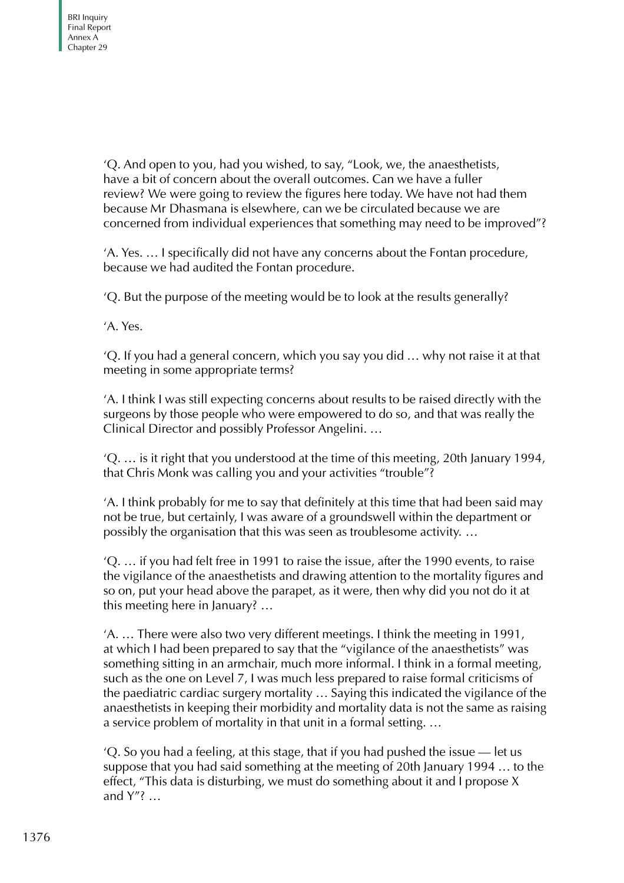'Q. And open to you, had you wished, to say, "Look, we, the anaesthetists, have a bit of concern about the overall outcomes. Can we have a fuller review? We were going to review the figures here today. We have not had them because Mr Dhasmana is elsewhere, can we be circulated because we are concerned from individual experiences that something may need to be improved"?

'A. Yes. … I specifically did not have any concerns about the Fontan procedure, because we had audited the Fontan procedure.

'Q. But the purpose of the meeting would be to look at the results generally?

'A. Yes.

'Q. If you had a general concern, which you say you did … why not raise it at that meeting in some appropriate terms?

'A. I think I was still expecting concerns about results to be raised directly with the surgeons by those people who were empowered to do so, and that was really the Clinical Director and possibly Professor Angelini. …

'Q. … is it right that you understood at the time of this meeting, 20th January 1994, that Chris Monk was calling you and your activities "trouble"?

'A. I think probably for me to say that definitely at this time that had been said may not be true, but certainly, I was aware of a groundswell within the department or possibly the organisation that this was seen as troublesome activity. …

'Q. … if you had felt free in 1991 to raise the issue, after the 1990 events, to raise the vigilance of the anaesthetists and drawing attention to the mortality figures and so on, put your head above the parapet, as it were, then why did you not do it at this meeting here in January? …

'A. … There were also two very different meetings. I think the meeting in 1991, at which I had been prepared to say that the "vigilance of the anaesthetists" was something sitting in an armchair, much more informal. I think in a formal meeting, such as the one on Level 7, I was much less prepared to raise formal criticisms of the paediatric cardiac surgery mortality … Saying this indicated the vigilance of the anaesthetists in keeping their morbidity and mortality data is not the same as raising a service problem of mortality in that unit in a formal setting. …

'Q. So you had a feeling, at this stage, that if you had pushed the issue — let us suppose that you had said something at the meeting of 20th January 1994 … to the effect, "This data is disturbing, we must do something about it and I propose X and Y"? …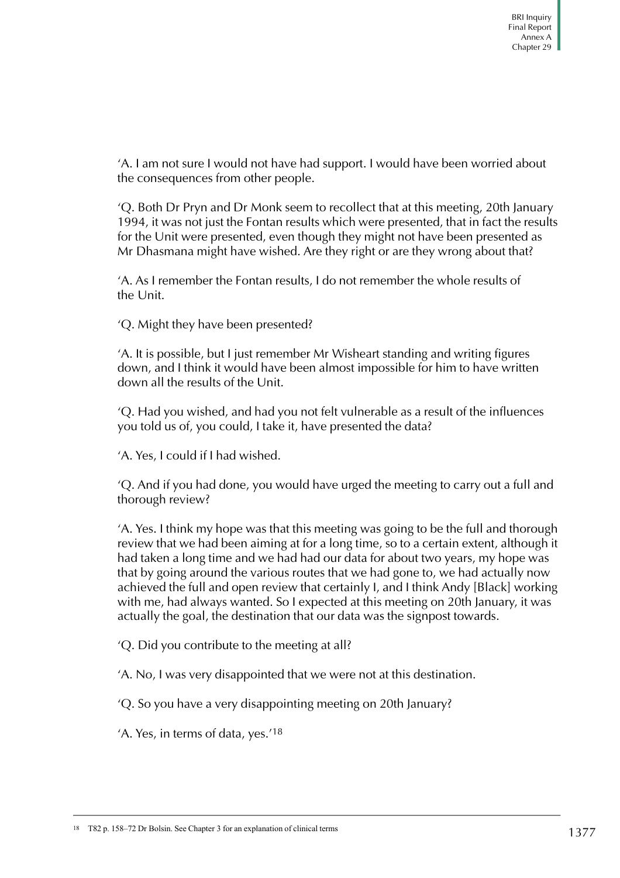'A. I am not sure I would not have had support. I would have been worried about the consequences from other people.

'Q. Both Dr Pryn and Dr Monk seem to recollect that at this meeting, 20th January 1994, it was not just the Fontan results which were presented, that in fact the results for the Unit were presented, even though they might not have been presented as Mr Dhasmana might have wished. Are they right or are they wrong about that?

'A. As I remember the Fontan results, I do not remember the whole results of the Unit.

'Q. Might they have been presented?

'A. It is possible, but I just remember Mr Wisheart standing and writing figures down, and I think it would have been almost impossible for him to have written down all the results of the Unit.

'Q. Had you wished, and had you not felt vulnerable as a result of the influences you told us of, you could, I take it, have presented the data?

'A. Yes, I could if I had wished.

'Q. And if you had done, you would have urged the meeting to carry out a full and thorough review?

'A. Yes. I think my hope was that this meeting was going to be the full and thorough review that we had been aiming at for a long time, so to a certain extent, although it had taken a long time and we had had our data for about two years, my hope was that by going around the various routes that we had gone to, we had actually now achieved the full and open review that certainly I, and I think Andy [Black] working with me, had always wanted. So I expected at this meeting on 20th January, it was actually the goal, the destination that our data was the signpost towards.

'Q. Did you contribute to the meeting at all?

'A. No, I was very disappointed that we were not at this destination.

'Q. So you have a very disappointing meeting on 20th January?

'A. Yes, in terms of data, yes.'[18]

[18] T82 p. 158–72 Dr Bolsin. See Chapter 3 for an explanation of clinical terms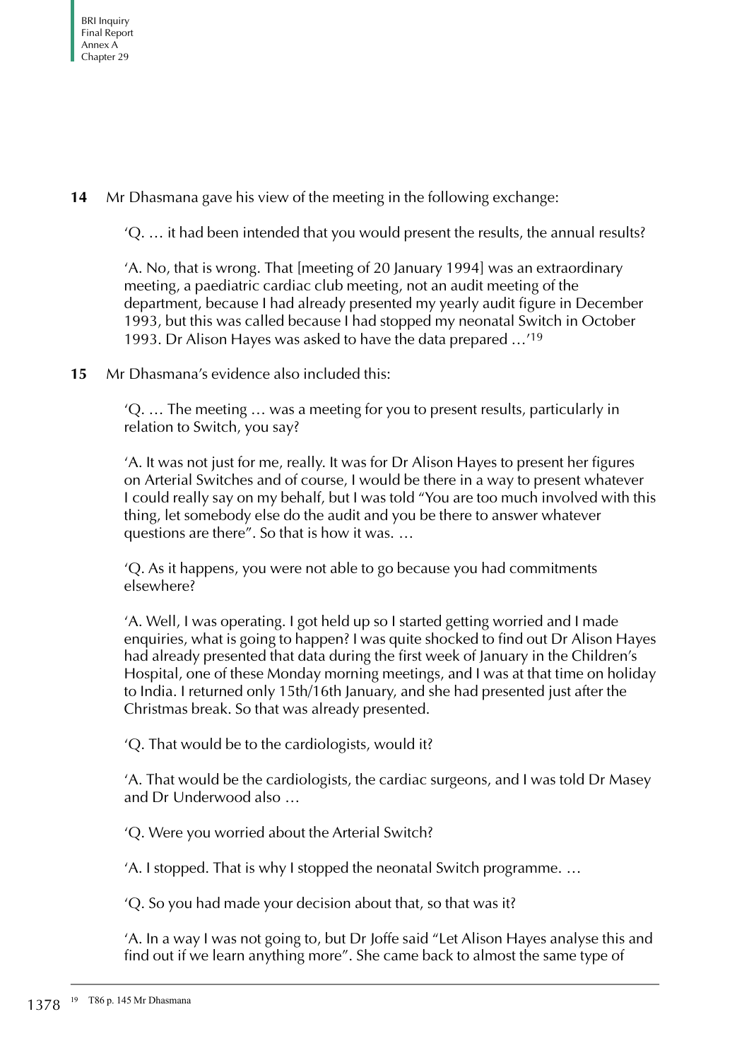**14** Mr Dhasmana gave his view of the meeting in the following exchange:

> 'Q. … it had been intended that you would present the results, the annual results?
>
> 'A. No, that is wrong. That [meeting of 20 January 1994] was an extraordinary meeting, a paediatric cardiac club meeting, not an audit meeting of the department, because I had already presented my yearly audit figure in December 1993, but this was called because I had stopped my neonatal Switch in October 1993. Dr Alison Hayes was asked to have the data prepared …'[19]

**15** Mr Dhasmana's evidence also included this:

> 'Q. … The meeting … was a meeting for you to present results, particularly in relation to Switch, you say?
>
> 'A. It was not just for me, really. It was for Dr Alison Hayes to present her figures on Arterial Switches and of course, I would be there in a way to present whatever I could really say on my behalf, but I was told "You are too much involved with this thing, let somebody else do the audit and you be there to answer whatever questions are there". So that is how it was. …
>
> 'Q. As it happens, you were not able to go because you had commitments elsewhere?
>
> 'A. Well, I was operating. I got held up so I started getting worried and I made enquiries, what is going to happen? I was quite shocked to find out Dr Alison Hayes had already presented that data during the first week of January in the Children's Hospital, one of these Monday morning meetings, and I was at that time on holiday to India. I returned only 15th/16th January, and she had presented just after the Christmas break. So that was already presented.
>
> 'Q. That would be to the cardiologists, would it?
>
> 'A. That would be the cardiologists, the cardiac surgeons, and I was told Dr Masey and Dr Underwood also …
>
> 'Q. Were you worried about the Arterial Switch?
>
> 'A. I stopped. That is why I stopped the neonatal Switch programme. …
>
> 'Q. So you had made your decision about that, so that was it?
>
> 'A. In a way I was not going to, but Dr Joffe said "Let Alison Hayes analyse this and find out if we learn anything more". She came back to almost the same type of

[19] T86 p. 145 Mr Dhasmana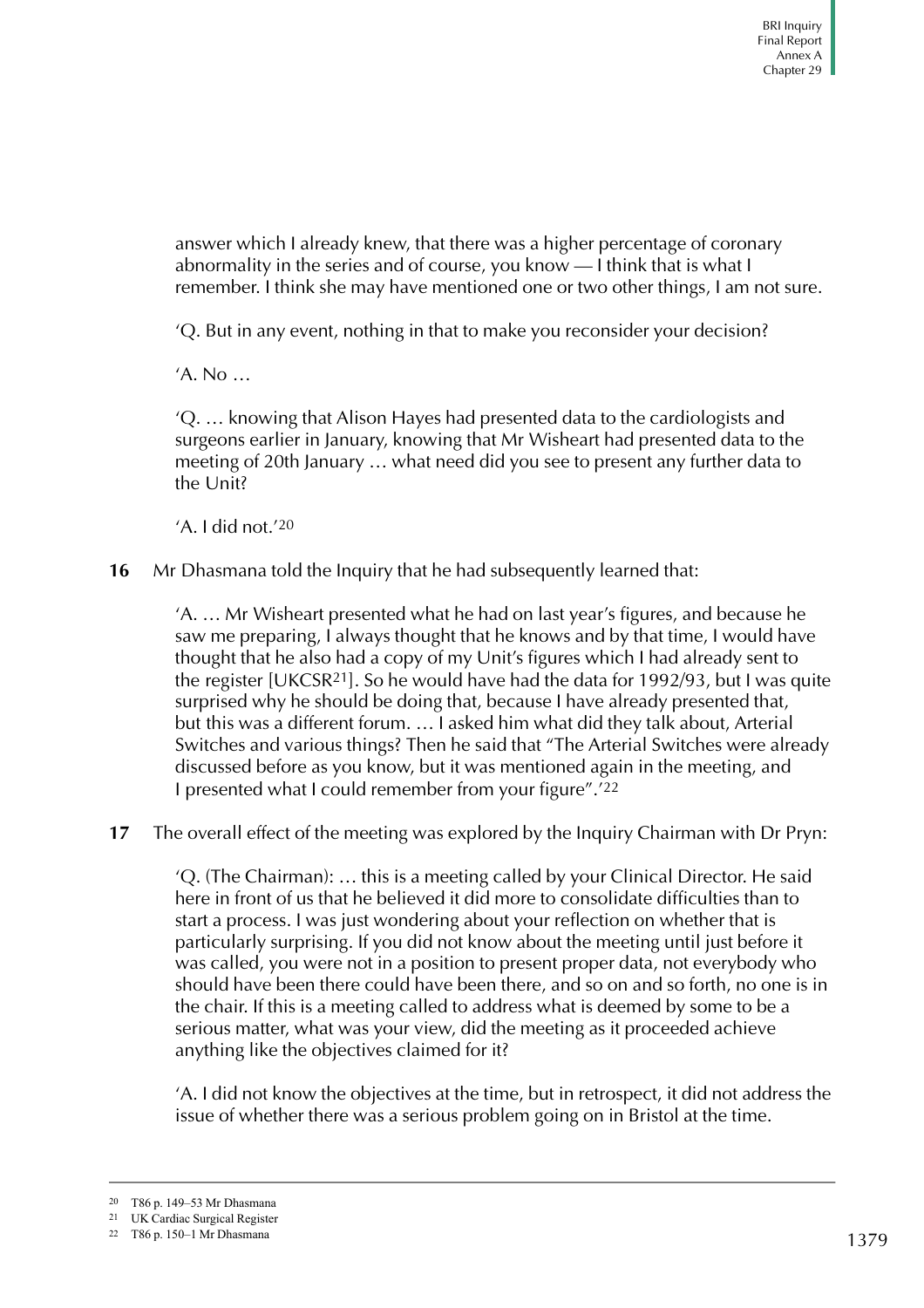answer which I already knew, that there was a higher percentage of coronary abnormality in the series and of course, you know — I think that is what I remember. I think she may have mentioned one or two other things, I am not sure.

'Q. But in any event, nothing in that to make you reconsider your decision?

'A. No …

'Q. … knowing that Alison Hayes had presented data to the cardiologists and surgeons earlier in January, knowing that Mr Wisheart had presented data to the meeting of 20th January … what need did you see to present any further data to the Unit?

'A. I did not.'[20]

**16** Mr Dhasmana told the Inquiry that he had subsequently learned that:

> 'A. … Mr Wisheart presented what he had on last year's figures, and because he saw me preparing, I always thought that he knows and by that time, I would have thought that he also had a copy of my Unit's figures which I had already sent to the register [UKCSR[21]]. So he would have had the data for 1992/93, but I was quite surprised why he should be doing that, because I have already presented that, but this was a different forum. … I asked him what did they talk about, Arterial Switches and various things? Then he said that "The Arterial Switches were already discussed before as you know, but it was mentioned again in the meeting, and I presented what I could remember from your figure".'[22]

**17** The overall effect of the meeting was explored by the Inquiry Chairman with Dr Pryn:

> 'Q. (The Chairman): … this is a meeting called by your Clinical Director. He said here in front of us that he believed it did more to consolidate difficulties than to start a process. I was just wondering about your reflection on whether that is particularly surprising. If you did not know about the meeting until just before it was called, you were not in a position to present proper data, not everybody who should have been there could have been there, and so on and so forth, no one is in the chair. If this is a meeting called to address what is deemed by some to be a serious matter, what was your view, did the meeting as it proceeded achieve anything like the objectives claimed for it?
>
> 'A. I did not know the objectives at the time, but in retrospect, it did not address the issue of whether there was a serious problem going on in Bristol at the time.

---

[20] T86 p. 149–53 Mr Dhasmana

[21] UK Cardiac Surgical Register

[22] T86 p. 150–1 Mr Dhasmana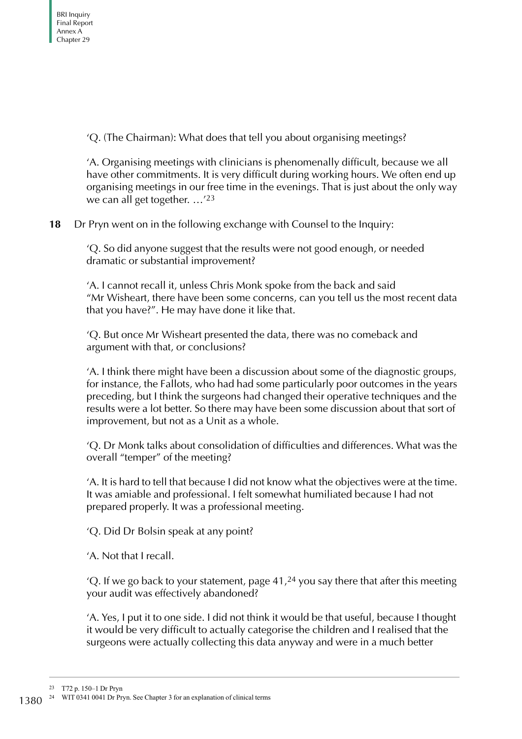'Q. (The Chairman): What does that tell you about organising meetings?

'A. Organising meetings with clinicians is phenomenally difficult, because we all have other commitments. It is very difficult during working hours. We often end up organising meetings in our free time in the evenings. That is just about the only way we can all get together. …'[23]

**18** Dr Pryn went on in the following exchange with Counsel to the Inquiry:

'Q. So did anyone suggest that the results were not good enough, or needed dramatic or substantial improvement?

'A. I cannot recall it, unless Chris Monk spoke from the back and said "Mr Wisheart, there have been some concerns, can you tell us the most recent data that you have?". He may have done it like that.

'Q. But once Mr Wisheart presented the data, there was no comeback and argument with that, or conclusions?

'A. I think there might have been a discussion about some of the diagnostic groups, for instance, the Fallots, who had had some particularly poor outcomes in the years preceding, but I think the surgeons had changed their operative techniques and the results were a lot better. So there may have been some discussion about that sort of improvement, but not as a Unit as a whole.

'Q. Dr Monk talks about consolidation of difficulties and differences. What was the overall "temper" of the meeting?

'A. It is hard to tell that because I did not know what the objectives were at the time. It was amiable and professional. I felt somewhat humiliated because I had not prepared properly. It was a professional meeting.

'Q. Did Dr Bolsin speak at any point?

'A. Not that I recall.

'Q. If we go back to your statement, page 41,[24] you say there that after this meeting your audit was effectively abandoned?

'A. Yes, I put it to one side. I did not think it would be that useful, because I thought it would be very difficult to actually categorise the children and I realised that the surgeons were actually collecting this data anyway and were in a much better

---

[23] T72 p. 150–1 Dr Pryn

[24] WIT 0341 0041 Dr Pryn. See Chapter 3 for an explanation of clinical terms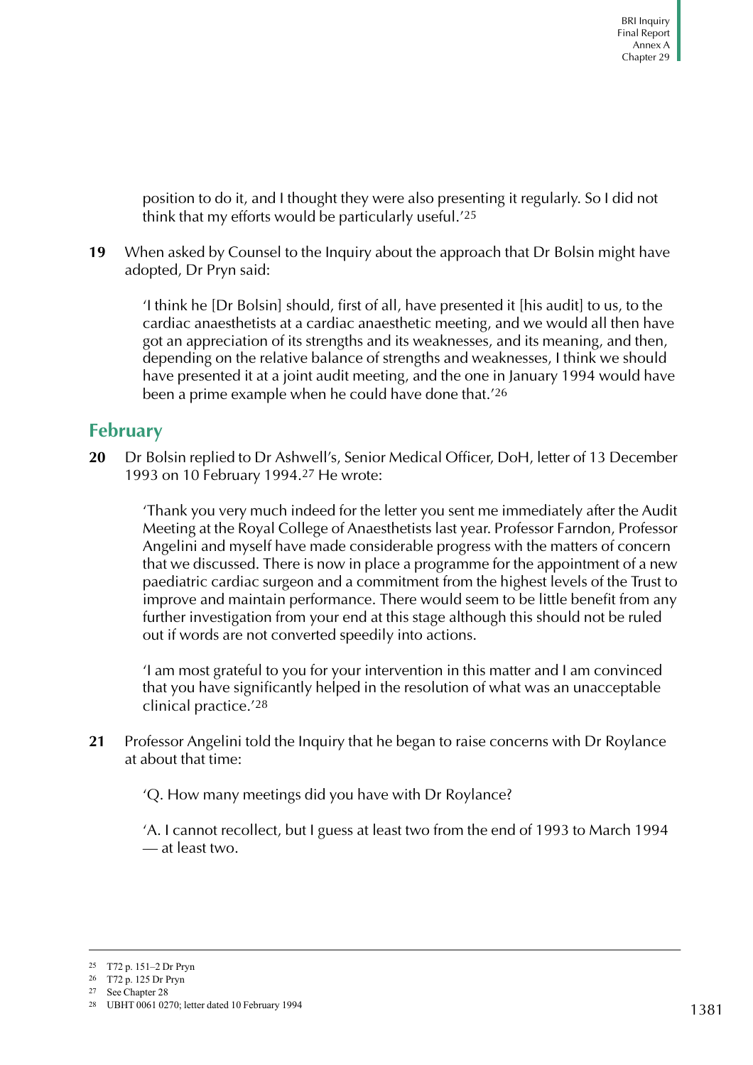position to do it, and I thought they were also presenting it regularly. So I did not think that my efforts would be particularly useful.'[25]

**19** When asked by Counsel to the Inquiry about the approach that Dr Bolsin might have adopted, Dr Pryn said:

> 'I think he [Dr Bolsin] should, first of all, have presented it [his audit] to us, to the cardiac anaesthetists at a cardiac anaesthetic meeting, and we would all then have got an appreciation of its strengths and its weaknesses, and its meaning, and then, depending on the relative balance of strengths and weaknesses, I think we should have presented it at a joint audit meeting, and the one in January 1994 would have been a prime example when he could have done that.'[26]

## February

**20** Dr Bolsin replied to Dr Ashwell's, Senior Medical Officer, DoH, letter of 13 December 1993 on 10 February 1994.[27] He wrote:

> 'Thank you very much indeed for the letter you sent me immediately after the Audit Meeting at the Royal College of Anaesthetists last year. Professor Farndon, Professor Angelini and myself have made considerable progress with the matters of concern that we discussed. There is now in place a programme for the appointment of a new paediatric cardiac surgeon and a commitment from the highest levels of the Trust to improve and maintain performance. There would seem to be little benefit from any further investigation from your end at this stage although this should not be ruled out if words are not converted speedily into actions.
>
> 'I am most grateful to you for your intervention in this matter and I am convinced that you have significantly helped in the resolution of what was an unacceptable clinical practice.'[28]

**21** Professor Angelini told the Inquiry that he began to raise concerns with Dr Roylance at about that time:

> 'Q. How many meetings did you have with Dr Roylance?
>
> 'A. I cannot recollect, but I guess at least two from the end of 1993 to March 1994 — at least two.

---

25 T72 p. 151–2 Dr Pryn

26 T72 p. 125 Dr Pryn

27 See Chapter 28

28 UBHT 0061 0270; letter dated 10 February 1994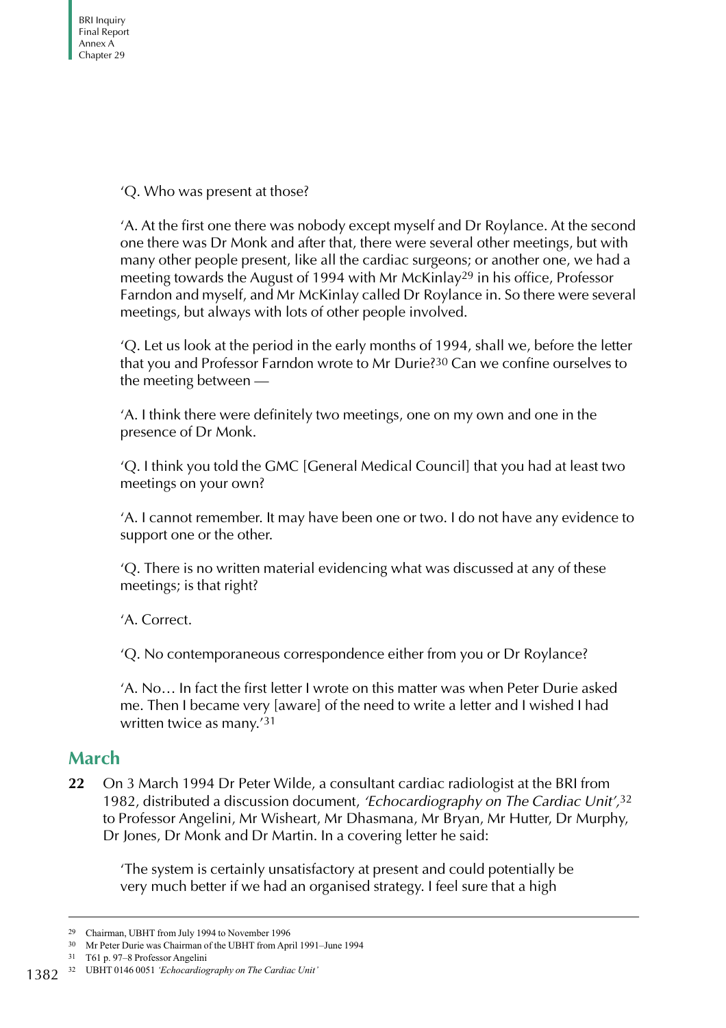'Q. Who was present at those?

'A. At the first one there was nobody except myself and Dr Roylance. At the second one there was Dr Monk and after that, there were several other meetings, but with many other people present, like all the cardiac surgeons; or another one, we had a meeting towards the August of 1994 with Mr McKinlay[29] in his office, Professor Farndon and myself, and Mr McKinlay called Dr Roylance in. So there were several meetings, but always with lots of other people involved.

'Q. Let us look at the period in the early months of 1994, shall we, before the letter that you and Professor Farndon wrote to Mr Durie?[30] Can we confine ourselves to the meeting between —

'A. I think there were definitely two meetings, one on my own and one in the presence of Dr Monk.

'Q. I think you told the GMC [General Medical Council] that you had at least two meetings on your own?

'A. I cannot remember. It may have been one or two. I do not have any evidence to support one or the other.

'Q. There is no written material evidencing what was discussed at any of these meetings; is that right?

'A. Correct.

'Q. No contemporaneous correspondence either from you or Dr Roylance?

'A. No… In fact the first letter I wrote on this matter was when Peter Durie asked me. Then I became very [aware] of the need to write a letter and I wished I had written twice as many.'[31]

## March

**22** On 3 March 1994 Dr Peter Wilde, a consultant cardiac radiologist at the BRI from 1982, distributed a discussion document, *'Echocardiography on The Cardiac Unit'*,[32] to Professor Angelini, Mr Wisheart, Mr Dhasmana, Mr Bryan, Mr Hutter, Dr Murphy, Dr Jones, Dr Monk and Dr Martin. In a covering letter he said:

'The system is certainly unsatisfactory at present and could potentially be very much better if we had an organised strategy. I feel sure that a high

---

[29] Chairman, UBHT from July 1994 to November 1996

[30] Mr Peter Durie was Chairman of the UBHT from April 1991–June 1994

[31] T61 p. 97–8 Professor Angelini

[32] UBHT 0146 0051 *'Echocardiography on The Cardiac Unit'*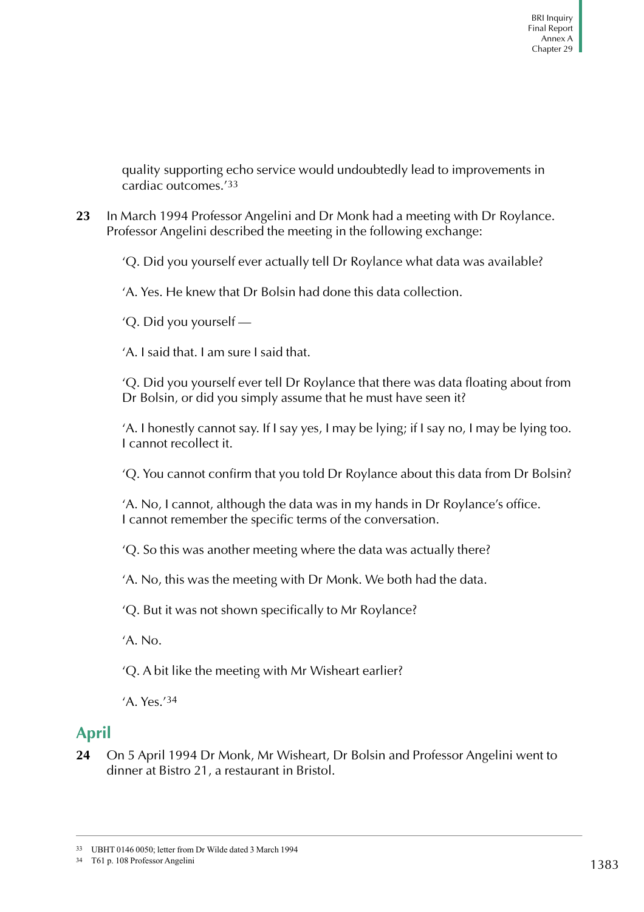quality supporting echo service would undoubtedly lead to improvements in cardiac outcomes.'[33]

**23** In March 1994 Professor Angelini and Dr Monk had a meeting with Dr Roylance. Professor Angelini described the meeting in the following exchange:

> 'Q. Did you yourself ever actually tell Dr Roylance what data was available?
>
> 'A. Yes. He knew that Dr Bolsin had done this data collection.
>
> 'Q. Did you yourself —
>
> 'A. I said that. I am sure I said that.
>
> 'Q. Did you yourself ever tell Dr Roylance that there was data floating about from Dr Bolsin, or did you simply assume that he must have seen it?
>
> 'A. I honestly cannot say. If I say yes, I may be lying; if I say no, I may be lying too. I cannot recollect it.
>
> 'Q. You cannot confirm that you told Dr Roylance about this data from Dr Bolsin?
>
> 'A. No, I cannot, although the data was in my hands in Dr Roylance's office. I cannot remember the specific terms of the conversation.
>
> 'Q. So this was another meeting where the data was actually there?
>
> 'A. No, this was the meeting with Dr Monk. We both had the data.
>
> 'Q. But it was not shown specifically to Mr Roylance?
>
> 'A. No.
>
> 'Q. A bit like the meeting with Mr Wisheart earlier?
>
> 'A. Yes.'[34]

## April

**24** On 5 April 1994 Dr Monk, Mr Wisheart, Dr Bolsin and Professor Angelini went to dinner at Bistro 21, a restaurant in Bristol.

---

[33] UBHT 0146 0050; letter from Dr Wilde dated 3 March 1994

[34] T61 p. 108 Professor Angelini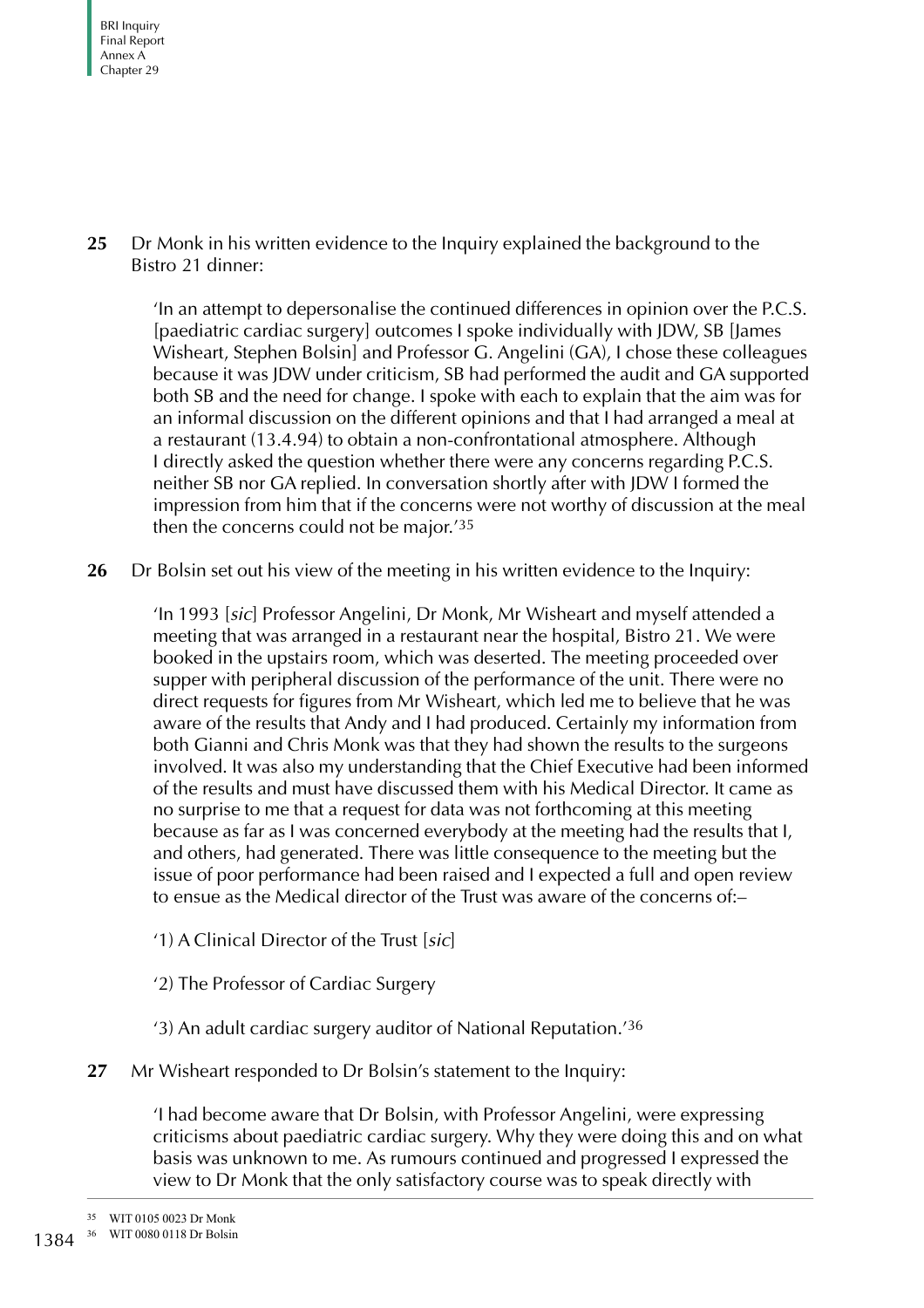**25** Dr Monk in his written evidence to the Inquiry explained the background to the Bistro 21 dinner:

> 'In an attempt to depersonalise the continued differences in opinion over the P.C.S. [paediatric cardiac surgery] outcomes I spoke individually with JDW, SB [James Wisheart, Stephen Bolsin] and Professor G. Angelini (GA), I chose these colleagues because it was JDW under criticism, SB had performed the audit and GA supported both SB and the need for change. I spoke with each to explain that the aim was for an informal discussion on the different opinions and that I had arranged a meal at a restaurant (13.4.94) to obtain a non-confrontational atmosphere. Although I directly asked the question whether there were any concerns regarding P.C.S. neither SB nor GA replied. In conversation shortly after with JDW I formed the impression from him that if the concerns were not worthy of discussion at the meal then the concerns could not be major.'[35]

**26** Dr Bolsin set out his view of the meeting in his written evidence to the Inquiry:

> 'In 1993 [*sic*] Professor Angelini, Dr Monk, Mr Wisheart and myself attended a meeting that was arranged in a restaurant near the hospital, Bistro 21. We were booked in the upstairs room, which was deserted. The meeting proceeded over supper with peripheral discussion of the performance of the unit. There were no direct requests for figures from Mr Wisheart, which led me to believe that he was aware of the results that Andy and I had produced. Certainly my information from both Gianni and Chris Monk was that they had shown the results to the surgeons involved. It was also my understanding that the Chief Executive had been informed of the results and must have discussed them with his Medical Director. It came as no surprise to me that a request for data was not forthcoming at this meeting because as far as I was concerned everybody at the meeting had the results that I, and others, had generated. There was little consequence to the meeting but the issue of poor performance had been raised and I expected a full and open review to ensue as the Medical director of the Trust was aware of the concerns of:–
>
> '1) A Clinical Director of the Trust [*sic*]
>
> '2) The Professor of Cardiac Surgery
>
> '3) An adult cardiac surgery auditor of National Reputation.'[36]

**27** Mr Wisheart responded to Dr Bolsin's statement to the Inquiry:

> 'I had become aware that Dr Bolsin, with Professor Angelini, were expressing criticisms about paediatric cardiac surgery. Why they were doing this and on what basis was unknown to me. As rumours continued and progressed I expressed the view to Dr Monk that the only satisfactory course was to speak directly with

---

[35] WIT 0105 0023 Dr Monk

[36] WIT 0080 0118 Dr Bolsin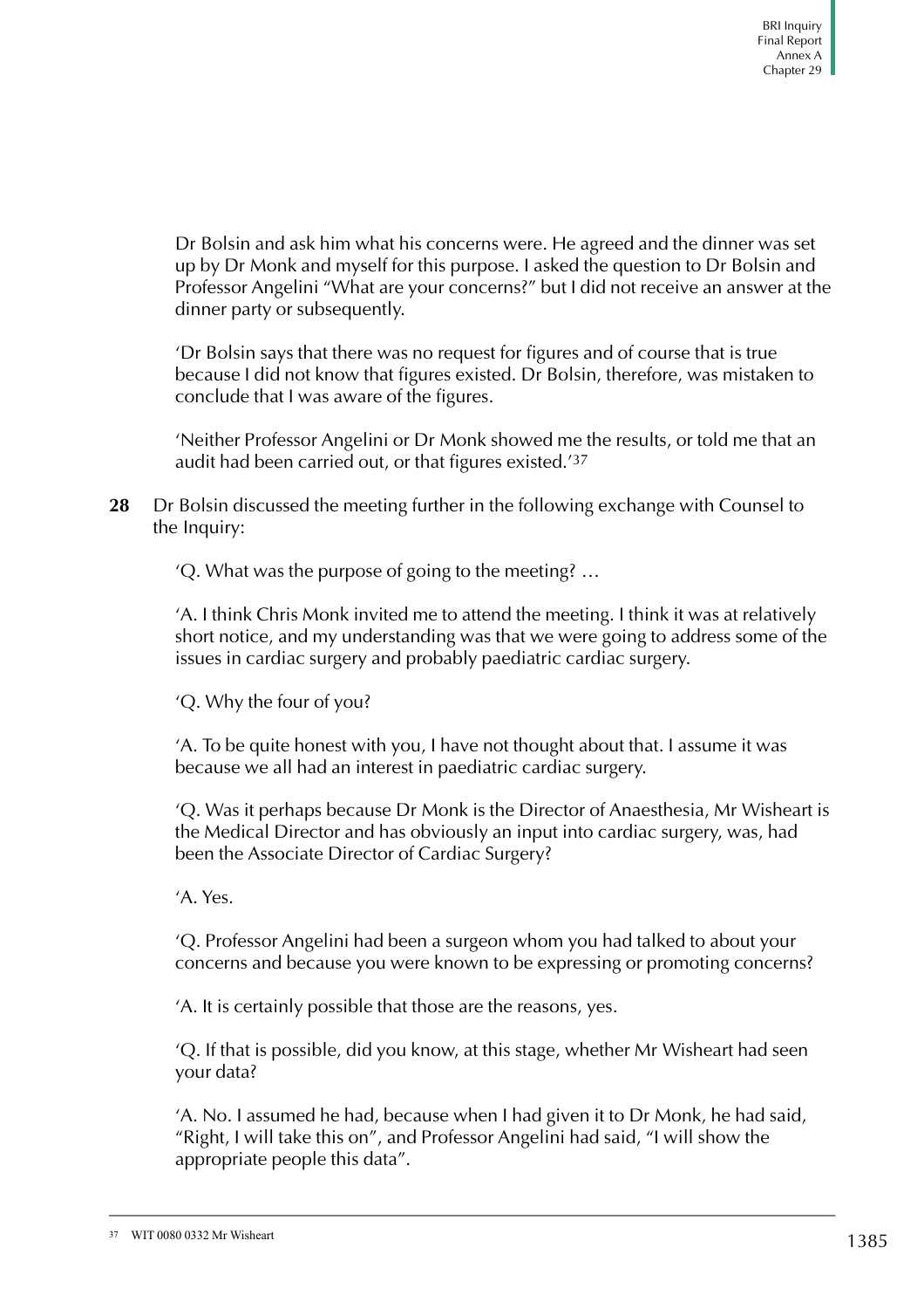Dr Bolsin and ask him what his concerns were. He agreed and the dinner was set up by Dr Monk and myself for this purpose. I asked the question to Dr Bolsin and Professor Angelini "What are your concerns?" but I did not receive an answer at the dinner party or subsequently.

'Dr Bolsin says that there was no request for figures and of course that is true because I did not know that figures existed. Dr Bolsin, therefore, was mistaken to conclude that I was aware of the figures.

'Neither Professor Angelini or Dr Monk showed me the results, or told me that an audit had been carried out, or that figures existed.'[37]

**28** Dr Bolsin discussed the meeting further in the following exchange with Counsel to the Inquiry:

'Q. What was the purpose of going to the meeting? …

'A. I think Chris Monk invited me to attend the meeting. I think it was at relatively short notice, and my understanding was that we were going to address some of the issues in cardiac surgery and probably paediatric cardiac surgery.

'Q. Why the four of you?

'A. To be quite honest with you, I have not thought about that. I assume it was because we all had an interest in paediatric cardiac surgery.

'Q. Was it perhaps because Dr Monk is the Director of Anaesthesia, Mr Wisheart is the Medical Director and has obviously an input into cardiac surgery, was, had been the Associate Director of Cardiac Surgery?

'A. Yes.

'Q. Professor Angelini had been a surgeon whom you had talked to about your concerns and because you were known to be expressing or promoting concerns?

'A. It is certainly possible that those are the reasons, yes.

'Q. If that is possible, did you know, at this stage, whether Mr Wisheart had seen your data?

'A. No. I assumed he had, because when I had given it to Dr Monk, he had said, "Right, I will take this on", and Professor Angelini had said, "I will show the appropriate people this data".

[37] WIT 0080 0332 Mr Wisheart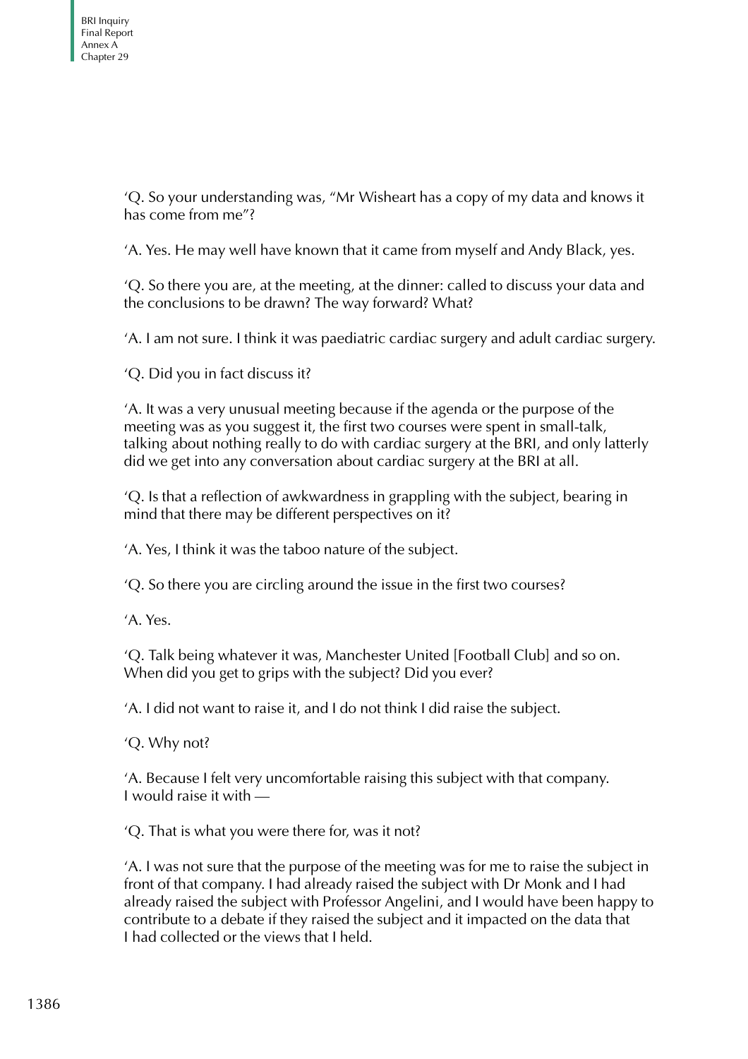'Q. So your understanding was, "Mr Wisheart has a copy of my data and knows it has come from me"?

'A. Yes. He may well have known that it came from myself and Andy Black, yes.

'Q. So there you are, at the meeting, at the dinner: called to discuss your data and the conclusions to be drawn? The way forward? What?

'A. I am not sure. I think it was paediatric cardiac surgery and adult cardiac surgery.

'Q. Did you in fact discuss it?

'A. It was a very unusual meeting because if the agenda or the purpose of the meeting was as you suggest it, the first two courses were spent in small-talk, talking about nothing really to do with cardiac surgery at the BRI, and only latterly did we get into any conversation about cardiac surgery at the BRI at all.

'Q. Is that a reflection of awkwardness in grappling with the subject, bearing in mind that there may be different perspectives on it?

'A. Yes, I think it was the taboo nature of the subject.

'Q. So there you are circling around the issue in the first two courses?

'A. Yes.

'Q. Talk being whatever it was, Manchester United [Football Club] and so on. When did you get to grips with the subject? Did you ever?

'A. I did not want to raise it, and I do not think I did raise the subject.

'Q. Why not?

'A. Because I felt very uncomfortable raising this subject with that company. I would raise it with —

'Q. That is what you were there for, was it not?

'A. I was not sure that the purpose of the meeting was for me to raise the subject in front of that company. I had already raised the subject with Dr Monk and I had already raised the subject with Professor Angelini, and I would have been happy to contribute to a debate if they raised the subject and it impacted on the data that I had collected or the views that I held.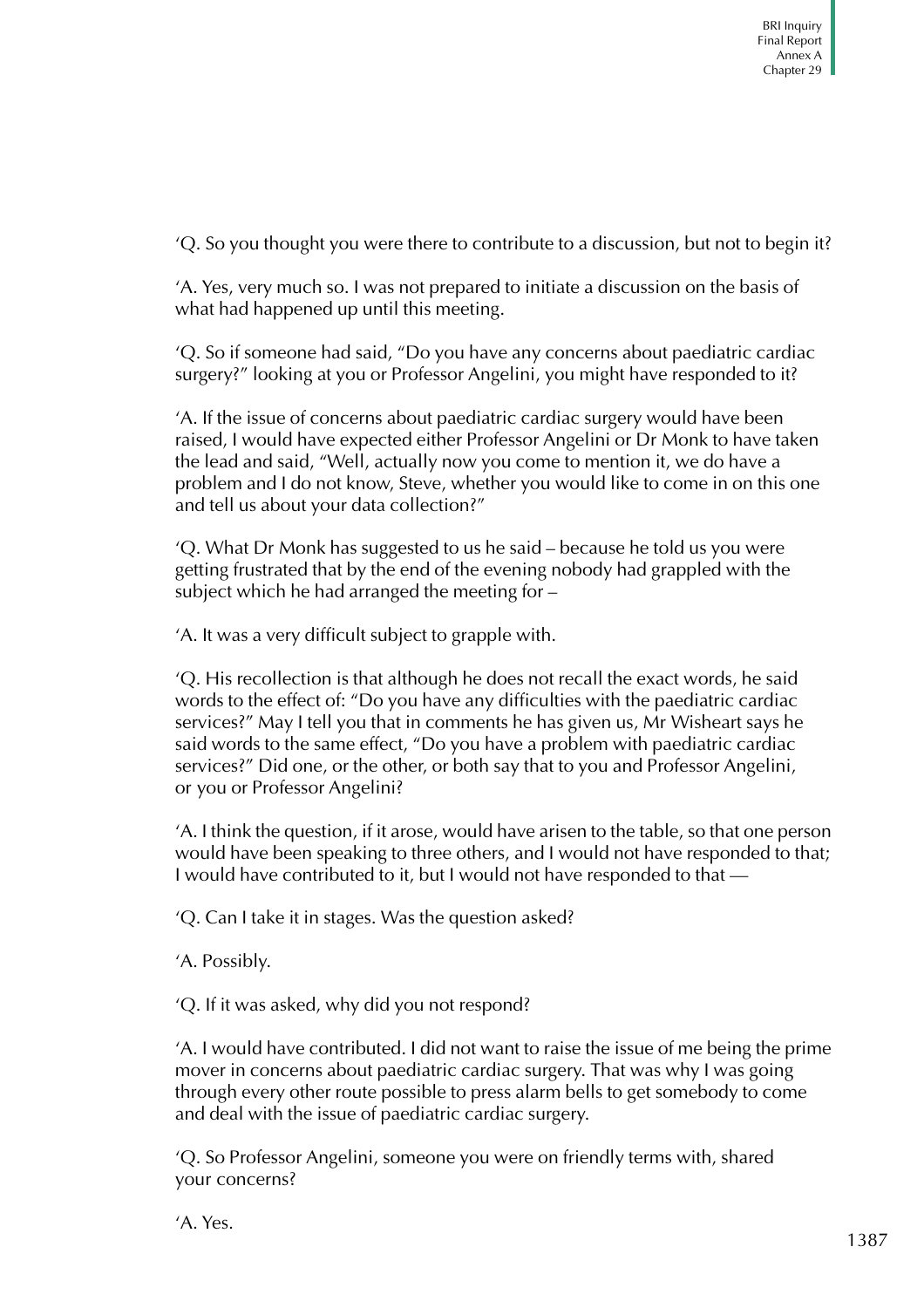'Q. So you thought you were there to contribute to a discussion, but not to begin it?

'A. Yes, very much so. I was not prepared to initiate a discussion on the basis of what had happened up until this meeting.

'Q. So if someone had said, "Do you have any concerns about paediatric cardiac surgery?" looking at you or Professor Angelini, you might have responded to it?

'A. If the issue of concerns about paediatric cardiac surgery would have been raised, I would have expected either Professor Angelini or Dr Monk to have taken the lead and said, "Well, actually now you come to mention it, we do have a problem and I do not know, Steve, whether you would like to come in on this one and tell us about your data collection?"

'Q. What Dr Monk has suggested to us he said – because he told us you were getting frustrated that by the end of the evening nobody had grappled with the subject which he had arranged the meeting for –

'A. It was a very difficult subject to grapple with.

'Q. His recollection is that although he does not recall the exact words, he said words to the effect of: "Do you have any difficulties with the paediatric cardiac services?" May I tell you that in comments he has given us, Mr Wisheart says he said words to the same effect, "Do you have a problem with paediatric cardiac services?" Did one, or the other, or both say that to you and Professor Angelini, or you or Professor Angelini?

'A. I think the question, if it arose, would have arisen to the table, so that one person would have been speaking to three others, and I would not have responded to that; I would have contributed to it, but I would not have responded to that —

'Q. Can I take it in stages. Was the question asked?

'A. Possibly.

'Q. If it was asked, why did you not respond?

'A. I would have contributed. I did not want to raise the issue of me being the prime mover in concerns about paediatric cardiac surgery. That was why I was going through every other route possible to press alarm bells to get somebody to come and deal with the issue of paediatric cardiac surgery.

'Q. So Professor Angelini, someone you were on friendly terms with, shared your concerns?

'A. Yes.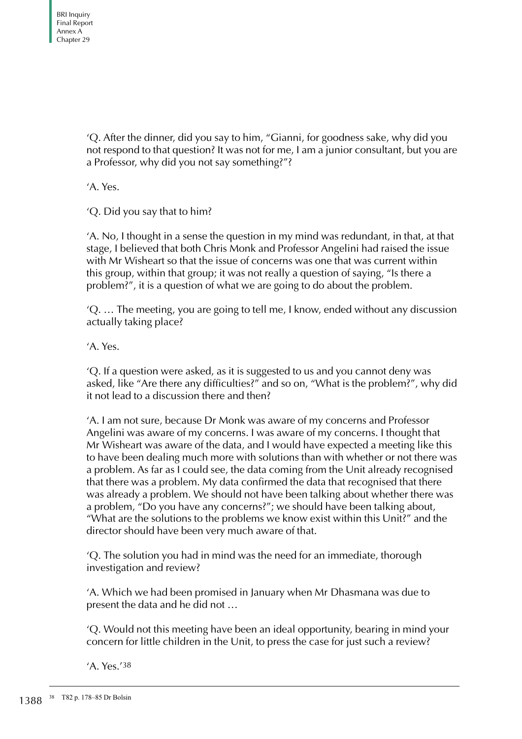'Q. After the dinner, did you say to him, "Gianni, for goodness sake, why did you not respond to that question? It was not for me, I am a junior consultant, but you are a Professor, why did you not say something?"?

'A. Yes.

'Q. Did you say that to him?

'A. No, I thought in a sense the question in my mind was redundant, in that, at that stage, I believed that both Chris Monk and Professor Angelini had raised the issue with Mr Wisheart so that the issue of concerns was one that was current within this group, within that group; it was not really a question of saying, "Is there a problem?", it is a question of what we are going to do about the problem.

'Q. … The meeting, you are going to tell me, I know, ended without any discussion actually taking place?

'A. Yes.

'Q. If a question were asked, as it is suggested to us and you cannot deny was asked, like "Are there any difficulties?" and so on, "What is the problem?", why did it not lead to a discussion there and then?

'A. I am not sure, because Dr Monk was aware of my concerns and Professor Angelini was aware of my concerns. I was aware of my concerns. I thought that Mr Wisheart was aware of the data, and I would have expected a meeting like this to have been dealing much more with solutions than with whether or not there was a problem. As far as I could see, the data coming from the Unit already recognised that there was a problem. My data confirmed the data that recognised that there was already a problem. We should not have been talking about whether there was a problem, "Do you have any concerns?"; we should have been talking about, "What are the solutions to the problems we know exist within this Unit?" and the director should have been very much aware of that.

'Q. The solution you had in mind was the need for an immediate, thorough investigation and review?

'A. Which we had been promised in January when Mr Dhasmana was due to present the data and he did not …

'Q. Would not this meeting have been an ideal opportunity, bearing in mind your concern for little children in the Unit, to press the case for just such a review?

'A. Yes.'[38]

[38] T82 p. 178–85 Dr Bolsin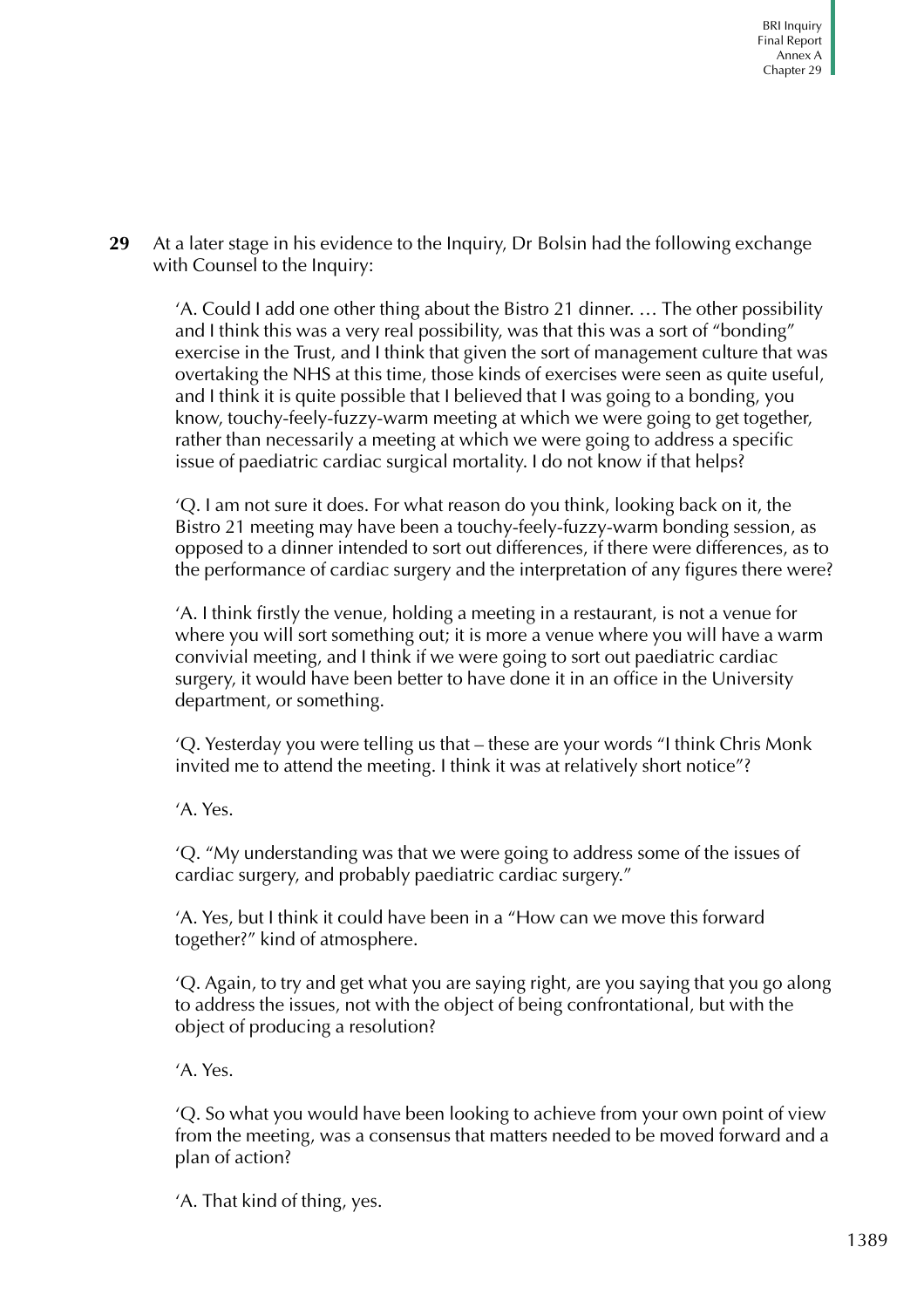**29** At a later stage in his evidence to the Inquiry, Dr Bolsin had the following exchange with Counsel to the Inquiry:

> 'A. Could I add one other thing about the Bistro 21 dinner. … The other possibility and I think this was a very real possibility, was that this was a sort of "bonding" exercise in the Trust, and I think that given the sort of management culture that was overtaking the NHS at this time, those kinds of exercises were seen as quite useful, and I think it is quite possible that I believed that I was going to a bonding, you know, touchy-feely-fuzzy-warm meeting at which we were going to get together, rather than necessarily a meeting at which we were going to address a specific issue of paediatric cardiac surgical mortality. I do not know if that helps?
>
> 'Q. I am not sure it does. For what reason do you think, looking back on it, the Bistro 21 meeting may have been a touchy-feely-fuzzy-warm bonding session, as opposed to a dinner intended to sort out differences, if there were differences, as to the performance of cardiac surgery and the interpretation of any figures there were?
>
> 'A. I think firstly the venue, holding a meeting in a restaurant, is not a venue for where you will sort something out; it is more a venue where you will have a warm convivial meeting, and I think if we were going to sort out paediatric cardiac surgery, it would have been better to have done it in an office in the University department, or something.
>
> 'Q. Yesterday you were telling us that – these are your words "I think Chris Monk invited me to attend the meeting. I think it was at relatively short notice"?
>
> 'A. Yes.
>
> 'Q. "My understanding was that we were going to address some of the issues of cardiac surgery, and probably paediatric cardiac surgery."
>
> 'A. Yes, but I think it could have been in a "How can we move this forward together?" kind of atmosphere.
>
> 'Q. Again, to try and get what you are saying right, are you saying that you go along to address the issues, not with the object of being confrontational, but with the object of producing a resolution?
>
> 'A. Yes.
>
> 'Q. So what you would have been looking to achieve from your own point of view from the meeting, was a consensus that matters needed to be moved forward and a plan of action?
>
> 'A. That kind of thing, yes.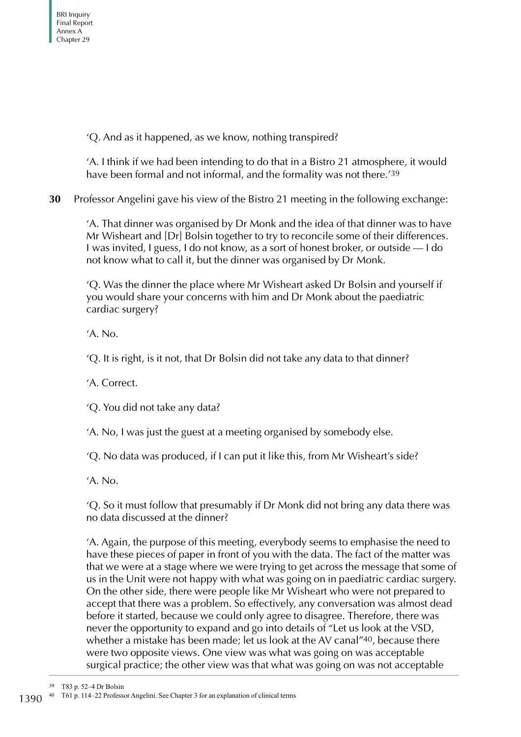'Q. And as it happened, as we know, nothing transpired?

'A. I think if we had been intending to do that in a Bistro 21 atmosphere, it would have been formal and not informal, and the formality was not there.'[39]

**30** Professor Angelini gave his view of the Bistro 21 meeting in the following exchange:

'A. That dinner was organised by Dr Monk and the idea of that dinner was to have Mr Wisheart and [Dr] Bolsin together to try to reconcile some of their differences. I was invited, I guess, I do not know, as a sort of honest broker, or outside — I do not know what to call it, but the dinner was organised by Dr Monk.

'Q. Was the dinner the place where Mr Wisheart asked Dr Bolsin and yourself if you would share your concerns with him and Dr Monk about the paediatric cardiac surgery?

'A. No.

'Q. It is right, is it not, that Dr Bolsin did not take any data to that dinner?

'A. Correct.

'Q. You did not take any data?

'A. No, I was just the guest at a meeting organised by somebody else.

'Q. No data was produced, if I can put it like this, from Mr Wisheart's side?

'A. No.

'Q. So it must follow that presumably if Dr Monk did not bring any data there was no data discussed at the dinner?

'A. Again, the purpose of this meeting, everybody seems to emphasise the need to have these pieces of paper in front of you with the data. The fact of the matter was that we were at a stage where we were trying to get across the message that some of us in the Unit were not happy with what was going on in paediatric cardiac surgery. On the other side, there were people like Mr Wisheart who were not prepared to accept that there was a problem. So effectively, any conversation was almost dead before it started, because we could only agree to disagree. Therefore, there was never the opportunity to expand and go into details of "Let us look at the VSD, whether a mistake has been made; let us look at the AV canal"[40], because there were two opposite views. One view was what was going on was acceptable surgical practice; the other view was that what was going on was not acceptable

---

39 T83 p. 52–4 Dr Bolsin

40 T61 p. 114–22 Professor Angelini. See Chapter 3 for an explanation of clinical terms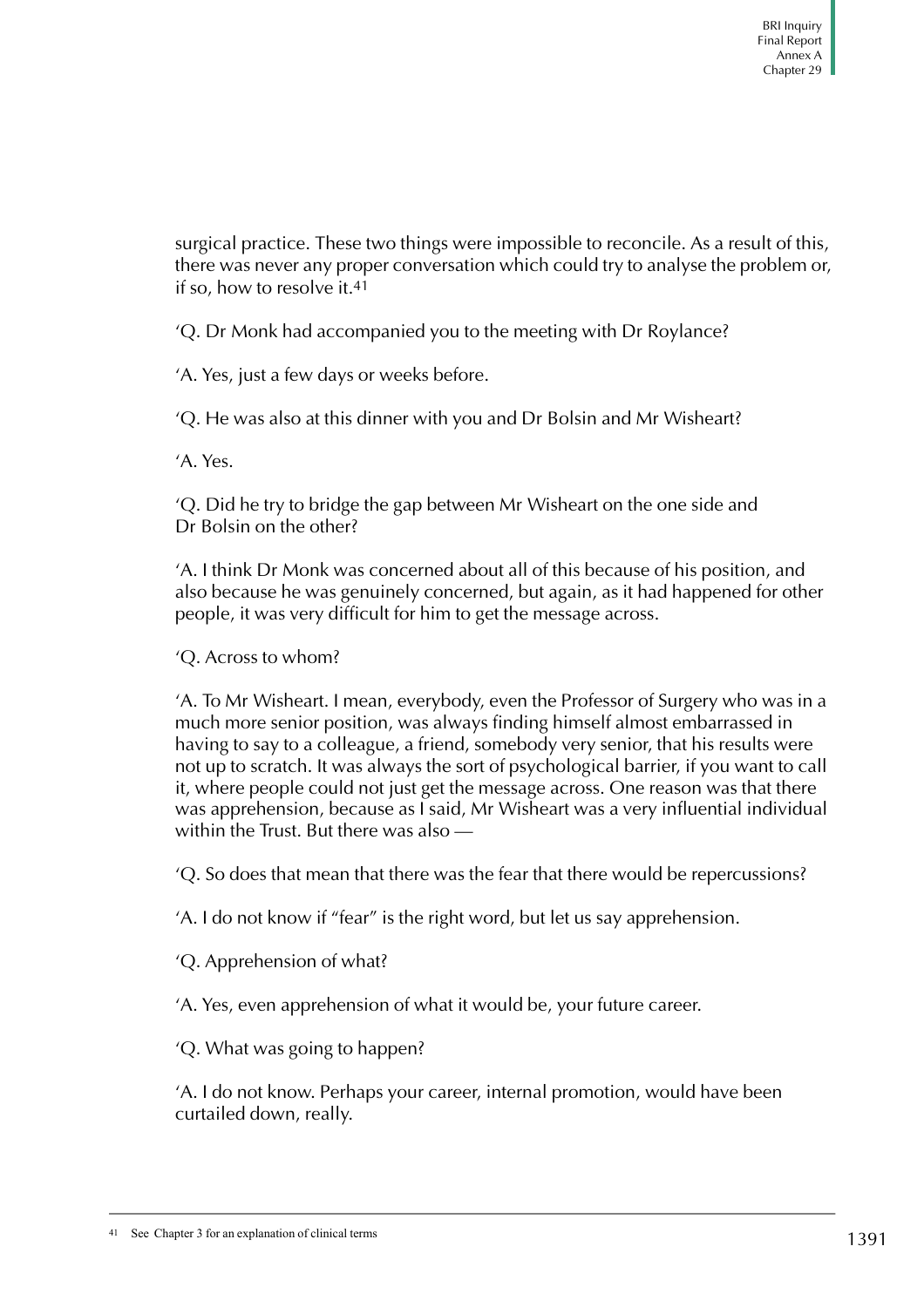surgical practice. These two things were impossible to reconcile. As a result of this, there was never any proper conversation which could try to analyse the problem or, if so, how to resolve it.[41]

'Q. Dr Monk had accompanied you to the meeting with Dr Roylance?

'A. Yes, just a few days or weeks before.

'Q. He was also at this dinner with you and Dr Bolsin and Mr Wisheart?

'A. Yes.

'Q. Did he try to bridge the gap between Mr Wisheart on the one side and Dr Bolsin on the other?

'A. I think Dr Monk was concerned about all of this because of his position, and also because he was genuinely concerned, but again, as it had happened for other people, it was very difficult for him to get the message across.

'Q. Across to whom?

'A. To Mr Wisheart. I mean, everybody, even the Professor of Surgery who was in a much more senior position, was always finding himself almost embarrassed in having to say to a colleague, a friend, somebody very senior, that his results were not up to scratch. It was always the sort of psychological barrier, if you want to call it, where people could not just get the message across. One reason was that there was apprehension, because as I said, Mr Wisheart was a very influential individual within the Trust. But there was also —

'Q. So does that mean that there was the fear that there would be repercussions?

'A. I do not know if "fear" is the right word, but let us say apprehension.

'Q. Apprehension of what?

'A. Yes, even apprehension of what it would be, your future career.

'Q. What was going to happen?

'A. I do not know. Perhaps your career, internal promotion, would have been curtailed down, really.

[41] See Chapter 3 for an explanation of clinical terms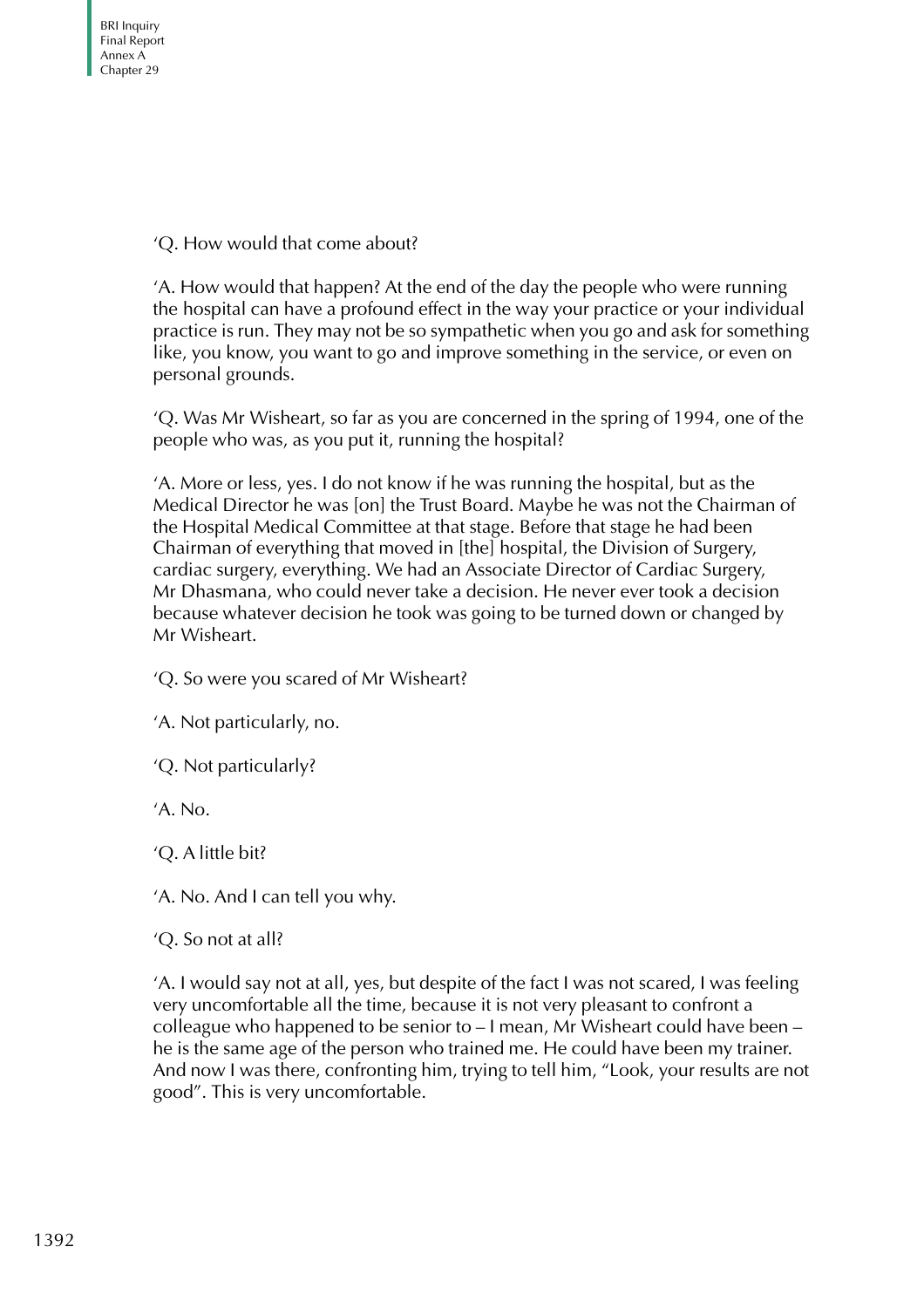'Q. How would that come about?

'A. How would that happen? At the end of the day the people who were running the hospital can have a profound effect in the way your practice or your individual practice is run. They may not be so sympathetic when you go and ask for something like, you know, you want to go and improve something in the service, or even on personal grounds.

'Q. Was Mr Wisheart, so far as you are concerned in the spring of 1994, one of the people who was, as you put it, running the hospital?

'A. More or less, yes. I do not know if he was running the hospital, but as the Medical Director he was [on] the Trust Board. Maybe he was not the Chairman of the Hospital Medical Committee at that stage. Before that stage he had been Chairman of everything that moved in [the] hospital, the Division of Surgery, cardiac surgery, everything. We had an Associate Director of Cardiac Surgery, Mr Dhasmana, who could never take a decision. He never ever took a decision because whatever decision he took was going to be turned down or changed by Mr Wisheart.

'Q. So were you scared of Mr Wisheart?

'A. Not particularly, no.

'Q. Not particularly?

'A. No.

'Q. A little bit?

'A. No. And I can tell you why.

'Q. So not at all?

'A. I would say not at all, yes, but despite of the fact I was not scared, I was feeling very uncomfortable all the time, because it is not very pleasant to confront a colleague who happened to be senior to – I mean, Mr Wisheart could have been – he is the same age of the person who trained me. He could have been my trainer. And now I was there, confronting him, trying to tell him, "Look, your results are not good". This is very uncomfortable.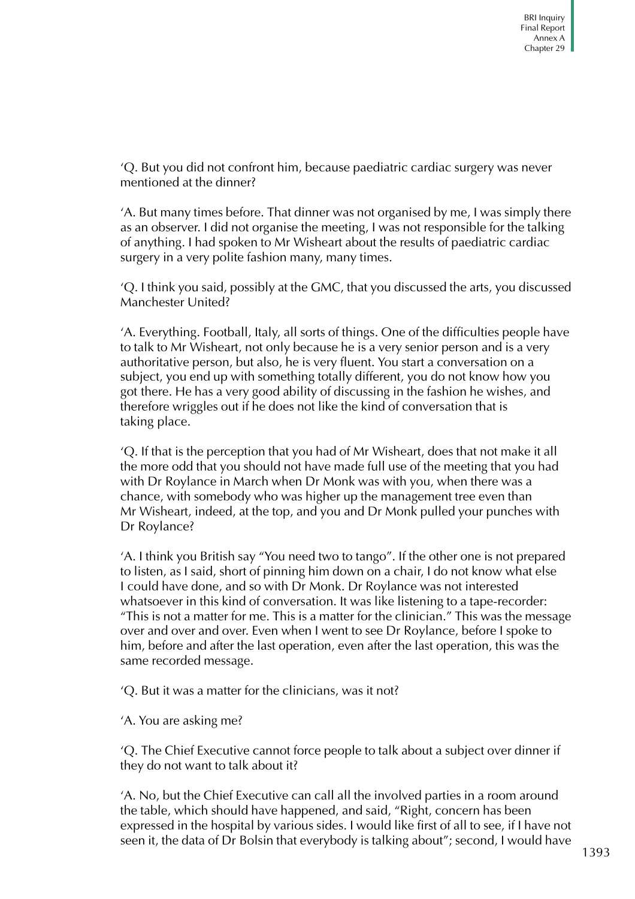'Q. But you did not confront him, because paediatric cardiac surgery was never mentioned at the dinner?

'A. But many times before. That dinner was not organised by me, I was simply there as an observer. I did not organise the meeting, I was not responsible for the talking of anything. I had spoken to Mr Wisheart about the results of paediatric cardiac surgery in a very polite fashion many, many times.

'Q. I think you said, possibly at the GMC, that you discussed the arts, you discussed Manchester United?

'A. Everything. Football, Italy, all sorts of things. One of the difficulties people have to talk to Mr Wisheart, not only because he is a very senior person and is a very authoritative person, but also, he is very fluent. You start a conversation on a subject, you end up with something totally different, you do not know how you got there. He has a very good ability of discussing in the fashion he wishes, and therefore wriggles out if he does not like the kind of conversation that is taking place.

'Q. If that is the perception that you had of Mr Wisheart, does that not make it all the more odd that you should not have made full use of the meeting that you had with Dr Roylance in March when Dr Monk was with you, when there was a chance, with somebody who was higher up the management tree even than Mr Wisheart, indeed, at the top, and you and Dr Monk pulled your punches with Dr Roylance?

'A. I think you British say "You need two to tango". If the other one is not prepared to listen, as I said, short of pinning him down on a chair, I do not know what else I could have done, and so with Dr Monk. Dr Roylance was not interested whatsoever in this kind of conversation. It was like listening to a tape-recorder: "This is not a matter for me. This is a matter for the clinician." This was the message over and over and over. Even when I went to see Dr Roylance, before I spoke to him, before and after the last operation, even after the last operation, this was the same recorded message.

'Q. But it was a matter for the clinicians, was it not?

'A. You are asking me?

'Q. The Chief Executive cannot force people to talk about a subject over dinner if they do not want to talk about it?

'A. No, but the Chief Executive can call all the involved parties in a room around the table, which should have happened, and said, "Right, concern has been expressed in the hospital by various sides. I would like first of all to see, if I have not seen it, the data of Dr Bolsin that everybody is talking about"; second, I would have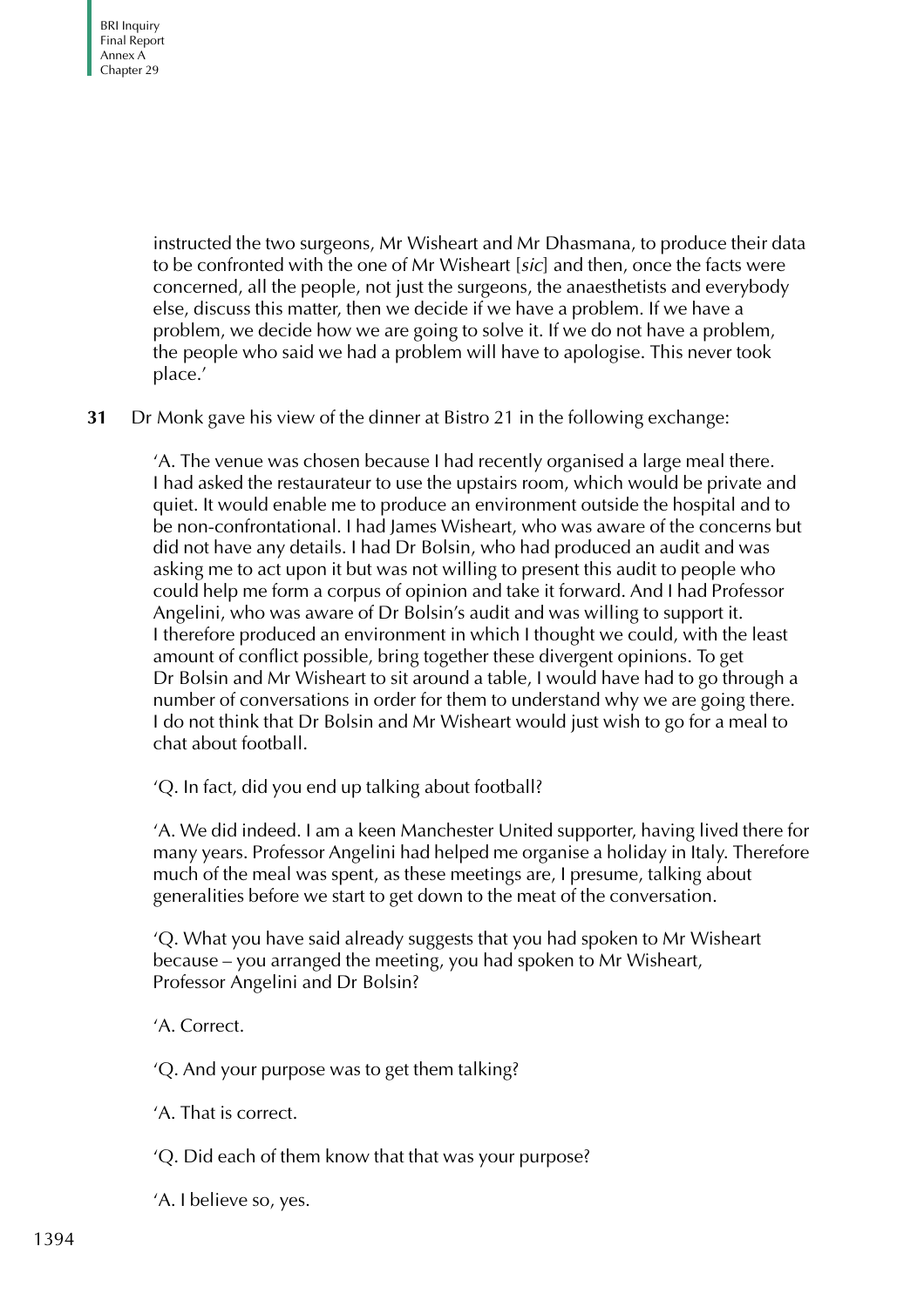instructed the two surgeons, Mr Wisheart and Mr Dhasmana, to produce their data to be confronted with the one of Mr Wisheart [*sic*] and then, once the facts were concerned, all the people, not just the surgeons, the anaesthetists and everybody else, discuss this matter, then we decide if we have a problem. If we have a problem, we decide how we are going to solve it. If we do not have a problem, the people who said we had a problem will have to apologise. This never took place.'

**31** Dr Monk gave his view of the dinner at Bistro 21 in the following exchange:

> 'A. The venue was chosen because I had recently organised a large meal there. I had asked the restaurateur to use the upstairs room, which would be private and quiet. It would enable me to produce an environment outside the hospital and to be non-confrontational. I had James Wisheart, who was aware of the concerns but did not have any details. I had Dr Bolsin, who had produced an audit and was asking me to act upon it but was not willing to present this audit to people who could help me form a corpus of opinion and take it forward. And I had Professor Angelini, who was aware of Dr Bolsin's audit and was willing to support it. I therefore produced an environment in which I thought we could, with the least amount of conflict possible, bring together these divergent opinions. To get Dr Bolsin and Mr Wisheart to sit around a table, I would have had to go through a number of conversations in order for them to understand why we are going there. I do not think that Dr Bolsin and Mr Wisheart would just wish to go for a meal to chat about football.
>
> 'Q. In fact, did you end up talking about football?
>
> 'A. We did indeed. I am a keen Manchester United supporter, having lived there for many years. Professor Angelini had helped me organise a holiday in Italy. Therefore much of the meal was spent, as these meetings are, I presume, talking about generalities before we start to get down to the meat of the conversation.
>
> 'Q. What you have said already suggests that you had spoken to Mr Wisheart because – you arranged the meeting, you had spoken to Mr Wisheart, Professor Angelini and Dr Bolsin?
>
> 'A. Correct.
>
> 'Q. And your purpose was to get them talking?
>
> 'A. That is correct.
>
> 'Q. Did each of them know that that was your purpose?
>
> 'A. I believe so, yes.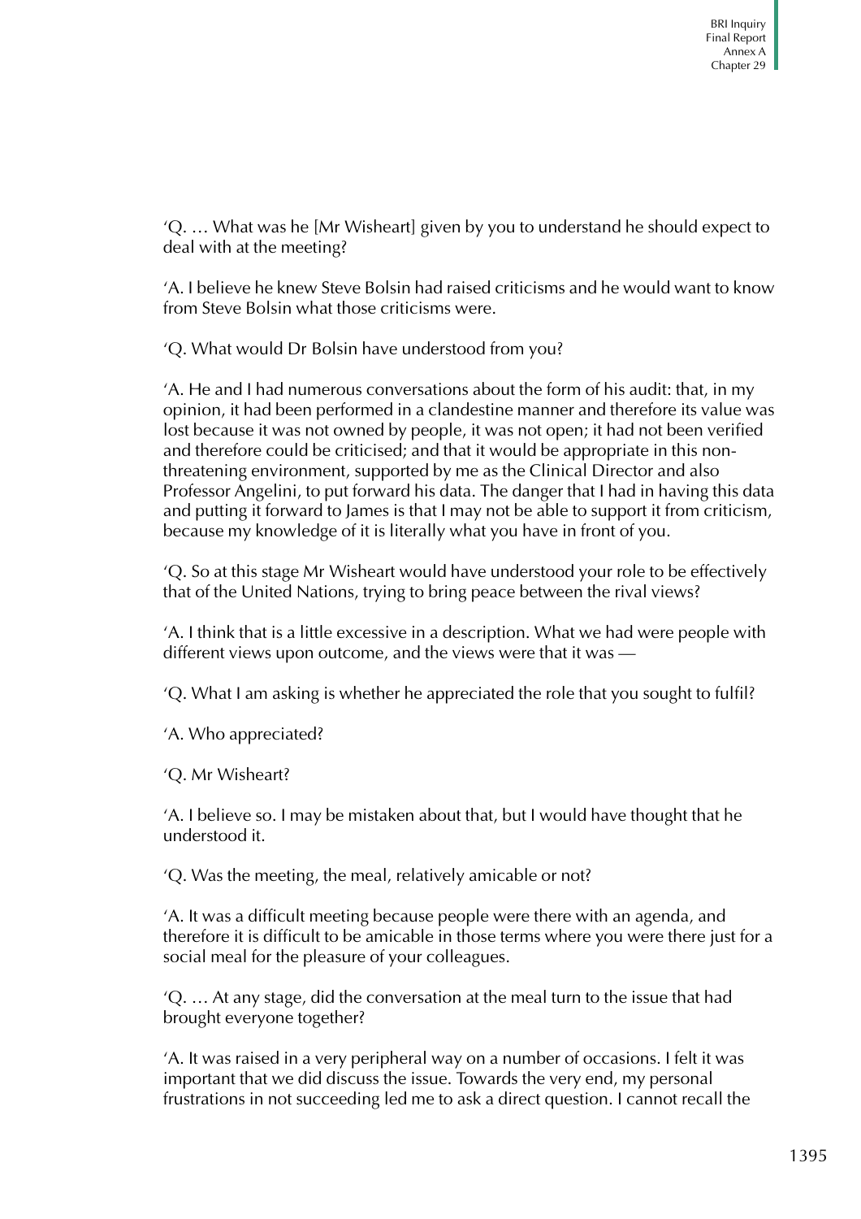'Q. … What was he [Mr Wisheart] given by you to understand he should expect to deal with at the meeting?

'A. I believe he knew Steve Bolsin had raised criticisms and he would want to know from Steve Bolsin what those criticisms were.

'Q. What would Dr Bolsin have understood from you?

'A. He and I had numerous conversations about the form of his audit: that, in my opinion, it had been performed in a clandestine manner and therefore its value was lost because it was not owned by people, it was not open; it had not been verified and therefore could be criticised; and that it would be appropriate in this non-threatening environment, supported by me as the Clinical Director and also Professor Angelini, to put forward his data. The danger that I had in having this data and putting it forward to James is that I may not be able to support it from criticism, because my knowledge of it is literally what you have in front of you.

'Q. So at this stage Mr Wisheart would have understood your role to be effectively that of the United Nations, trying to bring peace between the rival views?

'A. I think that is a little excessive in a description. What we had were people with different views upon outcome, and the views were that it was —

'Q. What I am asking is whether he appreciated the role that you sought to fulfil?

'A. Who appreciated?

'Q. Mr Wisheart?

'A. I believe so. I may be mistaken about that, but I would have thought that he understood it.

'Q. Was the meeting, the meal, relatively amicable or not?

'A. It was a difficult meeting because people were there with an agenda, and therefore it is difficult to be amicable in those terms where you were there just for a social meal for the pleasure of your colleagues.

'Q. … At any stage, did the conversation at the meal turn to the issue that had brought everyone together?

'A. It was raised in a very peripheral way on a number of occasions. I felt it was important that we did discuss the issue. Towards the very end, my personal frustrations in not succeeding led me to ask a direct question. I cannot recall the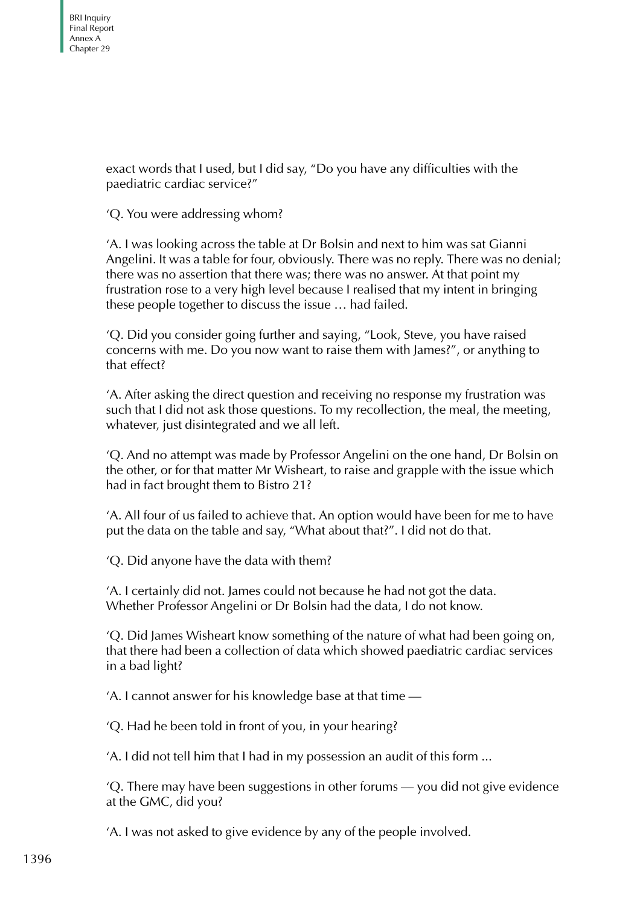exact words that I used, but I did say, "Do you have any difficulties with the paediatric cardiac service?"

'Q. You were addressing whom?

'A. I was looking across the table at Dr Bolsin and next to him was sat Gianni Angelini. It was a table for four, obviously. There was no reply. There was no denial; there was no assertion that there was; there was no answer. At that point my frustration rose to a very high level because I realised that my intent in bringing these people together to discuss the issue … had failed.

'Q. Did you consider going further and saying, "Look, Steve, you have raised concerns with me. Do you now want to raise them with James?", or anything to that effect?

'A. After asking the direct question and receiving no response my frustration was such that I did not ask those questions. To my recollection, the meal, the meeting, whatever, just disintegrated and we all left.

'Q. And no attempt was made by Professor Angelini on the one hand, Dr Bolsin on the other, or for that matter Mr Wisheart, to raise and grapple with the issue which had in fact brought them to Bistro 21?

'A. All four of us failed to achieve that. An option would have been for me to have put the data on the table and say, "What about that?". I did not do that.

'Q. Did anyone have the data with them?

'A. I certainly did not. James could not because he had not got the data. Whether Professor Angelini or Dr Bolsin had the data, I do not know.

'Q. Did James Wisheart know something of the nature of what had been going on, that there had been a collection of data which showed paediatric cardiac services in a bad light?

'A. I cannot answer for his knowledge base at that time —

'Q. Had he been told in front of you, in your hearing?

'A. I did not tell him that I had in my possession an audit of this form ...

'Q. There may have been suggestions in other forums — you did not give evidence at the GMC, did you?

'A. I was not asked to give evidence by any of the people involved.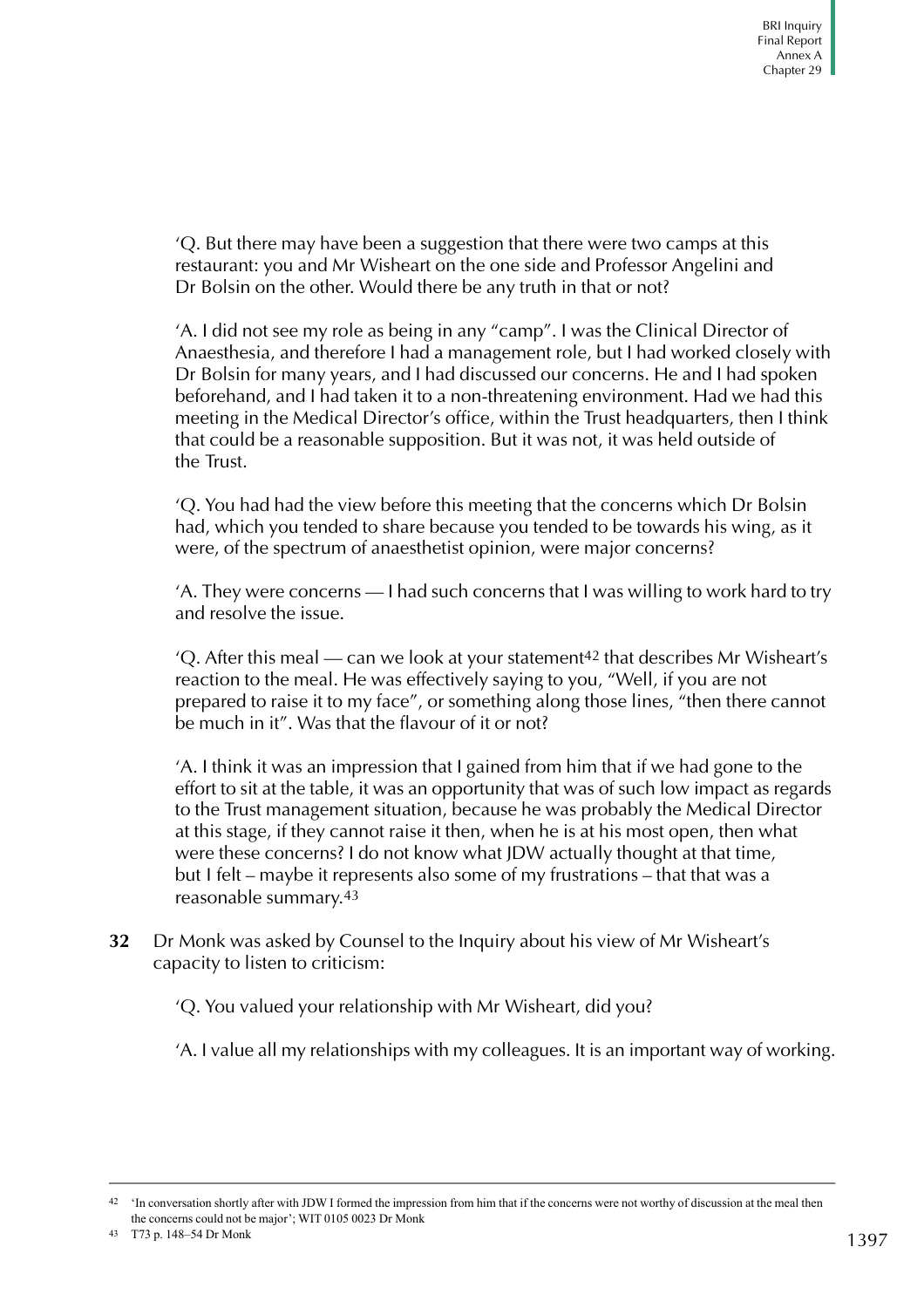'Q. But there may have been a suggestion that there were two camps at this restaurant: you and Mr Wisheart on the one side and Professor Angelini and Dr Bolsin on the other. Would there be any truth in that or not?

'A. I did not see my role as being in any "camp". I was the Clinical Director of Anaesthesia, and therefore I had a management role, but I had worked closely with Dr Bolsin for many years, and I had discussed our concerns. He and I had spoken beforehand, and I had taken it to a non-threatening environment. Had we had this meeting in the Medical Director's office, within the Trust headquarters, then I think that could be a reasonable supposition. But it was not, it was held outside of the Trust.

'Q. You had had the view before this meeting that the concerns which Dr Bolsin had, which you tended to share because you tended to be towards his wing, as it were, of the spectrum of anaesthetist opinion, were major concerns?

'A. They were concerns — I had such concerns that I was willing to work hard to try and resolve the issue.

'Q. After this meal — can we look at your statement[42] that describes Mr Wisheart's reaction to the meal. He was effectively saying to you, "Well, if you are not prepared to raise it to my face", or something along those lines, "then there cannot be much in it". Was that the flavour of it or not?

'A. I think it was an impression that I gained from him that if we had gone to the effort to sit at the table, it was an opportunity that was of such low impact as regards to the Trust management situation, because he was probably the Medical Director at this stage, if they cannot raise it then, when he is at his most open, then what were these concerns? I do not know what JDW actually thought at that time, but I felt – maybe it represents also some of my frustrations – that that was a reasonable summary.[43]

**32** Dr Monk was asked by Counsel to the Inquiry about his view of Mr Wisheart's capacity to listen to criticism:

'Q. You valued your relationship with Mr Wisheart, did you?

'A. I value all my relationships with my colleagues. It is an important way of working.

---

[42] 'In conversation shortly after with JDW I formed the impression from him that if the concerns were not worthy of discussion at the meal then the concerns could not be major'; WIT 0105 0023 Dr Monk

[43] T73 p. 148–54 Dr Monk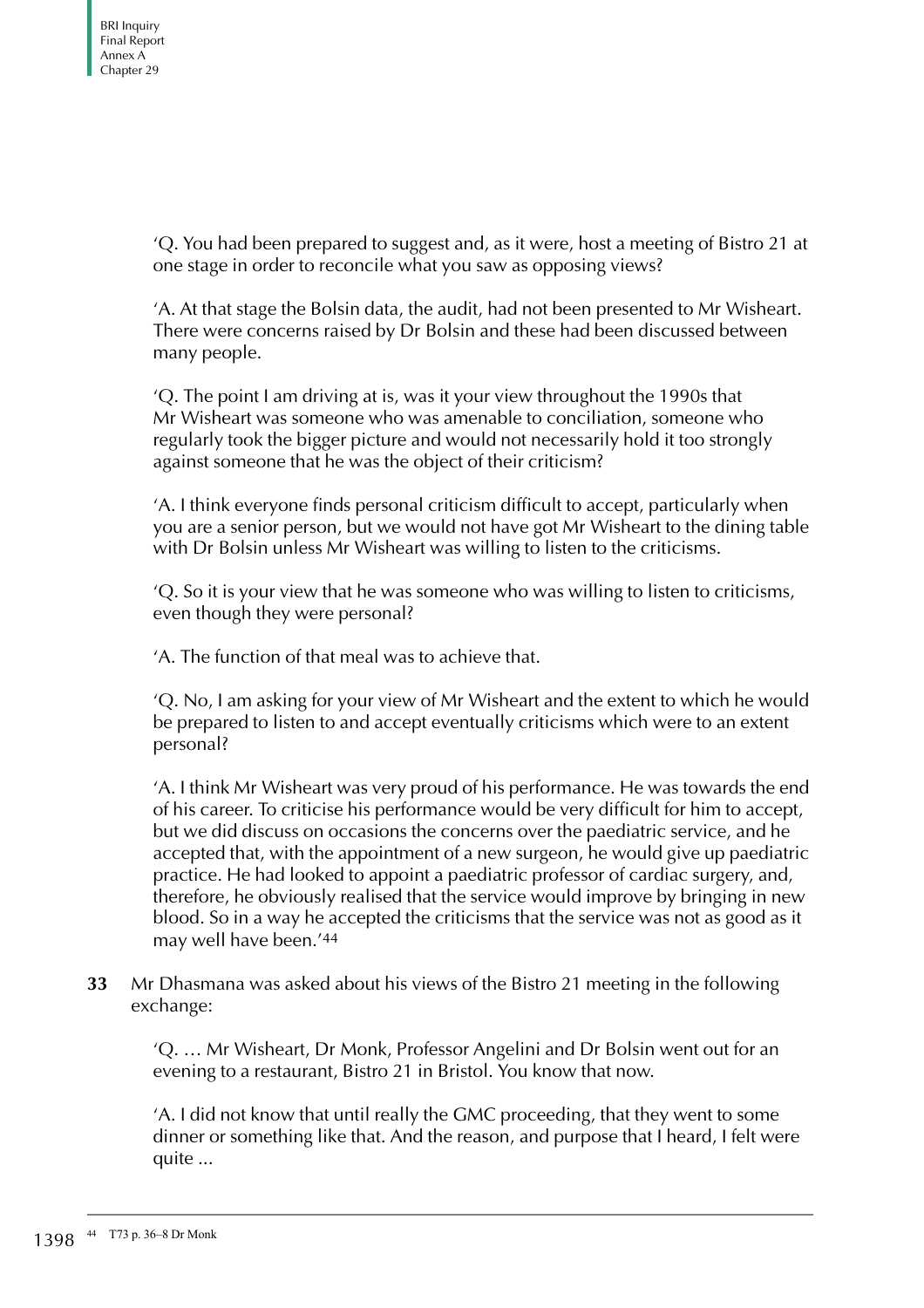'Q. You had been prepared to suggest and, as it were, host a meeting of Bistro 21 at one stage in order to reconcile what you saw as opposing views?

'A. At that stage the Bolsin data, the audit, had not been presented to Mr Wisheart. There were concerns raised by Dr Bolsin and these had been discussed between many people.

'Q. The point I am driving at is, was it your view throughout the 1990s that Mr Wisheart was someone who was amenable to conciliation, someone who regularly took the bigger picture and would not necessarily hold it too strongly against someone that he was the object of their criticism?

'A. I think everyone finds personal criticism difficult to accept, particularly when you are a senior person, but we would not have got Mr Wisheart to the dining table with Dr Bolsin unless Mr Wisheart was willing to listen to the criticisms.

'Q. So it is your view that he was someone who was willing to listen to criticisms, even though they were personal?

'A. The function of that meal was to achieve that.

'Q. No, I am asking for your view of Mr Wisheart and the extent to which he would be prepared to listen to and accept eventually criticisms which were to an extent personal?

'A. I think Mr Wisheart was very proud of his performance. He was towards the end of his career. To criticise his performance would be very difficult for him to accept, but we did discuss on occasions the concerns over the paediatric service, and he accepted that, with the appointment of a new surgeon, he would give up paediatric practice. He had looked to appoint a paediatric professor of cardiac surgery, and, therefore, he obviously realised that the service would improve by bringing in new blood. So in a way he accepted the criticisms that the service was not as good as it may well have been.'[44]

**33** Mr Dhasmana was asked about his views of the Bistro 21 meeting in the following exchange:

'Q. … Mr Wisheart, Dr Monk, Professor Angelini and Dr Bolsin went out for an evening to a restaurant, Bistro 21 in Bristol. You know that now.

'A. I did not know that until really the GMC proceeding, that they went to some dinner or something like that. And the reason, and purpose that I heard, I felt were quite ...

[44] T73 p. 36–8 Dr Monk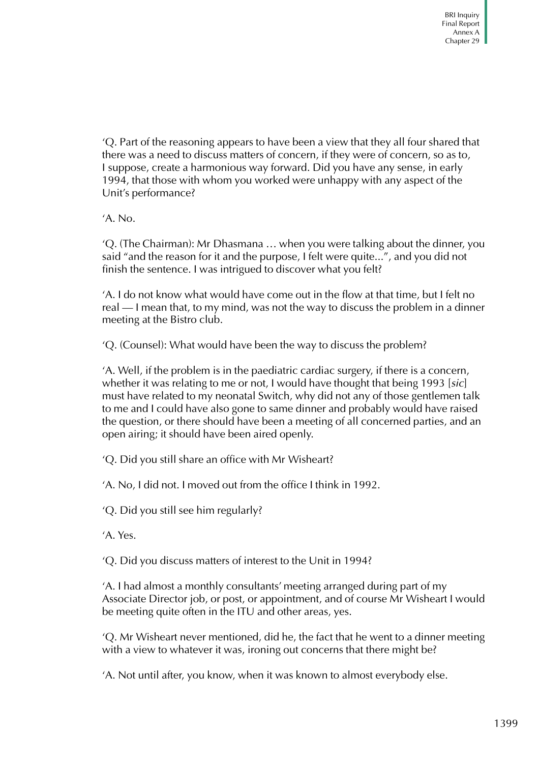'Q. Part of the reasoning appears to have been a view that they all four shared that there was a need to discuss matters of concern, if they were of concern, so as to, I suppose, create a harmonious way forward. Did you have any sense, in early 1994, that those with whom you worked were unhappy with any aspect of the Unit's performance?

'A. No.

'Q. (The Chairman): Mr Dhasmana … when you were talking about the dinner, you said "and the reason for it and the purpose, I felt were quite...", and you did not finish the sentence. I was intrigued to discover what you felt?

'A. I do not know what would have come out in the flow at that time, but I felt no real — I mean that, to my mind, was not the way to discuss the problem in a dinner meeting at the Bistro club.

'Q. (Counsel): What would have been the way to discuss the problem?

'A. Well, if the problem is in the paediatric cardiac surgery, if there is a concern, whether it was relating to me or not, I would have thought that being 1993 [*sic*] must have related to my neonatal Switch, why did not any of those gentlemen talk to me and I could have also gone to same dinner and probably would have raised the question, or there should have been a meeting of all concerned parties, and an open airing; it should have been aired openly.

'Q. Did you still share an office with Mr Wisheart?

'A. No, I did not. I moved out from the office I think in 1992.

'Q. Did you still see him regularly?

'A. Yes.

'Q. Did you discuss matters of interest to the Unit in 1994?

'A. I had almost a monthly consultants' meeting arranged during part of my Associate Director job, or post, or appointment, and of course Mr Wisheart I would be meeting quite often in the ITU and other areas, yes.

'Q. Mr Wisheart never mentioned, did he, the fact that he went to a dinner meeting with a view to whatever it was, ironing out concerns that there might be?

'A. Not until after, you know, when it was known to almost everybody else.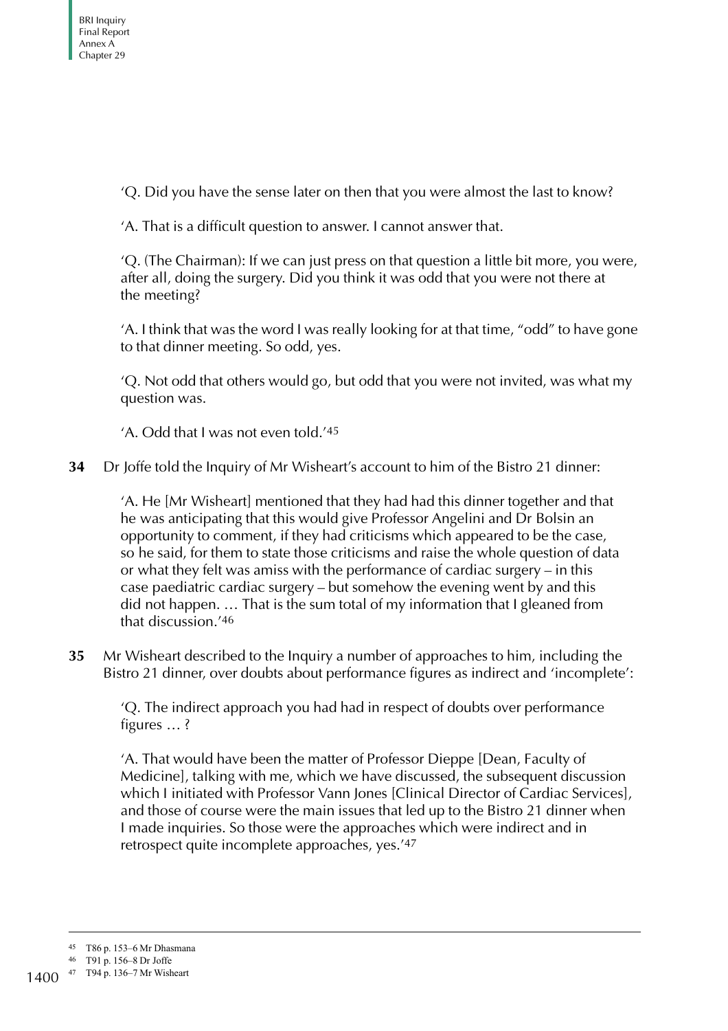'Q. Did you have the sense later on then that you were almost the last to know?

'A. That is a difficult question to answer. I cannot answer that.

'Q. (The Chairman): If we can just press on that question a little bit more, you were, after all, doing the surgery. Did you think it was odd that you were not there at the meeting?

'A. I think that was the word I was really looking for at that time, "odd" to have gone to that dinner meeting. So odd, yes.

'Q. Not odd that others would go, but odd that you were not invited, was what my question was.

'A. Odd that I was not even told.'[45]

**34** Dr Joffe told the Inquiry of Mr Wisheart's account to him of the Bistro 21 dinner:

> 'A. He [Mr Wisheart] mentioned that they had had this dinner together and that he was anticipating that this would give Professor Angelini and Dr Bolsin an opportunity to comment, if they had criticisms which appeared to be the case, so he said, for them to state those criticisms and raise the whole question of data or what they felt was amiss with the performance of cardiac surgery – in this case paediatric cardiac surgery – but somehow the evening went by and this did not happen. … That is the sum total of my information that I gleaned from that discussion.'[46]

**35** Mr Wisheart described to the Inquiry a number of approaches to him, including the Bistro 21 dinner, over doubts about performance figures as indirect and 'incomplete':

> 'Q. The indirect approach you had had in respect of doubts over performance figures … ?
>
> 'A. That would have been the matter of Professor Dieppe [Dean, Faculty of Medicine], talking with me, which we have discussed, the subsequent discussion which I initiated with Professor Vann Jones [Clinical Director of Cardiac Services], and those of course were the main issues that led up to the Bistro 21 dinner when I made inquiries. So those were the approaches which were indirect and in retrospect quite incomplete approaches, yes.'[47]

---

[45] T86 p. 153–6 Mr Dhasmana
[46] T91 p. 156–8 Dr Joffe
[47] T94 p. 136–7 Mr Wisheart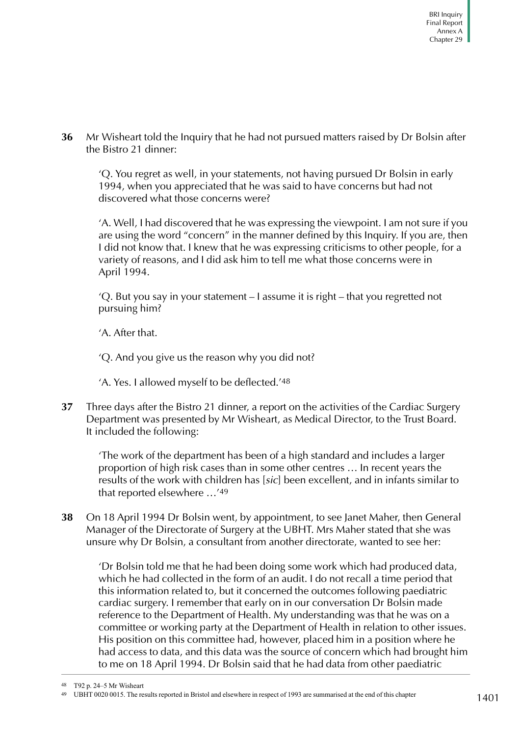**36** Mr Wisheart told the Inquiry that he had not pursued matters raised by Dr Bolsin after the Bistro 21 dinner:

> 'Q. You regret as well, in your statements, not having pursued Dr Bolsin in early 1994, when you appreciated that he was said to have concerns but had not discovered what those concerns were?
>
> 'A. Well, I had discovered that he was expressing the viewpoint. I am not sure if you are using the word "concern" in the manner defined by this Inquiry. If you are, then I did not know that. I knew that he was expressing criticisms to other people, for a variety of reasons, and I did ask him to tell me what those concerns were in April 1994.
>
> 'Q. But you say in your statement – I assume it is right – that you regretted not pursuing him?
>
> 'A. After that.
>
> 'Q. And you give us the reason why you did not?
>
> 'A. Yes. I allowed myself to be deflected.'[48]

**37** Three days after the Bistro 21 dinner, a report on the activities of the Cardiac Surgery Department was presented by Mr Wisheart, as Medical Director, to the Trust Board. It included the following:

> 'The work of the department has been of a high standard and includes a larger proportion of high risk cases than in some other centres … In recent years the results of the work with children has [*sic*] been excellent, and in infants similar to that reported elsewhere …'[49]

**38** On 18 April 1994 Dr Bolsin went, by appointment, to see Janet Maher, then General Manager of the Directorate of Surgery at the UBHT. Mrs Maher stated that she was unsure why Dr Bolsin, a consultant from another directorate, wanted to see her:

> 'Dr Bolsin told me that he had been doing some work which had produced data, which he had collected in the form of an audit. I do not recall a time period that this information related to, but it concerned the outcomes following paediatric cardiac surgery. I remember that early on in our conversation Dr Bolsin made reference to the Department of Health. My understanding was that he was on a committee or working party at the Department of Health in relation to other issues. His position on this committee had, however, placed him in a position where he had access to data, and this data was the source of concern which had brought him to me on 18 April 1994. Dr Bolsin said that he had data from other paediatric

---

[48] T92 p. 24–5 Mr Wisheart

[49] UBHT 0020 0015. The results reported in Bristol and elsewhere in respect of 1993 are summarised at the end of this chapter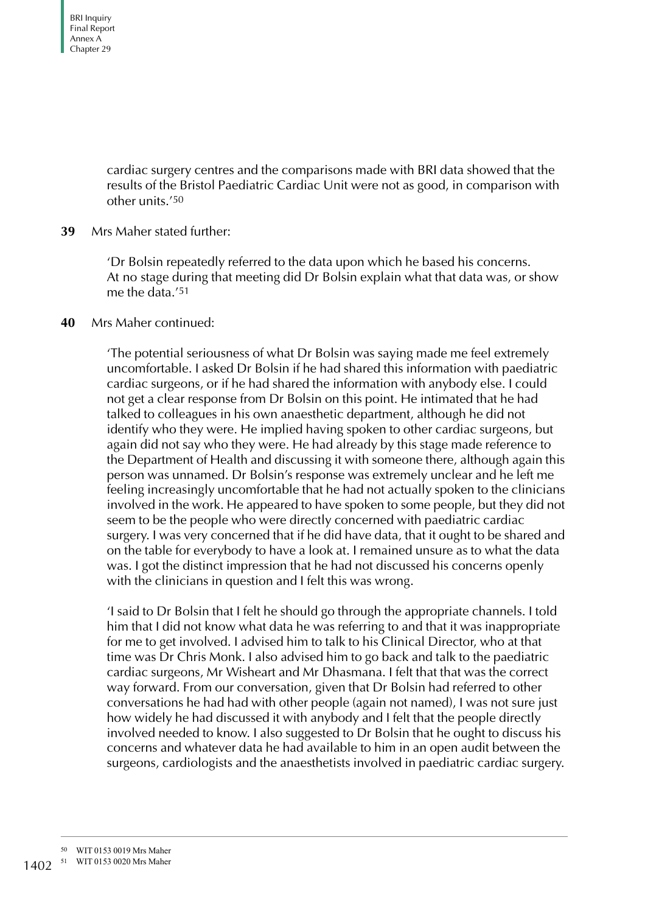cardiac surgery centres and the comparisons made with BRI data showed that the results of the Bristol Paediatric Cardiac Unit were not as good, in comparison with other units.'[50]

**39** Mrs Maher stated further:

> 'Dr Bolsin repeatedly referred to the data upon which he based his concerns. At no stage during that meeting did Dr Bolsin explain what that data was, or show me the data.'[51]

**40** Mrs Maher continued:

> 'The potential seriousness of what Dr Bolsin was saying made me feel extremely uncomfortable. I asked Dr Bolsin if he had shared this information with paediatric cardiac surgeons, or if he had shared the information with anybody else. I could not get a clear response from Dr Bolsin on this point. He intimated that he had talked to colleagues in his own anaesthetic department, although he did not identify who they were. He implied having spoken to other cardiac surgeons, but again did not say who they were. He had already by this stage made reference to the Department of Health and discussing it with someone there, although again this person was unnamed. Dr Bolsin's response was extremely unclear and he left me feeling increasingly uncomfortable that he had not actually spoken to the clinicians involved in the work. He appeared to have spoken to some people, but they did not seem to be the people who were directly concerned with paediatric cardiac surgery. I was very concerned that if he did have data, that it ought to be shared and on the table for everybody to have a look at. I remained unsure as to what the data was. I got the distinct impression that he had not discussed his concerns openly with the clinicians in question and I felt this was wrong.
>
> 'I said to Dr Bolsin that I felt he should go through the appropriate channels. I told him that I did not know what data he was referring to and that it was inappropriate for me to get involved. I advised him to talk to his Clinical Director, who at that time was Dr Chris Monk. I also advised him to go back and talk to the paediatric cardiac surgeons, Mr Wisheart and Mr Dhasmana. I felt that that was the correct way forward. From our conversation, given that Dr Bolsin had referred to other conversations he had had with other people (again not named), I was not sure just how widely he had discussed it with anybody and I felt that the people directly involved needed to know. I also suggested to Dr Bolsin that he ought to discuss his concerns and whatever data he had available to him in an open audit between the surgeons, cardiologists and the anaesthetists involved in paediatric cardiac surgery.

---

[50] WIT 0153 0019 Mrs Maher

[51] WIT 0153 0020 Mrs Maher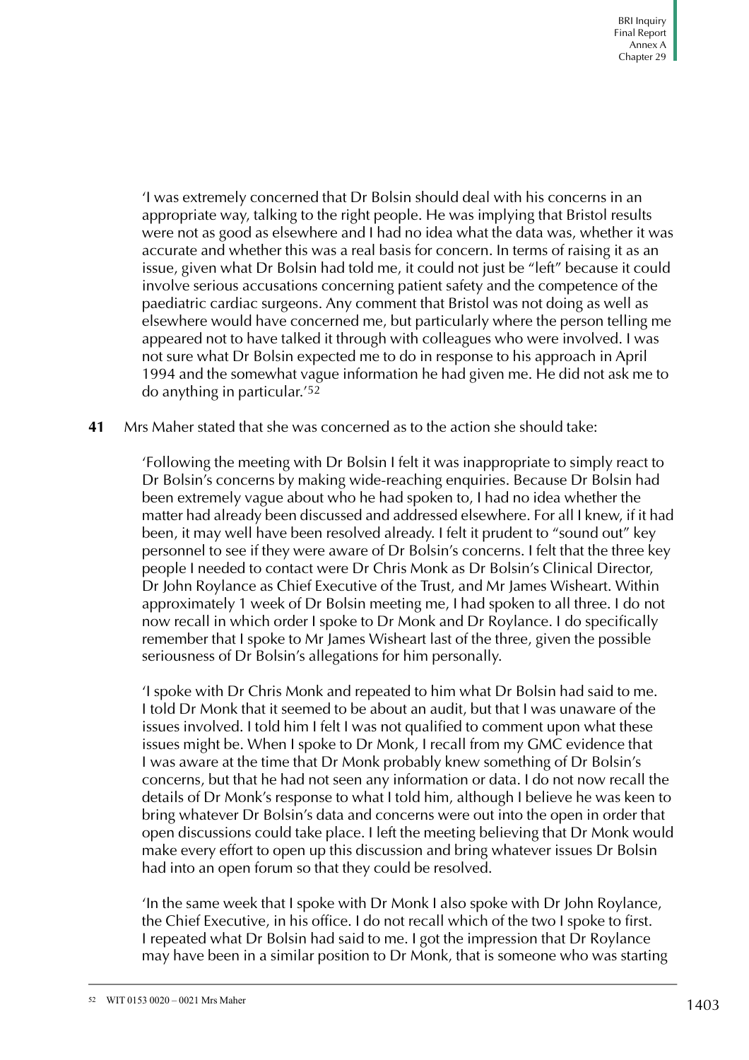> 'I was extremely concerned that Dr Bolsin should deal with his concerns in an appropriate way, talking to the right people. He was implying that Bristol results were not as good as elsewhere and I had no idea what the data was, whether it was accurate and whether this was a real basis for concern. In terms of raising it as an issue, given what Dr Bolsin had told me, it could not just be "left" because it could involve serious accusations concerning patient safety and the competence of the paediatric cardiac surgeons. Any comment that Bristol was not doing as well as elsewhere would have concerned me, but particularly where the person telling me appeared not to have talked it through with colleagues who were involved. I was not sure what Dr Bolsin expected me to do in response to his approach in April 1994 and the somewhat vague information he had given me. He did not ask me to do anything in particular.'[52]

**41** Mrs Maher stated that she was concerned as to the action she should take:

> 'Following the meeting with Dr Bolsin I felt it was inappropriate to simply react to Dr Bolsin's concerns by making wide-reaching enquiries. Because Dr Bolsin had been extremely vague about who he had spoken to, I had no idea whether the matter had already been discussed and addressed elsewhere. For all I knew, if it had been, it may well have been resolved already. I felt it prudent to "sound out" key personnel to see if they were aware of Dr Bolsin's concerns. I felt that the three key people I needed to contact were Dr Chris Monk as Dr Bolsin's Clinical Director, Dr John Roylance as Chief Executive of the Trust, and Mr James Wisheart. Within approximately 1 week of Dr Bolsin meeting me, I had spoken to all three. I do not now recall in which order I spoke to Dr Monk and Dr Roylance. I do specifically remember that I spoke to Mr James Wisheart last of the three, given the possible seriousness of Dr Bolsin's allegations for him personally.
>
> 'I spoke with Dr Chris Monk and repeated to him what Dr Bolsin had said to me. I told Dr Monk that it seemed to be about an audit, but that I was unaware of the issues involved. I told him I felt I was not qualified to comment upon what these issues might be. When I spoke to Dr Monk, I recall from my GMC evidence that I was aware at the time that Dr Monk probably knew something of Dr Bolsin's concerns, but that he had not seen any information or data. I do not now recall the details of Dr Monk's response to what I told him, although I believe he was keen to bring whatever Dr Bolsin's data and concerns were out into the open in order that open discussions could take place. I left the meeting believing that Dr Monk would make every effort to open up this discussion and bring whatever issues Dr Bolsin had into an open forum so that they could be resolved.
>
> 'In the same week that I spoke with Dr Monk I also spoke with Dr John Roylance, the Chief Executive, in his office. I do not recall which of the two I spoke to first. I repeated what Dr Bolsin had said to me. I got the impression that Dr Roylance may have been in a similar position to Dr Monk, that is someone who was starting

---

52 WIT 0153 0020 – 0021 Mrs Maher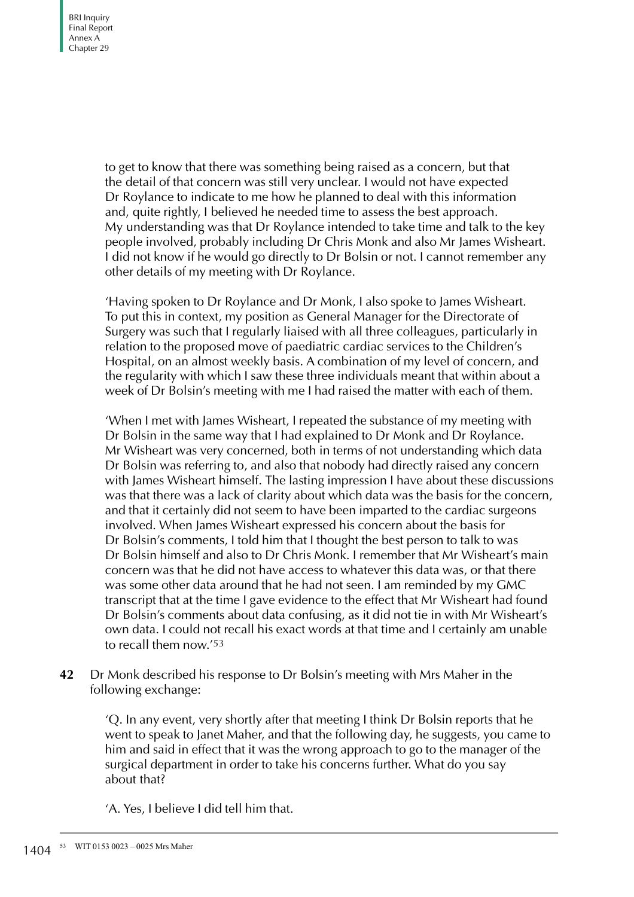to get to know that there was something being raised as a concern, but that the detail of that concern was still very unclear. I would not have expected Dr Roylance to indicate to me how he planned to deal with this information and, quite rightly, I believed he needed time to assess the best approach. My understanding was that Dr Roylance intended to take time and talk to the key people involved, probably including Dr Chris Monk and also Mr James Wisheart. I did not know if he would go directly to Dr Bolsin or not. I cannot remember any other details of my meeting with Dr Roylance.

'Having spoken to Dr Roylance and Dr Monk, I also spoke to James Wisheart. To put this in context, my position as General Manager for the Directorate of Surgery was such that I regularly liaised with all three colleagues, particularly in relation to the proposed move of paediatric cardiac services to the Children's Hospital, on an almost weekly basis. A combination of my level of concern, and the regularity with which I saw these three individuals meant that within about a week of Dr Bolsin's meeting with me I had raised the matter with each of them.

'When I met with James Wisheart, I repeated the substance of my meeting with Dr Bolsin in the same way that I had explained to Dr Monk and Dr Roylance. Mr Wisheart was very concerned, both in terms of not understanding which data Dr Bolsin was referring to, and also that nobody had directly raised any concern with James Wisheart himself. The lasting impression I have about these discussions was that there was a lack of clarity about which data was the basis for the concern, and that it certainly did not seem to have been imparted to the cardiac surgeons involved. When James Wisheart expressed his concern about the basis for Dr Bolsin's comments, I told him that I thought the best person to talk to was Dr Bolsin himself and also to Dr Chris Monk. I remember that Mr Wisheart's main concern was that he did not have access to whatever this data was, or that there was some other data around that he had not seen. I am reminded by my GMC transcript that at the time I gave evidence to the effect that Mr Wisheart had found Dr Bolsin's comments about data confusing, as it did not tie in with Mr Wisheart's own data. I could not recall his exact words at that time and I certainly am unable to recall them now.'[53]

**42** Dr Monk described his response to Dr Bolsin's meeting with Mrs Maher in the following exchange:

'Q. In any event, very shortly after that meeting I think Dr Bolsin reports that he went to speak to Janet Maher, and that the following day, he suggests, you came to him and said in effect that it was the wrong approach to go to the manager of the surgical department in order to take his concerns further. What do you say about that?

'A. Yes, I believe I did tell him that.

[53] WIT 0153 0023 – 0025 Mrs Maher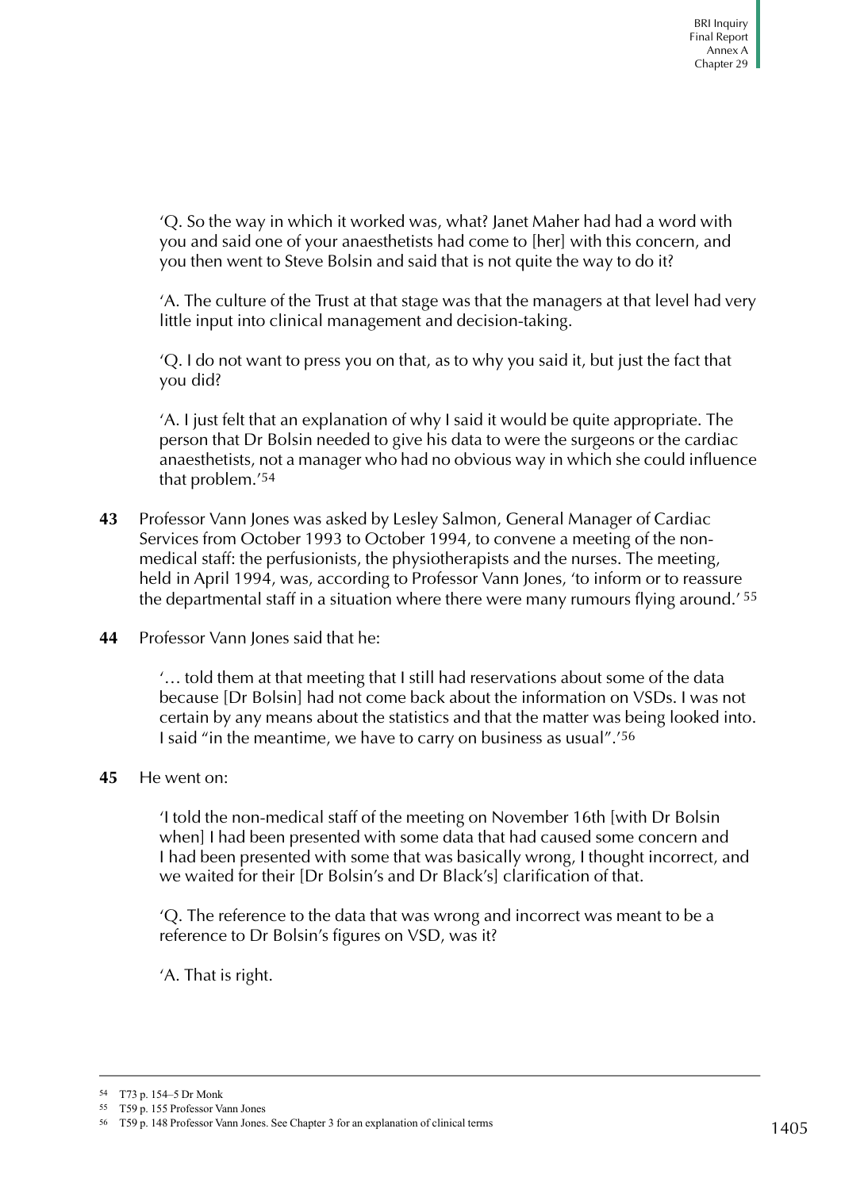'Q. So the way in which it worked was, what? Janet Maher had had a word with you and said one of your anaesthetists had come to [her] with this concern, and you then went to Steve Bolsin and said that is not quite the way to do it?

'A. The culture of the Trust at that stage was that the managers at that level had very little input into clinical management and decision-taking.

'Q. I do not want to press you on that, as to why you said it, but just the fact that you did?

'A. I just felt that an explanation of why I said it would be quite appropriate. The person that Dr Bolsin needed to give his data to were the surgeons or the cardiac anaesthetists, not a manager who had no obvious way in which she could influence that problem.'[54]

**43** Professor Vann Jones was asked by Lesley Salmon, General Manager of Cardiac Services from October 1993 to October 1994, to convene a meeting of the non-medical staff: the perfusionists, the physiotherapists and the nurses. The meeting, held in April 1994, was, according to Professor Vann Jones, 'to inform or to reassure the departmental staff in a situation where there were many rumours flying around.' [55]

**44** Professor Vann Jones said that he:

'… told them at that meeting that I still had reservations about some of the data because [Dr Bolsin] had not come back about the information on VSDs. I was not certain by any means about the statistics and that the matter was being looked into. I said "in the meantime, we have to carry on business as usual".'[56]

**45** He went on:

'I told the non-medical staff of the meeting on November 16th [with Dr Bolsin when] I had been presented with some data that had caused some concern and I had been presented with some that was basically wrong, I thought incorrect, and we waited for their [Dr Bolsin's and Dr Black's] clarification of that.

'Q. The reference to the data that was wrong and incorrect was meant to be a reference to Dr Bolsin's figures on VSD, was it?

'A. That is right.

---

[54] T73 p. 154–5 Dr Monk

[55] T59 p. 155 Professor Vann Jones

[56] T59 p. 148 Professor Vann Jones. See Chapter 3 for an explanation of clinical terms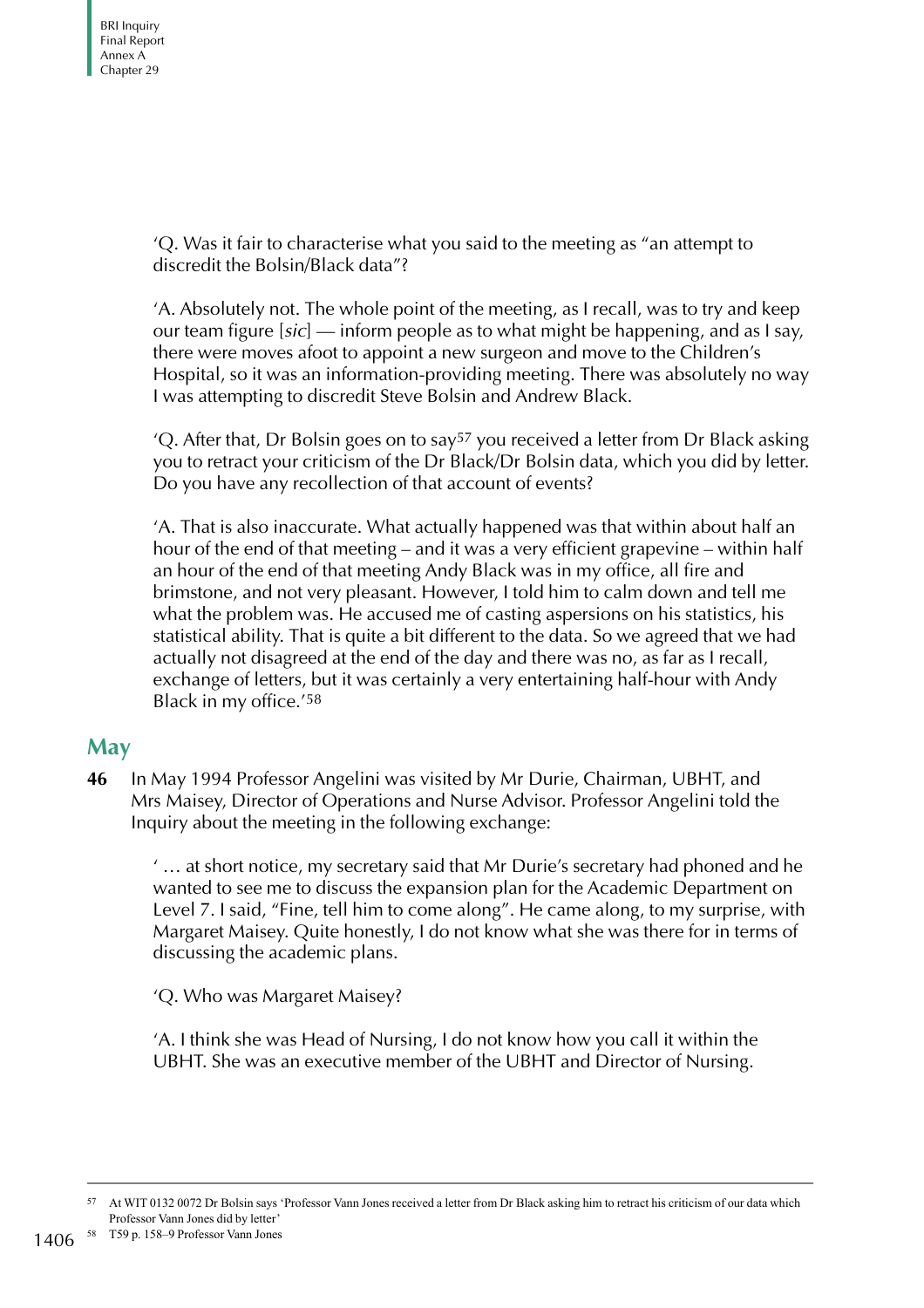'Q. Was it fair to characterise what you said to the meeting as "an attempt to discredit the Bolsin/Black data"?

'A. Absolutely not. The whole point of the meeting, as I recall, was to try and keep our team figure [*sic*] — inform people as to what might be happening, and as I say, there were moves afoot to appoint a new surgeon and move to the Children's Hospital, so it was an information-providing meeting. There was absolutely no way I was attempting to discredit Steve Bolsin and Andrew Black.

'Q. After that, Dr Bolsin goes on to say[57] you received a letter from Dr Black asking you to retract your criticism of the Dr Black/Dr Bolsin data, which you did by letter. Do you have any recollection of that account of events?

'A. That is also inaccurate. What actually happened was that within about half an hour of the end of that meeting – and it was a very efficient grapevine – within half an hour of the end of that meeting Andy Black was in my office, all fire and brimstone, and not very pleasant. However, I told him to calm down and tell me what the problem was. He accused me of casting aspersions on his statistics, his statistical ability. That is quite a bit different to the data. So we agreed that we had actually not disagreed at the end of the day and there was no, as far as I recall, exchange of letters, but it was certainly a very entertaining half-hour with Andy Black in my office.'[58]

## May

**46** In May 1994 Professor Angelini was visited by Mr Durie, Chairman, UBHT, and Mrs Maisey, Director of Operations and Nurse Advisor. Professor Angelini told the Inquiry about the meeting in the following exchange:

' … at short notice, my secretary said that Mr Durie's secretary had phoned and he wanted to see me to discuss the expansion plan for the Academic Department on Level 7. I said, "Fine, tell him to come along". He came along, to my surprise, with Margaret Maisey. Quite honestly, I do not know what she was there for in terms of discussing the academic plans.

'Q. Who was Margaret Maisey?

'A. I think she was Head of Nursing, I do not know how you call it within the UBHT. She was an executive member of the UBHT and Director of Nursing.

---

[57] At WIT 0132 0072 Dr Bolsin says 'Professor Vann Jones received a letter from Dr Black asking him to retract his criticism of our data which Professor Vann Jones did by letter'

[58] T59 p. 158–9 Professor Vann Jones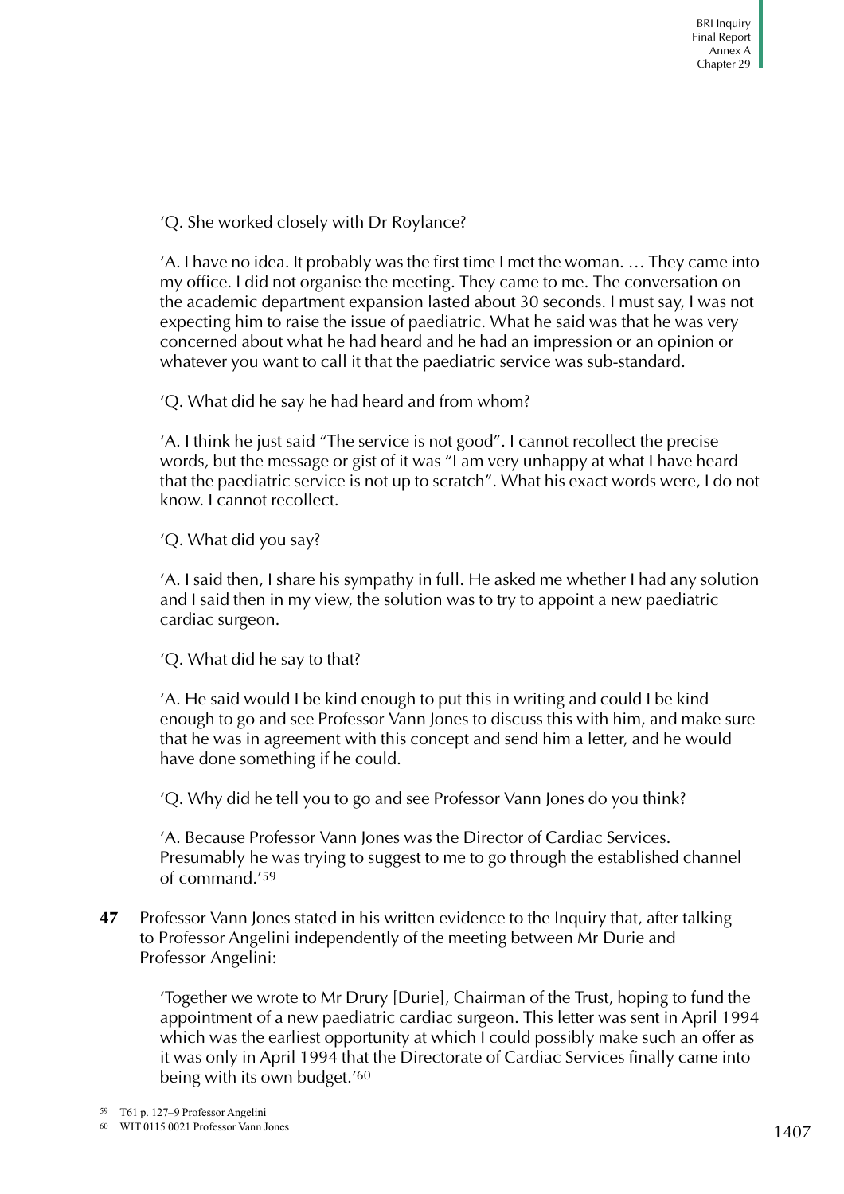'Q. She worked closely with Dr Roylance?

'A. I have no idea. It probably was the first time I met the woman. … They came into my office. I did not organise the meeting. They came to me. The conversation on the academic department expansion lasted about 30 seconds. I must say, I was not expecting him to raise the issue of paediatric. What he said was that he was very concerned about what he had heard and he had an impression or an opinion or whatever you want to call it that the paediatric service was sub-standard.

'Q. What did he say he had heard and from whom?

'A. I think he just said "The service is not good". I cannot recollect the precise words, but the message or gist of it was "I am very unhappy at what I have heard that the paediatric service is not up to scratch". What his exact words were, I do not know. I cannot recollect.

'Q. What did you say?

'A. I said then, I share his sympathy in full. He asked me whether I had any solution and I said then in my view, the solution was to try to appoint a new paediatric cardiac surgeon.

'Q. What did he say to that?

'A. He said would I be kind enough to put this in writing and could I be kind enough to go and see Professor Vann Jones to discuss this with him, and make sure that he was in agreement with this concept and send him a letter, and he would have done something if he could.

'Q. Why did he tell you to go and see Professor Vann Jones do you think?

'A. Because Professor Vann Jones was the Director of Cardiac Services. Presumably he was trying to suggest to me to go through the established channel of command.'[59]

**47** Professor Vann Jones stated in his written evidence to the Inquiry that, after talking to Professor Angelini independently of the meeting between Mr Durie and Professor Angelini:

> 'Together we wrote to Mr Drury [Durie], Chairman of the Trust, hoping to fund the appointment of a new paediatric cardiac surgeon. This letter was sent in April 1994 which was the earliest opportunity at which I could possibly make such an offer as it was only in April 1994 that the Directorate of Cardiac Services finally came into being with its own budget.'[60]

---

[59] T61 p. 127–9 Professor Angelini

[60] WIT 0115 0021 Professor Vann Jones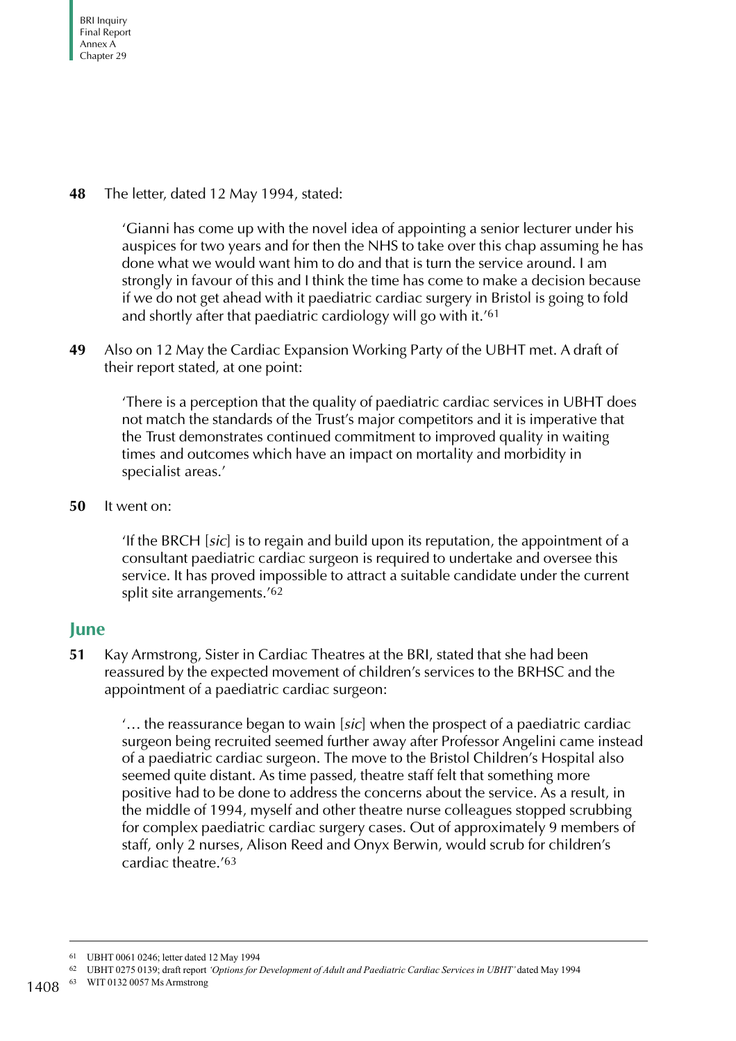**48** The letter, dated 12 May 1994, stated:

> 'Gianni has come up with the novel idea of appointing a senior lecturer under his auspices for two years and for then the NHS to take over this chap assuming he has done what we would want him to do and that is turn the service around. I am strongly in favour of this and I think the time has come to make a decision because if we do not get ahead with it paediatric cardiac surgery in Bristol is going to fold and shortly after that paediatric cardiology will go with it.'[61]

**49** Also on 12 May the Cardiac Expansion Working Party of the UBHT met. A draft of their report stated, at one point:

> 'There is a perception that the quality of paediatric cardiac services in UBHT does not match the standards of the Trust's major competitors and it is imperative that the Trust demonstrates continued commitment to improved quality in waiting times and outcomes which have an impact on mortality and morbidity in specialist areas.'

**50** It went on:

> 'If the BRCH [*sic*] is to regain and build upon its reputation, the appointment of a consultant paediatric cardiac surgeon is required to undertake and oversee this service. It has proved impossible to attract a suitable candidate under the current split site arrangements.'[62]

## June

**51** Kay Armstrong, Sister in Cardiac Theatres at the BRI, stated that she had been reassured by the expected movement of children's services to the BRHSC and the appointment of a paediatric cardiac surgeon:

> '… the reassurance began to wain [*sic*] when the prospect of a paediatric cardiac surgeon being recruited seemed further away after Professor Angelini came instead of a paediatric cardiac surgeon. The move to the Bristol Children's Hospital also seemed quite distant. As time passed, theatre staff felt that something more positive had to be done to address the concerns about the service. As a result, in the middle of 1994, myself and other theatre nurse colleagues stopped scrubbing for complex paediatric cardiac surgery cases. Out of approximately 9 members of staff, only 2 nurses, Alison Reed and Onyx Berwin, would scrub for children's cardiac theatre.'[63]

---

61 UBHT 0061 0246; letter dated 12 May 1994

62 UBHT 0275 0139; draft report *'Options for Development of Adult and Paediatric Cardiac Services in UBHT'* dated May 1994

63 WIT 0132 0057 Ms Armstrong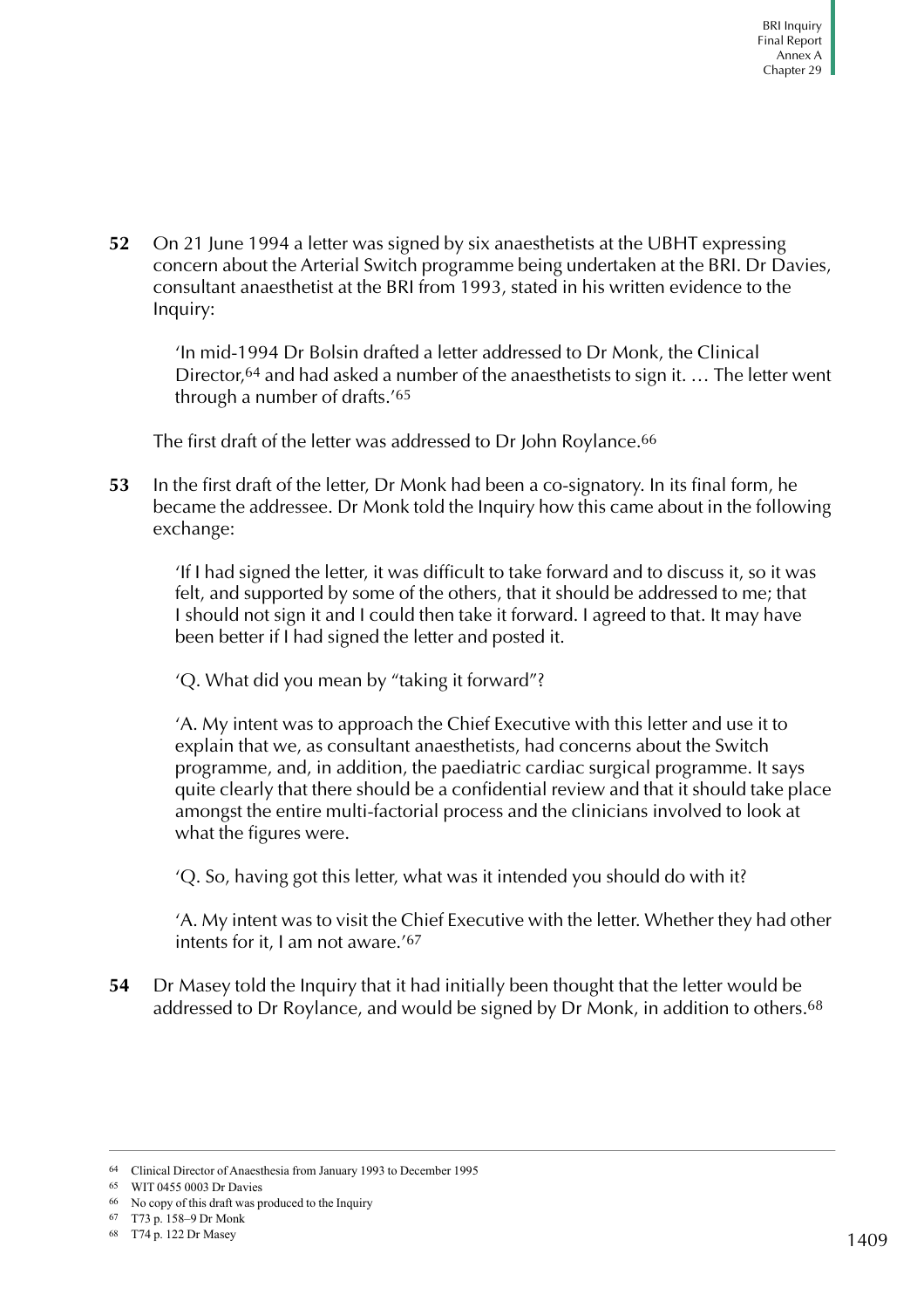**52** On 21 June 1994 a letter was signed by six anaesthetists at the UBHT expressing concern about the Arterial Switch programme being undertaken at the BRI. Dr Davies, consultant anaesthetist at the BRI from 1993, stated in his written evidence to the Inquiry:

> 'In mid-1994 Dr Bolsin drafted a letter addressed to Dr Monk, the Clinical Director,[64] and had asked a number of the anaesthetists to sign it. … The letter went through a number of drafts.'[65]

The first draft of the letter was addressed to Dr John Roylance.[66]

**53** In the first draft of the letter, Dr Monk had been a co-signatory. In its final form, he became the addressee. Dr Monk told the Inquiry how this came about in the following exchange:

> 'If I had signed the letter, it was difficult to take forward and to discuss it, so it was felt, and supported by some of the others, that it should be addressed to me; that I should not sign it and I could then take it forward. I agreed to that. It may have been better if I had signed the letter and posted it.
>
> 'Q. What did you mean by "taking it forward"?
>
> 'A. My intent was to approach the Chief Executive with this letter and use it to explain that we, as consultant anaesthetists, had concerns about the Switch programme, and, in addition, the paediatric cardiac surgical programme. It says quite clearly that there should be a confidential review and that it should take place amongst the entire multi-factorial process and the clinicians involved to look at what the figures were.
>
> 'Q. So, having got this letter, what was it intended you should do with it?
>
> 'A. My intent was to visit the Chief Executive with the letter. Whether they had other intents for it, I am not aware.'[67]

**54** Dr Masey told the Inquiry that it had initially been thought that the letter would be addressed to Dr Roylance, and would be signed by Dr Monk, in addition to others.[68]

---

64 Clinical Director of Anaesthesia from January 1993 to December 1995

65 WIT 0455 0003 Dr Davies

66 No copy of this draft was produced to the Inquiry

67 T73 p. 158–9 Dr Monk

68 T74 p. 122 Dr Masey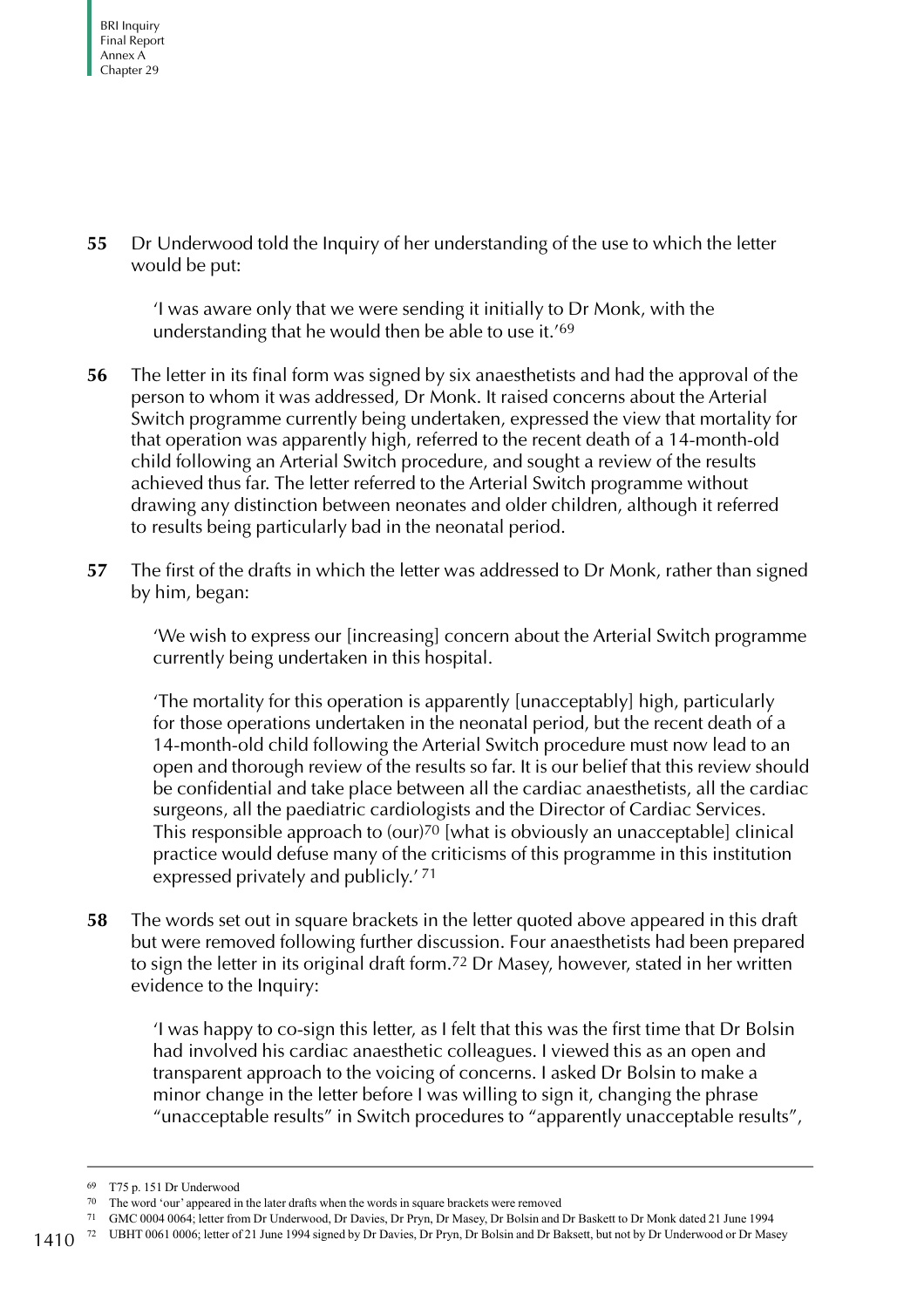**55** Dr Underwood told the Inquiry of her understanding of the use to which the letter would be put:

> 'I was aware only that we were sending it initially to Dr Monk, with the understanding that he would then be able to use it.'[69]

**56** The letter in its final form was signed by six anaesthetists and had the approval of the person to whom it was addressed, Dr Monk. It raised concerns about the Arterial Switch programme currently being undertaken, expressed the view that mortality for that operation was apparently high, referred to the recent death of a 14-month-old child following an Arterial Switch procedure, and sought a review of the results achieved thus far. The letter referred to the Arterial Switch programme without drawing any distinction between neonates and older children, although it referred to results being particularly bad in the neonatal period.

**57** The first of the drafts in which the letter was addressed to Dr Monk, rather than signed by him, began:

> 'We wish to express our [increasing] concern about the Arterial Switch programme currently being undertaken in this hospital.
>
> 'The mortality for this operation is apparently [unacceptably] high, particularly for those operations undertaken in the neonatal period, but the recent death of a 14-month-old child following the Arterial Switch procedure must now lead to an open and thorough review of the results so far. It is our belief that this review should be confidential and take place between all the cardiac anaesthetists, all the cardiac surgeons, all the paediatric cardiologists and the Director of Cardiac Services. This responsible approach to (our)[70] [what is obviously an unacceptable] clinical practice would defuse many of the criticisms of this programme in this institution expressed privately and publicly.'[71]

**58** The words set out in square brackets in the letter quoted above appeared in this draft but were removed following further discussion. Four anaesthetists had been prepared to sign the letter in its original draft form.[72] Dr Masey, however, stated in her written evidence to the Inquiry:

> 'I was happy to co-sign this letter, as I felt that this was the first time that Dr Bolsin had involved his cardiac anaesthetic colleagues. I viewed this as an open and transparent approach to the voicing of concerns. I asked Dr Bolsin to make a minor change in the letter before I was willing to sign it, changing the phrase "unacceptable results" in Switch procedures to "apparently unacceptable results",

---

[69] T75 p. 151 Dr Underwood

[70] The word 'our' appeared in the later drafts when the words in square brackets were removed

[71] GMC 0004 0064; letter from Dr Underwood, Dr Davies, Dr Pryn, Dr Masey, Dr Bolsin and Dr Baskett to Dr Monk dated 21 June 1994

[72] UBHT 0061 0006; letter of 21 June 1994 signed by Dr Davies, Dr Pryn, Dr Bolsin and Dr Baksett, but not by Dr Underwood or Dr Masey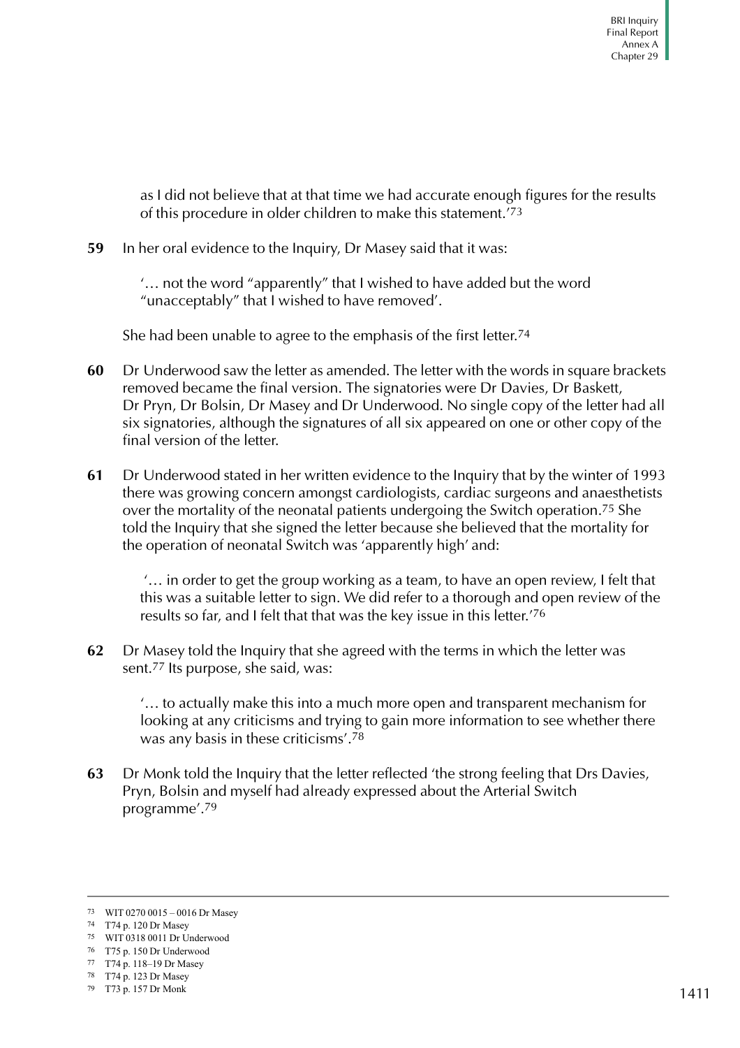as I did not believe that at that time we had accurate enough figures for the results of this procedure in older children to make this statement.'[73]

**59** In her oral evidence to the Inquiry, Dr Masey said that it was:

> '… not the word "apparently" that I wished to have added but the word "unacceptably" that I wished to have removed'.

She had been unable to agree to the emphasis of the first letter.[74]

**60** Dr Underwood saw the letter as amended. The letter with the words in square brackets removed became the final version. The signatories were Dr Davies, Dr Baskett, Dr Pryn, Dr Bolsin, Dr Masey and Dr Underwood. No single copy of the letter had all six signatories, although the signatures of all six appeared on one or other copy of the final version of the letter.

**61** Dr Underwood stated in her written evidence to the Inquiry that by the winter of 1993 there was growing concern amongst cardiologists, cardiac surgeons and anaesthetists over the mortality of the neonatal patients undergoing the Switch operation.[75] She told the Inquiry that she signed the letter because she believed that the mortality for the operation of neonatal Switch was 'apparently high' and:

> '… in order to get the group working as a team, to have an open review, I felt that this was a suitable letter to sign. We did refer to a thorough and open review of the results so far, and I felt that that was the key issue in this letter.'[76]

**62** Dr Masey told the Inquiry that she agreed with the terms in which the letter was sent.[77] Its purpose, she said, was:

> '… to actually make this into a much more open and transparent mechanism for looking at any criticisms and trying to gain more information to see whether there was any basis in these criticisms'.[78]

**63** Dr Monk told the Inquiry that the letter reflected 'the strong feeling that Drs Davies, Pryn, Bolsin and myself had already expressed about the Arterial Switch programme'.[79]

---

73 WIT 0270 0015 – 0016 Dr Masey
74 T74 p. 120 Dr Masey
75 WIT 0318 0011 Dr Underwood
76 T75 p. 150 Dr Underwood
77 T74 p. 118–19 Dr Masey
78 T74 p. 123 Dr Masey
79 T73 p. 157 Dr Monk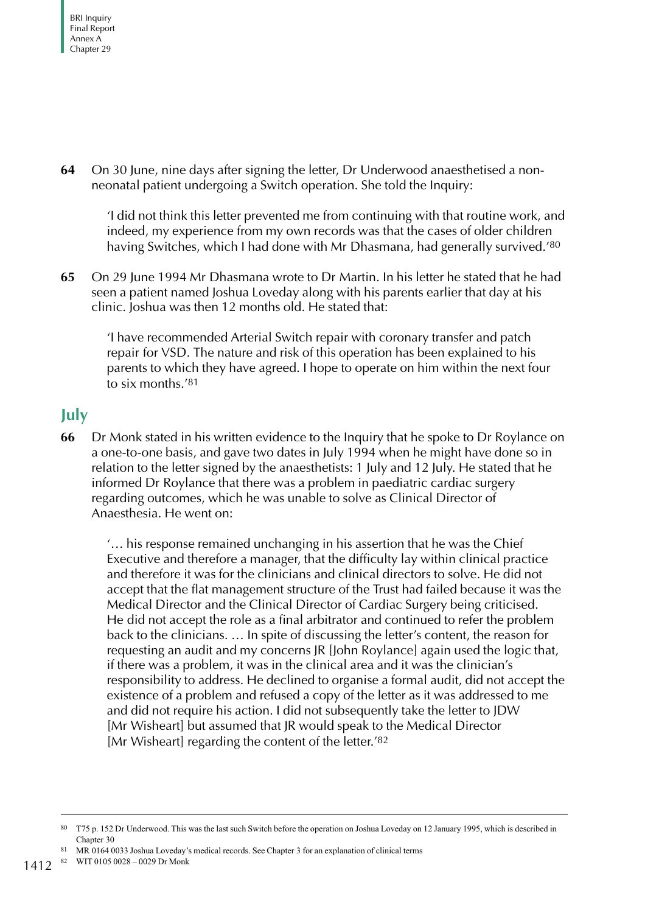**64** On 30 June, nine days after signing the letter, Dr Underwood anaesthetised a non-neonatal patient undergoing a Switch operation. She told the Inquiry:

> 'I did not think this letter prevented me from continuing with that routine work, and indeed, my experience from my own records was that the cases of older children having Switches, which I had done with Mr Dhasmana, had generally survived.'[80]

**65** On 29 June 1994 Mr Dhasmana wrote to Dr Martin. In his letter he stated that he had seen a patient named Joshua Loveday along with his parents earlier that day at his clinic. Joshua was then 12 months old. He stated that:

> 'I have recommended Arterial Switch repair with coronary transfer and patch repair for VSD. The nature and risk of this operation has been explained to his parents to which they have agreed. I hope to operate on him within the next four to six months.'[81]

## July

**66** Dr Monk stated in his written evidence to the Inquiry that he spoke to Dr Roylance on a one-to-one basis, and gave two dates in July 1994 when he might have done so in relation to the letter signed by the anaesthetists: 1 July and 12 July. He stated that he informed Dr Roylance that there was a problem in paediatric cardiac surgery regarding outcomes, which he was unable to solve as Clinical Director of Anaesthesia. He went on:

> '… his response remained unchanging in his assertion that he was the Chief Executive and therefore a manager, that the difficulty lay within clinical practice and therefore it was for the clinicians and clinical directors to solve. He did not accept that the flat management structure of the Trust had failed because it was the Medical Director and the Clinical Director of Cardiac Surgery being criticised. He did not accept the role as a final arbitrator and continued to refer the problem back to the clinicians. … In spite of discussing the letter's content, the reason for requesting an audit and my concerns JR [John Roylance] again used the logic that, if there was a problem, it was in the clinical area and it was the clinician's responsibility to address. He declined to organise a formal audit, did not accept the existence of a problem and refused a copy of the letter as it was addressed to me and did not require his action. I did not subsequently take the letter to JDW [Mr Wisheart] but assumed that JR would speak to the Medical Director [Mr Wisheart] regarding the content of the letter.'[82]

---

[80] T75 p. 152 Dr Underwood. This was the last such Switch before the operation on Joshua Loveday on 12 January 1995, which is described in Chapter 30

[81] MR 0164 0033 Joshua Loveday's medical records. See Chapter 3 for an explanation of clinical terms

[82] WIT 0105 0028 – 0029 Dr Monk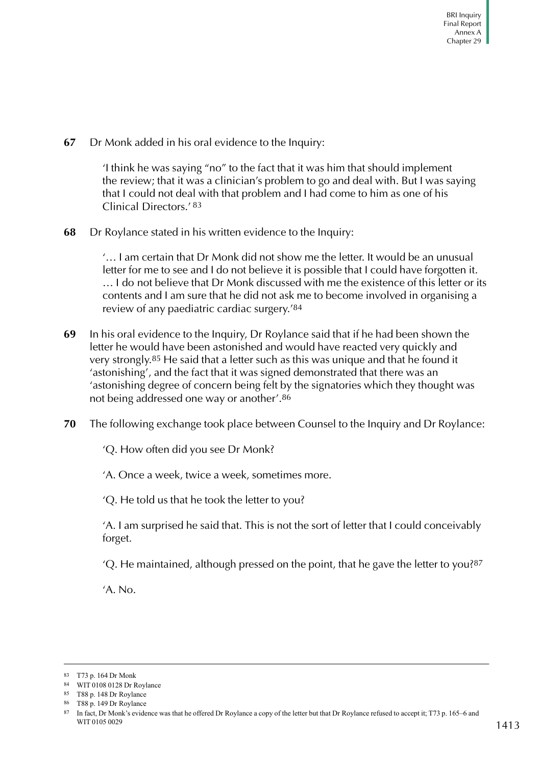**67** Dr Monk added in his oral evidence to the Inquiry:

> 'I think he was saying "no" to the fact that it was him that should implement the review; that it was a clinician's problem to go and deal with. But I was saying that I could not deal with that problem and I had come to him as one of his Clinical Directors.' [83]

**68** Dr Roylance stated in his written evidence to the Inquiry:

> '… I am certain that Dr Monk did not show me the letter. It would be an unusual letter for me to see and I do not believe it is possible that I could have forgotten it. … I do not believe that Dr Monk discussed with me the existence of this letter or its contents and I am sure that he did not ask me to become involved in organising a review of any paediatric cardiac surgery.'[84]

**69** In his oral evidence to the Inquiry, Dr Roylance said that if he had been shown the letter he would have been astonished and would have reacted very quickly and very strongly.[85] He said that a letter such as this was unique and that he found it 'astonishing', and the fact that it was signed demonstrated that there was an 'astonishing degree of concern being felt by the signatories which they thought was not being addressed one way or another'.[86]

**70** The following exchange took place between Counsel to the Inquiry and Dr Roylance:

> 'Q. How often did you see Dr Monk?
>
> 'A. Once a week, twice a week, sometimes more.
>
> 'Q. He told us that he took the letter to you?
>
> 'A. I am surprised he said that. This is not the sort of letter that I could conceivably forget.
>
> 'Q. He maintained, although pressed on the point, that he gave the letter to you?[87]
>
> 'A. No.

---

83 T73 p. 164 Dr Monk

84 WIT 0108 0128 Dr Roylance

85 T88 p. 148 Dr Roylance

86 T88 p. 149 Dr Roylance

87 In fact, Dr Monk's evidence was that he offered Dr Roylance a copy of the letter but that Dr Roylance refused to accept it; T73 p. 165–6 and WIT 0105 0029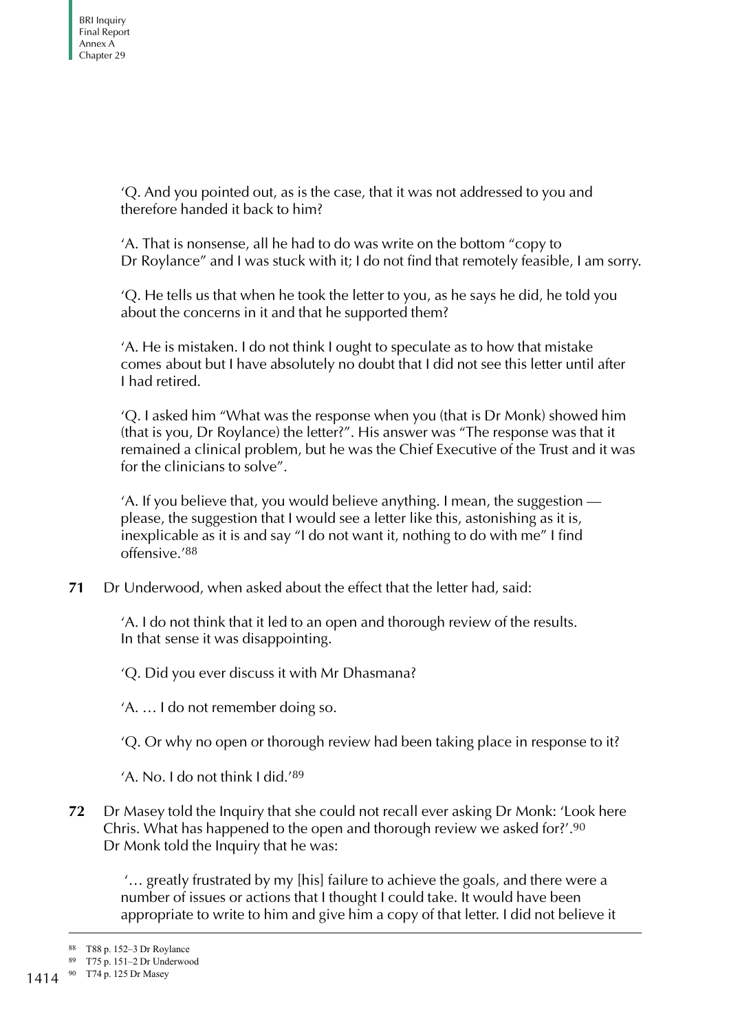'Q. And you pointed out, as is the case, that it was not addressed to you and therefore handed it back to him?

'A. That is nonsense, all he had to do was write on the bottom "copy to Dr Roylance" and I was stuck with it; I do not find that remotely feasible, I am sorry.

'Q. He tells us that when he took the letter to you, as he says he did, he told you about the concerns in it and that he supported them?

'A. He is mistaken. I do not think I ought to speculate as to how that mistake comes about but I have absolutely no doubt that I did not see this letter until after I had retired.

'Q. I asked him "What was the response when you (that is Dr Monk) showed him (that is you, Dr Roylance) the letter?". His answer was "The response was that it remained a clinical problem, but he was the Chief Executive of the Trust and it was for the clinicians to solve".

'A. If you believe that, you would believe anything. I mean, the suggestion — please, the suggestion that I would see a letter like this, astonishing as it is, inexplicable as it is and say "I do not want it, nothing to do with me" I find offensive.'[88]

**71** Dr Underwood, when asked about the effect that the letter had, said:

'A. I do not think that it led to an open and thorough review of the results. In that sense it was disappointing.

'Q. Did you ever discuss it with Mr Dhasmana?

'A. … I do not remember doing so.

'Q. Or why no open or thorough review had been taking place in response to it?

'A. No. I do not think I did.'[89]

**72** Dr Masey told the Inquiry that she could not recall ever asking Dr Monk: 'Look here Chris. What has happened to the open and thorough review we asked for?'.[90] Dr Monk told the Inquiry that he was:

'… greatly frustrated by my [his] failure to achieve the goals, and there were a number of issues or actions that I thought I could take. It would have been appropriate to write to him and give him a copy of that letter. I did not believe it

---

[88] T88 p. 152–3 Dr Roylance

[89] T75 p. 151–2 Dr Underwood

[90] T74 p. 125 Dr Masey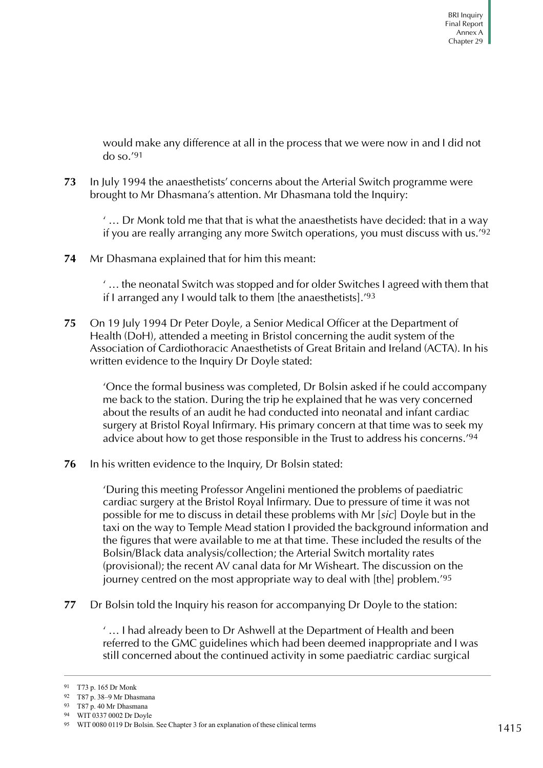would make any difference at all in the process that we were now in and I did not do so.'[91]

**73** In July 1994 the anaesthetists' concerns about the Arterial Switch programme were brought to Mr Dhasmana's attention. Mr Dhasmana told the Inquiry:

> ' … Dr Monk told me that that is what the anaesthetists have decided: that in a way if you are really arranging any more Switch operations, you must discuss with us.'[92]

**74** Mr Dhasmana explained that for him this meant:

> ' … the neonatal Switch was stopped and for older Switches I agreed with them that if I arranged any I would talk to them [the anaesthetists].'[93]

**75** On 19 July 1994 Dr Peter Doyle, a Senior Medical Officer at the Department of Health (DoH), attended a meeting in Bristol concerning the audit system of the Association of Cardiothoracic Anaesthetists of Great Britain and Ireland (ACTA). In his written evidence to the Inquiry Dr Doyle stated:

> 'Once the formal business was completed, Dr Bolsin asked if he could accompany me back to the station. During the trip he explained that he was very concerned about the results of an audit he had conducted into neonatal and infant cardiac surgery at Bristol Royal Infirmary. His primary concern at that time was to seek my advice about how to get those responsible in the Trust to address his concerns.'[94]

**76** In his written evidence to the Inquiry, Dr Bolsin stated:

> 'During this meeting Professor Angelini mentioned the problems of paediatric cardiac surgery at the Bristol Royal Infirmary. Due to pressure of time it was not possible for me to discuss in detail these problems with Mr [*sic*] Doyle but in the taxi on the way to Temple Mead station I provided the background information and the figures that were available to me at that time. These included the results of the Bolsin/Black data analysis/collection; the Arterial Switch mortality rates (provisional); the recent AV canal data for Mr Wisheart. The discussion on the journey centred on the most appropriate way to deal with [the] problem.'[95]

**77** Dr Bolsin told the Inquiry his reason for accompanying Dr Doyle to the station:

> ' … I had already been to Dr Ashwell at the Department of Health and been referred to the GMC guidelines which had been deemed inappropriate and I was still concerned about the continued activity in some paediatric cardiac surgical

---

[91] T73 p. 165 Dr Monk

[92] T87 p. 38–9 Mr Dhasmana

[93] T87 p. 40 Mr Dhasmana

[94] WIT 0337 0002 Dr Doyle

[95] WIT 0080 0119 Dr Bolsin. See Chapter 3 for an explanation of these clinical terms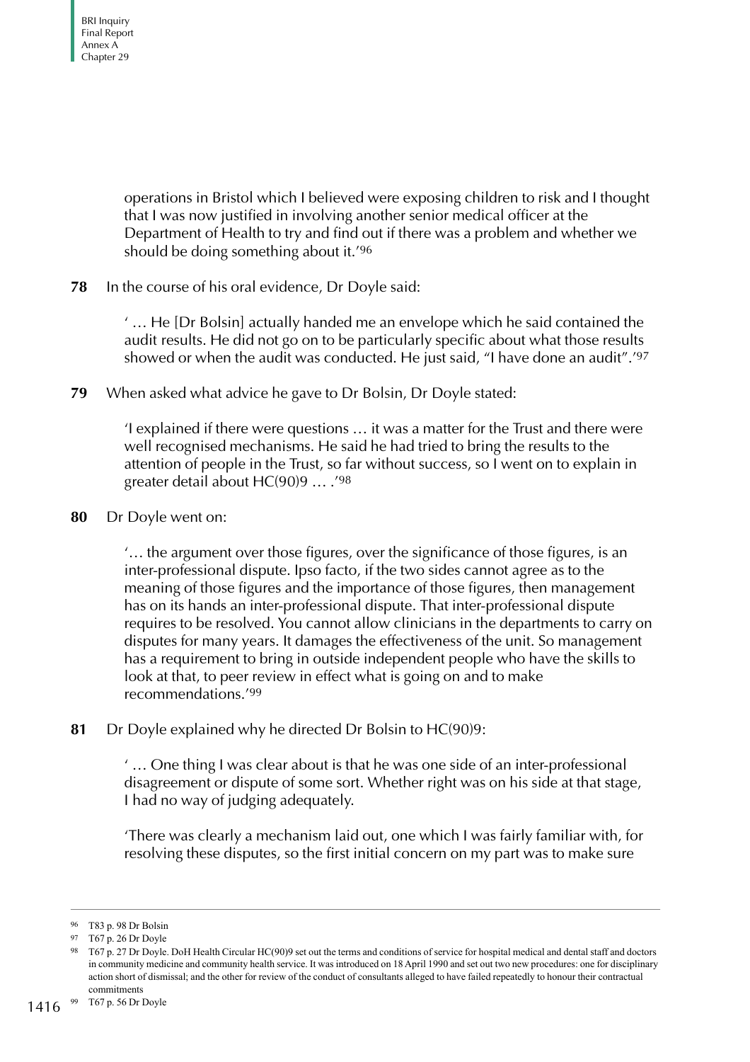operations in Bristol which I believed were exposing children to risk and I thought that I was now justified in involving another senior medical officer at the Department of Health to try and find out if there was a problem and whether we should be doing something about it.'[96]

**78** In the course of his oral evidence, Dr Doyle said:

> ' … He [Dr Bolsin] actually handed me an envelope which he said contained the audit results. He did not go on to be particularly specific about what those results showed or when the audit was conducted. He just said, "I have done an audit".'[97]

**79** When asked what advice he gave to Dr Bolsin, Dr Doyle stated:

> 'I explained if there were questions … it was a matter for the Trust and there were well recognised mechanisms. He said he had tried to bring the results to the attention of people in the Trust, so far without success, so I went on to explain in greater detail about HC(90)9 … .'[98]

**80** Dr Doyle went on:

> '… the argument over those figures, over the significance of those figures, is an inter-professional dispute. Ipso facto, if the two sides cannot agree as to the meaning of those figures and the importance of those figures, then management has on its hands an inter-professional dispute. That inter-professional dispute requires to be resolved. You cannot allow clinicians in the departments to carry on disputes for many years. It damages the effectiveness of the unit. So management has a requirement to bring in outside independent people who have the skills to look at that, to peer review in effect what is going on and to make recommendations.'[99]

**81** Dr Doyle explained why he directed Dr Bolsin to HC(90)9:

> ' … One thing I was clear about is that he was one side of an inter-professional disagreement or dispute of some sort. Whether right was on his side at that stage, I had no way of judging adequately.
>
> 'There was clearly a mechanism laid out, one which I was fairly familiar with, for resolving these disputes, so the first initial concern on my part was to make sure

---

[96] T83 p. 98 Dr Bolsin

[97] T67 p. 26 Dr Doyle

[98] T67 p. 27 Dr Doyle. DoH Health Circular HC(90)9 set out the terms and conditions of service for hospital medical and dental staff and doctors in community medicine and community health service. It was introduced on 18 April 1990 and set out two new procedures: one for disciplinary action short of dismissal; and the other for review of the conduct of consultants alleged to have failed repeatedly to honour their contractual commitments

[99] T67 p. 56 Dr Doyle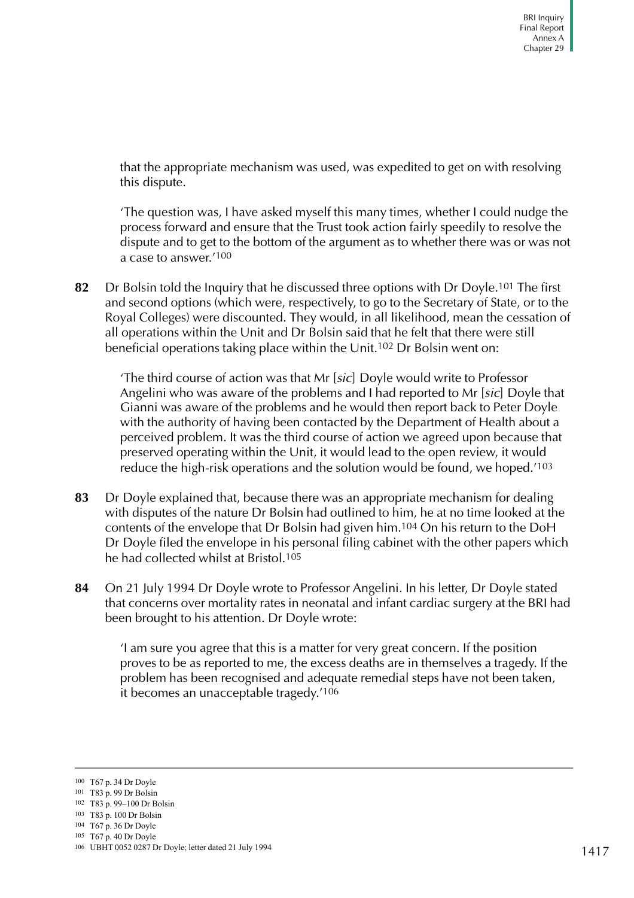that the appropriate mechanism was used, was expedited to get on with resolving this dispute.

'The question was, I have asked myself this many times, whether I could nudge the process forward and ensure that the Trust took action fairly speedily to resolve the dispute and to get to the bottom of the argument as to whether there was or was not a case to answer.'[100]

**82** Dr Bolsin told the Inquiry that he discussed three options with Dr Doyle.[101] The first and second options (which were, respectively, to go to the Secretary of State, or to the Royal Colleges) were discounted. They would, in all likelihood, mean the cessation of all operations within the Unit and Dr Bolsin said that he felt that there were still beneficial operations taking place within the Unit.[102] Dr Bolsin went on:

'The third course of action was that Mr [*sic*] Doyle would write to Professor Angelini who was aware of the problems and I had reported to Mr [*sic*] Doyle that Gianni was aware of the problems and he would then report back to Peter Doyle with the authority of having been contacted by the Department of Health about a perceived problem. It was the third course of action we agreed upon because that preserved operating within the Unit, it would lead to the open review, it would reduce the high-risk operations and the solution would be found, we hoped.'[103]

**83** Dr Doyle explained that, because there was an appropriate mechanism for dealing with disputes of the nature Dr Bolsin had outlined to him, he at no time looked at the contents of the envelope that Dr Bolsin had given him.[104] On his return to the DoH Dr Doyle filed the envelope in his personal filing cabinet with the other papers which he had collected whilst at Bristol.[105]

**84** On 21 July 1994 Dr Doyle wrote to Professor Angelini. In his letter, Dr Doyle stated that concerns over mortality rates in neonatal and infant cardiac surgery at the BRI had been brought to his attention. Dr Doyle wrote:

'I am sure you agree that this is a matter for very great concern. If the position proves to be as reported to me, the excess deaths are in themselves a tragedy. If the problem has been recognised and adequate remedial steps have not been taken, it becomes an unacceptable tragedy.'[106]

---

[100] T67 p. 34 Dr Doyle
[101] T83 p. 99 Dr Bolsin
[102] T83 p. 99–100 Dr Bolsin
[103] T83 p. 100 Dr Bolsin
[104] T67 p. 36 Dr Doyle
[105] T67 p. 40 Dr Doyle
[106] UBHT 0052 0287 Dr Doyle; letter dated 21 July 1994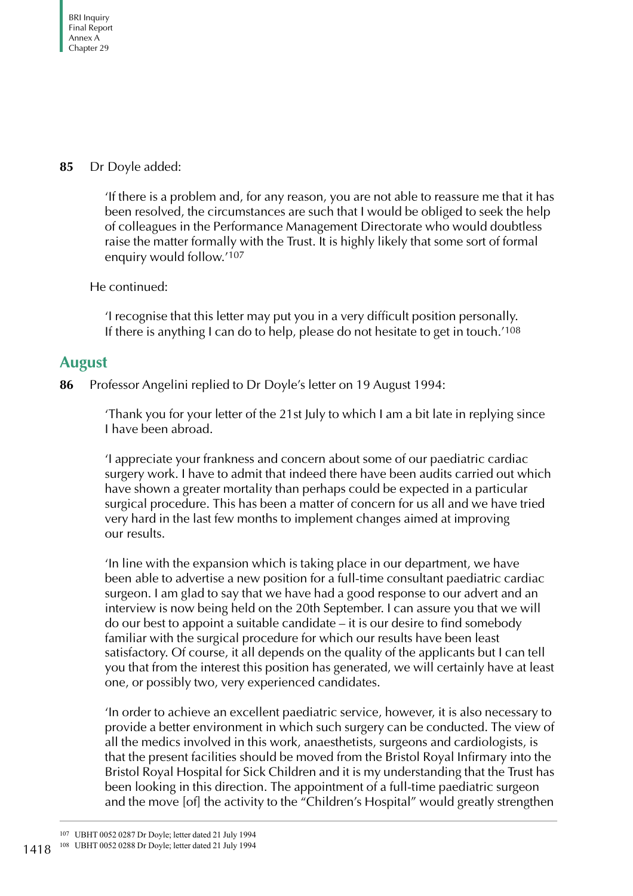**85** Dr Doyle added:

> 'If there is a problem and, for any reason, you are not able to reassure me that it has been resolved, the circumstances are such that I would be obliged to seek the help of colleagues in the Performance Management Directorate who would doubtless raise the matter formally with the Trust. It is highly likely that some sort of formal enquiry would follow.'[107]

He continued:

> 'I recognise that this letter may put you in a very difficult position personally. If there is anything I can do to help, please do not hesitate to get in touch.'[108]

## August

**86** Professor Angelini replied to Dr Doyle's letter on 19 August 1994:

> 'Thank you for your letter of the 21st July to which I am a bit late in replying since I have been abroad.
>
> 'I appreciate your frankness and concern about some of our paediatric cardiac surgery work. I have to admit that indeed there have been audits carried out which have shown a greater mortality than perhaps could be expected in a particular surgical procedure. This has been a matter of concern for us all and we have tried very hard in the last few months to implement changes aimed at improving our results.
>
> 'In line with the expansion which is taking place in our department, we have been able to advertise a new position for a full-time consultant paediatric cardiac surgeon. I am glad to say that we have had a good response to our advert and an interview is now being held on the 20th September. I can assure you that we will do our best to appoint a suitable candidate – it is our desire to find somebody familiar with the surgical procedure for which our results have been least satisfactory. Of course, it all depends on the quality of the applicants but I can tell you that from the interest this position has generated, we will certainly have at least one, or possibly two, very experienced candidates.
>
> 'In order to achieve an excellent paediatric service, however, it is also necessary to provide a better environment in which such surgery can be conducted. The view of all the medics involved in this work, anaesthetists, surgeons and cardiologists, is that the present facilities should be moved from the Bristol Royal Infirmary into the Bristol Royal Hospital for Sick Children and it is my understanding that the Trust has been looking in this direction. The appointment of a full-time paediatric surgeon and the move [of] the activity to the "Children's Hospital" would greatly strengthen

---

107 UBHT 0052 0287 Dr Doyle; letter dated 21 July 1994

108 UBHT 0052 0288 Dr Doyle; letter dated 21 July 1994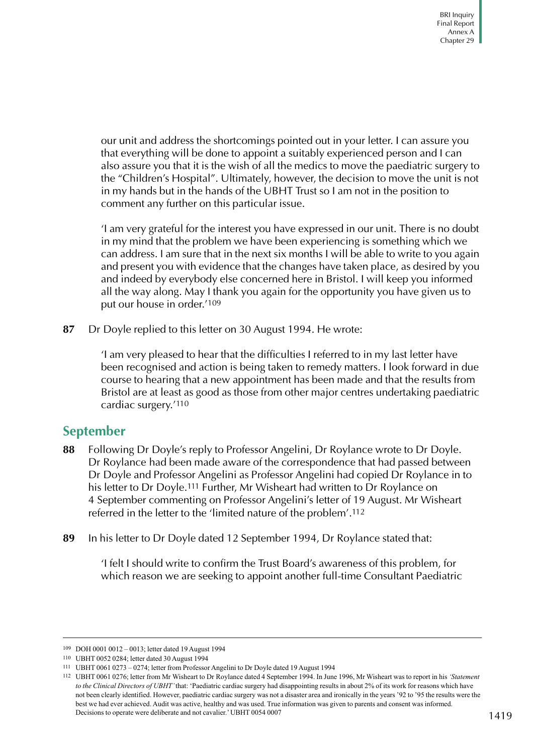our unit and address the shortcomings pointed out in your letter. I can assure you that everything will be done to appoint a suitably experienced person and I can also assure you that it is the wish of all the medics to move the paediatric surgery to the "Children's Hospital". Ultimately, however, the decision to move the unit is not in my hands but in the hands of the UBHT Trust so I am not in the position to comment any further on this particular issue.

'I am very grateful for the interest you have expressed in our unit. There is no doubt in my mind that the problem we have been experiencing is something which we can address. I am sure that in the next six months I will be able to write to you again and present you with evidence that the changes have taken place, as desired by you and indeed by everybody else concerned here in Bristol. I will keep you informed all the way along. May I thank you again for the opportunity you have given us to put our house in order.'[109]

**87** Dr Doyle replied to this letter on 30 August 1994. He wrote:

'I am very pleased to hear that the difficulties I referred to in my last letter have been recognised and action is being taken to remedy matters. I look forward in due course to hearing that a new appointment has been made and that the results from Bristol are at least as good as those from other major centres undertaking paediatric cardiac surgery.'[110]

## September

**88** Following Dr Doyle's reply to Professor Angelini, Dr Roylance wrote to Dr Doyle. Dr Roylance had been made aware of the correspondence that had passed between Dr Doyle and Professor Angelini as Professor Angelini had copied Dr Roylance in to his letter to Dr Doyle.[111] Further, Mr Wisheart had written to Dr Roylance on 4 September commenting on Professor Angelini's letter of 19 August. Mr Wisheart referred in the letter to the 'limited nature of the problem'.[112]

**89** In his letter to Dr Doyle dated 12 September 1994, Dr Roylance stated that:

'I felt I should write to confirm the Trust Board's awareness of this problem, for which reason we are seeking to appoint another full-time Consultant Paediatric

---

[109] DOH 0001 0012 – 0013; letter dated 19 August 1994

[110] UBHT 0052 0284; letter dated 30 August 1994

[111] UBHT 0061 0273 – 0274; letter from Professor Angelini to Dr Doyle dated 19 August 1994

[112] UBHT 0061 0276; letter from Mr Wisheart to Dr Roylance dated 4 September 1994. In June 1996, Mr Wisheart was to report in his *'Statement to the Clinical Directors of UBHT'* that: 'Paediatric cardiac surgery had disappointing results in about 2% of its work for reasons which have not been clearly identified. However, paediatric cardiac surgery was not a disaster area and ironically in the years '92 to '95 the results were the best we had ever achieved. Audit was active, healthy and was used. True information was given to parents and consent was informed. Decisions to operate were deliberate and not cavalier.' UBHT 0054 0007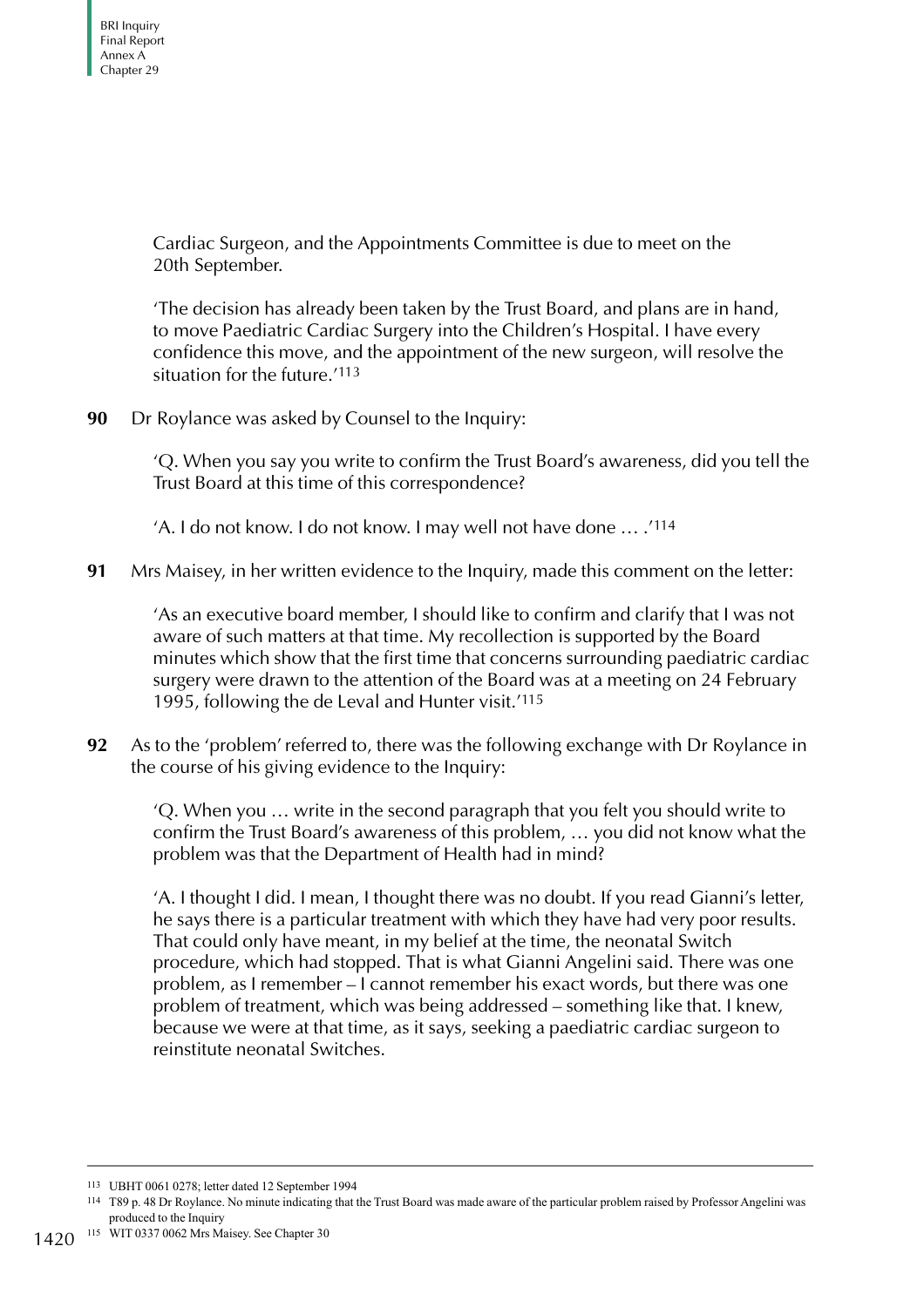Cardiac Surgeon, and the Appointments Committee is due to meet on the 20th September.

'The decision has already been taken by the Trust Board, and plans are in hand, to move Paediatric Cardiac Surgery into the Children's Hospital. I have every confidence this move, and the appointment of the new surgeon, will resolve the situation for the future.'[113]

**90** Dr Roylance was asked by Counsel to the Inquiry:

'Q. When you say you write to confirm the Trust Board's awareness, did you tell the Trust Board at this time of this correspondence?

'A. I do not know. I do not know. I may well not have done … .'[114]

**91** Mrs Maisey, in her written evidence to the Inquiry, made this comment on the letter:

'As an executive board member, I should like to confirm and clarify that I was not aware of such matters at that time. My recollection is supported by the Board minutes which show that the first time that concerns surrounding paediatric cardiac surgery were drawn to the attention of the Board was at a meeting on 24 February 1995, following the de Leval and Hunter visit.'[115]

**92** As to the 'problem' referred to, there was the following exchange with Dr Roylance in the course of his giving evidence to the Inquiry:

'Q. When you … write in the second paragraph that you felt you should write to confirm the Trust Board's awareness of this problem, … you did not know what the problem was that the Department of Health had in mind?

'A. I thought I did. I mean, I thought there was no doubt. If you read Gianni's letter, he says there is a particular treatment with which they have had very poor results. That could only have meant, in my belief at the time, the neonatal Switch procedure, which had stopped. That is what Gianni Angelini said. There was one problem, as I remember – I cannot remember his exact words, but there was one problem of treatment, which was being addressed – something like that. I knew, because we were at that time, as it says, seeking a paediatric cardiac surgeon to reinstitute neonatal Switches.

---

113 UBHT 0061 0278; letter dated 12 September 1994

114 T89 p. 48 Dr Roylance. No minute indicating that the Trust Board was made aware of the particular problem raised by Professor Angelini was produced to the Inquiry

115 WIT 0337 0062 Mrs Maisey. See Chapter 30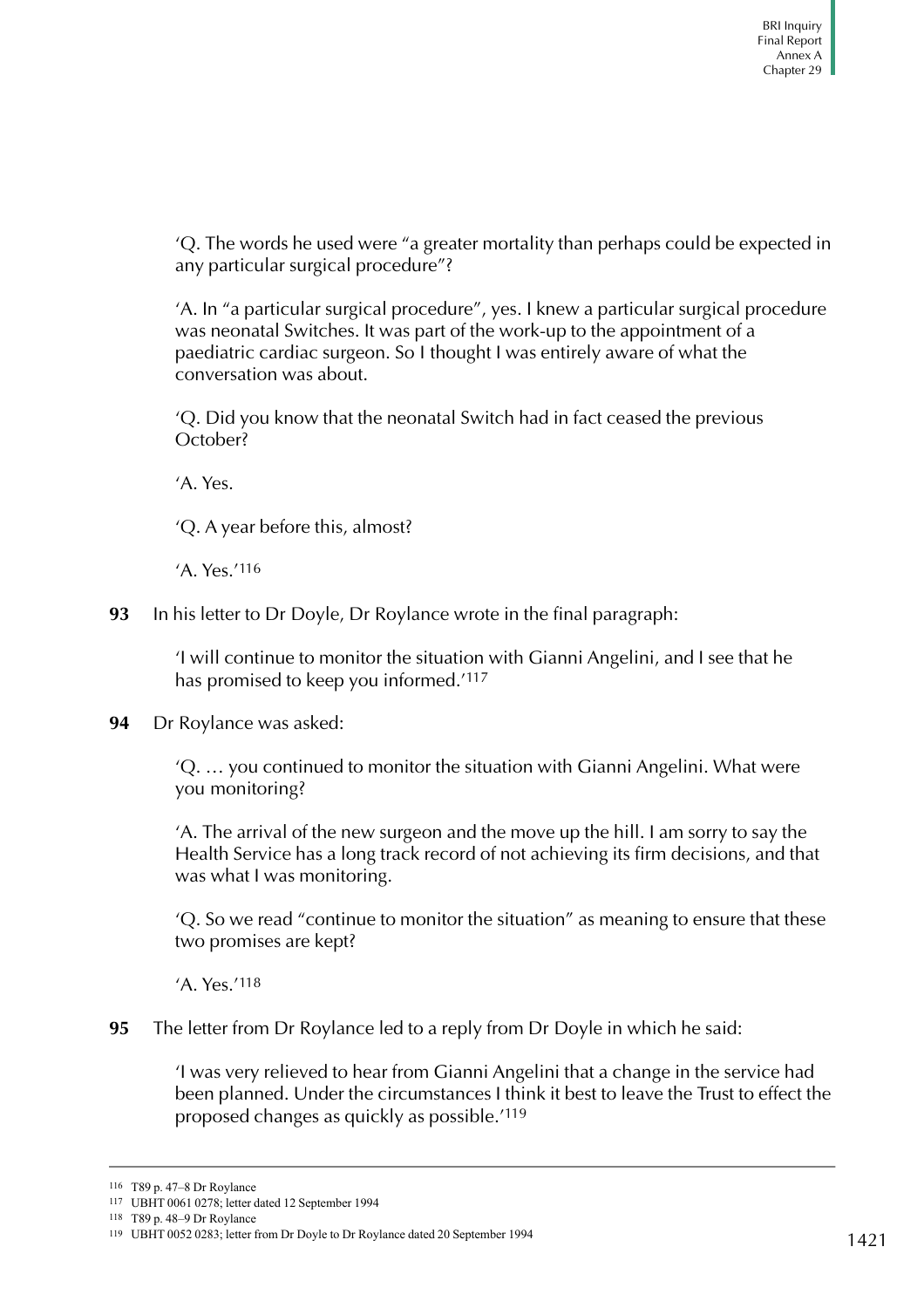'Q. The words he used were "a greater mortality than perhaps could be expected in any particular surgical procedure"?

'A. In "a particular surgical procedure", yes. I knew a particular surgical procedure was neonatal Switches. It was part of the work-up to the appointment of a paediatric cardiac surgeon. So I thought I was entirely aware of what the conversation was about.

'Q. Did you know that the neonatal Switch had in fact ceased the previous October?

'A. Yes.

'Q. A year before this, almost?

'A. Yes.'[116]

**93** In his letter to Dr Doyle, Dr Roylance wrote in the final paragraph:

'I will continue to monitor the situation with Gianni Angelini, and I see that he has promised to keep you informed.'[117]

**94** Dr Roylance was asked:

'Q. … you continued to monitor the situation with Gianni Angelini. What were you monitoring?

'A. The arrival of the new surgeon and the move up the hill. I am sorry to say the Health Service has a long track record of not achieving its firm decisions, and that was what I was monitoring.

'Q. So we read "continue to monitor the situation" as meaning to ensure that these two promises are kept?

'A. Yes.'[118]

**95** The letter from Dr Roylance led to a reply from Dr Doyle in which he said:

'I was very relieved to hear from Gianni Angelini that a change in the service had been planned. Under the circumstances I think it best to leave the Trust to effect the proposed changes as quickly as possible.'[119]

---

116 T89 p. 47–8 Dr Roylance
117 UBHT 0061 0278; letter dated 12 September 1994
118 T89 p. 48–9 Dr Roylance
119 UBHT 0052 0283; letter from Dr Doyle to Dr Roylance dated 20 September 1994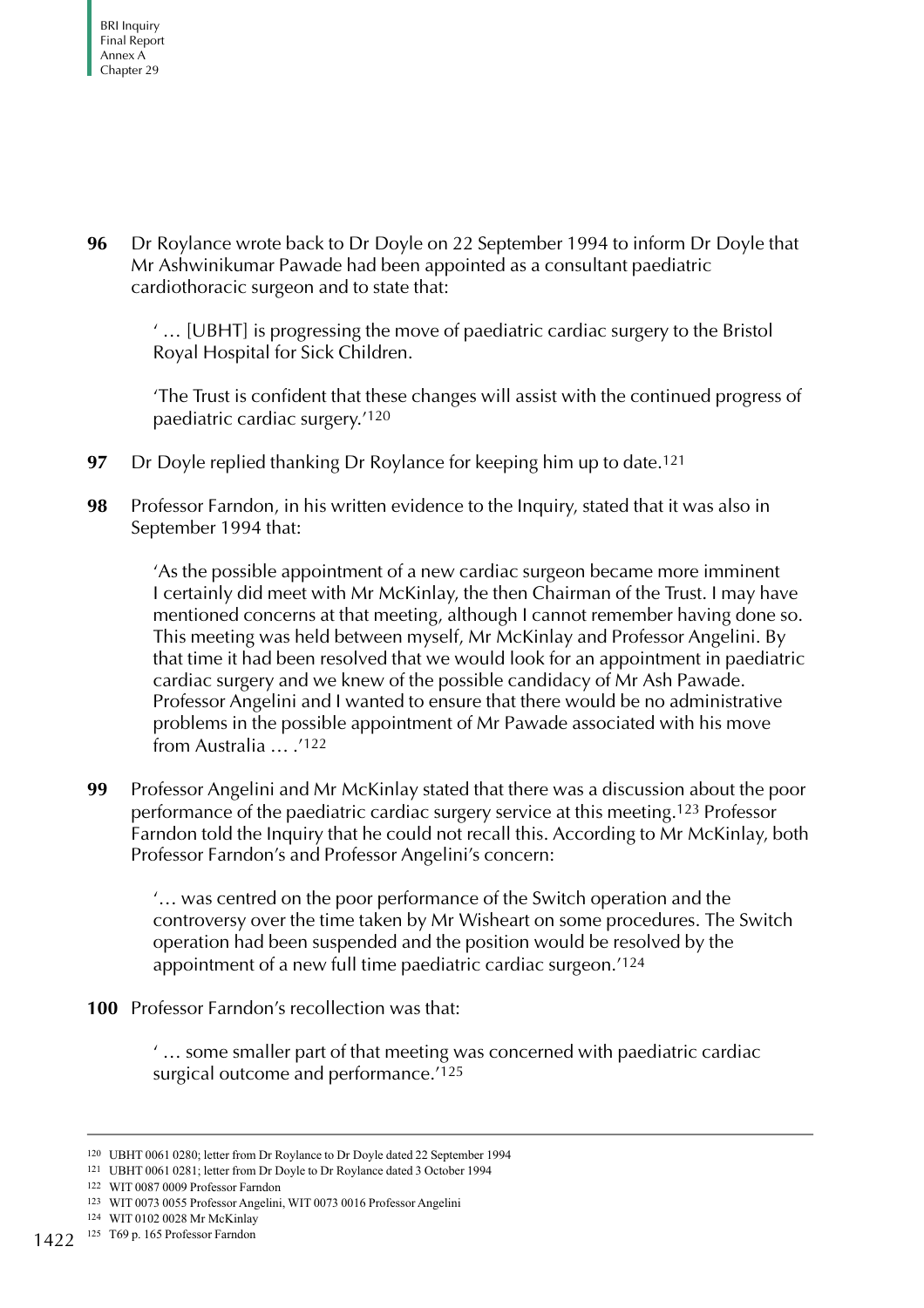**96** Dr Roylance wrote back to Dr Doyle on 22 September 1994 to inform Dr Doyle that Mr Ashwinikumar Pawade had been appointed as a consultant paediatric cardiothoracic surgeon and to state that:

> ' … [UBHT] is progressing the move of paediatric cardiac surgery to the Bristol Royal Hospital for Sick Children.
>
> 'The Trust is confident that these changes will assist with the continued progress of paediatric cardiac surgery.'[120]

**97** Dr Doyle replied thanking Dr Roylance for keeping him up to date.[121]

**98** Professor Farndon, in his written evidence to the Inquiry, stated that it was also in September 1994 that:

> 'As the possible appointment of a new cardiac surgeon became more imminent I certainly did meet with Mr McKinlay, the then Chairman of the Trust. I may have mentioned concerns at that meeting, although I cannot remember having done so. This meeting was held between myself, Mr McKinlay and Professor Angelini. By that time it had been resolved that we would look for an appointment in paediatric cardiac surgery and we knew of the possible candidacy of Mr Ash Pawade. Professor Angelini and I wanted to ensure that there would be no administrative problems in the possible appointment of Mr Pawade associated with his move from Australia … .'[122]

**99** Professor Angelini and Mr McKinlay stated that there was a discussion about the poor performance of the paediatric cardiac surgery service at this meeting.[123] Professor Farndon told the Inquiry that he could not recall this. According to Mr McKinlay, both Professor Farndon's and Professor Angelini's concern:

> '… was centred on the poor performance of the Switch operation and the controversy over the time taken by Mr Wisheart on some procedures. The Switch operation had been suspended and the position would be resolved by the appointment of a new full time paediatric cardiac surgeon.'[124]

**100** Professor Farndon's recollection was that:

> ' … some smaller part of that meeting was concerned with paediatric cardiac surgical outcome and performance.'[125]

---

[120] UBHT 0061 0280; letter from Dr Roylance to Dr Doyle dated 22 September 1994

[121] UBHT 0061 0281; letter from Dr Doyle to Dr Roylance dated 3 October 1994

[122] WIT 0087 0009 Professor Farndon

[123] WIT 0073 0055 Professor Angelini, WIT 0073 0016 Professor Angelini

[124] WIT 0102 0028 Mr McKinlay

[125] T69 p. 165 Professor Farndon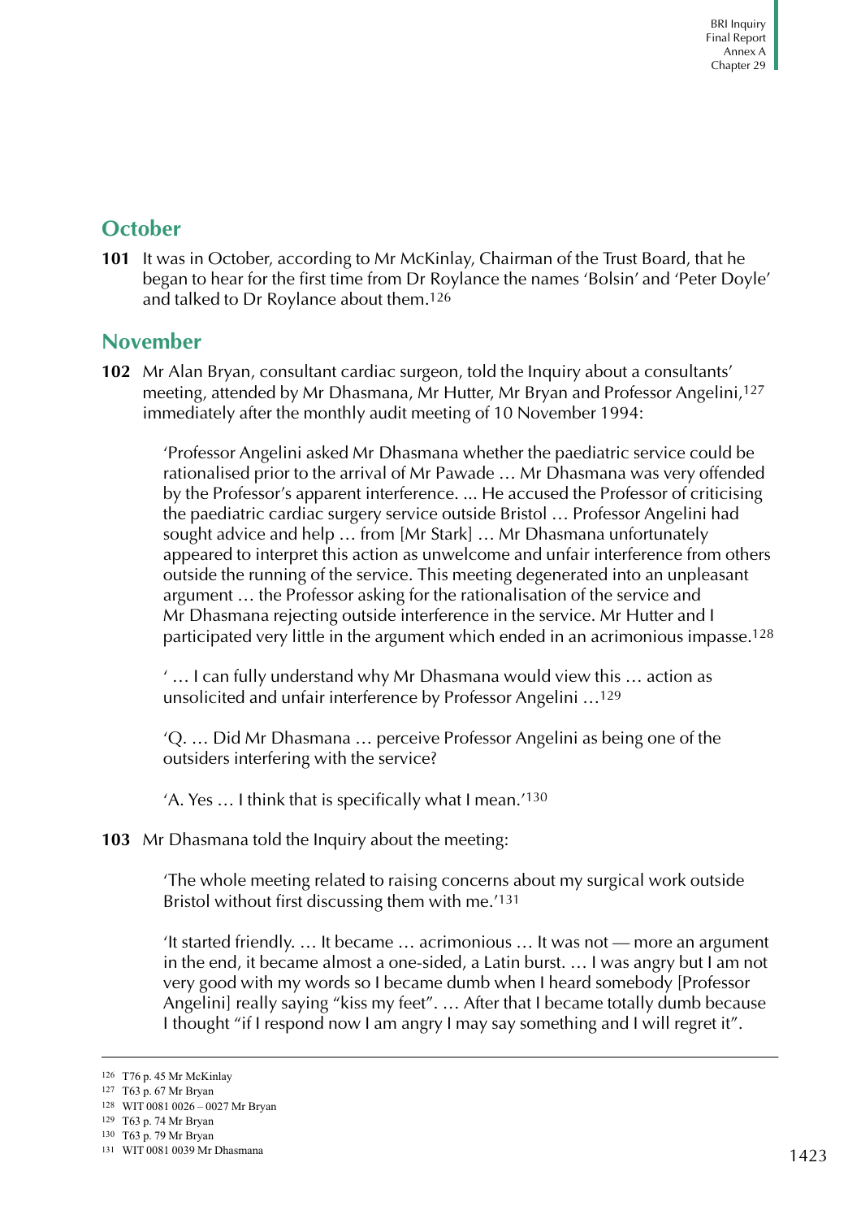## October

**101** It was in October, according to Mr McKinlay, Chairman of the Trust Board, that he began to hear for the first time from Dr Roylance the names 'Bolsin' and 'Peter Doyle' and talked to Dr Roylance about them.[126]

## November

**102** Mr Alan Bryan, consultant cardiac surgeon, told the Inquiry about a consultants' meeting, attended by Mr Dhasmana, Mr Hutter, Mr Bryan and Professor Angelini,[127] immediately after the monthly audit meeting of 10 November 1994:

> 'Professor Angelini asked Mr Dhasmana whether the paediatric service could be rationalised prior to the arrival of Mr Pawade … Mr Dhasmana was very offended by the Professor's apparent interference. ... He accused the Professor of criticising the paediatric cardiac surgery service outside Bristol … Professor Angelini had sought advice and help … from [Mr Stark] … Mr Dhasmana unfortunately appeared to interpret this action as unwelcome and unfair interference from others outside the running of the service. This meeting degenerated into an unpleasant argument … the Professor asking for the rationalisation of the service and Mr Dhasmana rejecting outside interference in the service. Mr Hutter and I participated very little in the argument which ended in an acrimonious impasse.[128]
>
> ' … I can fully understand why Mr Dhasmana would view this … action as unsolicited and unfair interference by Professor Angelini …[129]
>
> 'Q. … Did Mr Dhasmana … perceive Professor Angelini as being one of the outsiders interfering with the service?
>
> 'A. Yes … I think that is specifically what I mean.'[130]

**103** Mr Dhasmana told the Inquiry about the meeting:

> 'The whole meeting related to raising concerns about my surgical work outside Bristol without first discussing them with me.'[131]
>
> 'It started friendly. … It became … acrimonious … It was not — more an argument in the end, it became almost a one-sided, a Latin burst. … I was angry but I am not very good with my words so I became dumb when I heard somebody [Professor Angelini] really saying "kiss my feet". … After that I became totally dumb because I thought "if I respond now I am angry I may say something and I will regret it".

---

126 T76 p. 45 Mr McKinlay
127 T63 p. 67 Mr Bryan
128 WIT 0081 0026 – 0027 Mr Bryan
129 T63 p. 74 Mr Bryan
130 T63 p. 79 Mr Bryan
131 WIT 0081 0039 Mr Dhasmana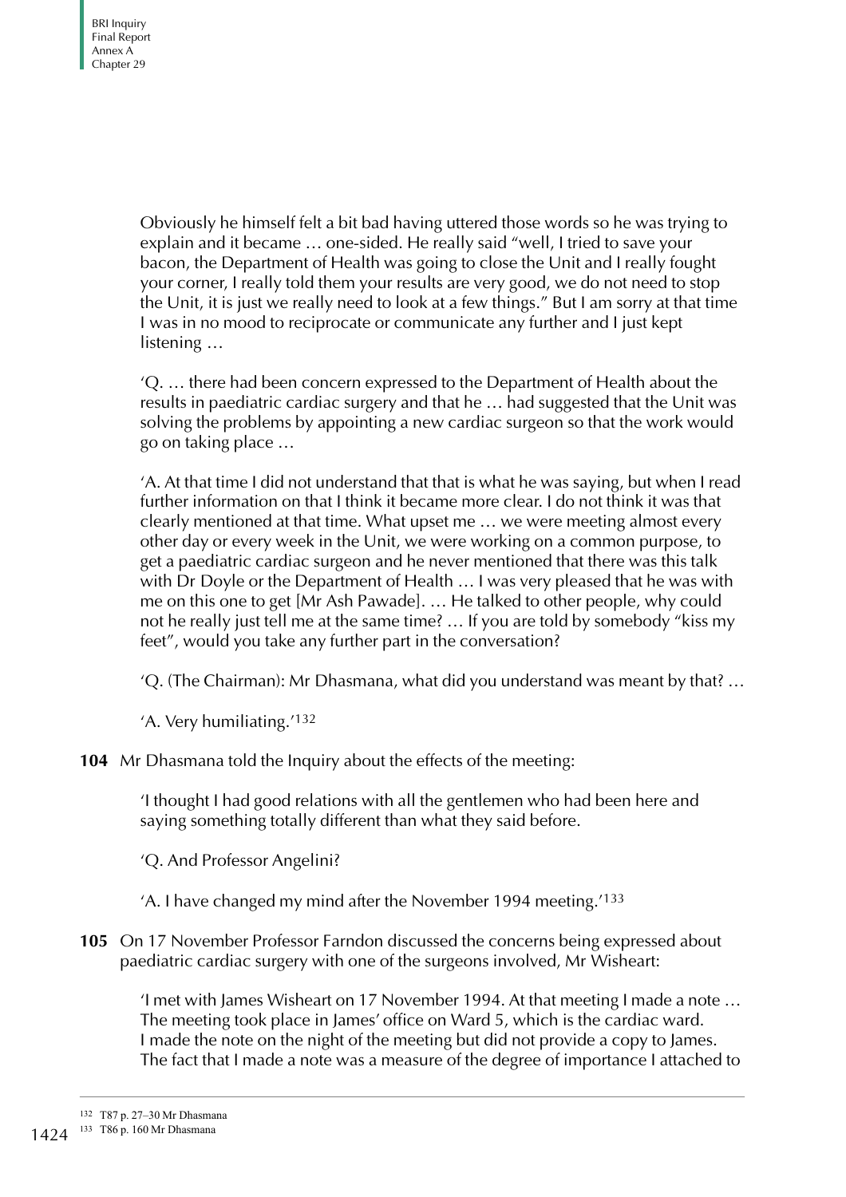Obviously he himself felt a bit bad having uttered those words so he was trying to explain and it became … one-sided. He really said "well, I tried to save your bacon, the Department of Health was going to close the Unit and I really fought your corner, I really told them your results are very good, we do not need to stop the Unit, it is just we really need to look at a few things." But I am sorry at that time I was in no mood to reciprocate or communicate any further and I just kept listening …

'Q. … there had been concern expressed to the Department of Health about the results in paediatric cardiac surgery and that he … had suggested that the Unit was solving the problems by appointing a new cardiac surgeon so that the work would go on taking place …

'A. At that time I did not understand that that is what he was saying, but when I read further information on that I think it became more clear. I do not think it was that clearly mentioned at that time. What upset me … we were meeting almost every other day or every week in the Unit, we were working on a common purpose, to get a paediatric cardiac surgeon and he never mentioned that there was this talk with Dr Doyle or the Department of Health … I was very pleased that he was with me on this one to get [Mr Ash Pawade]. … He talked to other people, why could not he really just tell me at the same time? … If you are told by somebody "kiss my feet", would you take any further part in the conversation?

'Q. (The Chairman): Mr Dhasmana, what did you understand was meant by that? …

'A. Very humiliating.'[132]

**104** Mr Dhasmana told the Inquiry about the effects of the meeting:

'I thought I had good relations with all the gentlemen who had been here and saying something totally different than what they said before.

'Q. And Professor Angelini?

'A. I have changed my mind after the November 1994 meeting.'[133]

**105** On 17 November Professor Farndon discussed the concerns being expressed about paediatric cardiac surgery with one of the surgeons involved, Mr Wisheart:

'I met with James Wisheart on 17 November 1994. At that meeting I made a note … The meeting took place in James' office on Ward 5, which is the cardiac ward. I made the note on the night of the meeting but did not provide a copy to James. The fact that I made a note was a measure of the degree of importance I attached to

---

132 T87 p. 27–30 Mr Dhasmana

133 T86 p. 160 Mr Dhasmana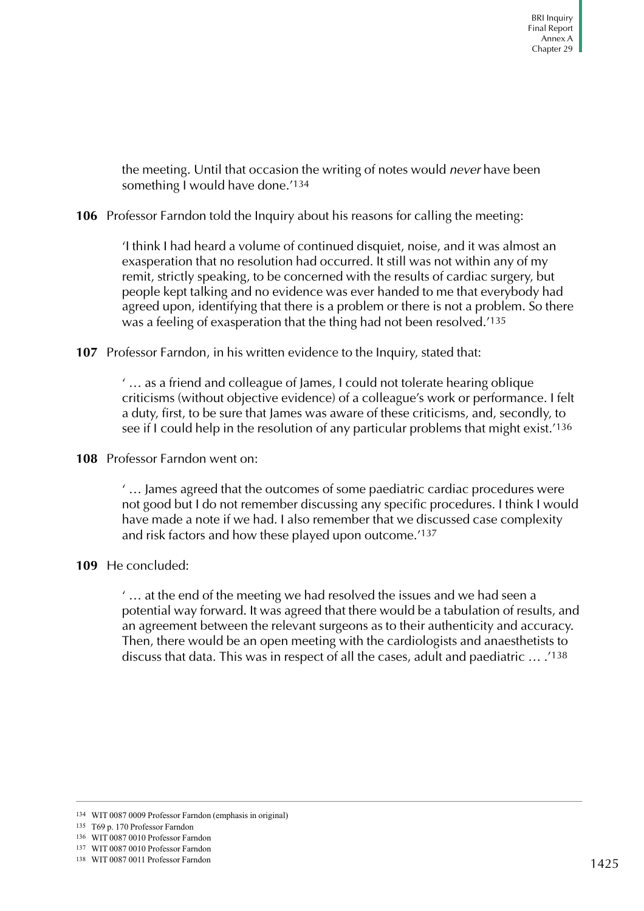the meeting. Until that occasion the writing of notes would *never* have been something I would have done.'[134]

**106** Professor Farndon told the Inquiry about his reasons for calling the meeting:

> 'I think I had heard a volume of continued disquiet, noise, and it was almost an exasperation that no resolution had occurred. It still was not within any of my remit, strictly speaking, to be concerned with the results of cardiac surgery, but people kept talking and no evidence was ever handed to me that everybody had agreed upon, identifying that there is a problem or there is not a problem. So there was a feeling of exasperation that the thing had not been resolved.'[135]

**107** Professor Farndon, in his written evidence to the Inquiry, stated that:

> ' … as a friend and colleague of James, I could not tolerate hearing oblique criticisms (without objective evidence) of a colleague's work or performance. I felt a duty, first, to be sure that James was aware of these criticisms, and, secondly, to see if I could help in the resolution of any particular problems that might exist.'[136]

**108** Professor Farndon went on:

> ' … James agreed that the outcomes of some paediatric cardiac procedures were not good but I do not remember discussing any specific procedures. I think I would have made a note if we had. I also remember that we discussed case complexity and risk factors and how these played upon outcome.'[137]

**109** He concluded:

> ' … at the end of the meeting we had resolved the issues and we had seen a potential way forward. It was agreed that there would be a tabulation of results, and an agreement between the relevant surgeons as to their authenticity and accuracy. Then, there would be an open meeting with the cardiologists and anaesthetists to discuss that data. This was in respect of all the cases, adult and paediatric … .'[138]

---

[134] WIT 0087 0009 Professor Farndon (emphasis in original)
[135] T69 p. 170 Professor Farndon
[136] WIT 0087 0010 Professor Farndon
[137] WIT 0087 0010 Professor Farndon
[138] WIT 0087 0011 Professor Farndon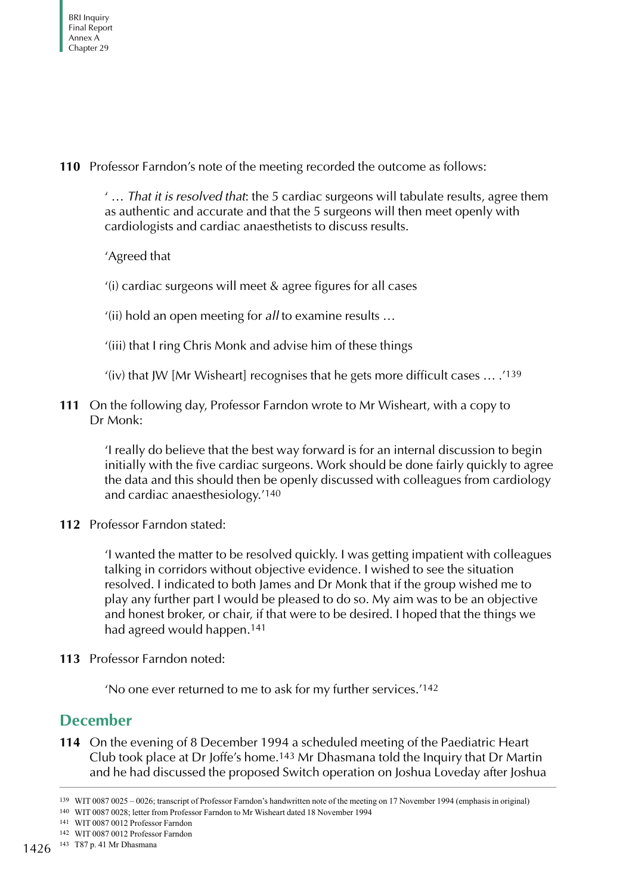**110** Professor Farndon's note of the meeting recorded the outcome as follows:

> ' … *That it is resolved that*: the 5 cardiac surgeons will tabulate results, agree them as authentic and accurate and that the 5 surgeons will then meet openly with cardiologists and cardiac anaesthetists to discuss results.
>
> 'Agreed that
>
> '(i) cardiac surgeons will meet & agree figures for all cases
>
> '(ii) hold an open meeting for *all* to examine results …
>
> '(iii) that I ring Chris Monk and advise him of these things
>
> '(iv) that JW [Mr Wisheart] recognises that he gets more difficult cases … .'[139]

**111** On the following day, Professor Farndon wrote to Mr Wisheart, with a copy to Dr Monk:

> 'I really do believe that the best way forward is for an internal discussion to begin initially with the five cardiac surgeons. Work should be done fairly quickly to agree the data and this should then be openly discussed with colleagues from cardiology and cardiac anaesthesiology.'[140]

**112** Professor Farndon stated:

> 'I wanted the matter to be resolved quickly. I was getting impatient with colleagues talking in corridors without objective evidence. I wished to see the situation resolved. I indicated to both James and Dr Monk that if the group wished me to play any further part I would be pleased to do so. My aim was to be an objective and honest broker, or chair, if that were to be desired. I hoped that the things we had agreed would happen.[141]

**113** Professor Farndon noted:

> 'No one ever returned to me to ask for my further services.'[142]

## December

**114** On the evening of 8 December 1994 a scheduled meeting of the Paediatric Heart Club took place at Dr Joffe's home.[143] Mr Dhasmana told the Inquiry that Dr Martin and he had discussed the proposed Switch operation on Joshua Loveday after Joshua

---

[139] WIT 0087 0025 – 0026; transcript of Professor Farndon's handwritten note of the meeting on 17 November 1994 (emphasis in original)

[140] WIT 0087 0028; letter from Professor Farndon to Mr Wisheart dated 18 November 1994

[141] WIT 0087 0012 Professor Farndon

[142] WIT 0087 0012 Professor Farndon

[143] T87 p. 41 Mr Dhasmana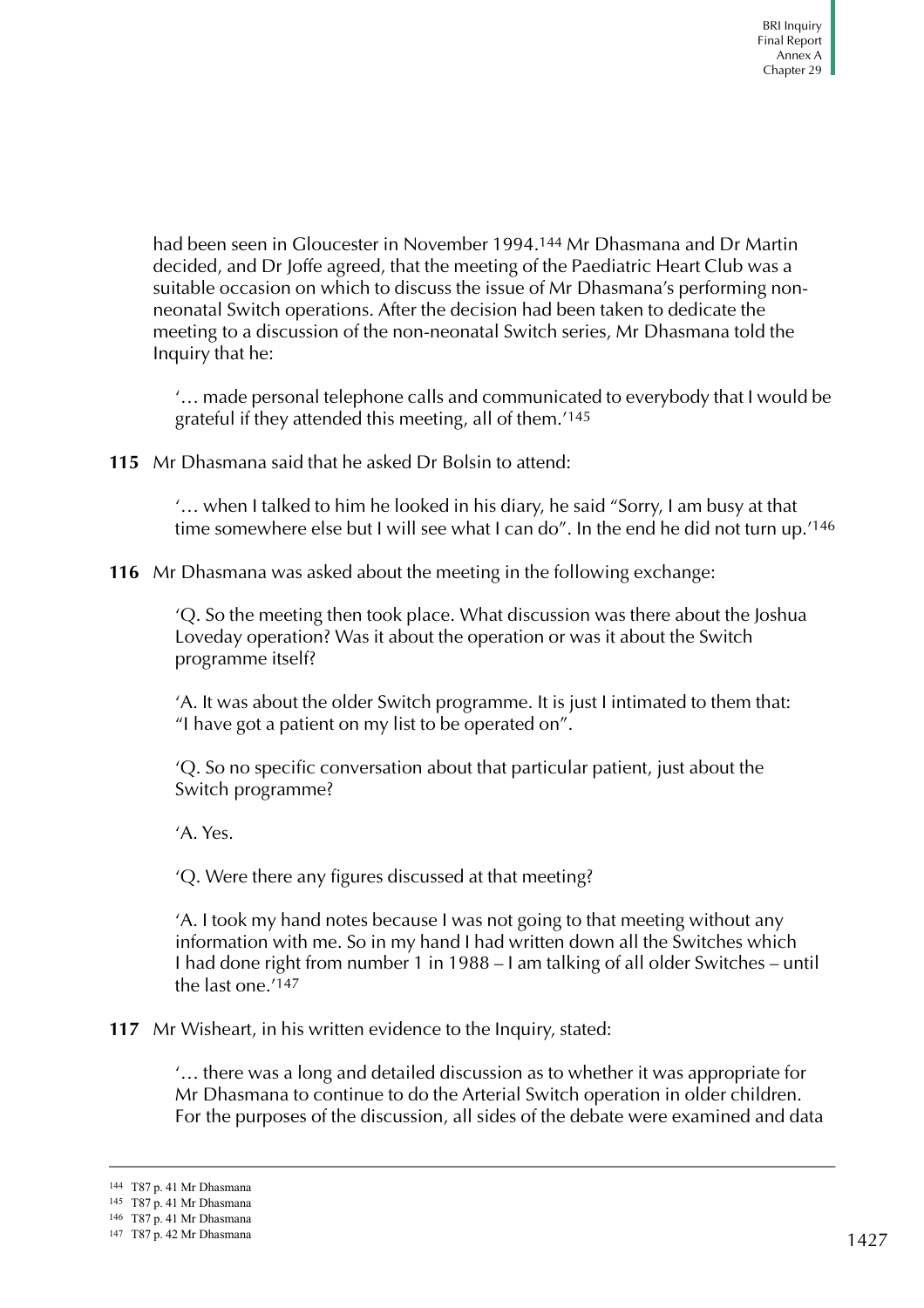had been seen in Gloucester in November 1994.[144] Mr Dhasmana and Dr Martin decided, and Dr Joffe agreed, that the meeting of the Paediatric Heart Club was a suitable occasion on which to discuss the issue of Mr Dhasmana's performing non-neonatal Switch operations. After the decision had been taken to dedicate the meeting to a discussion of the non-neonatal Switch series, Mr Dhasmana told the Inquiry that he:

> '… made personal telephone calls and communicated to everybody that I would be grateful if they attended this meeting, all of them.'[145]

**115** Mr Dhasmana said that he asked Dr Bolsin to attend:

> '… when I talked to him he looked in his diary, he said "Sorry, I am busy at that time somewhere else but I will see what I can do". In the end he did not turn up.'[146]

**116** Mr Dhasmana was asked about the meeting in the following exchange:

> 'Q. So the meeting then took place. What discussion was there about the Joshua Loveday operation? Was it about the operation or was it about the Switch programme itself?
>
> 'A. It was about the older Switch programme. It is just I intimated to them that: "I have got a patient on my list to be operated on".
>
> 'Q. So no specific conversation about that particular patient, just about the Switch programme?
>
> 'A. Yes.
>
> 'Q. Were there any figures discussed at that meeting?
>
> 'A. I took my hand notes because I was not going to that meeting without any information with me. So in my hand I had written down all the Switches which I had done right from number 1 in 1988 – I am talking of all older Switches – until the last one.'[147]

**117** Mr Wisheart, in his written evidence to the Inquiry, stated:

> '… there was a long and detailed discussion as to whether it was appropriate for Mr Dhasmana to continue to do the Arterial Switch operation in older children. For the purposes of the discussion, all sides of the debate were examined and data

---

144 T87 p. 41 Mr Dhasmana

145 T87 p. 41 Mr Dhasmana

146 T87 p. 41 Mr Dhasmana

147 T87 p. 42 Mr Dhasmana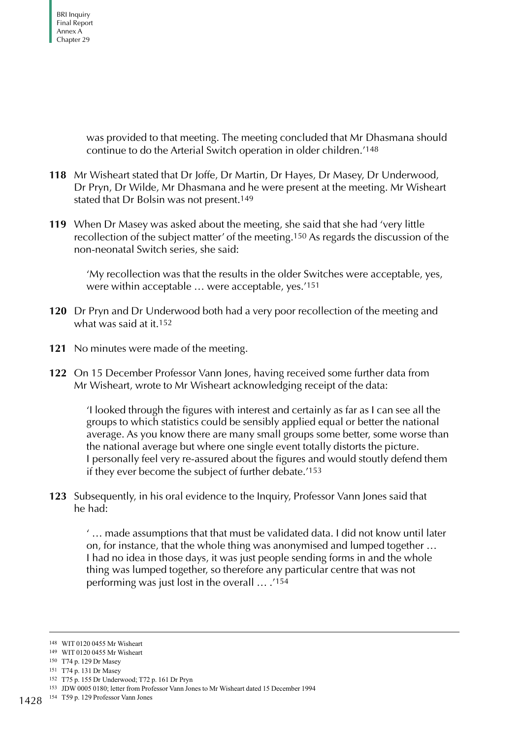was provided to that meeting. The meeting concluded that Mr Dhasmana should continue to do the Arterial Switch operation in older children.'[148]

**118** Mr Wisheart stated that Dr Joffe, Dr Martin, Dr Hayes, Dr Masey, Dr Underwood, Dr Pryn, Dr Wilde, Mr Dhasmana and he were present at the meeting. Mr Wisheart stated that Dr Bolsin was not present.[149]

**119** When Dr Masey was asked about the meeting, she said that she had 'very little recollection of the subject matter' of the meeting.[150] As regards the discussion of the non-neonatal Switch series, she said:

> 'My recollection was that the results in the older Switches were acceptable, yes, were within acceptable … were acceptable, yes.'[151]

**120** Dr Pryn and Dr Underwood both had a very poor recollection of the meeting and what was said at it.[152]

**121** No minutes were made of the meeting.

**122** On 15 December Professor Vann Jones, having received some further data from Mr Wisheart, wrote to Mr Wisheart acknowledging receipt of the data:

> 'I looked through the figures with interest and certainly as far as I can see all the groups to which statistics could be sensibly applied equal or better the national average. As you know there are many small groups some better, some worse than the national average but where one single event totally distorts the picture. I personally feel very re-assured about the figures and would stoutly defend them if they ever become the subject of further debate.'[153]

**123** Subsequently, in his oral evidence to the Inquiry, Professor Vann Jones said that he had:

> ' … made assumptions that that must be validated data. I did not know until later on, for instance, that the whole thing was anonymised and lumped together … I had no idea in those days, it was just people sending forms in and the whole thing was lumped together, so therefore any particular centre that was not performing was just lost in the overall … .'[154]

---

148 WIT 0120 0455 Mr Wisheart
149 WIT 0120 0455 Mr Wisheart
150 T74 p. 129 Dr Masey
151 T74 p. 131 Dr Masey
152 T75 p. 155 Dr Underwood; T72 p. 161 Dr Pryn
153 JDW 0005 0180; letter from Professor Vann Jones to Mr Wisheart dated 15 December 1994
154 T59 p. 129 Professor Vann Jones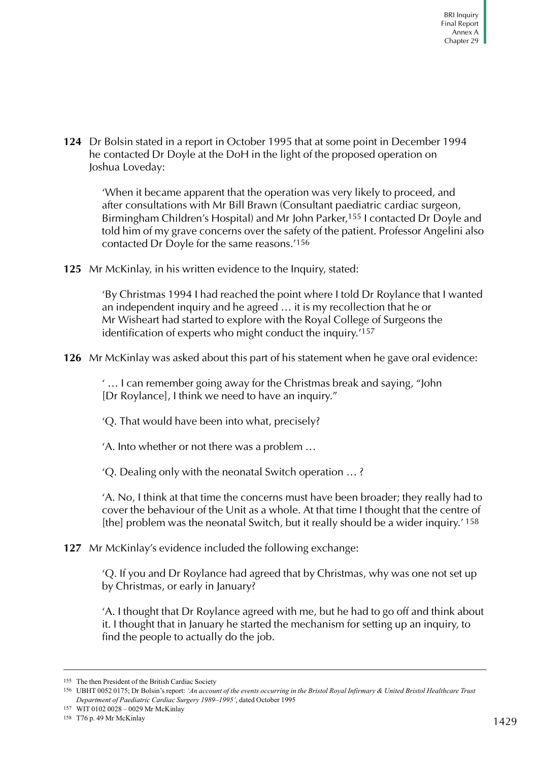**124** Dr Bolsin stated in a report in October 1995 that at some point in December 1994 he contacted Dr Doyle at the DoH in the light of the proposed operation on Joshua Loveday:

> 'When it became apparent that the operation was very likely to proceed, and after consultations with Mr Bill Brawn (Consultant paediatric cardiac surgeon, Birmingham Children's Hospital) and Mr John Parker,[155] I contacted Dr Doyle and told him of my grave concerns over the safety of the patient. Professor Angelini also contacted Dr Doyle for the same reasons.'[156]

**125** Mr McKinlay, in his written evidence to the Inquiry, stated:

> 'By Christmas 1994 I had reached the point where I told Dr Roylance that I wanted an independent inquiry and he agreed … it is my recollection that he or Mr Wisheart had started to explore with the Royal College of Surgeons the identification of experts who might conduct the inquiry.'[157]

**126** Mr McKinlay was asked about this part of his statement when he gave oral evidence:

> ' … I can remember going away for the Christmas break and saying, "John [Dr Roylance], I think we need to have an inquiry."
>
> 'Q. That would have been into what, precisely?
>
> 'A. Into whether or not there was a problem …
>
> 'Q. Dealing only with the neonatal Switch operation … ?
>
> 'A. No, I think at that time the concerns must have been broader; they really had to cover the behaviour of the Unit as a whole. At that time I thought that the centre of [the] problem was the neonatal Switch, but it really should be a wider inquiry.' [158]

**127** Mr McKinlay's evidence included the following exchange:

> 'Q. If you and Dr Roylance had agreed that by Christmas, why was one not set up by Christmas, or early in January?
>
> 'A. I thought that Dr Roylance agreed with me, but he had to go off and think about it. I thought that in January he started the mechanism for setting up an inquiry, to find the people to actually do the job.

---

155 The then President of the British Cardiac Society

156 UBHT 0052 0175; Dr Bolsin's report: *'An account of the events occurring in the Bristol Royal Infirmary & United Bristol Healthcare Trust Department of Paediatric Cardiac Surgery 1989–1995'*, dated October 1995

157 WIT 0102 0028 – 0029 Mr McKinlay

158 T76 p. 49 Mr McKinlay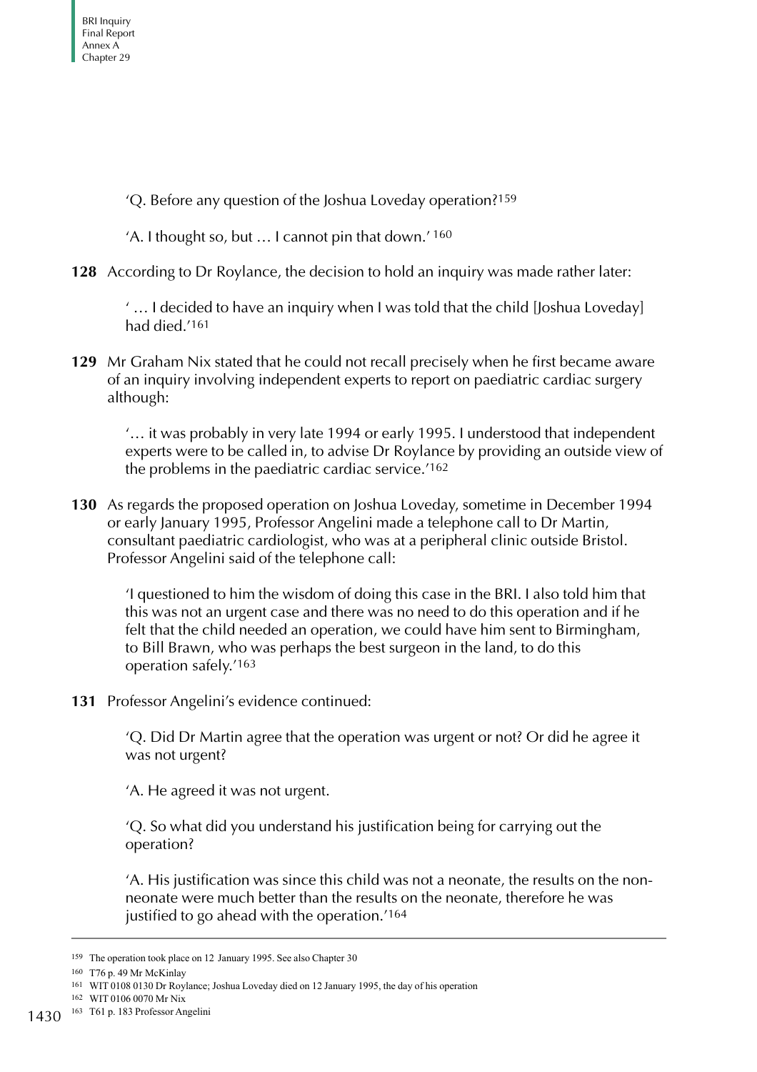'Q. Before any question of the Joshua Loveday operation?[159]

'A. I thought so, but … I cannot pin that down.' [160]

**128** According to Dr Roylance, the decision to hold an inquiry was made rather later:

> ' … I decided to have an inquiry when I was told that the child [Joshua Loveday] had died.'[161]

**129** Mr Graham Nix stated that he could not recall precisely when he first became aware of an inquiry involving independent experts to report on paediatric cardiac surgery although:

> '… it was probably in very late 1994 or early 1995. I understood that independent experts were to be called in, to advise Dr Roylance by providing an outside view of the problems in the paediatric cardiac service.'[162]

**130** As regards the proposed operation on Joshua Loveday, sometime in December 1994 or early January 1995, Professor Angelini made a telephone call to Dr Martin, consultant paediatric cardiologist, who was at a peripheral clinic outside Bristol. Professor Angelini said of the telephone call:

> 'I questioned to him the wisdom of doing this case in the BRI. I also told him that this was not an urgent case and there was no need to do this operation and if he felt that the child needed an operation, we could have him sent to Birmingham, to Bill Brawn, who was perhaps the best surgeon in the land, to do this operation safely.'[163]

**131** Professor Angelini's evidence continued:

> 'Q. Did Dr Martin agree that the operation was urgent or not? Or did he agree it was not urgent?
>
> 'A. He agreed it was not urgent.
>
> 'Q. So what did you understand his justification being for carrying out the operation?
>
> 'A. His justification was since this child was not a neonate, the results on the non-neonate were much better than the results on the neonate, therefore he was justified to go ahead with the operation.'[164]

---

159 The operation took place on 12 January 1995. See also Chapter 30

160 T76 p. 49 Mr McKinlay

161 WIT 0108 0130 Dr Roylance; Joshua Loveday died on 12 January 1995, the day of his operation

162 WIT 0106 0070 Mr Nix

163 T61 p. 183 Professor Angelini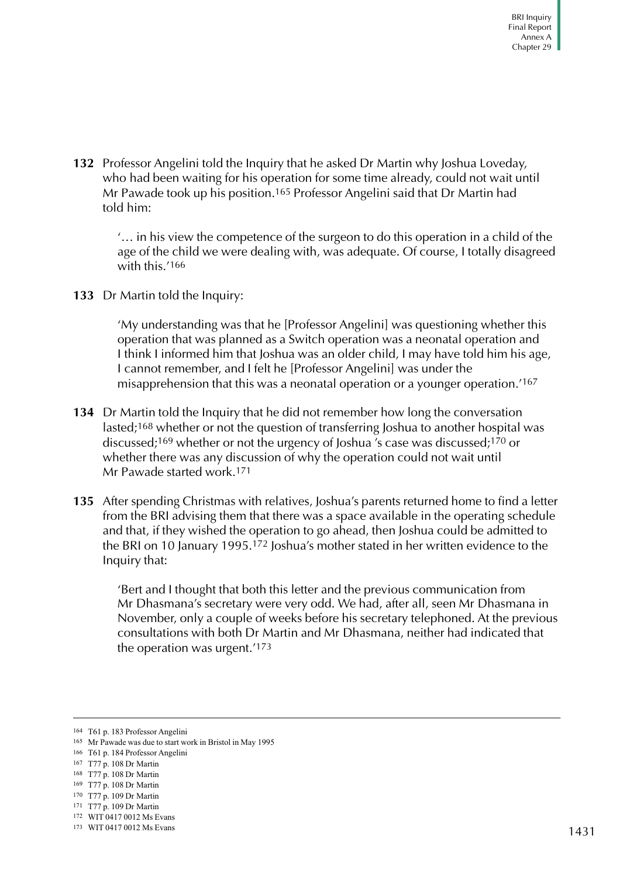**132** Professor Angelini told the Inquiry that he asked Dr Martin why Joshua Loveday, who had been waiting for his operation for some time already, could not wait until Mr Pawade took up his position.[165] Professor Angelini said that Dr Martin had told him:

> '… in his view the competence of the surgeon to do this operation in a child of the age of the child we were dealing with, was adequate. Of course, I totally disagreed with this.'[166]

**133** Dr Martin told the Inquiry:

> 'My understanding was that he [Professor Angelini] was questioning whether this operation that was planned as a Switch operation was a neonatal operation and I think I informed him that Joshua was an older child, I may have told him his age, I cannot remember, and I felt he [Professor Angelini] was under the misapprehension that this was a neonatal operation or a younger operation.'[167]

**134** Dr Martin told the Inquiry that he did not remember how long the conversation lasted;[168] whether or not the question of transferring Joshua to another hospital was discussed;[169] whether or not the urgency of Joshua 's case was discussed;[170] or whether there was any discussion of why the operation could not wait until Mr Pawade started work.[171]

**135** After spending Christmas with relatives, Joshua's parents returned home to find a letter from the BRI advising them that there was a space available in the operating schedule and that, if they wished the operation to go ahead, then Joshua could be admitted to the BRI on 10 January 1995.[172] Joshua's mother stated in her written evidence to the Inquiry that:

> 'Bert and I thought that both this letter and the previous communication from Mr Dhasmana's secretary were very odd. We had, after all, seen Mr Dhasmana in November, only a couple of weeks before his secretary telephoned. At the previous consultations with both Dr Martin and Mr Dhasmana, neither had indicated that the operation was urgent.'[173]

---

164 T61 p. 183 Professor Angelini
165 Mr Pawade was due to start work in Bristol in May 1995
166 T61 p. 184 Professor Angelini
167 T77 p. 108 Dr Martin
168 T77 p. 108 Dr Martin
169 T77 p. 108 Dr Martin
170 T77 p. 109 Dr Martin
171 T77 p. 109 Dr Martin
172 WIT 0417 0012 Ms Evans
173 WIT 0417 0012 Ms Evans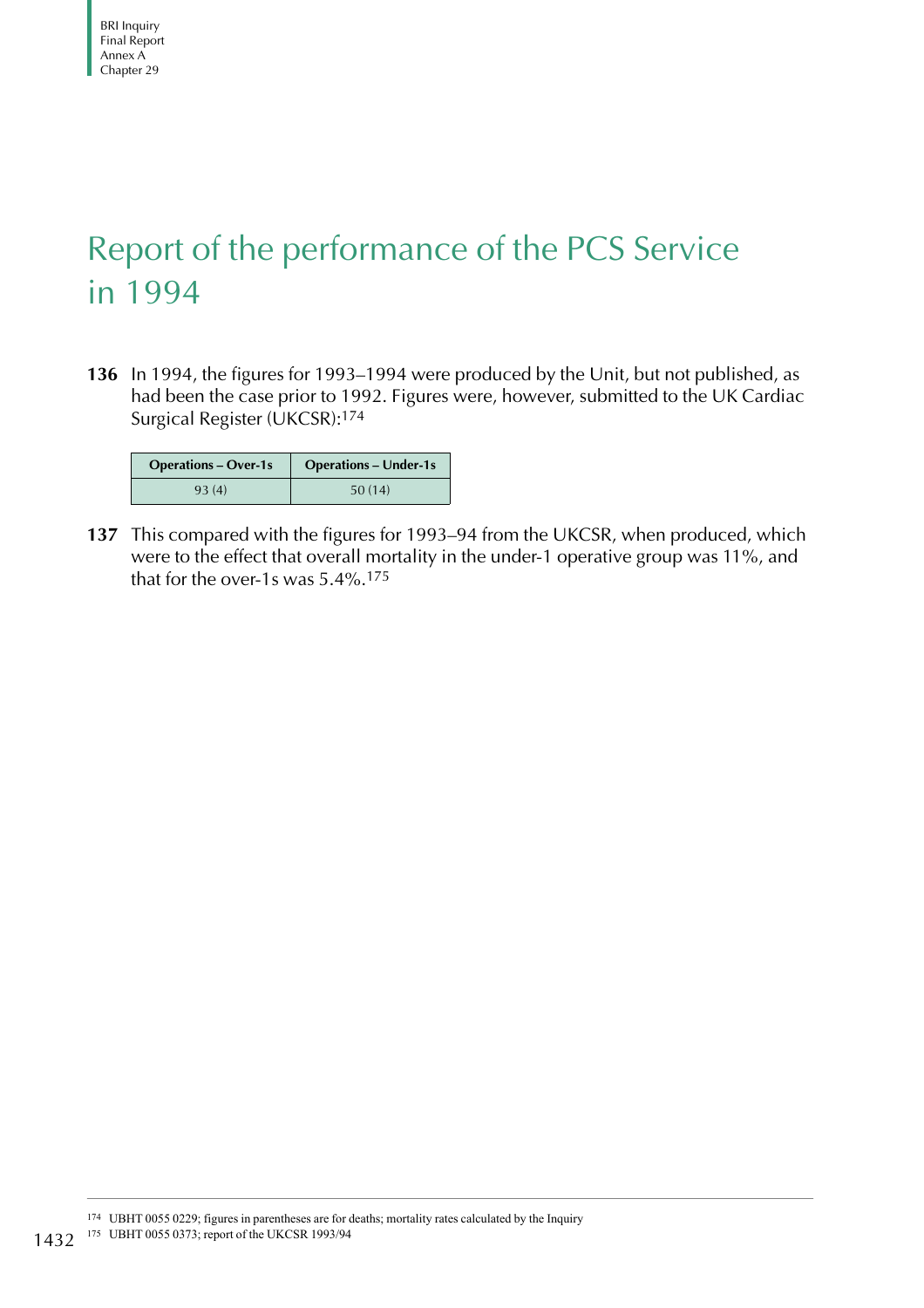# Report of the performance of the PCS Service in 1994

**136** In 1994, the figures for 1993–1994 were produced by the Unit, but not published, as had been the case prior to 1992. Figures were, however, submitted to the UK Cardiac Surgical Register (UKCSR):[174]

| Operations – Over-1s | Operations – Under-1s |
| --- | --- |
| 93 (4) | 50 (14) |

**137** This compared with the figures for 1993–94 from the UKCSR, when produced, which were to the effect that overall mortality in the under-1 operative group was 11%, and that for the over-1s was 5.4%.[175]

---

[174] UBHT 0055 0229; figures in parentheses are for deaths; mortality rates calculated by the Inquiry

[175] UBHT 0055 0373; report of the UKCSR 1993/94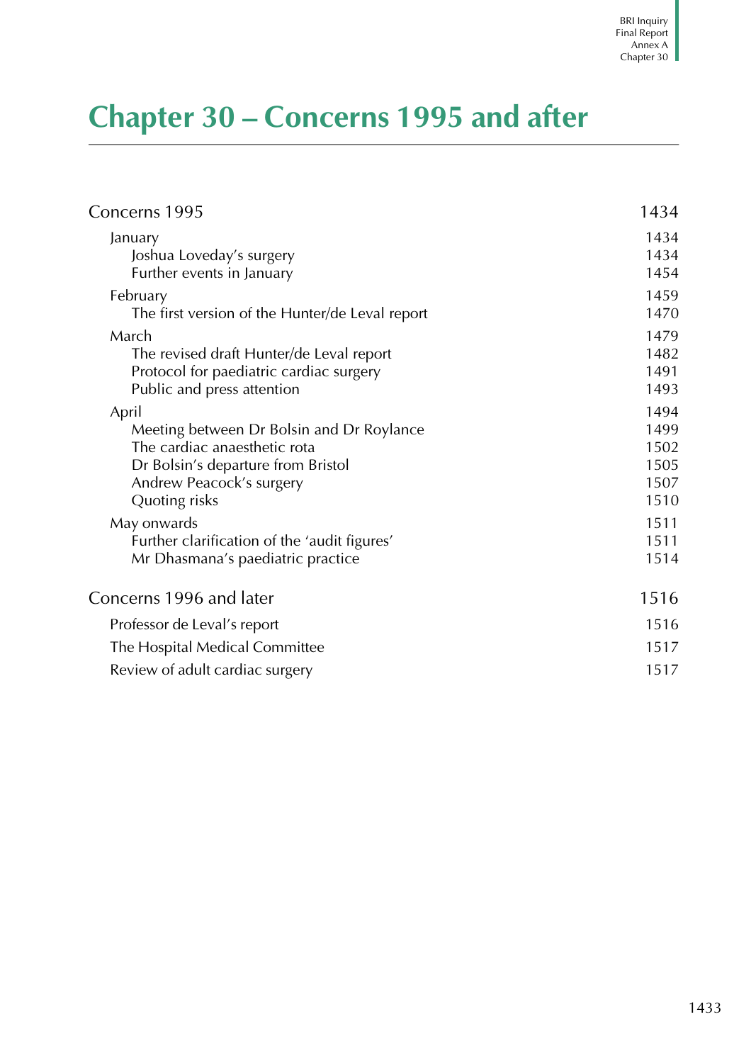# Chapter 30 – Concerns 1995 and after

| | |
|---|---|
| Concerns 1995 | 1434 |
| January | 1434 |
| Joshua Loveday's surgery | 1434 |
| Further events in January | 1454 |
| February | 1459 |
| The first version of the Hunter/de Leval report | 1470 |
| March | 1479 |
| The revised draft Hunter/de Leval report | 1482 |
| Protocol for paediatric cardiac surgery | 1491 |
| Public and press attention | 1493 |
| April | 1494 |
| Meeting between Dr Bolsin and Dr Roylance | 1499 |
| The cardiac anaesthetic rota | 1502 |
| Dr Bolsin's departure from Bristol | 1505 |
| Andrew Peacock's surgery | 1507 |
| Quoting risks | 1510 |
| May onwards | 1511 |
| Further clarification of the 'audit figures' | 1511 |
| Mr Dhasmana's paediatric practice | 1514 |
| Concerns 1996 and later | 1516 |
| Professor de Leval's report | 1516 |
| The Hospital Medical Committee | 1517 |
| Review of adult cardiac surgery | 1517 |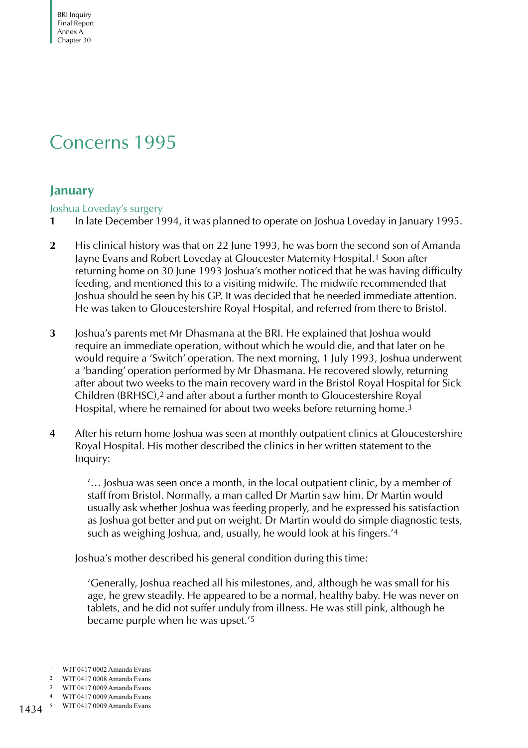# Concerns 1995

## January

### Joshua Loveday's surgery

**1** In late December 1994, it was planned to operate on Joshua Loveday in January 1995.

**2** His clinical history was that on 22 June 1993, he was born the second son of Amanda Jayne Evans and Robert Loveday at Gloucester Maternity Hospital.[1] Soon after returning home on 30 June 1993 Joshua's mother noticed that he was having difficulty feeding, and mentioned this to a visiting midwife. The midwife recommended that Joshua should be seen by his GP. It was decided that he needed immediate attention. He was taken to Gloucestershire Royal Hospital, and referred from there to Bristol.

**3** Joshua's parents met Mr Dhasmana at the BRI. He explained that Joshua would require an immediate operation, without which he would die, and that later on he would require a 'Switch' operation. The next morning, 1 July 1993, Joshua underwent a 'banding' operation performed by Mr Dhasmana. He recovered slowly, returning after about two weeks to the main recovery ward in the Bristol Royal Hospital for Sick Children (BRHSC),[2] and after about a further month to Gloucestershire Royal Hospital, where he remained for about two weeks before returning home.[3]

**4** After his return home Joshua was seen at monthly outpatient clinics at Gloucestershire Royal Hospital. His mother described the clinics in her written statement to the Inquiry:

> '... Joshua was seen once a month, in the local outpatient clinic, by a member of staff from Bristol. Normally, a man called Dr Martin saw him. Dr Martin would usually ask whether Joshua was feeding properly, and he expressed his satisfaction as Joshua got better and put on weight. Dr Martin would do simple diagnostic tests, such as weighing Joshua, and, usually, he would look at his fingers.'[4]

Joshua's mother described his general condition during this time:

> 'Generally, Joshua reached all his milestones, and, although he was small for his age, he grew steadily. He appeared to be a normal, healthy baby. He was never on tablets, and he did not suffer unduly from illness. He was still pink, although he became purple when he was upset.'[5]

---

1 WIT 0417 0002 Amanda Evans
2 WIT 0417 0008 Amanda Evans
3 WIT 0417 0009 Amanda Evans
4 WIT 0417 0009 Amanda Evans
5 WIT 0417 0009 Amanda Evans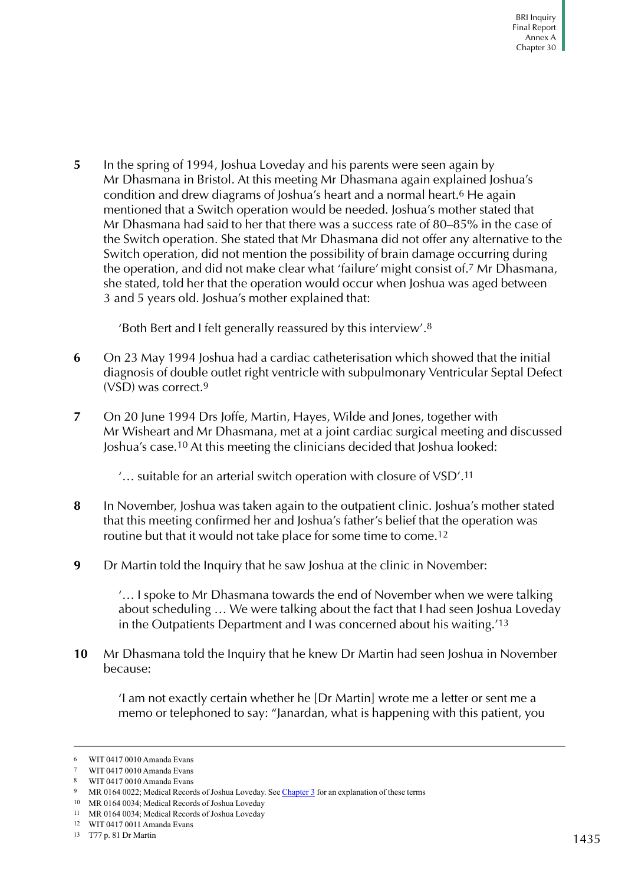**5** In the spring of 1994, Joshua Loveday and his parents were seen again by Mr Dhasmana in Bristol. At this meeting Mr Dhasmana again explained Joshua's condition and drew diagrams of Joshua's heart and a normal heart.[6] He again mentioned that a Switch operation would be needed. Joshua's mother stated that Mr Dhasmana had said to her that there was a success rate of 80–85% in the case of the Switch operation. She stated that Mr Dhasmana did not offer any alternative to the Switch operation, did not mention the possibility of brain damage occurring during the operation, and did not make clear what 'failure' might consist of.[7] Mr Dhasmana, she stated, told her that the operation would occur when Joshua was aged between 3 and 5 years old. Joshua's mother explained that:

> 'Both Bert and I felt generally reassured by this interview'.[8]

**6** On 23 May 1994 Joshua had a cardiac catheterisation which showed that the initial diagnosis of double outlet right ventricle with subpulmonary Ventricular Septal Defect (VSD) was correct.[9]

**7** On 20 June 1994 Drs Joffe, Martin, Hayes, Wilde and Jones, together with Mr Wisheart and Mr Dhasmana, met at a joint cardiac surgical meeting and discussed Joshua's case.[10] At this meeting the clinicians decided that Joshua looked:

> '… suitable for an arterial switch operation with closure of VSD'.[11]

**8** In November, Joshua was taken again to the outpatient clinic. Joshua's mother stated that this meeting confirmed her and Joshua's father's belief that the operation was routine but that it would not take place for some time to come.[12]

**9** Dr Martin told the Inquiry that he saw Joshua at the clinic in November:

> '… I spoke to Mr Dhasmana towards the end of November when we were talking about scheduling … We were talking about the fact that I had seen Joshua Loveday in the Outpatients Department and I was concerned about his waiting.'[13]

**10** Mr Dhasmana told the Inquiry that he knew Dr Martin had seen Joshua in November because:

> 'I am not exactly certain whether he [Dr Martin] wrote me a letter or sent me a memo or telephoned to say: "Janardan, what is happening with this patient, you

---

6 WIT 0417 0010 Amanda Evans
7 WIT 0417 0010 Amanda Evans
8 WIT 0417 0010 Amanda Evans
9 MR 0164 0022; Medical Records of Joshua Loveday. See Chapter 3 for an explanation of these terms
10 MR 0164 0034; Medical Records of Joshua Loveday
11 MR 0164 0034; Medical Records of Joshua Loveday
12 WIT 0417 0011 Amanda Evans
13 T77 p. 81 Dr Martin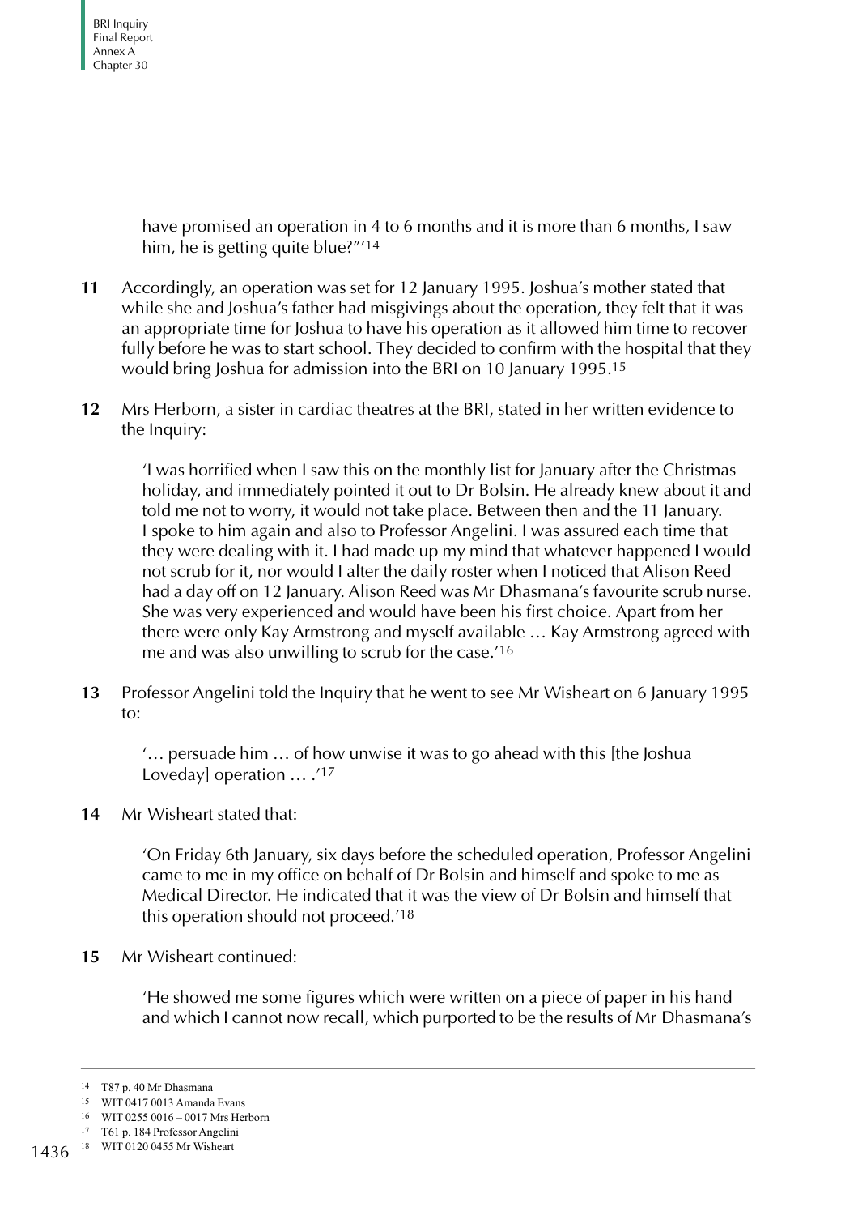have promised an operation in 4 to 6 months and it is more than 6 months, I saw him, he is getting quite blue?"'[14]

**11** Accordingly, an operation was set for 12 January 1995. Joshua's mother stated that while she and Joshua's father had misgivings about the operation, they felt that it was an appropriate time for Joshua to have his operation as it allowed him time to recover fully before he was to start school. They decided to confirm with the hospital that they would bring Joshua for admission into the BRI on 10 January 1995.[15]

**12** Mrs Herborn, a sister in cardiac theatres at the BRI, stated in her written evidence to the Inquiry:

> 'I was horrified when I saw this on the monthly list for January after the Christmas holiday, and immediately pointed it out to Dr Bolsin. He already knew about it and told me not to worry, it would not take place. Between then and the 11 January. I spoke to him again and also to Professor Angelini. I was assured each time that they were dealing with it. I had made up my mind that whatever happened I would not scrub for it, nor would I alter the daily roster when I noticed that Alison Reed had a day off on 12 January. Alison Reed was Mr Dhasmana's favourite scrub nurse. She was very experienced and would have been his first choice. Apart from her there were only Kay Armstrong and myself available … Kay Armstrong agreed with me and was also unwilling to scrub for the case.'[16]

**13** Professor Angelini told the Inquiry that he went to see Mr Wisheart on 6 January 1995 to:

> '… persuade him … of how unwise it was to go ahead with this [the Joshua Loveday] operation … .'[17]

**14** Mr Wisheart stated that:

> 'On Friday 6th January, six days before the scheduled operation, Professor Angelini came to me in my office on behalf of Dr Bolsin and himself and spoke to me as Medical Director. He indicated that it was the view of Dr Bolsin and himself that this operation should not proceed.'[18]

**15** Mr Wisheart continued:

> 'He showed me some figures which were written on a piece of paper in his hand and which I cannot now recall, which purported to be the results of Mr Dhasmana's

---

14 T87 p. 40 Mr Dhasmana

15 WIT 0417 0013 Amanda Evans

16 WIT 0255 0016 – 0017 Mrs Herborn

17 T61 p. 184 Professor Angelini

18 WIT 0120 0455 Mr Wisheart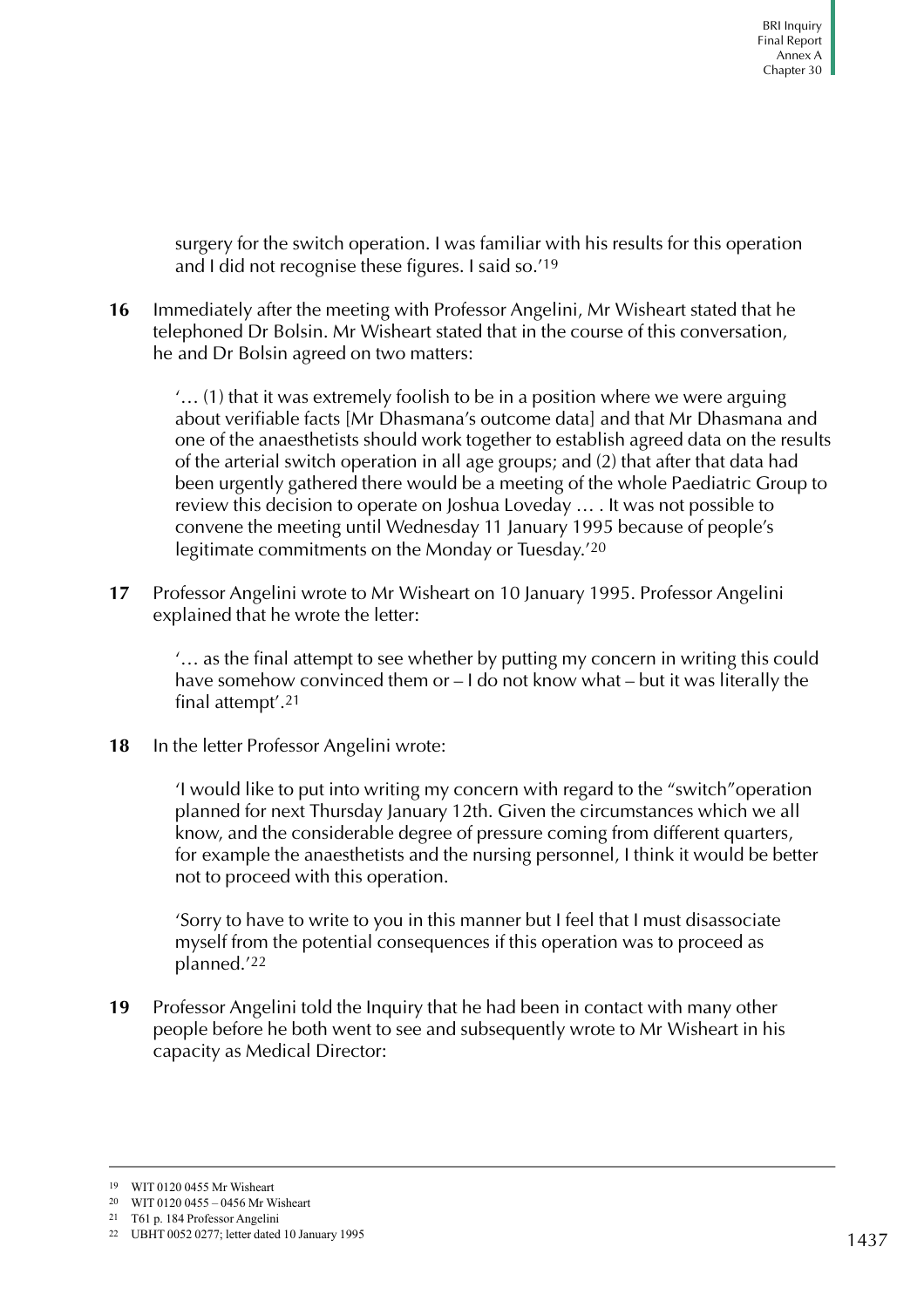surgery for the switch operation. I was familiar with his results for this operation and I did not recognise these figures. I said so.'[19]

**16** Immediately after the meeting with Professor Angelini, Mr Wisheart stated that he telephoned Dr Bolsin. Mr Wisheart stated that in the course of this conversation, he and Dr Bolsin agreed on two matters:

> '… (1) that it was extremely foolish to be in a position where we were arguing about verifiable facts [Mr Dhasmana's outcome data] and that Mr Dhasmana and one of the anaesthetists should work together to establish agreed data on the results of the arterial switch operation in all age groups; and (2) that after that data had been urgently gathered there would be a meeting of the whole Paediatric Group to review this decision to operate on Joshua Loveday … . It was not possible to convene the meeting until Wednesday 11 January 1995 because of people's legitimate commitments on the Monday or Tuesday.'[20]

**17** Professor Angelini wrote to Mr Wisheart on 10 January 1995. Professor Angelini explained that he wrote the letter:

> '… as the final attempt to see whether by putting my concern in writing this could have somehow convinced them or – I do not know what – but it was literally the final attempt'.[21]

**18** In the letter Professor Angelini wrote:

> 'I would like to put into writing my concern with regard to the "switch"operation planned for next Thursday January 12th. Given the circumstances which we all know, and the considerable degree of pressure coming from different quarters, for example the anaesthetists and the nursing personnel, I think it would be better not to proceed with this operation.
>
> 'Sorry to have to write to you in this manner but I feel that I must disassociate myself from the potential consequences if this operation was to proceed as planned.'[22]

**19** Professor Angelini told the Inquiry that he had been in contact with many other people before he both went to see and subsequently wrote to Mr Wisheart in his capacity as Medical Director:

---

19 WIT 0120 0455 Mr Wisheart

20 WIT 0120 0455 – 0456 Mr Wisheart

21 T61 p. 184 Professor Angelini

22 UBHT 0052 0277; letter dated 10 January 1995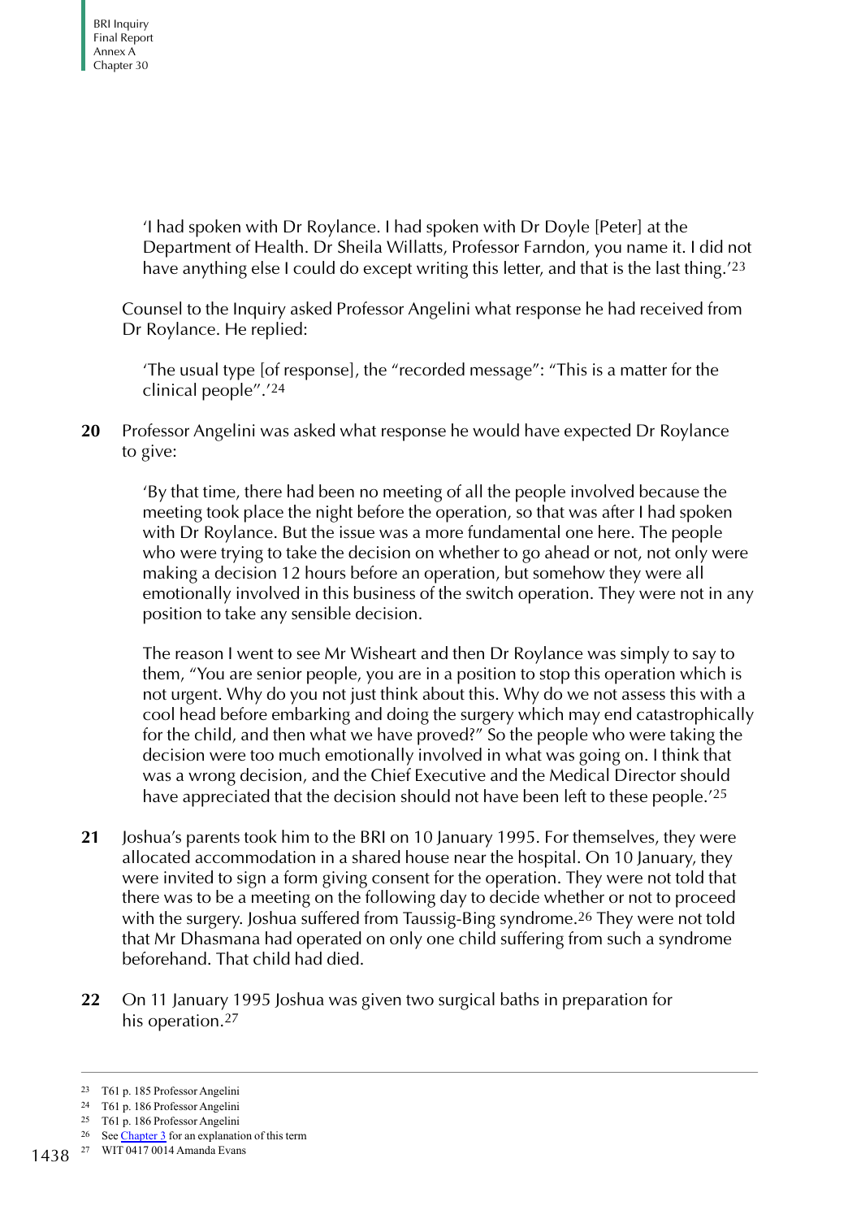> 'I had spoken with Dr Roylance. I had spoken with Dr Doyle [Peter] at the Department of Health. Dr Sheila Willatts, Professor Farndon, you name it. I did not have anything else I could do except writing this letter, and that is the last thing.'[23]

Counsel to the Inquiry asked Professor Angelini what response he had received from Dr Roylance. He replied:

> 'The usual type [of response], the "recorded message": "This is a matter for the clinical people".'[24]

**20** Professor Angelini was asked what response he would have expected Dr Roylance to give:

> 'By that time, there had been no meeting of all the people involved because the meeting took place the night before the operation, so that was after I had spoken with Dr Roylance. But the issue was a more fundamental one here. The people who were trying to take the decision on whether to go ahead or not, not only were making a decision 12 hours before an operation, but somehow they were all emotionally involved in this business of the switch operation. They were not in any position to take any sensible decision.
>
> The reason I went to see Mr Wisheart and then Dr Roylance was simply to say to them, "You are senior people, you are in a position to stop this operation which is not urgent. Why do you not just think about this. Why do we not assess this with a cool head before embarking and doing the surgery which may end catastrophically for the child, and then what we have proved?" So the people who were taking the decision were too much emotionally involved in what was going on. I think that was a wrong decision, and the Chief Executive and the Medical Director should have appreciated that the decision should not have been left to these people.'[25]

**21** Joshua's parents took him to the BRI on 10 January 1995. For themselves, they were allocated accommodation in a shared house near the hospital. On 10 January, they were invited to sign a form giving consent for the operation. They were not told that there was to be a meeting on the following day to decide whether or not to proceed with the surgery. Joshua suffered from Taussig-Bing syndrome.[26] They were not told that Mr Dhasmana had operated on only one child suffering from such a syndrome beforehand. That child had died.

**22** On 11 January 1995 Joshua was given two surgical baths in preparation for his operation.[27]

---

[23] T61 p. 185 Professor Angelini

[24] T61 p. 186 Professor Angelini

[25] T61 p. 186 Professor Angelini

[26] See Chapter 3 for an explanation of this term

[27] WIT 0417 0014 Amanda Evans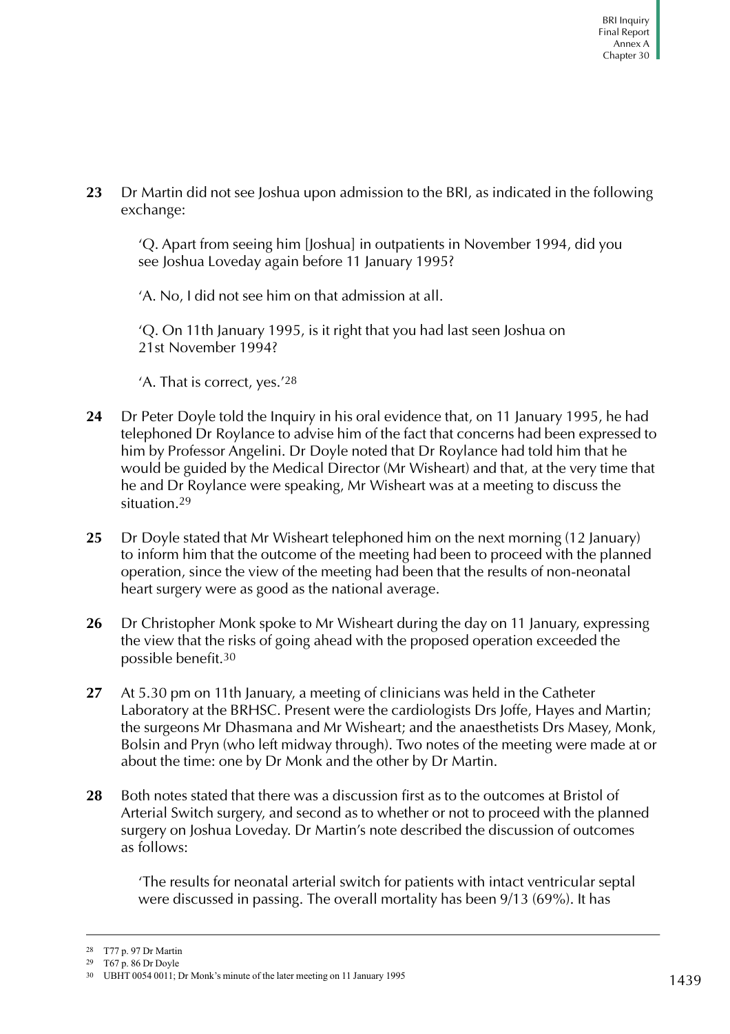**23** Dr Martin did not see Joshua upon admission to the BRI, as indicated in the following exchange:

> 'Q. Apart from seeing him [Joshua] in outpatients in November 1994, did you see Joshua Loveday again before 11 January 1995?
>
> 'A. No, I did not see him on that admission at all.
>
> 'Q. On 11th January 1995, is it right that you had last seen Joshua on 21st November 1994?
>
> 'A. That is correct, yes.'[28]

**24** Dr Peter Doyle told the Inquiry in his oral evidence that, on 11 January 1995, he had telephoned Dr Roylance to advise him of the fact that concerns had been expressed to him by Professor Angelini. Dr Doyle noted that Dr Roylance had told him that he would be guided by the Medical Director (Mr Wisheart) and that, at the very time that he and Dr Roylance were speaking, Mr Wisheart was at a meeting to discuss the situation.[29]

**25** Dr Doyle stated that Mr Wisheart telephoned him on the next morning (12 January) to inform him that the outcome of the meeting had been to proceed with the planned operation, since the view of the meeting had been that the results of non-neonatal heart surgery were as good as the national average.

**26** Dr Christopher Monk spoke to Mr Wisheart during the day on 11 January, expressing the view that the risks of going ahead with the proposed operation exceeded the possible benefit.[30]

**27** At 5.30 pm on 11th January, a meeting of clinicians was held in the Catheter Laboratory at the BRHSC. Present were the cardiologists Drs Joffe, Hayes and Martin; the surgeons Mr Dhasmana and Mr Wisheart; and the anaesthetists Drs Masey, Monk, Bolsin and Pryn (who left midway through). Two notes of the meeting were made at or about the time: one by Dr Monk and the other by Dr Martin.

**28** Both notes stated that there was a discussion first as to the outcomes at Bristol of Arterial Switch surgery, and second as to whether or not to proceed with the planned surgery on Joshua Loveday. Dr Martin's note described the discussion of outcomes as follows:

> 'The results for neonatal arterial switch for patients with intact ventricular septal were discussed in passing. The overall mortality has been 9/13 (69%). It has

---

[28] T77 p. 97 Dr Martin

[29] T67 p. 86 Dr Doyle

[30] UBHT 0054 0011; Dr Monk's minute of the later meeting on 11 January 1995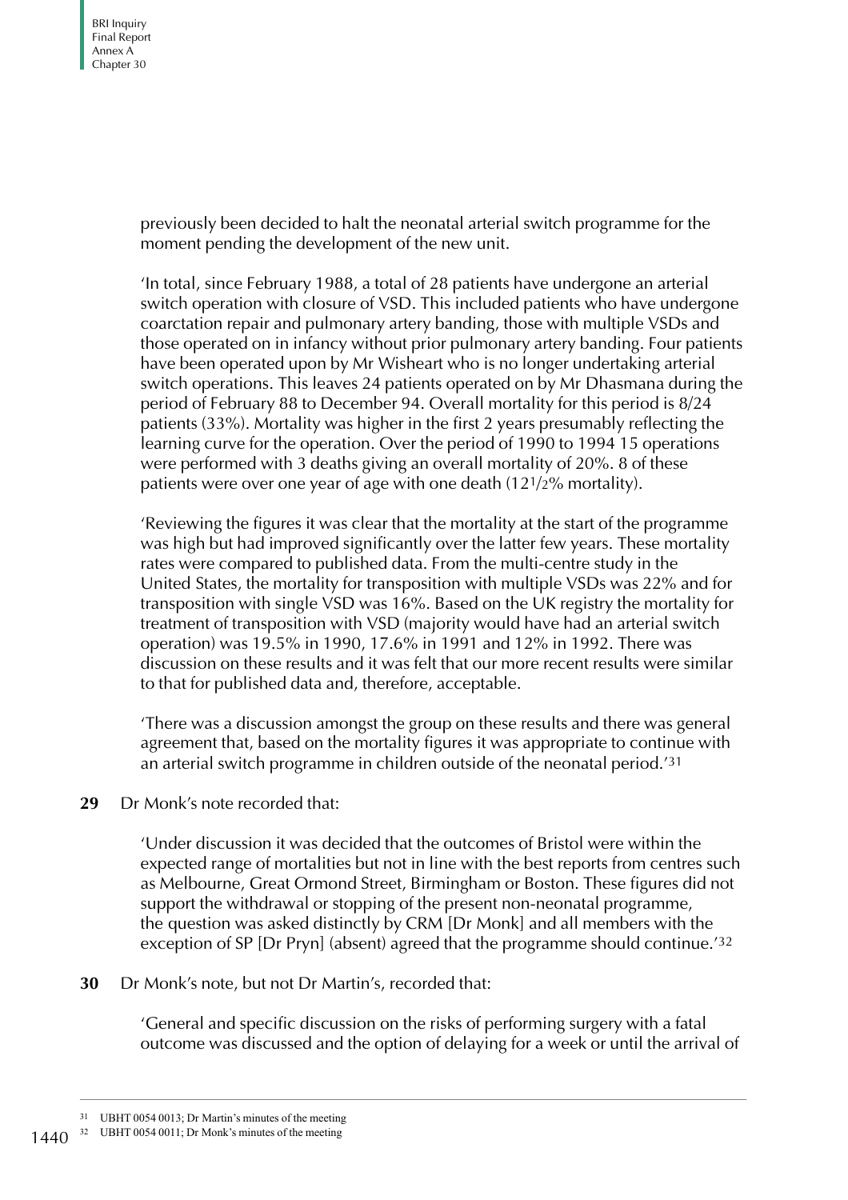previously been decided to halt the neonatal arterial switch programme for the moment pending the development of the new unit.

'In total, since February 1988, a total of 28 patients have undergone an arterial switch operation with closure of VSD. This included patients who have undergone coarctation repair and pulmonary artery banding, those with multiple VSDs and those operated on in infancy without prior pulmonary artery banding. Four patients have been operated upon by Mr Wisheart who is no longer undertaking arterial switch operations. This leaves 24 patients operated on by Mr Dhasmana during the period of February 88 to December 94. Overall mortality for this period is 8/24 patients (33%). Mortality was higher in the first 2 years presumably reflecting the learning curve for the operation. Over the period of 1990 to 1994 15 operations were performed with 3 deaths giving an overall mortality of 20%. 8 of these patients were over one year of age with one death (12½% mortality).

'Reviewing the figures it was clear that the mortality at the start of the programme was high but had improved significantly over the latter few years. These mortality rates were compared to published data. From the multi-centre study in the United States, the mortality for transposition with multiple VSDs was 22% and for transposition with single VSD was 16%. Based on the UK registry the mortality for treatment of transposition with VSD (majority would have had an arterial switch operation) was 19.5% in 1990, 17.6% in 1991 and 12% in 1992. There was discussion on these results and it was felt that our more recent results were similar to that for published data and, therefore, acceptable.

'There was a discussion amongst the group on these results and there was general agreement that, based on the mortality figures it was appropriate to continue with an arterial switch programme in children outside of the neonatal period.'[31]

**29** Dr Monk's note recorded that:

'Under discussion it was decided that the outcomes of Bristol were within the expected range of mortalities but not in line with the best reports from centres such as Melbourne, Great Ormond Street, Birmingham or Boston. These figures did not support the withdrawal or stopping of the present non-neonatal programme, the question was asked distinctly by CRM [Dr Monk] and all members with the exception of SP [Dr Pryn] (absent) agreed that the programme should continue.'[32]

**30** Dr Monk's note, but not Dr Martin's, recorded that:

'General and specific discussion on the risks of performing surgery with a fatal outcome was discussed and the option of delaying for a week or until the arrival of

---

[31] UBHT 0054 0013; Dr Martin's minutes of the meeting

[32] UBHT 0054 0011; Dr Monk's minutes of the meeting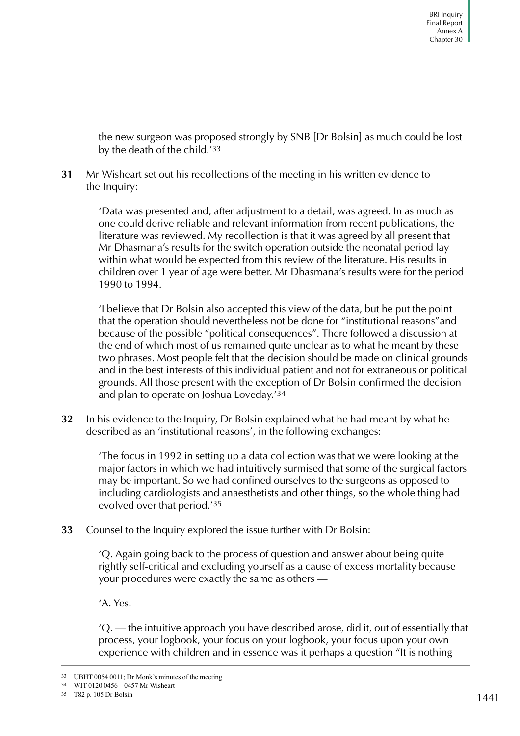the new surgeon was proposed strongly by SNB [Dr Bolsin] as much could be lost by the death of the child.'[33]

**31** Mr Wisheart set out his recollections of the meeting in his written evidence to the Inquiry:

> 'Data was presented and, after adjustment to a detail, was agreed. In as much as one could derive reliable and relevant information from recent publications, the literature was reviewed. My recollection is that it was agreed by all present that Mr Dhasmana's results for the switch operation outside the neonatal period lay within what would be expected from this review of the literature. His results in children over 1 year of age were better. Mr Dhasmana's results were for the period 1990 to 1994.
>
> 'I believe that Dr Bolsin also accepted this view of the data, but he put the point that the operation should nevertheless not be done for "institutional reasons"and because of the possible "political consequences". There followed a discussion at the end of which most of us remained quite unclear as to what he meant by these two phrases. Most people felt that the decision should be made on clinical grounds and in the best interests of this individual patient and not for extraneous or political grounds. All those present with the exception of Dr Bolsin confirmed the decision and plan to operate on Joshua Loveday.'[34]

**32** In his evidence to the Inquiry, Dr Bolsin explained what he had meant by what he described as an 'institutional reasons', in the following exchanges:

> 'The focus in 1992 in setting up a data collection was that we were looking at the major factors in which we had intuitively surmised that some of the surgical factors may be important. So we had confined ourselves to the surgeons as opposed to including cardiologists and anaesthetists and other things, so the whole thing had evolved over that period.'[35]

**33** Counsel to the Inquiry explored the issue further with Dr Bolsin:

> 'Q. Again going back to the process of question and answer about being quite rightly self-critical and excluding yourself as a cause of excess mortality because your procedures were exactly the same as others —
>
> 'A. Yes.
>
> 'Q. — the intuitive approach you have described arose, did it, out of essentially that process, your logbook, your focus on your logbook, your focus upon your own experience with children and in essence was it perhaps a question "It is nothing

---

33 UBHT 0054 0011; Dr Monk's minutes of the meeting

34 WIT 0120 0456 – 0457 Mr Wisheart

35 T82 p. 105 Dr Bolsin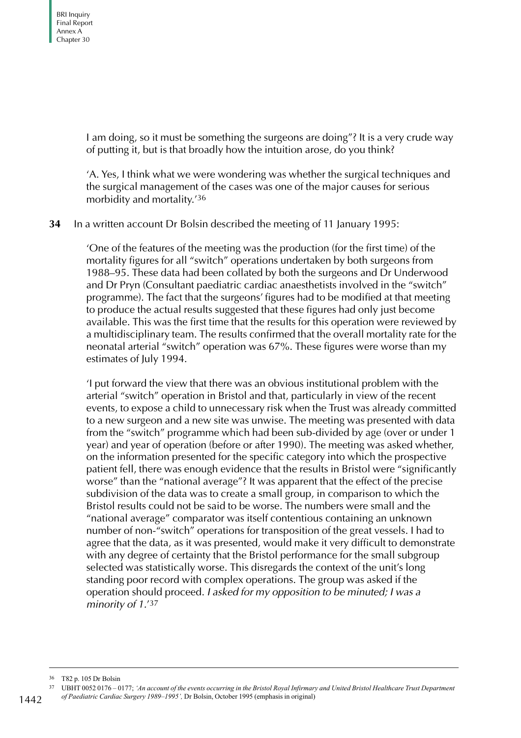I am doing, so it must be something the surgeons are doing"? It is a very crude way of putting it, but is that broadly how the intuition arose, do you think?

'A. Yes, I think what we were wondering was whether the surgical techniques and the surgical management of the cases was one of the major causes for serious morbidity and mortality.'[36]

**34** In a written account Dr Bolsin described the meeting of 11 January 1995:

'One of the features of the meeting was the production (for the first time) of the mortality figures for all "switch" operations undertaken by both surgeons from 1988–95. These data had been collated by both the surgeons and Dr Underwood and Dr Pryn (Consultant paediatric cardiac anaesthetists involved in the "switch" programme). The fact that the surgeons' figures had to be modified at that meeting to produce the actual results suggested that these figures had only just become available. This was the first time that the results for this operation were reviewed by a multidisciplinary team. The results confirmed that the overall mortality rate for the neonatal arterial "switch" operation was 67%. These figures were worse than my estimates of July 1994.

'I put forward the view that there was an obvious institutional problem with the arterial "switch" operation in Bristol and that, particularly in view of the recent events, to expose a child to unnecessary risk when the Trust was already committed to a new surgeon and a new site was unwise. The meeting was presented with data from the "switch" programme which had been sub-divided by age (over or under 1 year) and year of operation (before or after 1990). The meeting was asked whether, on the information presented for the specific category into which the prospective patient fell, there was enough evidence that the results in Bristol were "significantly worse" than the "national average"? It was apparent that the effect of the precise subdivision of the data was to create a small group, in comparison to which the Bristol results could not be said to be worse. The numbers were small and the "national average" comparator was itself contentious containing an unknown number of non-"switch" operations for transposition of the great vessels. I had to agree that the data, as it was presented, would make it very difficult to demonstrate with any degree of certainty that the Bristol performance for the small subgroup selected was statistically worse. This disregards the context of the unit's long standing poor record with complex operations. The group was asked if the operation should proceed. *I asked for my opposition to be minuted; I was a minority of 1.*'[37]

---

[36] T82 p. 105 Dr Bolsin

[37] UBHT 0052 0176 – 0177; *'An account of the events occurring in the Bristol Royal Infirmary and United Bristol Healthcare Trust Department of Paediatric Cardiac Surgery 1989–1995',* Dr Bolsin, October 1995 (emphasis in original)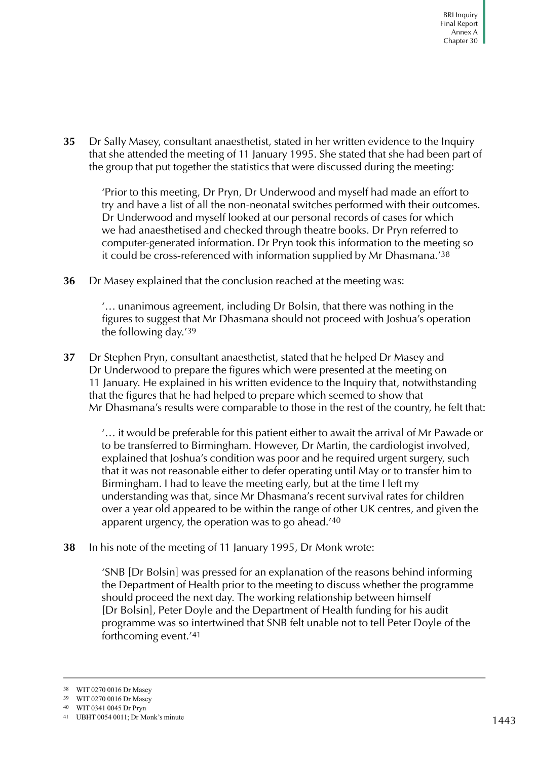**35** Dr Sally Masey, consultant anaesthetist, stated in her written evidence to the Inquiry that she attended the meeting of 11 January 1995. She stated that she had been part of the group that put together the statistics that were discussed during the meeting:

> 'Prior to this meeting, Dr Pryn, Dr Underwood and myself had made an effort to try and have a list of all the non-neonatal switches performed with their outcomes. Dr Underwood and myself looked at our personal records of cases for which we had anaesthetised and checked through theatre books. Dr Pryn referred to computer-generated information. Dr Pryn took this information to the meeting so it could be cross-referenced with information supplied by Mr Dhasmana.'[38]

**36** Dr Masey explained that the conclusion reached at the meeting was:

> '… unanimous agreement, including Dr Bolsin, that there was nothing in the figures to suggest that Mr Dhasmana should not proceed with Joshua's operation the following day.'[39]

**37** Dr Stephen Pryn, consultant anaesthetist, stated that he helped Dr Masey and Dr Underwood to prepare the figures which were presented at the meeting on 11 January. He explained in his written evidence to the Inquiry that, notwithstanding that the figures that he had helped to prepare which seemed to show that Mr Dhasmana's results were comparable to those in the rest of the country, he felt that:

> '… it would be preferable for this patient either to await the arrival of Mr Pawade or to be transferred to Birmingham. However, Dr Martin, the cardiologist involved, explained that Joshua's condition was poor and he required urgent surgery, such that it was not reasonable either to defer operating until May or to transfer him to Birmingham. I had to leave the meeting early, but at the time I left my understanding was that, since Mr Dhasmana's recent survival rates for children over a year old appeared to be within the range of other UK centres, and given the apparent urgency, the operation was to go ahead.'[40]

**38** In his note of the meeting of 11 January 1995, Dr Monk wrote:

> 'SNB [Dr Bolsin] was pressed for an explanation of the reasons behind informing the Department of Health prior to the meeting to discuss whether the programme should proceed the next day. The working relationship between himself [Dr Bolsin], Peter Doyle and the Department of Health funding for his audit programme was so intertwined that SNB felt unable not to tell Peter Doyle of the forthcoming event.'[41]

---

[38] WIT 0270 0016 Dr Masey

[39] WIT 0270 0016 Dr Masey

[40] WIT 0341 0045 Dr Pryn

[41] UBHT 0054 0011; Dr Monk's minute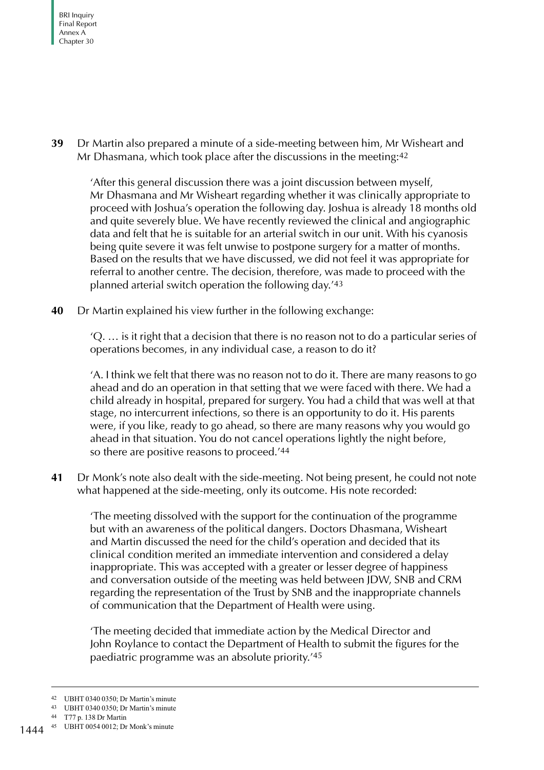**39** Dr Martin also prepared a minute of a side-meeting between him, Mr Wisheart and Mr Dhasmana, which took place after the discussions in the meeting:[42]

> 'After this general discussion there was a joint discussion between myself, Mr Dhasmana and Mr Wisheart regarding whether it was clinically appropriate to proceed with Joshua's operation the following day. Joshua is already 18 months old and quite severely blue. We have recently reviewed the clinical and angiographic data and felt that he is suitable for an arterial switch in our unit. With his cyanosis being quite severe it was felt unwise to postpone surgery for a matter of months. Based on the results that we have discussed, we did not feel it was appropriate for referral to another centre. The decision, therefore, was made to proceed with the planned arterial switch operation the following day.'[43]

**40** Dr Martin explained his view further in the following exchange:

> 'Q. … is it right that a decision that there is no reason not to do a particular series of operations becomes, in any individual case, a reason to do it?
>
> 'A. I think we felt that there was no reason not to do it. There are many reasons to go ahead and do an operation in that setting that we were faced with there. We had a child already in hospital, prepared for surgery. You had a child that was well at that stage, no intercurrent infections, so there is an opportunity to do it. His parents were, if you like, ready to go ahead, so there are many reasons why you would go ahead in that situation. You do not cancel operations lightly the night before, so there are positive reasons to proceed.'[44]

**41** Dr Monk's note also dealt with the side-meeting. Not being present, he could not note what happened at the side-meeting, only its outcome. His note recorded:

> 'The meeting dissolved with the support for the continuation of the programme but with an awareness of the political dangers. Doctors Dhasmana, Wisheart and Martin discussed the need for the child's operation and decided that its clinical condition merited an immediate intervention and considered a delay inappropriate. This was accepted with a greater or lesser degree of happiness and conversation outside of the meeting was held between JDW, SNB and CRM regarding the representation of the Trust by SNB and the inappropriate channels of communication that the Department of Health were using.
>
> 'The meeting decided that immediate action by the Medical Director and John Roylance to contact the Department of Health to submit the figures for the paediatric programme was an absolute priority.'[45]

---

42 UBHT 0340 0350; Dr Martin's minute

43 UBHT 0340 0350; Dr Martin's minute

44 T77 p. 138 Dr Martin

45 UBHT 0054 0012; Dr Monk's minute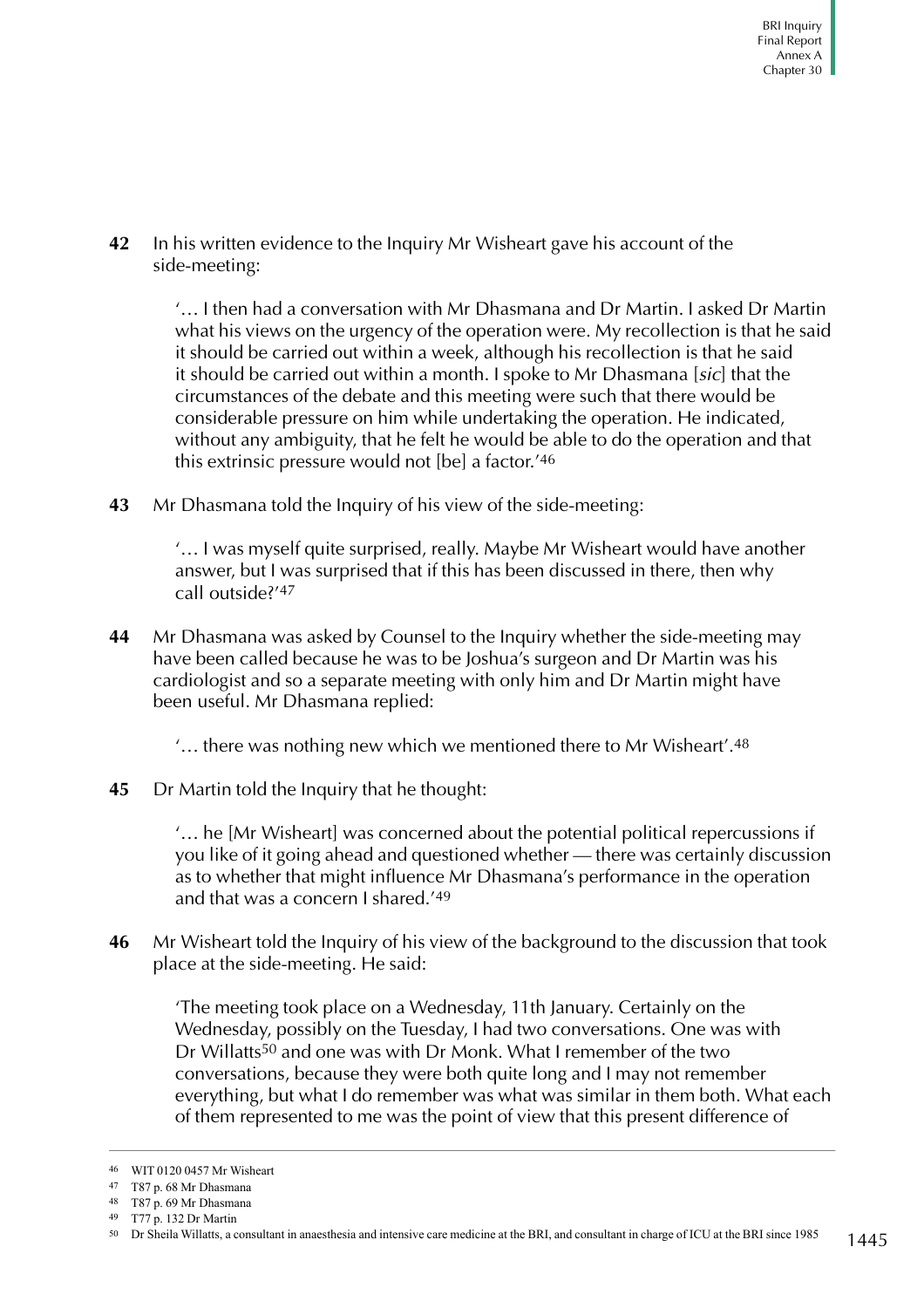**42** In his written evidence to the Inquiry Mr Wisheart gave his account of the side-meeting:

> '… I then had a conversation with Mr Dhasmana and Dr Martin. I asked Dr Martin what his views on the urgency of the operation were. My recollection is that he said it should be carried out within a week, although his recollection is that he said it should be carried out within a month. I spoke to Mr Dhasmana [*sic*] that the circumstances of the debate and this meeting were such that there would be considerable pressure on him while undertaking the operation. He indicated, without any ambiguity, that he felt he would be able to do the operation and that this extrinsic pressure would not [be] a factor.'[46]

**43** Mr Dhasmana told the Inquiry of his view of the side-meeting:

> '… I was myself quite surprised, really. Maybe Mr Wisheart would have another answer, but I was surprised that if this has been discussed in there, then why call outside?'[47]

**44** Mr Dhasmana was asked by Counsel to the Inquiry whether the side-meeting may have been called because he was to be Joshua's surgeon and Dr Martin was his cardiologist and so a separate meeting with only him and Dr Martin might have been useful. Mr Dhasmana replied:

> '… there was nothing new which we mentioned there to Mr Wisheart'.[48]

**45** Dr Martin told the Inquiry that he thought:

> '… he [Mr Wisheart] was concerned about the potential political repercussions if you like of it going ahead and questioned whether — there was certainly discussion as to whether that might influence Mr Dhasmana's performance in the operation and that was a concern I shared.'[49]

**46** Mr Wisheart told the Inquiry of his view of the background to the discussion that took place at the side-meeting. He said:

> 'The meeting took place on a Wednesday, 11th January. Certainly on the Wednesday, possibly on the Tuesday, I had two conversations. One was with Dr Willatts[50] and one was with Dr Monk. What I remember of the two conversations, because they were both quite long and I may not remember everything, but what I do remember was what was similar in them both. What each of them represented to me was the point of view that this present difference of

---

[46] WIT 0120 0457 Mr Wisheart

[47] T87 p. 68 Mr Dhasmana

[48] T87 p. 69 Mr Dhasmana

[49] T77 p. 132 Dr Martin

[50] Dr Sheila Willatts, a consultant in anaesthesia and intensive care medicine at the BRI, and consultant in charge of ICU at the BRI since 1985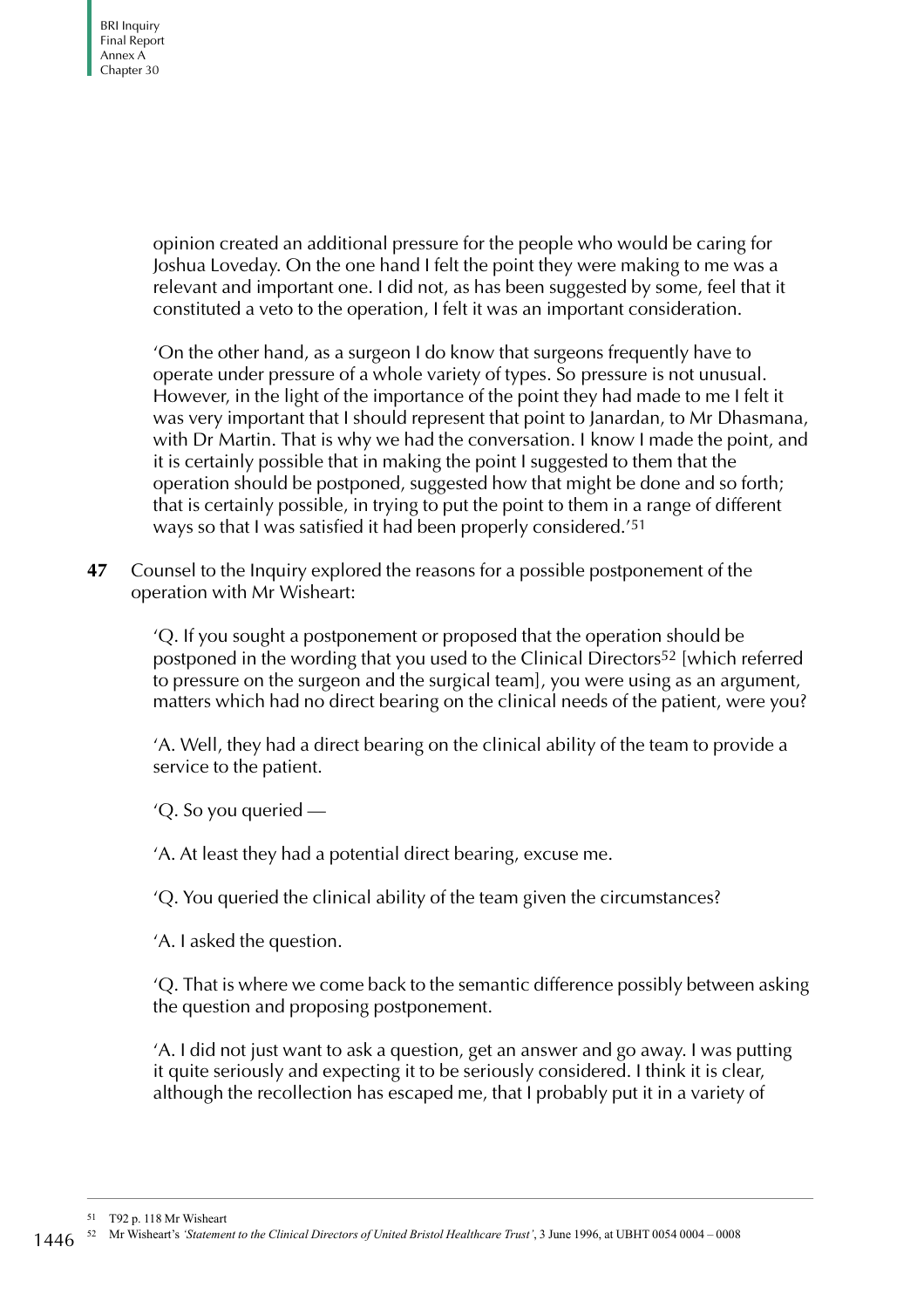opinion created an additional pressure for the people who would be caring for Joshua Loveday. On the one hand I felt the point they were making to me was a relevant and important one. I did not, as has been suggested by some, feel that it constituted a veto to the operation, I felt it was an important consideration.

'On the other hand, as a surgeon I do know that surgeons frequently have to operate under pressure of a whole variety of types. So pressure is not unusual. However, in the light of the importance of the point they had made to me I felt it was very important that I should represent that point to Janardan, to Mr Dhasmana, with Dr Martin. That is why we had the conversation. I know I made the point, and it is certainly possible that in making the point I suggested to them that the operation should be postponed, suggested how that might be done and so forth; that is certainly possible, in trying to put the point to them in a range of different ways so that I was satisfied it had been properly considered.'[51]

**47** Counsel to the Inquiry explored the reasons for a possible postponement of the operation with Mr Wisheart:

'Q. If you sought a postponement or proposed that the operation should be postponed in the wording that you used to the Clinical Directors[52] [which referred to pressure on the surgeon and the surgical team], you were using as an argument, matters which had no direct bearing on the clinical needs of the patient, were you?

'A. Well, they had a direct bearing on the clinical ability of the team to provide a service to the patient.

'Q. So you queried —

'A. At least they had a potential direct bearing, excuse me.

'Q. You queried the clinical ability of the team given the circumstances?

'A. I asked the question.

'Q. That is where we come back to the semantic difference possibly between asking the question and proposing postponement.

'A. I did not just want to ask a question, get an answer and go away. I was putting it quite seriously and expecting it to be seriously considered. I think it is clear, although the recollection has escaped me, that I probably put it in a variety of

---

[51] T92 p. 118 Mr Wisheart

[52] Mr Wisheart's *'Statement to the Clinical Directors of United Bristol Healthcare Trust'*, 3 June 1996, at UBHT 0054 0004 – 0008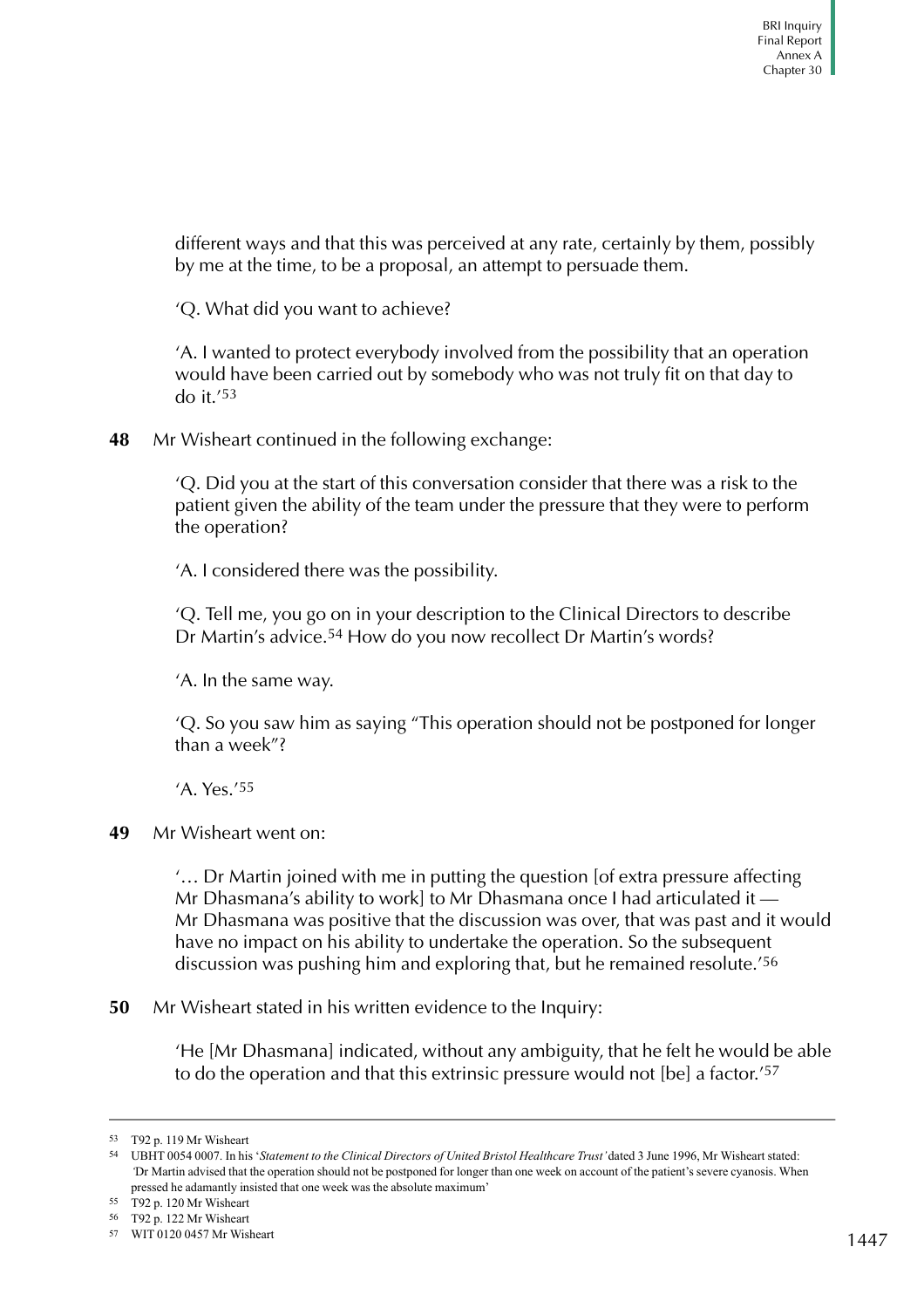different ways and that this was perceived at any rate, certainly by them, possibly by me at the time, to be a proposal, an attempt to persuade them.

'Q. What did you want to achieve?

'A. I wanted to protect everybody involved from the possibility that an operation would have been carried out by somebody who was not truly fit on that day to do it.'[53]

**48** Mr Wisheart continued in the following exchange:

> 'Q. Did you at the start of this conversation consider that there was a risk to the patient given the ability of the team under the pressure that they were to perform the operation?
>
> 'A. I considered there was the possibility.
>
> 'Q. Tell me, you go on in your description to the Clinical Directors to describe Dr Martin's advice.[54] How do you now recollect Dr Martin's words?
>
> 'A. In the same way.
>
> 'Q. So you saw him as saying "This operation should not be postponed for longer than a week"?
>
> 'A. Yes.'[55]

**49** Mr Wisheart went on:

> '… Dr Martin joined with me in putting the question [of extra pressure affecting Mr Dhasmana's ability to work] to Mr Dhasmana once I had articulated it — Mr Dhasmana was positive that the discussion was over, that was past and it would have no impact on his ability to undertake the operation. So the subsequent discussion was pushing him and exploring that, but he remained resolute.'[56]

**50** Mr Wisheart stated in his written evidence to the Inquiry:

> 'He [Mr Dhasmana] indicated, without any ambiguity, that he felt he would be able to do the operation and that this extrinsic pressure would not [be] a factor.'[57]

---

[53] T92 p. 119 Mr Wisheart

[54] UBHT 0054 0007. In his '*Statement to the Clinical Directors of United Bristol Healthcare Trust*' dated 3 June 1996, Mr Wisheart stated: 'Dr Martin advised that the operation should not be postponed for longer than one week on account of the patient's severe cyanosis. When pressed he adamantly insisted that one week was the absolute maximum'

[55] T92 p. 120 Mr Wisheart

[56] T92 p. 122 Mr Wisheart

[57] WIT 0120 0457 Mr Wisheart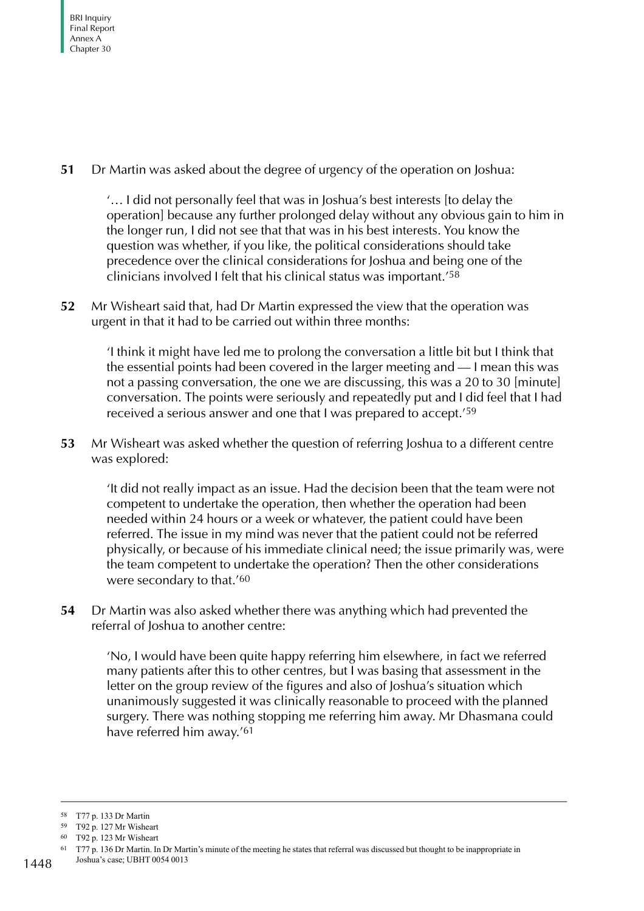**51** Dr Martin was asked about the degree of urgency of the operation on Joshua:

> '… I did not personally feel that was in Joshua's best interests [to delay the operation] because any further prolonged delay without any obvious gain to him in the longer run, I did not see that that was in his best interests. You know the question was whether, if you like, the political considerations should take precedence over the clinical considerations for Joshua and being one of the clinicians involved I felt that his clinical status was important.'[58]

**52** Mr Wisheart said that, had Dr Martin expressed the view that the operation was urgent in that it had to be carried out within three months:

> 'I think it might have led me to prolong the conversation a little bit but I think that the essential points had been covered in the larger meeting and — I mean this was not a passing conversation, the one we are discussing, this was a 20 to 30 [minute] conversation. The points were seriously and repeatedly put and I did feel that I had received a serious answer and one that I was prepared to accept.'[59]

**53** Mr Wisheart was asked whether the question of referring Joshua to a different centre was explored:

> 'It did not really impact as an issue. Had the decision been that the team were not competent to undertake the operation, then whether the operation had been needed within 24 hours or a week or whatever, the patient could have been referred. The issue in my mind was never that the patient could not be referred physically, or because of his immediate clinical need; the issue primarily was, were the team competent to undertake the operation? Then the other considerations were secondary to that.'[60]

**54** Dr Martin was also asked whether there was anything which had prevented the referral of Joshua to another centre:

> 'No, I would have been quite happy referring him elsewhere, in fact we referred many patients after this to other centres, but I was basing that assessment in the letter on the group review of the figures and also of Joshua's situation which unanimously suggested it was clinically reasonable to proceed with the planned surgery. There was nothing stopping me referring him away. Mr Dhasmana could have referred him away.'[61]

---

[58] T77 p. 133 Dr Martin

[59] T92 p. 127 Mr Wisheart

[60] T92 p. 123 Mr Wisheart

[61] T77 p. 136 Dr Martin. In Dr Martin's minute of the meeting he states that referral was discussed but thought to be inappropriate in Joshua's case; UBHT 0054 0013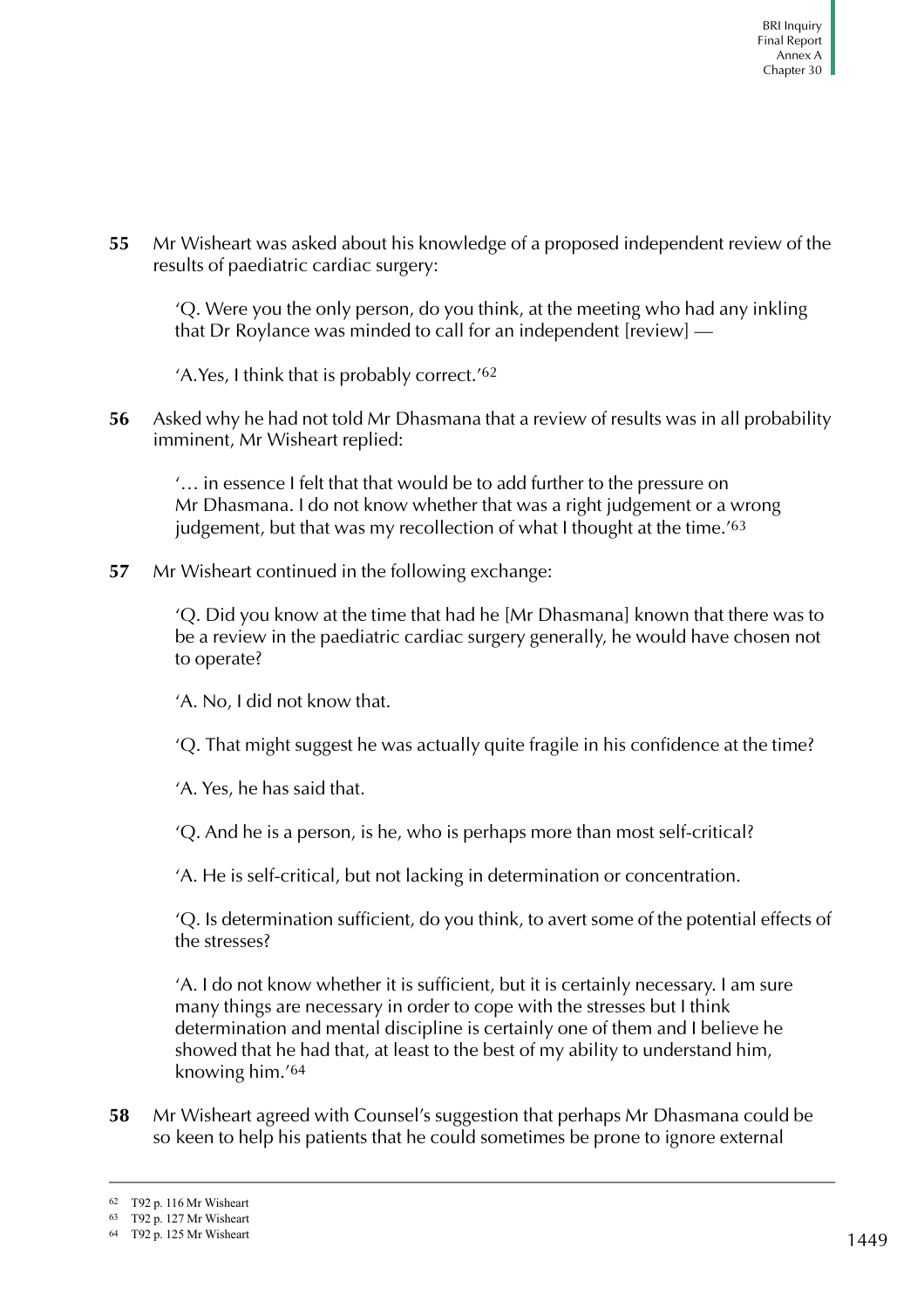**55** Mr Wisheart was asked about his knowledge of a proposed independent review of the results of paediatric cardiac surgery:

> 'Q. Were you the only person, do you think, at the meeting who had any inkling that Dr Roylance was minded to call for an independent [review] —
>
> 'A.Yes, I think that is probably correct.'[62]

**56** Asked why he had not told Mr Dhasmana that a review of results was in all probability imminent, Mr Wisheart replied:

> '… in essence I felt that that would be to add further to the pressure on Mr Dhasmana. I do not know whether that was a right judgement or a wrong judgement, but that was my recollection of what I thought at the time.'[63]

**57** Mr Wisheart continued in the following exchange:

> 'Q. Did you know at the time that had he [Mr Dhasmana] known that there was to be a review in the paediatric cardiac surgery generally, he would have chosen not to operate?
>
> 'A. No, I did not know that.
>
> 'Q. That might suggest he was actually quite fragile in his confidence at the time?
>
> 'A. Yes, he has said that.
>
> 'Q. And he is a person, is he, who is perhaps more than most self-critical?
>
> 'A. He is self-critical, but not lacking in determination or concentration.
>
> 'Q. Is determination sufficient, do you think, to avert some of the potential effects of the stresses?
>
> 'A. I do not know whether it is sufficient, but it is certainly necessary. I am sure many things are necessary in order to cope with the stresses but I think determination and mental discipline is certainly one of them and I believe he showed that he had that, at least to the best of my ability to understand him, knowing him.'[64]

**58** Mr Wisheart agreed with Counsel's suggestion that perhaps Mr Dhasmana could be so keen to help his patients that he could sometimes be prone to ignore external

---

62 T92 p. 116 Mr Wisheart

63 T92 p. 127 Mr Wisheart

64 T92 p. 125 Mr Wisheart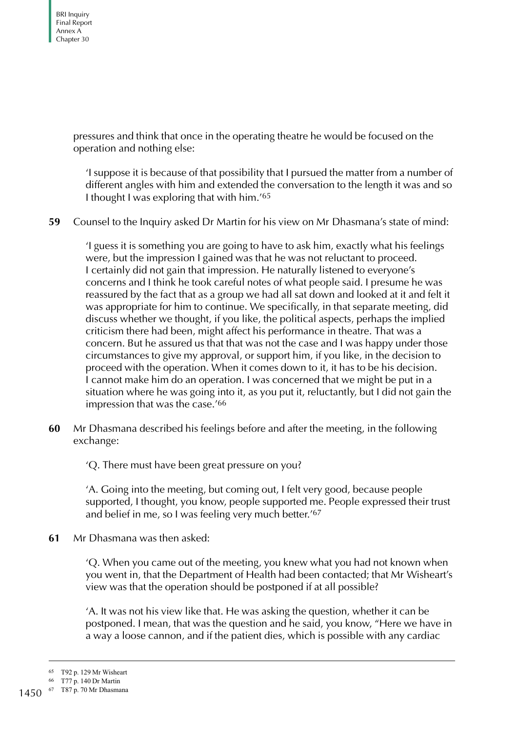pressures and think that once in the operating theatre he would be focused on the operation and nothing else:

> 'I suppose it is because of that possibility that I pursued the matter from a number of different angles with him and extended the conversation to the length it was and so I thought I was exploring that with him.'[65]

**59** Counsel to the Inquiry asked Dr Martin for his view on Mr Dhasmana's state of mind:

> 'I guess it is something you are going to have to ask him, exactly what his feelings were, but the impression I gained was that he was not reluctant to proceed. I certainly did not gain that impression. He naturally listened to everyone's concerns and I think he took careful notes of what people said. I presume he was reassured by the fact that as a group we had all sat down and looked at it and felt it was appropriate for him to continue. We specifically, in that separate meeting, did discuss whether we thought, if you like, the political aspects, perhaps the implied criticism there had been, might affect his performance in theatre. That was a concern. But he assured us that that was not the case and I was happy under those circumstances to give my approval, or support him, if you like, in the decision to proceed with the operation. When it comes down to it, it has to be his decision. I cannot make him do an operation. I was concerned that we might be put in a situation where he was going into it, as you put it, reluctantly, but I did not gain the impression that was the case.'[66]

**60** Mr Dhasmana described his feelings before and after the meeting, in the following exchange:

> 'Q. There must have been great pressure on you?
>
> 'A. Going into the meeting, but coming out, I felt very good, because people supported, I thought, you know, people supported me. People expressed their trust and belief in me, so I was feeling very much better.'[67]

**61** Mr Dhasmana was then asked:

> 'Q. When you came out of the meeting, you knew what you had not known when you went in, that the Department of Health had been contacted; that Mr Wisheart's view was that the operation should be postponed if at all possible?
>
> 'A. It was not his view like that. He was asking the question, whether it can be postponed. I mean, that was the question and he said, you know, "Here we have in a way a loose cannon, and if the patient dies, which is possible with any cardiac

---

[65] T92 p. 129 Mr Wisheart

[66] T77 p. 140 Dr Martin

[67] T87 p. 70 Mr Dhasmana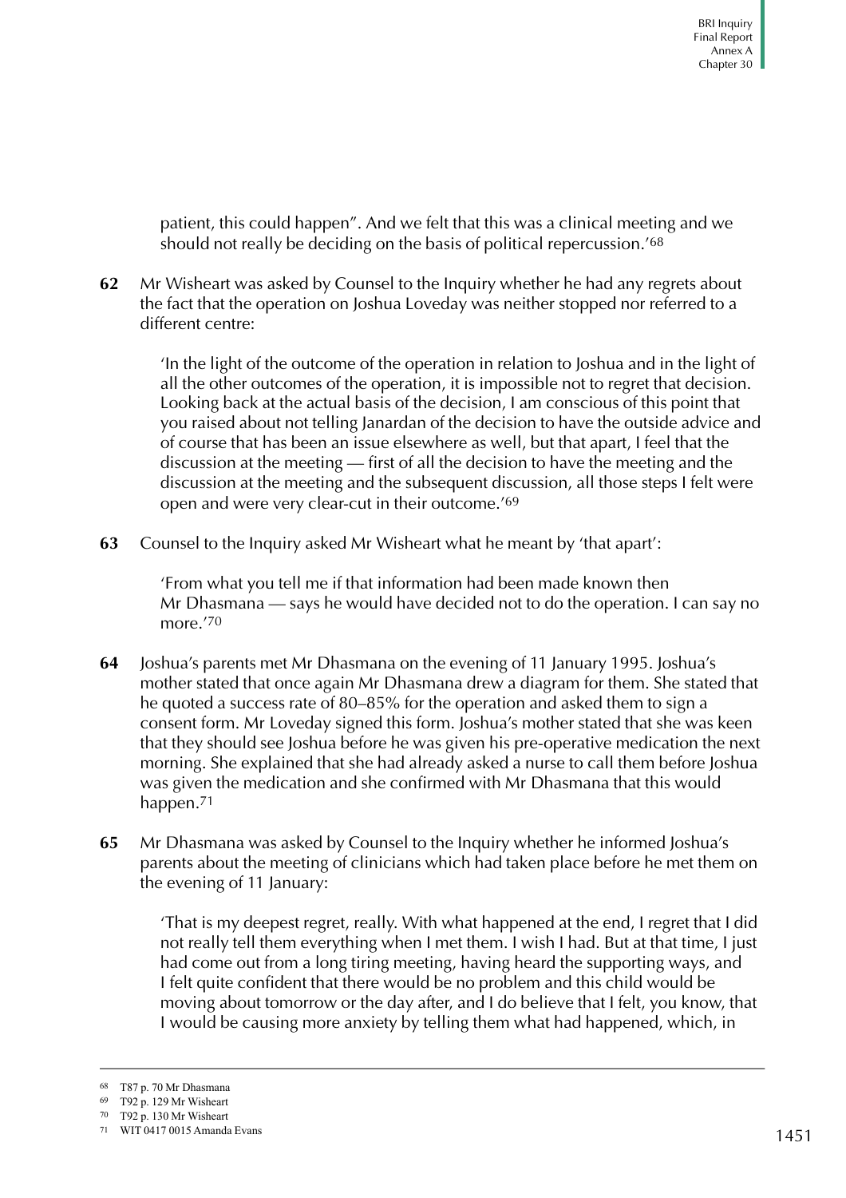patient, this could happen". And we felt that this was a clinical meeting and we should not really be deciding on the basis of political repercussion.'[68]

**62** Mr Wisheart was asked by Counsel to the Inquiry whether he had any regrets about the fact that the operation on Joshua Loveday was neither stopped nor referred to a different centre:

> 'In the light of the outcome of the operation in relation to Joshua and in the light of all the other outcomes of the operation, it is impossible not to regret that decision. Looking back at the actual basis of the decision, I am conscious of this point that you raised about not telling Janardan of the decision to have the outside advice and of course that has been an issue elsewhere as well, but that apart, I feel that the discussion at the meeting — first of all the decision to have the meeting and the discussion at the meeting and the subsequent discussion, all those steps I felt were open and were very clear-cut in their outcome.'[69]

**63** Counsel to the Inquiry asked Mr Wisheart what he meant by 'that apart':

> 'From what you tell me if that information had been made known then Mr Dhasmana — says he would have decided not to do the operation. I can say no more.'[70]

**64** Joshua's parents met Mr Dhasmana on the evening of 11 January 1995. Joshua's mother stated that once again Mr Dhasmana drew a diagram for them. She stated that he quoted a success rate of 80–85% for the operation and asked them to sign a consent form. Mr Loveday signed this form. Joshua's mother stated that she was keen that they should see Joshua before he was given his pre-operative medication the next morning. She explained that she had already asked a nurse to call them before Joshua was given the medication and she confirmed with Mr Dhasmana that this would happen.[71]

**65** Mr Dhasmana was asked by Counsel to the Inquiry whether he informed Joshua's parents about the meeting of clinicians which had taken place before he met them on the evening of 11 January:

> 'That is my deepest regret, really. With what happened at the end, I regret that I did not really tell them everything when I met them. I wish I had. But at that time, I just had come out from a long tiring meeting, having heard the supporting ways, and I felt quite confident that there would be no problem and this child would be moving about tomorrow or the day after, and I do believe that I felt, you know, that I would be causing more anxiety by telling them what had happened, which, in

---

[68] T87 p. 70 Mr Dhasmana

[69] T92 p. 129 Mr Wisheart

[70] T92 p. 130 Mr Wisheart

[71] WIT 0417 0015 Amanda Evans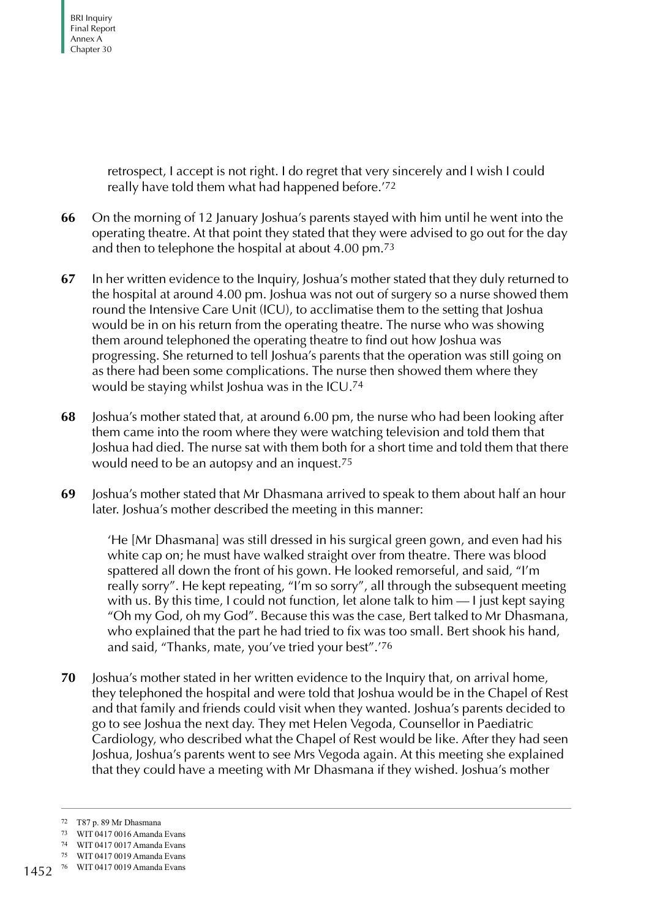retrospect, I accept is not right. I do regret that very sincerely and I wish I could really have told them what had happened before.'[72]

**66** On the morning of 12 January Joshua's parents stayed with him until he went into the operating theatre. At that point they stated that they were advised to go out for the day and then to telephone the hospital at about 4.00 pm.[73]

**67** In her written evidence to the Inquiry, Joshua's mother stated that they duly returned to the hospital at around 4.00 pm. Joshua was not out of surgery so a nurse showed them round the Intensive Care Unit (ICU), to acclimatise them to the setting that Joshua would be in on his return from the operating theatre. The nurse who was showing them around telephoned the operating theatre to find out how Joshua was progressing. She returned to tell Joshua's parents that the operation was still going on as there had been some complications. The nurse then showed them where they would be staying whilst Joshua was in the ICU.[74]

**68** Joshua's mother stated that, at around 6.00 pm, the nurse who had been looking after them came into the room where they were watching television and told them that Joshua had died. The nurse sat with them both for a short time and told them that there would need to be an autopsy and an inquest.[75]

**69** Joshua's mother stated that Mr Dhasmana arrived to speak to them about half an hour later. Joshua's mother described the meeting in this manner:

> 'He [Mr Dhasmana] was still dressed in his surgical green gown, and even had his white cap on; he must have walked straight over from theatre. There was blood spattered all down the front of his gown. He looked remorseful, and said, "I'm really sorry". He kept repeating, "I'm so sorry", all through the subsequent meeting with us. By this time, I could not function, let alone talk to him — I just kept saying "Oh my God, oh my God". Because this was the case, Bert talked to Mr Dhasmana, who explained that the part he had tried to fix was too small. Bert shook his hand, and said, "Thanks, mate, you've tried your best".'[76]

**70** Joshua's mother stated in her written evidence to the Inquiry that, on arrival home, they telephoned the hospital and were told that Joshua would be in the Chapel of Rest and that family and friends could visit when they wanted. Joshua's parents decided to go to see Joshua the next day. They met Helen Vegoda, Counsellor in Paediatric Cardiology, who described what the Chapel of Rest would be like. After they had seen Joshua, Joshua's parents went to see Mrs Vegoda again. At this meeting she explained that they could have a meeting with Mr Dhasmana if they wished. Joshua's mother

---

72 T87 p. 89 Mr Dhasmana

73 WIT 0417 0016 Amanda Evans

74 WIT 0417 0017 Amanda Evans

75 WIT 0417 0019 Amanda Evans

76 WIT 0417 0019 Amanda Evans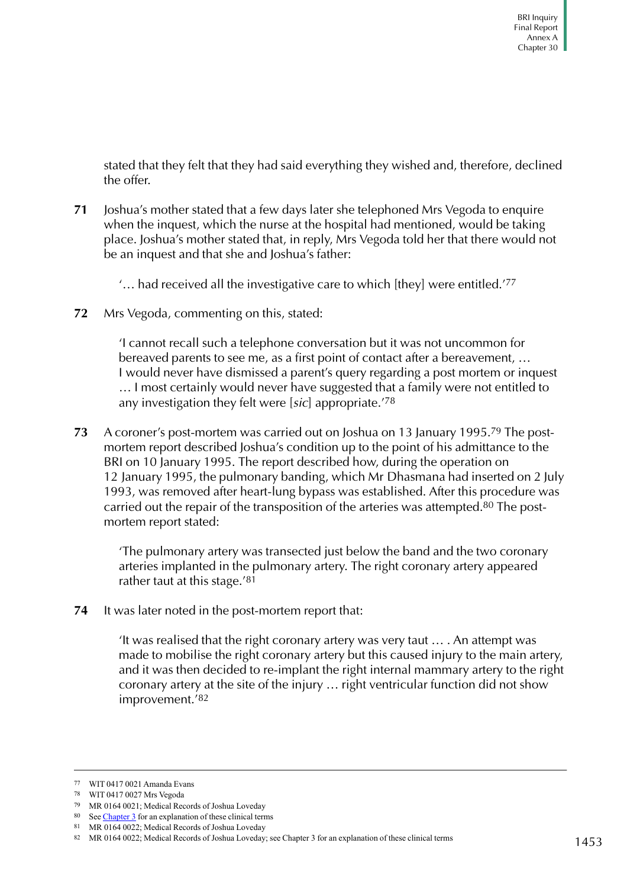stated that they felt that they had said everything they wished and, therefore, declined the offer.

**71** Joshua's mother stated that a few days later she telephoned Mrs Vegoda to enquire when the inquest, which the nurse at the hospital had mentioned, would be taking place. Joshua's mother stated that, in reply, Mrs Vegoda told her that there would not be an inquest and that she and Joshua's father:

> '… had received all the investigative care to which [they] were entitled.'[77]

**72** Mrs Vegoda, commenting on this, stated:

> 'I cannot recall such a telephone conversation but it was not uncommon for bereaved parents to see me, as a first point of contact after a bereavement, … I would never have dismissed a parent's query regarding a post mortem or inquest … I most certainly would never have suggested that a family were not entitled to any investigation they felt were [*sic*] appropriate.'[78]

**73** A coroner's post-mortem was carried out on Joshua on 13 January 1995.[79] The post-mortem report described Joshua's condition up to the point of his admittance to the BRI on 10 January 1995. The report described how, during the operation on 12 January 1995, the pulmonary banding, which Mr Dhasmana had inserted on 2 July 1993, was removed after heart-lung bypass was established. After this procedure was carried out the repair of the transposition of the arteries was attempted.[80] The post-mortem report stated:

> 'The pulmonary artery was transected just below the band and the two coronary arteries implanted in the pulmonary artery. The right coronary artery appeared rather taut at this stage.'[81]

**74** It was later noted in the post-mortem report that:

> 'It was realised that the right coronary artery was very taut … . An attempt was made to mobilise the right coronary artery but this caused injury to the main artery, and it was then decided to re-implant the right internal mammary artery to the right coronary artery at the site of the injury … right ventricular function did not show improvement.'[82]

---

77 WIT 0417 0021 Amanda Evans
78 WIT 0417 0027 Mrs Vegoda
79 MR 0164 0021; Medical Records of Joshua Loveday
80 See Chapter 3 for an explanation of these clinical terms
81 MR 0164 0022; Medical Records of Joshua Loveday
82 MR 0164 0022; Medical Records of Joshua Loveday; see Chapter 3 for an explanation of these clinical terms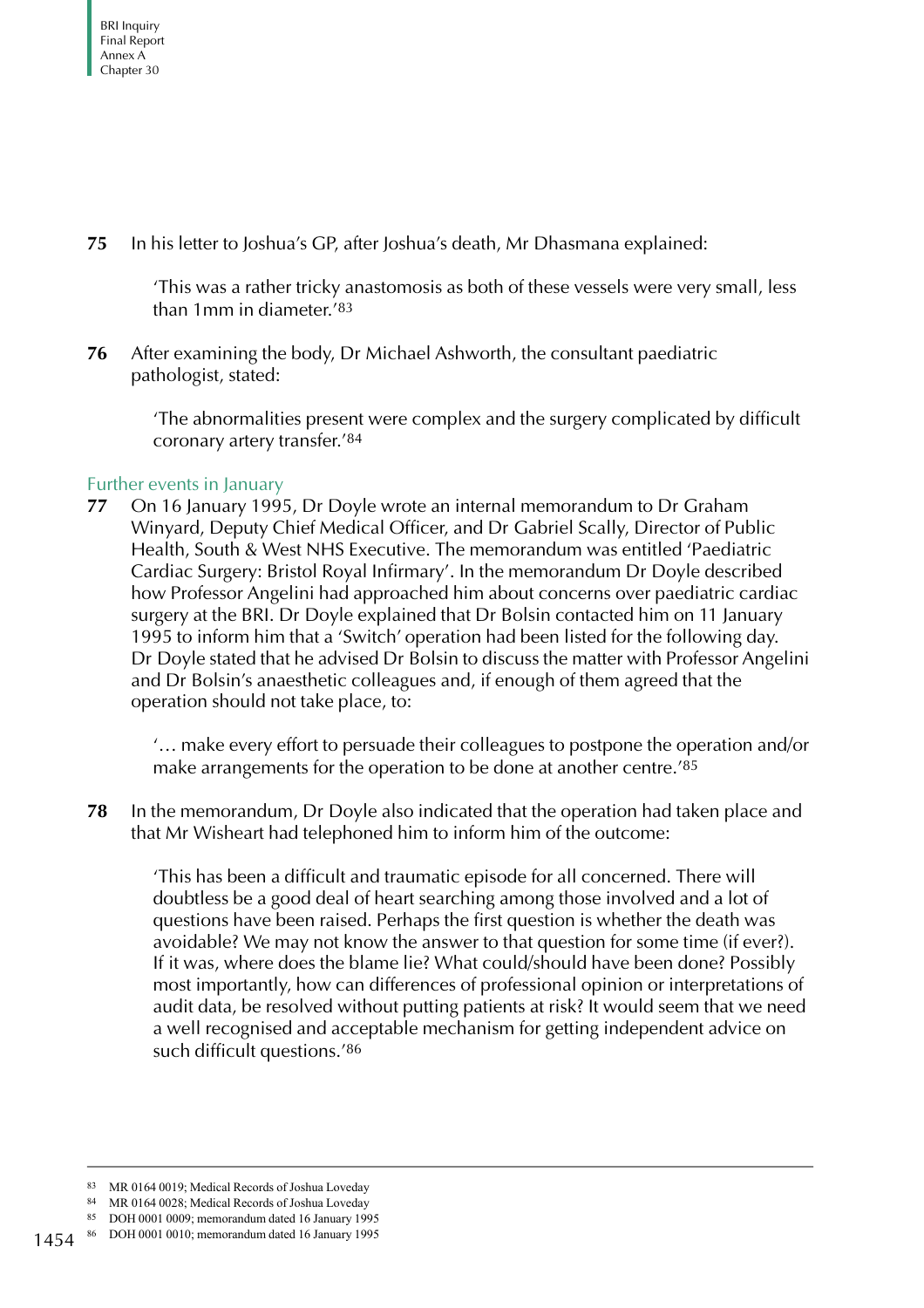**75** In his letter to Joshua's GP, after Joshua's death, Mr Dhasmana explained:

> 'This was a rather tricky anastomosis as both of these vessels were very small, less than 1mm in diameter.'[83]

**76** After examining the body, Dr Michael Ashworth, the consultant paediatric pathologist, stated:

> 'The abnormalities present were complex and the surgery complicated by difficult coronary artery transfer.'[84]

### Further events in January

**77** On 16 January 1995, Dr Doyle wrote an internal memorandum to Dr Graham Winyard, Deputy Chief Medical Officer, and Dr Gabriel Scally, Director of Public Health, South & West NHS Executive. The memorandum was entitled 'Paediatric Cardiac Surgery: Bristol Royal Infirmary'. In the memorandum Dr Doyle described how Professor Angelini had approached him about concerns over paediatric cardiac surgery at the BRI. Dr Doyle explained that Dr Bolsin contacted him on 11 January 1995 to inform him that a 'Switch' operation had been listed for the following day. Dr Doyle stated that he advised Dr Bolsin to discuss the matter with Professor Angelini and Dr Bolsin's anaesthetic colleagues and, if enough of them agreed that the operation should not take place, to:

> '… make every effort to persuade their colleagues to postpone the operation and/or make arrangements for the operation to be done at another centre.'[85]

**78** In the memorandum, Dr Doyle also indicated that the operation had taken place and that Mr Wisheart had telephoned him to inform him of the outcome:

> 'This has been a difficult and traumatic episode for all concerned. There will doubtless be a good deal of heart searching among those involved and a lot of questions have been raised. Perhaps the first question is whether the death was avoidable? We may not know the answer to that question for some time (if ever?). If it was, where does the blame lie? What could/should have been done? Possibly most importantly, how can differences of professional opinion or interpretations of audit data, be resolved without putting patients at risk? It would seem that we need a well recognised and acceptable mechanism for getting independent advice on such difficult questions.'[86]

---

[83] MR 0164 0019; Medical Records of Joshua Loveday

[84] MR 0164 0028; Medical Records of Joshua Loveday

[85] DOH 0001 0009; memorandum dated 16 January 1995

[86] DOH 0001 0010; memorandum dated 16 January 1995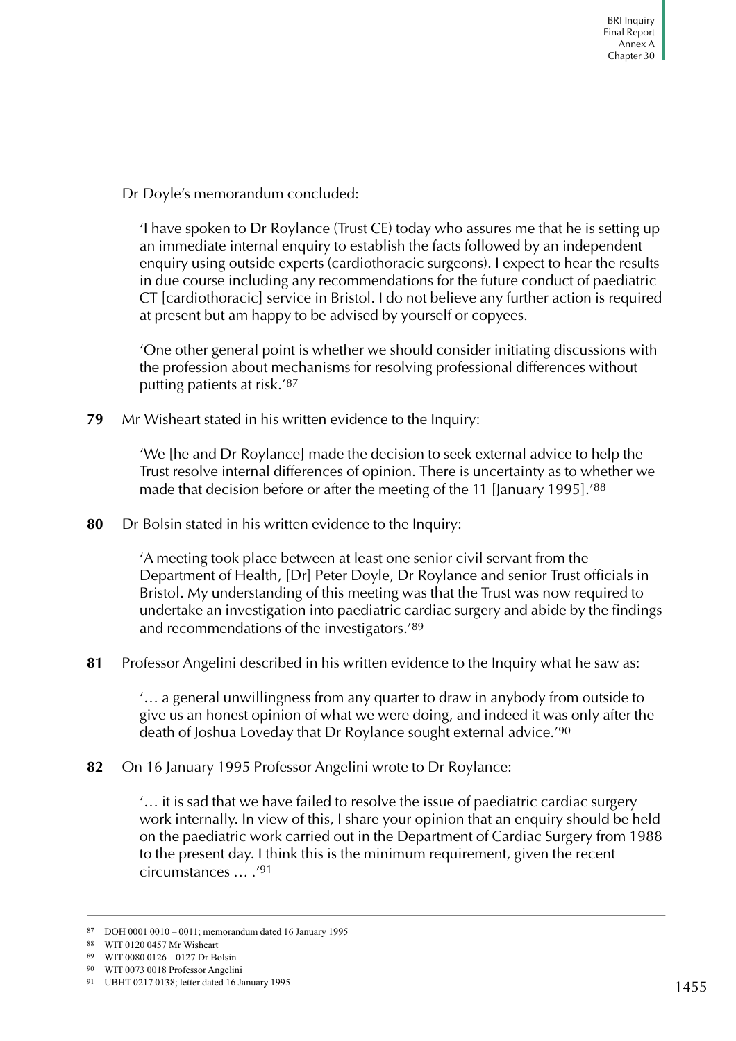Dr Doyle's memorandum concluded:

> 'I have spoken to Dr Roylance (Trust CE) today who assures me that he is setting up an immediate internal enquiry to establish the facts followed by an independent enquiry using outside experts (cardiothoracic surgeons). I expect to hear the results in due course including any recommendations for the future conduct of paediatric CT [cardiothoracic] service in Bristol. I do not believe any further action is required at present but am happy to be advised by yourself or copyees.
>
> 'One other general point is whether we should consider initiating discussions with the profession about mechanisms for resolving professional differences without putting patients at risk.'[87]

**79** Mr Wisheart stated in his written evidence to the Inquiry:

> 'We [he and Dr Roylance] made the decision to seek external advice to help the Trust resolve internal differences of opinion. There is uncertainty as to whether we made that decision before or after the meeting of the 11 [January 1995].'[88]

**80** Dr Bolsin stated in his written evidence to the Inquiry:

> 'A meeting took place between at least one senior civil servant from the Department of Health, [Dr] Peter Doyle, Dr Roylance and senior Trust officials in Bristol. My understanding of this meeting was that the Trust was now required to undertake an investigation into paediatric cardiac surgery and abide by the findings and recommendations of the investigators.'[89]

**81** Professor Angelini described in his written evidence to the Inquiry what he saw as:

> '… a general unwillingness from any quarter to draw in anybody from outside to give us an honest opinion of what we were doing, and indeed it was only after the death of Joshua Loveday that Dr Roylance sought external advice.'[90]

**82** On 16 January 1995 Professor Angelini wrote to Dr Roylance:

> '… it is sad that we have failed to resolve the issue of paediatric cardiac surgery work internally. In view of this, I share your opinion that an enquiry should be held on the paediatric work carried out in the Department of Cardiac Surgery from 1988 to the present day. I think this is the minimum requirement, given the recent circumstances … .'[91]

---

87 DOH 0001 0010 – 0011; memorandum dated 16 January 1995

88 WIT 0120 0457 Mr Wisheart

89 WIT 0080 0126 – 0127 Dr Bolsin

90 WIT 0073 0018 Professor Angelini

91 UBHT 0217 0138; letter dated 16 January 1995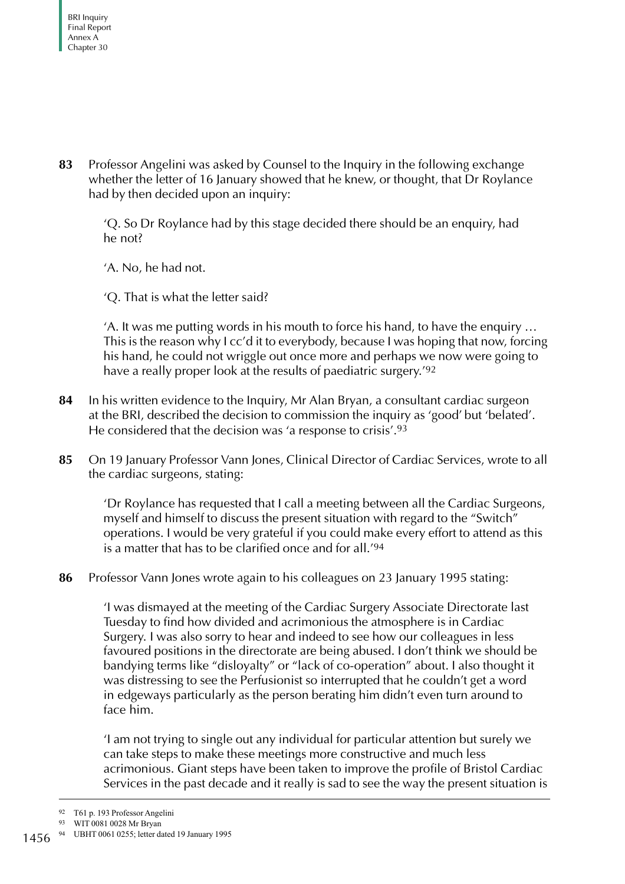**83** Professor Angelini was asked by Counsel to the Inquiry in the following exchange whether the letter of 16 January showed that he knew, or thought, that Dr Roylance had by then decided upon an inquiry:

> 'Q. So Dr Roylance had by this stage decided there should be an enquiry, had he not?
>
> 'A. No, he had not.
>
> 'Q. That is what the letter said?
>
> 'A. It was me putting words in his mouth to force his hand, to have the enquiry … This is the reason why I cc'd it to everybody, because I was hoping that now, forcing his hand, he could not wriggle out once more and perhaps we now were going to have a really proper look at the results of paediatric surgery.'[92]

**84** In his written evidence to the Inquiry, Mr Alan Bryan, a consultant cardiac surgeon at the BRI, described the decision to commission the inquiry as 'good' but 'belated'. He considered that the decision was 'a response to crisis'.[93]

**85** On 19 January Professor Vann Jones, Clinical Director of Cardiac Services, wrote to all the cardiac surgeons, stating:

> 'Dr Roylance has requested that I call a meeting between all the Cardiac Surgeons, myself and himself to discuss the present situation with regard to the "Switch" operations. I would be very grateful if you could make every effort to attend as this is a matter that has to be clarified once and for all.'[94]

**86** Professor Vann Jones wrote again to his colleagues on 23 January 1995 stating:

> 'I was dismayed at the meeting of the Cardiac Surgery Associate Directorate last Tuesday to find how divided and acrimonious the atmosphere is in Cardiac Surgery. I was also sorry to hear and indeed to see how our colleagues in less favoured positions in the directorate are being abused. I don't think we should be bandying terms like "disloyalty" or "lack of co-operation" about. I also thought it was distressing to see the Perfusionist so interrupted that he couldn't get a word in edgeways particularly as the person berating him didn't even turn around to face him.
>
> 'I am not trying to single out any individual for particular attention but surely we can take steps to make these meetings more constructive and much less acrimonious. Giant steps have been taken to improve the profile of Bristol Cardiac Services in the past decade and it really is sad to see the way the present situation is

---

92 T61 p. 193 Professor Angelini

93 WIT 0081 0028 Mr Bryan

94 UBHT 0061 0255; letter dated 19 January 1995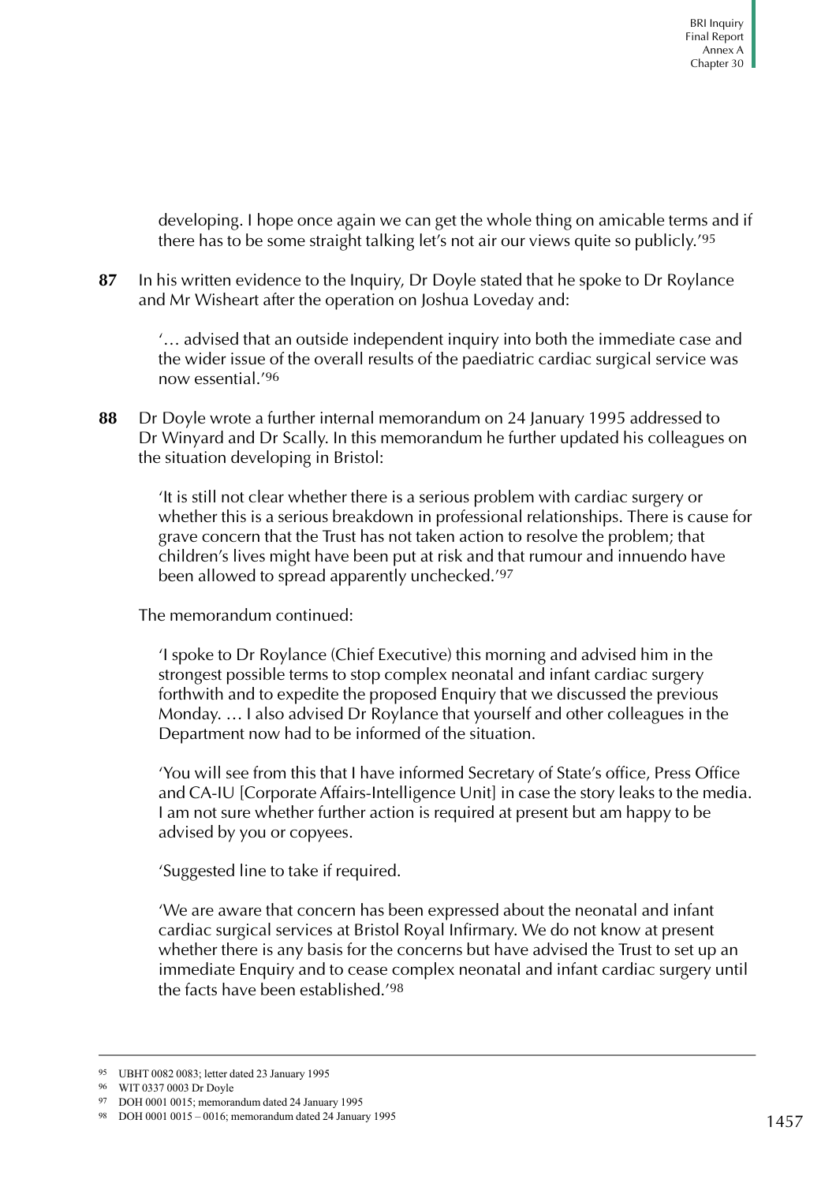developing. I hope once again we can get the whole thing on amicable terms and if there has to be some straight talking let's not air our views quite so publicly.'[95]

**87** In his written evidence to the Inquiry, Dr Doyle stated that he spoke to Dr Roylance and Mr Wisheart after the operation on Joshua Loveday and:

> '… advised that an outside independent inquiry into both the immediate case and the wider issue of the overall results of the paediatric cardiac surgical service was now essential.'[96]

**88** Dr Doyle wrote a further internal memorandum on 24 January 1995 addressed to Dr Winyard and Dr Scally. In this memorandum he further updated his colleagues on the situation developing in Bristol:

> 'It is still not clear whether there is a serious problem with cardiac surgery or whether this is a serious breakdown in professional relationships. There is cause for grave concern that the Trust has not taken action to resolve the problem; that children's lives might have been put at risk and that rumour and innuendo have been allowed to spread apparently unchecked.'[97]

The memorandum continued:

> 'I spoke to Dr Roylance (Chief Executive) this morning and advised him in the strongest possible terms to stop complex neonatal and infant cardiac surgery forthwith and to expedite the proposed Enquiry that we discussed the previous Monday. … I also advised Dr Roylance that yourself and other colleagues in the Department now had to be informed of the situation.
>
> 'You will see from this that I have informed Secretary of State's office, Press Office and CA-IU [Corporate Affairs-Intelligence Unit] in case the story leaks to the media. I am not sure whether further action is required at present but am happy to be advised by you or copyees.
>
> 'Suggested line to take if required.
>
> 'We are aware that concern has been expressed about the neonatal and infant cardiac surgical services at Bristol Royal Infirmary. We do not know at present whether there is any basis for the concerns but have advised the Trust to set up an immediate Enquiry and to cease complex neonatal and infant cardiac surgery until the facts have been established.'[98]

---

[95] UBHT 0082 0083; letter dated 23 January 1995

[96] WIT 0337 0003 Dr Doyle

[97] DOH 0001 0015; memorandum dated 24 January 1995

[98] DOH 0001 0015 – 0016; memorandum dated 24 January 1995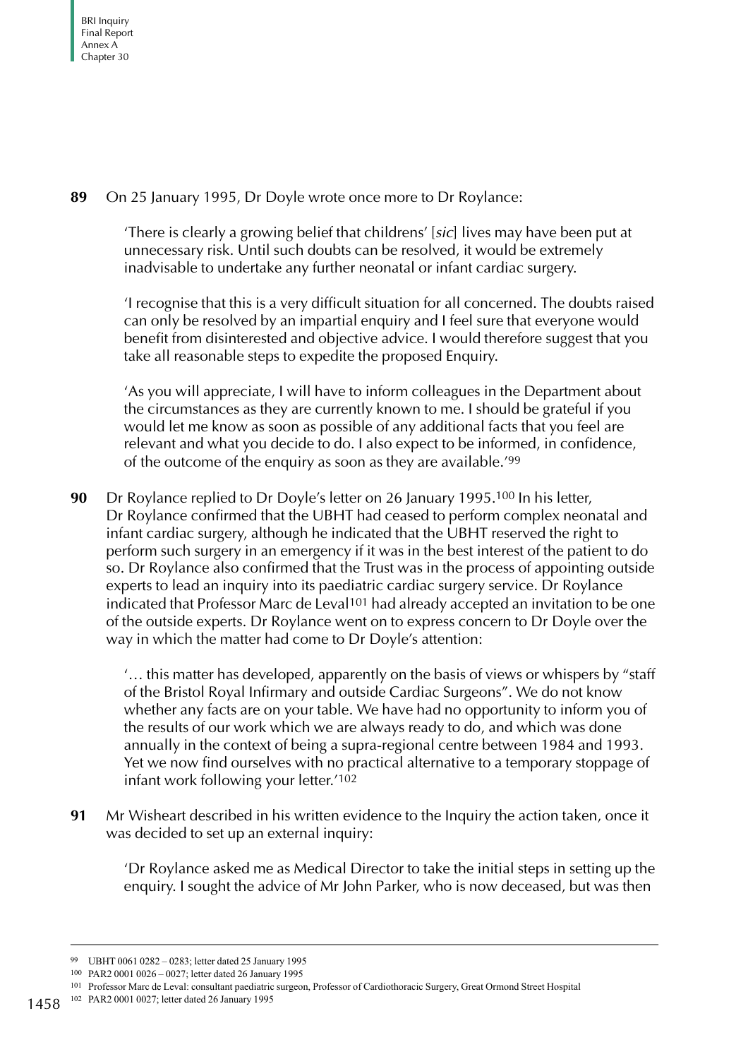**89** On 25 January 1995, Dr Doyle wrote once more to Dr Roylance:

> 'There is clearly a growing belief that childrens' [*sic*] lives may have been put at unnecessary risk. Until such doubts can be resolved, it would be extremely inadvisable to undertake any further neonatal or infant cardiac surgery.
>
> 'I recognise that this is a very difficult situation for all concerned. The doubts raised can only be resolved by an impartial enquiry and I feel sure that everyone would benefit from disinterested and objective advice. I would therefore suggest that you take all reasonable steps to expedite the proposed Enquiry.
>
> 'As you will appreciate, I will have to inform colleagues in the Department about the circumstances as they are currently known to me. I should be grateful if you would let me know as soon as possible of any additional facts that you feel are relevant and what you decide to do. I also expect to be informed, in confidence, of the outcome of the enquiry as soon as they are available.'[99]

**90** Dr Roylance replied to Dr Doyle's letter on 26 January 1995.[100] In his letter, Dr Roylance confirmed that the UBHT had ceased to perform complex neonatal and infant cardiac surgery, although he indicated that the UBHT reserved the right to perform such surgery in an emergency if it was in the best interest of the patient to do so. Dr Roylance also confirmed that the Trust was in the process of appointing outside experts to lead an inquiry into its paediatric cardiac surgery service. Dr Roylance indicated that Professor Marc de Leval[101] had already accepted an invitation to be one of the outside experts. Dr Roylance went on to express concern to Dr Doyle over the way in which the matter had come to Dr Doyle's attention:

> '… this matter has developed, apparently on the basis of views or whispers by "staff of the Bristol Royal Infirmary and outside Cardiac Surgeons". We do not know whether any facts are on your table. We have had no opportunity to inform you of the results of our work which we are always ready to do, and which was done annually in the context of being a supra-regional centre between 1984 and 1993. Yet we now find ourselves with no practical alternative to a temporary stoppage of infant work following your letter.'[102]

**91** Mr Wisheart described in his written evidence to the Inquiry the action taken, once it was decided to set up an external inquiry:

> 'Dr Roylance asked me as Medical Director to take the initial steps in setting up the enquiry. I sought the advice of Mr John Parker, who is now deceased, but was then

---

[99] UBHT 0061 0282 – 0283; letter dated 25 January 1995

[100] PAR2 0001 0026 – 0027; letter dated 26 January 1995

[101] Professor Marc de Leval: consultant paediatric surgeon, Professor of Cardiothoracic Surgery, Great Ormond Street Hospital

[102] PAR2 0001 0027; letter dated 26 January 1995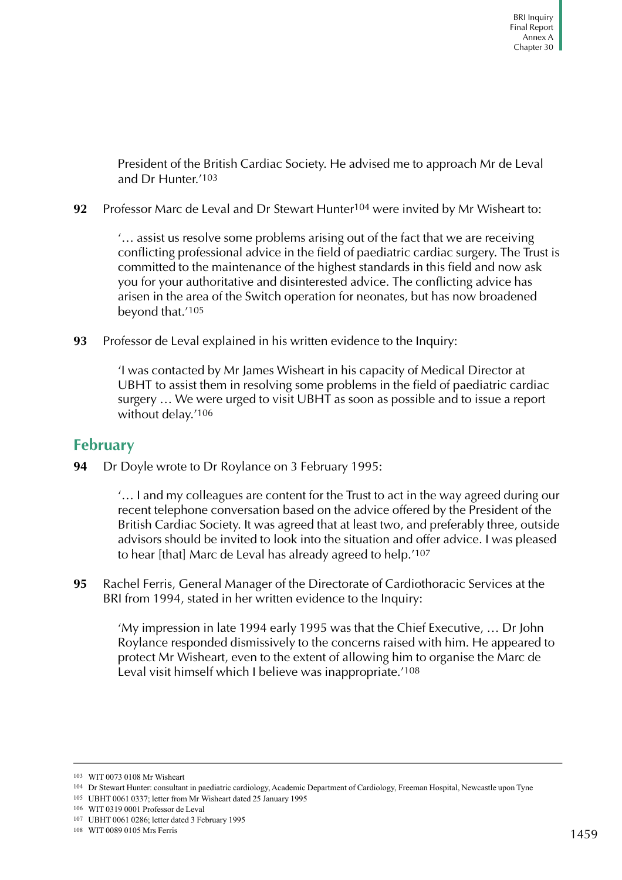President of the British Cardiac Society. He advised me to approach Mr de Leval and Dr Hunter.'[103]

**92** Professor Marc de Leval and Dr Stewart Hunter[104] were invited by Mr Wisheart to:

> '… assist us resolve some problems arising out of the fact that we are receiving conflicting professional advice in the field of paediatric cardiac surgery. The Trust is committed to the maintenance of the highest standards in this field and now ask you for your authoritative and disinterested advice. The conflicting advice has arisen in the area of the Switch operation for neonates, but has now broadened beyond that.'[105]

**93** Professor de Leval explained in his written evidence to the Inquiry:

> 'I was contacted by Mr James Wisheart in his capacity of Medical Director at UBHT to assist them in resolving some problems in the field of paediatric cardiac surgery … We were urged to visit UBHT as soon as possible and to issue a report without delay.'[106]

## February

**94** Dr Doyle wrote to Dr Roylance on 3 February 1995:

> '… I and my colleagues are content for the Trust to act in the way agreed during our recent telephone conversation based on the advice offered by the President of the British Cardiac Society. It was agreed that at least two, and preferably three, outside advisors should be invited to look into the situation and offer advice. I was pleased to hear [that] Marc de Leval has already agreed to help.'[107]

**95** Rachel Ferris, General Manager of the Directorate of Cardiothoracic Services at the BRI from 1994, stated in her written evidence to the Inquiry:

> 'My impression in late 1994 early 1995 was that the Chief Executive, … Dr John Roylance responded dismissively to the concerns raised with him. He appeared to protect Mr Wisheart, even to the extent of allowing him to organise the Marc de Leval visit himself which I believe was inappropriate.'[108]

---

[103] WIT 0073 0108 Mr Wisheart

[104] Dr Stewart Hunter: consultant in paediatric cardiology, Academic Department of Cardiology, Freeman Hospital, Newcastle upon Tyne

[105] UBHT 0061 0337; letter from Mr Wisheart dated 25 January 1995

[106] WIT 0319 0001 Professor de Leval

[107] UBHT 0061 0286; letter dated 3 February 1995

[108] WIT 0089 0105 Mrs Ferris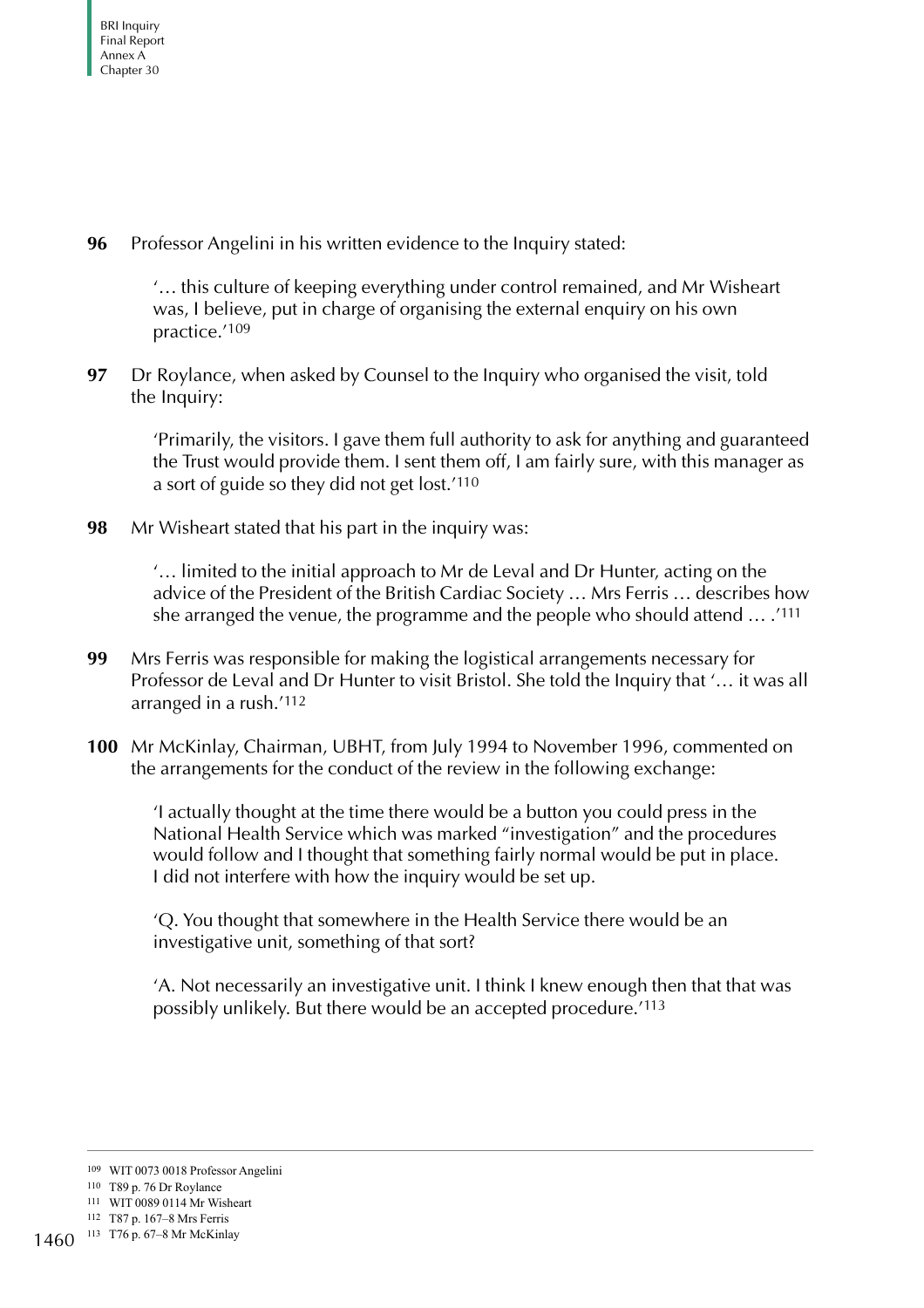**96** Professor Angelini in his written evidence to the Inquiry stated:

> '… this culture of keeping everything under control remained, and Mr Wisheart was, I believe, put in charge of organising the external enquiry on his own practice.'[109]

**97** Dr Roylance, when asked by Counsel to the Inquiry who organised the visit, told the Inquiry:

> 'Primarily, the visitors. I gave them full authority to ask for anything and guaranteed the Trust would provide them. I sent them off, I am fairly sure, with this manager as a sort of guide so they did not get lost.'[110]

**98** Mr Wisheart stated that his part in the inquiry was:

> '… limited to the initial approach to Mr de Leval and Dr Hunter, acting on the advice of the President of the British Cardiac Society … Mrs Ferris … describes how she arranged the venue, the programme and the people who should attend … .'[111]

**99** Mrs Ferris was responsible for making the logistical arrangements necessary for Professor de Leval and Dr Hunter to visit Bristol. She told the Inquiry that '… it was all arranged in a rush.'[112]

**100** Mr McKinlay, Chairman, UBHT, from July 1994 to November 1996, commented on the arrangements for the conduct of the review in the following exchange:

> 'I actually thought at the time there would be a button you could press in the National Health Service which was marked "investigation" and the procedures would follow and I thought that something fairly normal would be put in place. I did not interfere with how the inquiry would be set up.
>
> 'Q. You thought that somewhere in the Health Service there would be an investigative unit, something of that sort?
>
> 'A. Not necessarily an investigative unit. I think I knew enough then that that was possibly unlikely. But there would be an accepted procedure.'[113]

---

[109] WIT 0073 0018 Professor Angelini

[110] T89 p. 76 Dr Roylance

[111] WIT 0089 0114 Mr Wisheart

[112] T87 p. 167–8 Mrs Ferris

[113] T76 p. 67–8 Mr McKinlay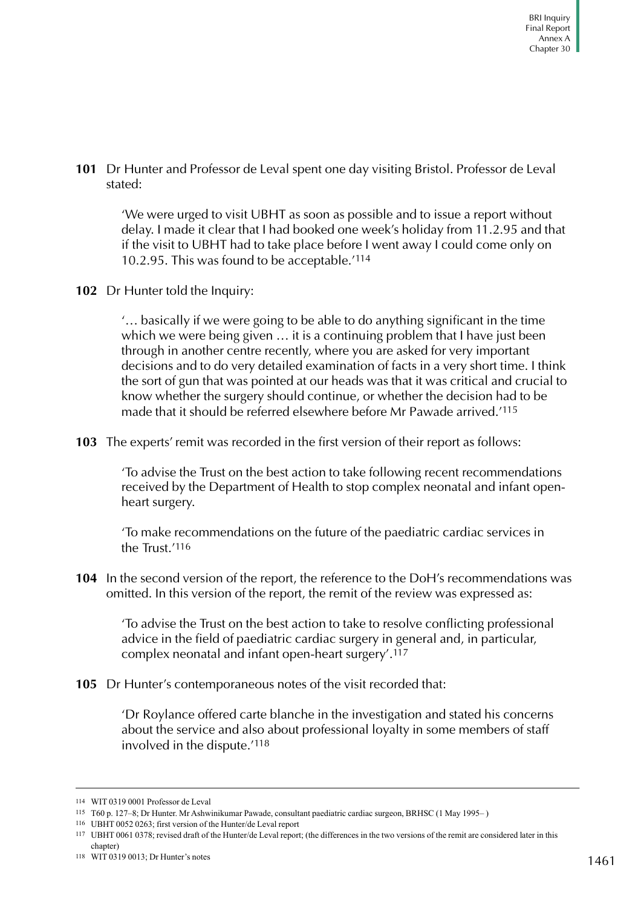**101** Dr Hunter and Professor de Leval spent one day visiting Bristol. Professor de Leval stated:

> 'We were urged to visit UBHT as soon as possible and to issue a report without delay. I made it clear that I had booked one week's holiday from 11.2.95 and that if the visit to UBHT had to take place before I went away I could come only on 10.2.95. This was found to be acceptable.'[114]

**102** Dr Hunter told the Inquiry:

> '… basically if we were going to be able to do anything significant in the time which we were being given … it is a continuing problem that I have just been through in another centre recently, where you are asked for very important decisions and to do very detailed examination of facts in a very short time. I think the sort of gun that was pointed at our heads was that it was critical and crucial to know whether the surgery should continue, or whether the decision had to be made that it should be referred elsewhere before Mr Pawade arrived.'[115]

**103** The experts' remit was recorded in the first version of their report as follows:

> 'To advise the Trust on the best action to take following recent recommendations received by the Department of Health to stop complex neonatal and infant open-heart surgery.
>
> 'To make recommendations on the future of the paediatric cardiac services in the Trust.'[116]

**104** In the second version of the report, the reference to the DoH's recommendations was omitted. In this version of the report, the remit of the review was expressed as:

> 'To advise the Trust on the best action to take to resolve conflicting professional advice in the field of paediatric cardiac surgery in general and, in particular, complex neonatal and infant open-heart surgery'.[117]

**105** Dr Hunter's contemporaneous notes of the visit recorded that:

> 'Dr Roylance offered carte blanche in the investigation and stated his concerns about the service and also about professional loyalty in some members of staff involved in the dispute.'[118]

---

114 WIT 0319 0001 Professor de Leval

115 T60 p. 127–8; Dr Hunter. Mr Ashwinikumar Pawade, consultant paediatric cardiac surgeon, BRHSC (1 May 1995– )

116 UBHT 0052 0263; first version of the Hunter/de Leval report

117 UBHT 0061 0378; revised draft of the Hunter/de Leval report; (the differences in the two versions of the remit are considered later in this chapter)

118 WIT 0319 0013; Dr Hunter's notes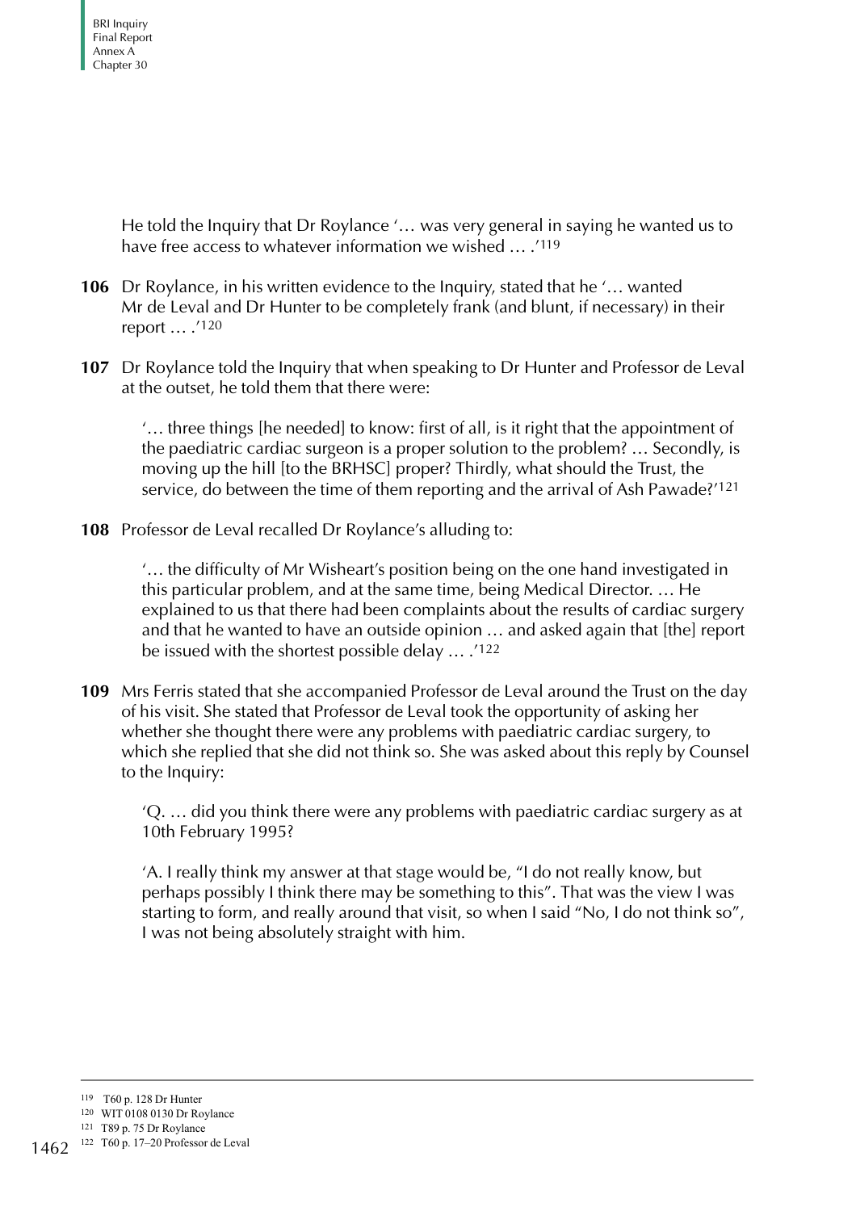He told the Inquiry that Dr Roylance '… was very general in saying he wanted us to have free access to whatever information we wished … .'[119]

**106** Dr Roylance, in his written evidence to the Inquiry, stated that he '… wanted Mr de Leval and Dr Hunter to be completely frank (and blunt, if necessary) in their report … .'[120]

**107** Dr Roylance told the Inquiry that when speaking to Dr Hunter and Professor de Leval at the outset, he told them that there were:

> '… three things [he needed] to know: first of all, is it right that the appointment of the paediatric cardiac surgeon is a proper solution to the problem? … Secondly, is moving up the hill [to the BRHSC] proper? Thirdly, what should the Trust, the service, do between the time of them reporting and the arrival of Ash Pawade?'[121]

**108** Professor de Leval recalled Dr Roylance's alluding to:

> '… the difficulty of Mr Wisheart's position being on the one hand investigated in this particular problem, and at the same time, being Medical Director. … He explained to us that there had been complaints about the results of cardiac surgery and that he wanted to have an outside opinion … and asked again that [the] report be issued with the shortest possible delay … .'[122]

**109** Mrs Ferris stated that she accompanied Professor de Leval around the Trust on the day of his visit. She stated that Professor de Leval took the opportunity of asking her whether she thought there were any problems with paediatric cardiac surgery, to which she replied that she did not think so. She was asked about this reply by Counsel to the Inquiry:

> 'Q. … did you think there were any problems with paediatric cardiac surgery as at 10th February 1995?
>
> 'A. I really think my answer at that stage would be, "I do not really know, but perhaps possibly I think there may be something to this". That was the view I was starting to form, and really around that visit, so when I said "No, I do not think so", I was not being absolutely straight with him.

---

119 T60 p. 128 Dr Hunter
120 WIT 0108 0130 Dr Roylance
121 T89 p. 75 Dr Roylance
122 T60 p. 17–20 Professor de Leval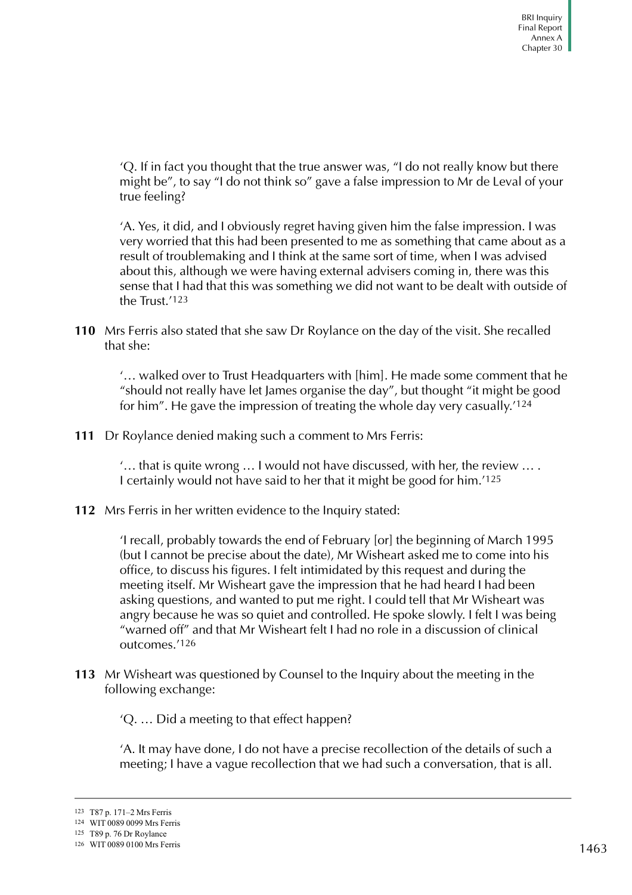'Q. If in fact you thought that the true answer was, "I do not really know but there might be", to say "I do not think so" gave a false impression to Mr de Leval of your true feeling?

'A. Yes, it did, and I obviously regret having given him the false impression. I was very worried that this had been presented to me as something that came about as a result of troublemaking and I think at the same sort of time, when I was advised about this, although we were having external advisers coming in, there was this sense that I had that this was something we did not want to be dealt with outside of the Trust.'[123]

**110** Mrs Ferris also stated that she saw Dr Roylance on the day of the visit. She recalled that she:

'… walked over to Trust Headquarters with [him]. He made some comment that he "should not really have let James organise the day", but thought "it might be good for him". He gave the impression of treating the whole day very casually.'[124]

**111** Dr Roylance denied making such a comment to Mrs Ferris:

'… that is quite wrong … I would not have discussed, with her, the review … . I certainly would not have said to her that it might be good for him.'[125]

**112** Mrs Ferris in her written evidence to the Inquiry stated:

'I recall, probably towards the end of February [or] the beginning of March 1995 (but I cannot be precise about the date), Mr Wisheart asked me to come into his office, to discuss his figures. I felt intimidated by this request and during the meeting itself. Mr Wisheart gave the impression that he had heard I had been asking questions, and wanted to put me right. I could tell that Mr Wisheart was angry because he was so quiet and controlled. He spoke slowly. I felt I was being "warned off" and that Mr Wisheart felt I had no role in a discussion of clinical outcomes.'[126]

**113** Mr Wisheart was questioned by Counsel to the Inquiry about the meeting in the following exchange:

'Q. … Did a meeting to that effect happen?

'A. It may have done, I do not have a precise recollection of the details of such a meeting; I have a vague recollection that we had such a conversation, that is all.

---

123 T87 p. 171–2 Mrs Ferris

124 WIT 0089 0099 Mrs Ferris

125 T89 p. 76 Dr Roylance

126 WIT 0089 0100 Mrs Ferris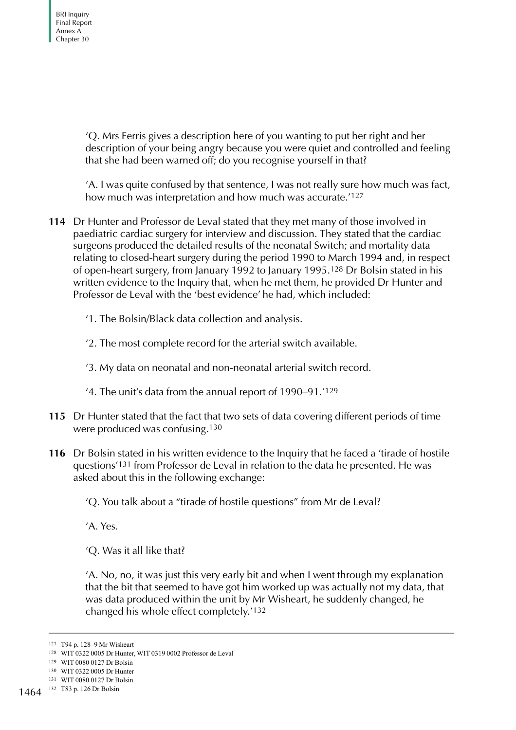'Q. Mrs Ferris gives a description here of you wanting to put her right and her description of your being angry because you were quiet and controlled and feeling that she had been warned off; do you recognise yourself in that?

'A. I was quite confused by that sentence, I was not really sure how much was fact, how much was interpretation and how much was accurate.'[127]

**114** Dr Hunter and Professor de Leval stated that they met many of those involved in paediatric cardiac surgery for interview and discussion. They stated that the cardiac surgeons produced the detailed results of the neonatal Switch; and mortality data relating to closed-heart surgery during the period 1990 to March 1994 and, in respect of open-heart surgery, from January 1992 to January 1995.[128] Dr Bolsin stated in his written evidence to the Inquiry that, when he met them, he provided Dr Hunter and Professor de Leval with the 'best evidence' he had, which included:

'1. The Bolsin/Black data collection and analysis.

'2. The most complete record for the arterial switch available.

'3. My data on neonatal and non-neonatal arterial switch record.

'4. The unit's data from the annual report of 1990–91.'[129]

**115** Dr Hunter stated that the fact that two sets of data covering different periods of time were produced was confusing.[130]

**116** Dr Bolsin stated in his written evidence to the Inquiry that he faced a 'tirade of hostile questions'[131] from Professor de Leval in relation to the data he presented. He was asked about this in the following exchange:

'Q. You talk about a "tirade of hostile questions" from Mr de Leval?

'A. Yes.

'Q. Was it all like that?

'A. No, no, it was just this very early bit and when I went through my explanation that the bit that seemed to have got him worked up was actually not my data, that was data produced within the unit by Mr Wisheart, he suddenly changed, he changed his whole effect completely.'[132]

---

127 T94 p. 128–9 Mr Wisheart

128 WIT 0322 0005 Dr Hunter, WIT 0319 0002 Professor de Leval

129 WIT 0080 0127 Dr Bolsin

130 WIT 0322 0005 Dr Hunter

131 WIT 0080 0127 Dr Bolsin

132 T83 p. 126 Dr Bolsin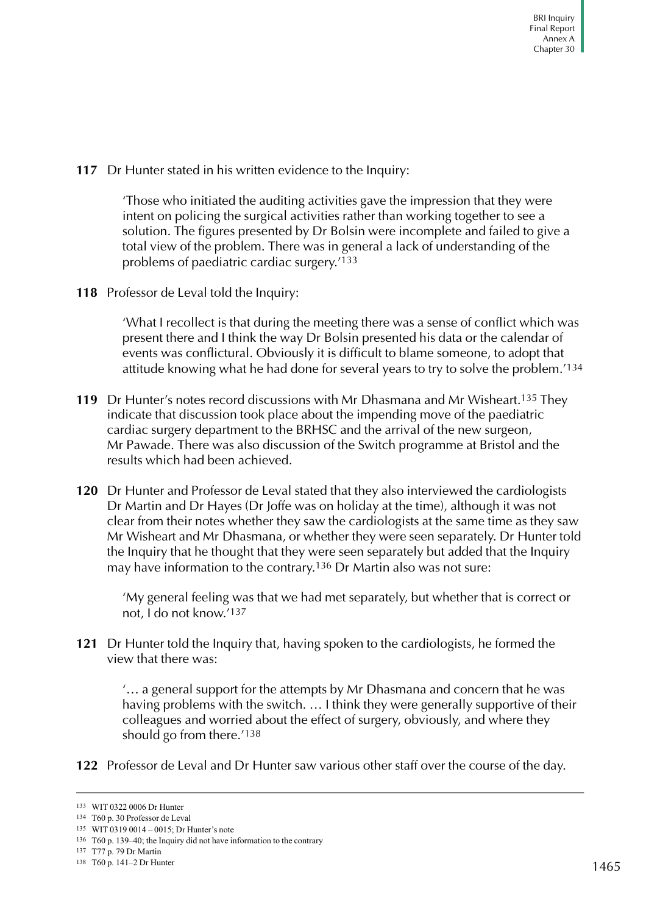**117** Dr Hunter stated in his written evidence to the Inquiry:

> 'Those who initiated the auditing activities gave the impression that they were intent on policing the surgical activities rather than working together to see a solution. The figures presented by Dr Bolsin were incomplete and failed to give a total view of the problem. There was in general a lack of understanding of the problems of paediatric cardiac surgery.'[133]

**118** Professor de Leval told the Inquiry:

> 'What I recollect is that during the meeting there was a sense of conflict which was present there and I think the way Dr Bolsin presented his data or the calendar of events was conflictural. Obviously it is difficult to blame someone, to adopt that attitude knowing what he had done for several years to try to solve the problem.'[134]

**119** Dr Hunter's notes record discussions with Mr Dhasmana and Mr Wisheart.[135] They indicate that discussion took place about the impending move of the paediatric cardiac surgery department to the BRHSC and the arrival of the new surgeon, Mr Pawade. There was also discussion of the Switch programme at Bristol and the results which had been achieved.

**120** Dr Hunter and Professor de Leval stated that they also interviewed the cardiologists Dr Martin and Dr Hayes (Dr Joffe was on holiday at the time), although it was not clear from their notes whether they saw the cardiologists at the same time as they saw Mr Wisheart and Mr Dhasmana, or whether they were seen separately. Dr Hunter told the Inquiry that he thought that they were seen separately but added that the Inquiry may have information to the contrary.[136] Dr Martin also was not sure:

> 'My general feeling was that we had met separately, but whether that is correct or not, I do not know.'[137]

**121** Dr Hunter told the Inquiry that, having spoken to the cardiologists, he formed the view that there was:

> '… a general support for the attempts by Mr Dhasmana and concern that he was having problems with the switch. … I think they were generally supportive of their colleagues and worried about the effect of surgery, obviously, and where they should go from there.'[138]

**122** Professor de Leval and Dr Hunter saw various other staff over the course of the day.

---

133 WIT 0322 0006 Dr Hunter

134 T60 p. 30 Professor de Leval

135 WIT 0319 0014 – 0015; Dr Hunter's note

136 T60 p. 139–40; the Inquiry did not have information to the contrary

137 T77 p. 79 Dr Martin

138 T60 p. 141–2 Dr Hunter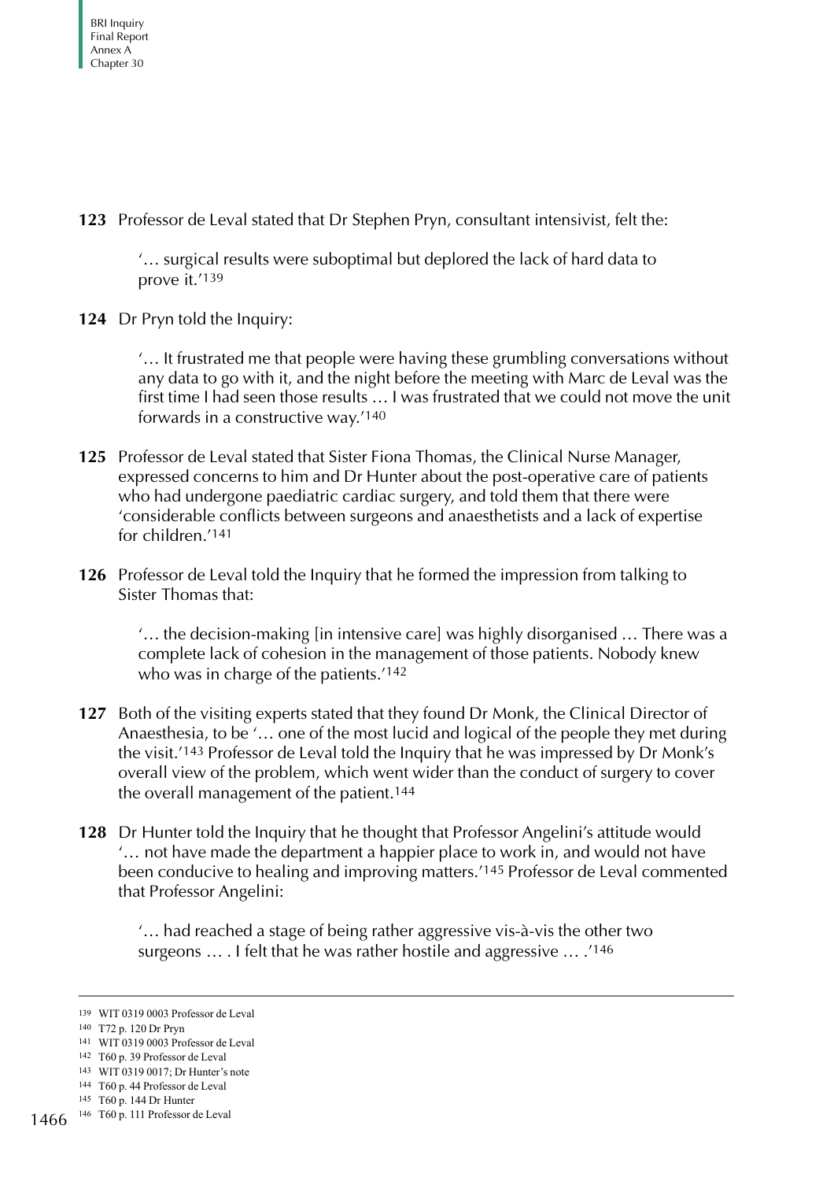**123** Professor de Leval stated that Dr Stephen Pryn, consultant intensivist, felt the:

> '… surgical results were suboptimal but deplored the lack of hard data to prove it.'[139]

**124** Dr Pryn told the Inquiry:

> '… It frustrated me that people were having these grumbling conversations without any data to go with it, and the night before the meeting with Marc de Leval was the first time I had seen those results … I was frustrated that we could not move the unit forwards in a constructive way.'[140]

**125** Professor de Leval stated that Sister Fiona Thomas, the Clinical Nurse Manager, expressed concerns to him and Dr Hunter about the post-operative care of patients who had undergone paediatric cardiac surgery, and told them that there were 'considerable conflicts between surgeons and anaesthetists and a lack of expertise for children.'[141]

**126** Professor de Leval told the Inquiry that he formed the impression from talking to Sister Thomas that:

> '… the decision-making [in intensive care] was highly disorganised … There was a complete lack of cohesion in the management of those patients. Nobody knew who was in charge of the patients.'[142]

**127** Both of the visiting experts stated that they found Dr Monk, the Clinical Director of Anaesthesia, to be '… one of the most lucid and logical of the people they met during the visit.'[143] Professor de Leval told the Inquiry that he was impressed by Dr Monk's overall view of the problem, which went wider than the conduct of surgery to cover the overall management of the patient.[144]

**128** Dr Hunter told the Inquiry that he thought that Professor Angelini's attitude would '… not have made the department a happier place to work in, and would not have been conducive to healing and improving matters.'[145] Professor de Leval commented that Professor Angelini:

> '… had reached a stage of being rather aggressive vis-à-vis the other two surgeons … . I felt that he was rather hostile and aggressive … .'[146]

---

139 WIT 0319 0003 Professor de Leval
140 T72 p. 120 Dr Pryn
141 WIT 0319 0003 Professor de Leval
142 T60 p. 39 Professor de Leval
143 WIT 0319 0017; Dr Hunter's note
144 T60 p. 44 Professor de Leval
145 T60 p. 144 Dr Hunter
146 T60 p. 111 Professor de Leval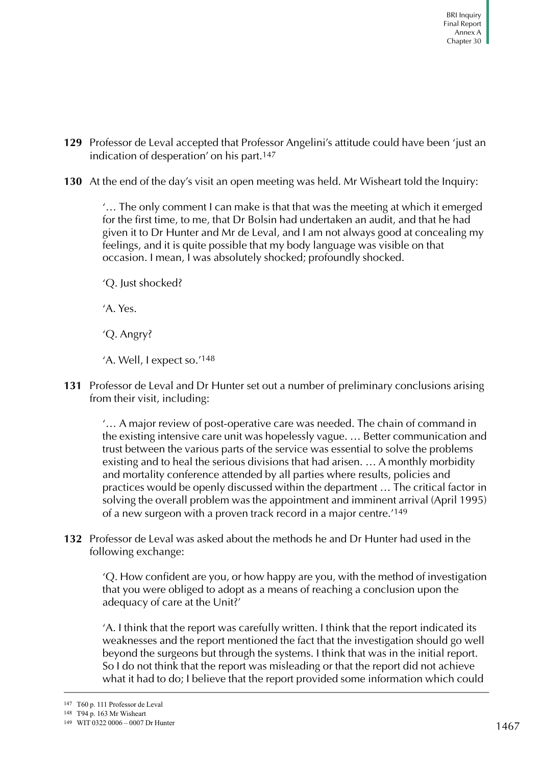**129** Professor de Leval accepted that Professor Angelini's attitude could have been 'just an indication of desperation' on his part.[147]

**130** At the end of the day's visit an open meeting was held. Mr Wisheart told the Inquiry:

> '… The only comment I can make is that that was the meeting at which it emerged for the first time, to me, that Dr Bolsin had undertaken an audit, and that he had given it to Dr Hunter and Mr de Leval, and I am not always good at concealing my feelings, and it is quite possible that my body language was visible on that occasion. I mean, I was absolutely shocked; profoundly shocked.
>
> 'Q. Just shocked?
>
> 'A. Yes.
>
> 'Q. Angry?
>
> 'A. Well, I expect so.'[148]

**131** Professor de Leval and Dr Hunter set out a number of preliminary conclusions arising from their visit, including:

> '… A major review of post-operative care was needed. The chain of command in the existing intensive care unit was hopelessly vague. … Better communication and trust between the various parts of the service was essential to solve the problems existing and to heal the serious divisions that had arisen. … A monthly morbidity and mortality conference attended by all parties where results, policies and practices would be openly discussed within the department … The critical factor in solving the overall problem was the appointment and imminent arrival (April 1995) of a new surgeon with a proven track record in a major centre.'[149]

**132** Professor de Leval was asked about the methods he and Dr Hunter had used in the following exchange:

> 'Q. How confident are you, or how happy are you, with the method of investigation that you were obliged to adopt as a means of reaching a conclusion upon the adequacy of care at the Unit?'
>
> 'A. I think that the report was carefully written. I think that the report indicated its weaknesses and the report mentioned the fact that the investigation should go well beyond the surgeons but through the systems. I think that was in the initial report. So I do not think that the report was misleading or that the report did not achieve what it had to do; I believe that the report provided some information which could

---

147 T60 p. 111 Professor de Leval

148 T94 p. 163 Mr Wisheart

149 WIT 0322 0006 – 0007 Dr Hunter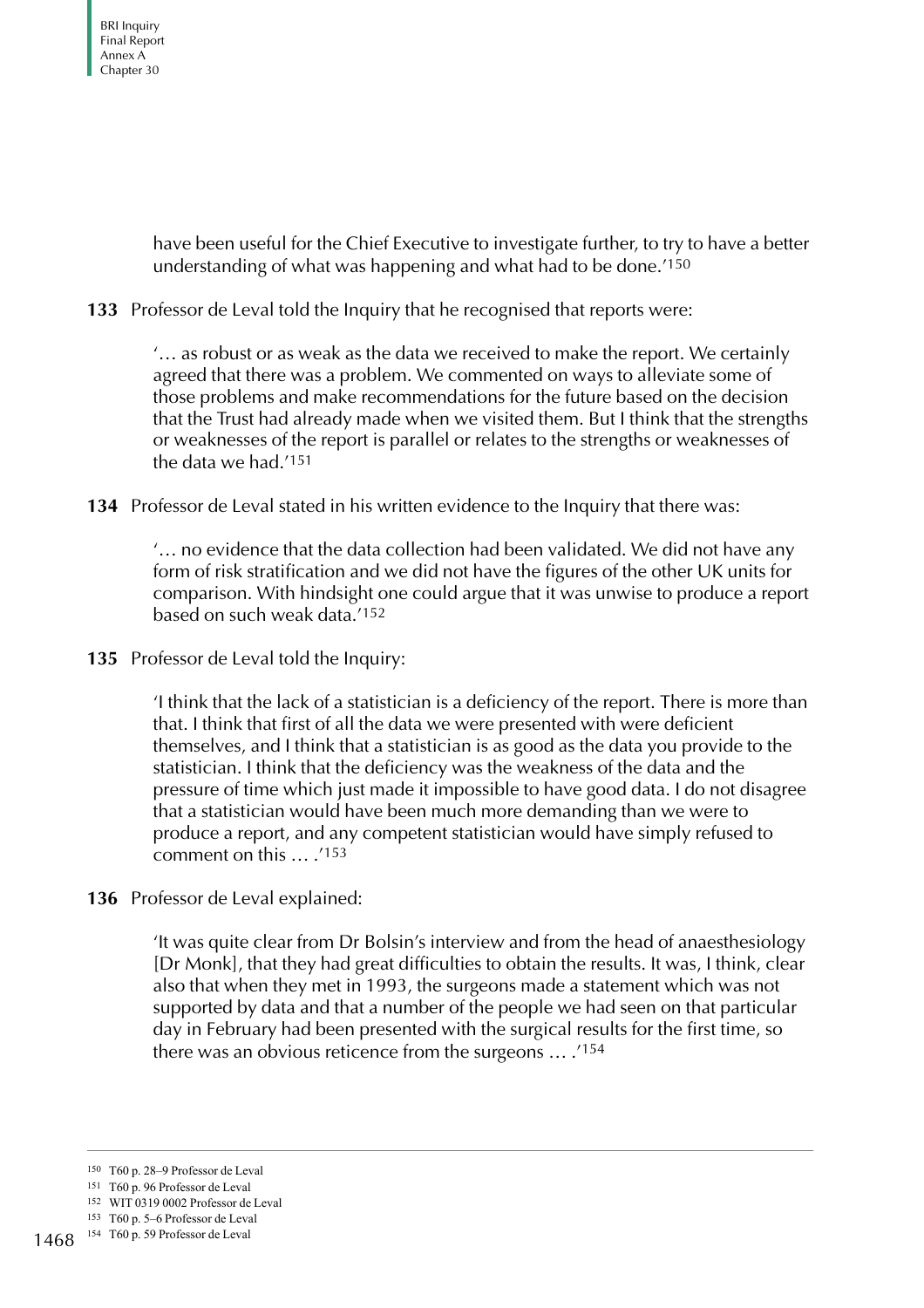have been useful for the Chief Executive to investigate further, to try to have a better understanding of what was happening and what had to be done.'[150]

**133** Professor de Leval told the Inquiry that he recognised that reports were:

> '… as robust or as weak as the data we received to make the report. We certainly agreed that there was a problem. We commented on ways to alleviate some of those problems and make recommendations for the future based on the decision that the Trust had already made when we visited them. But I think that the strengths or weaknesses of the report is parallel or relates to the strengths or weaknesses of the data we had.'[151]

**134** Professor de Leval stated in his written evidence to the Inquiry that there was:

> '… no evidence that the data collection had been validated. We did not have any form of risk stratification and we did not have the figures of the other UK units for comparison. With hindsight one could argue that it was unwise to produce a report based on such weak data.'[152]

**135** Professor de Leval told the Inquiry:

> 'I think that the lack of a statistician is a deficiency of the report. There is more than that. I think that first of all the data we were presented with were deficient themselves, and I think that a statistician is as good as the data you provide to the statistician. I think that the deficiency was the weakness of the data and the pressure of time which just made it impossible to have good data. I do not disagree that a statistician would have been much more demanding than we were to produce a report, and any competent statistician would have simply refused to comment on this … .'[153]

**136** Professor de Leval explained:

> 'It was quite clear from Dr Bolsin's interview and from the head of anaesthesiology [Dr Monk], that they had great difficulties to obtain the results. It was, I think, clear also that when they met in 1993, the surgeons made a statement which was not supported by data and that a number of the people we had seen on that particular day in February had been presented with the surgical results for the first time, so there was an obvious reticence from the surgeons … .'[154]

---

150 T60 p. 28–9 Professor de Leval

151 T60 p. 96 Professor de Leval

152 WIT 0319 0002 Professor de Leval

153 T60 p. 5–6 Professor de Leval

154 T60 p. 59 Professor de Leval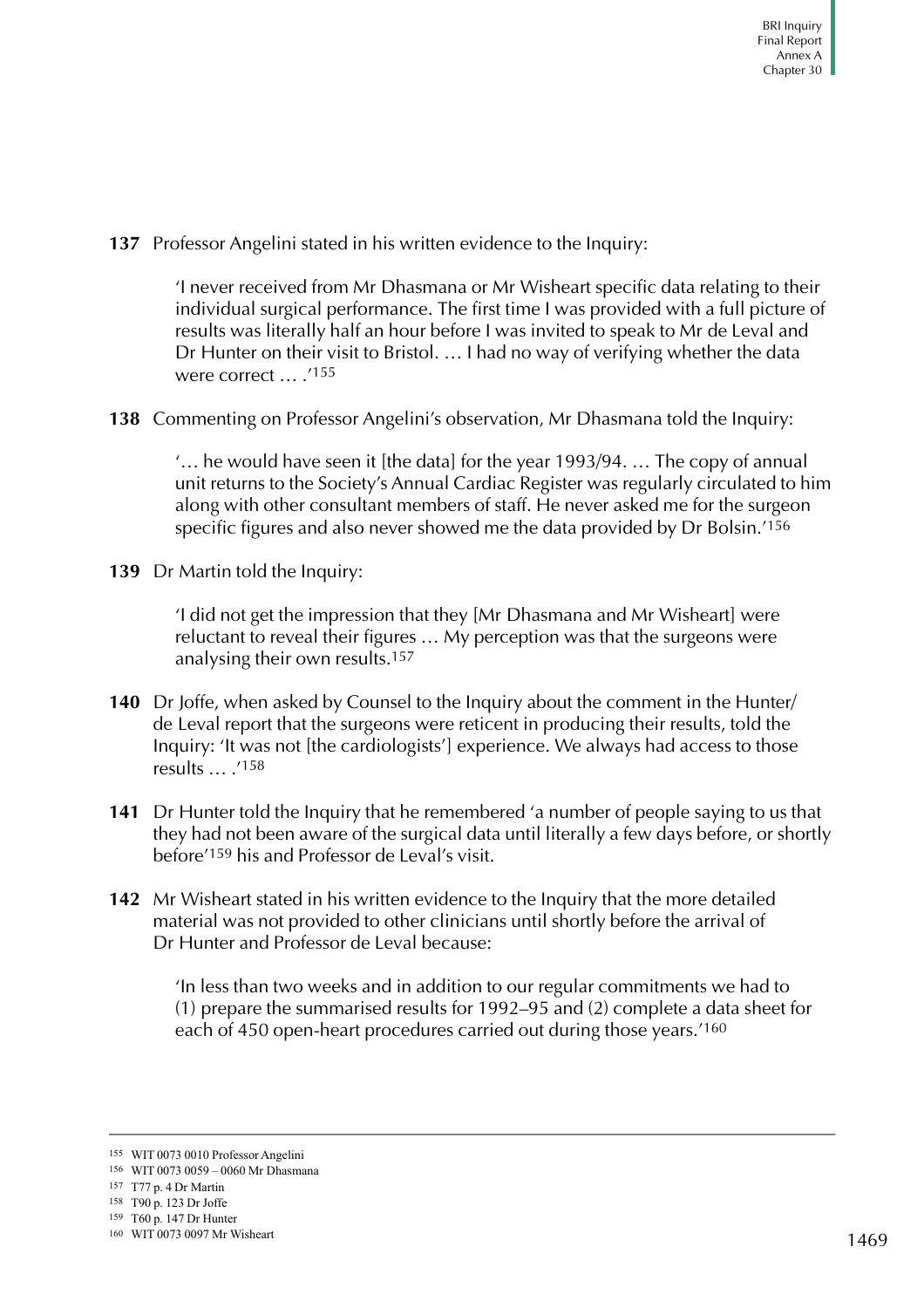**137** Professor Angelini stated in his written evidence to the Inquiry:

> 'I never received from Mr Dhasmana or Mr Wisheart specific data relating to their individual surgical performance. The first time I was provided with a full picture of results was literally half an hour before I was invited to speak to Mr de Leval and Dr Hunter on their visit to Bristol. … I had no way of verifying whether the data were correct … .'[155]

**138** Commenting on Professor Angelini's observation, Mr Dhasmana told the Inquiry:

> '… he would have seen it [the data] for the year 1993/94. … The copy of annual unit returns to the Society's Annual Cardiac Register was regularly circulated to him along with other consultant members of staff. He never asked me for the surgeon specific figures and also never showed me the data provided by Dr Bolsin.'[156]

**139** Dr Martin told the Inquiry:

> 'I did not get the impression that they [Mr Dhasmana and Mr Wisheart] were reluctant to reveal their figures … My perception was that the surgeons were analysing their own results.[157]

**140** Dr Joffe, when asked by Counsel to the Inquiry about the comment in the Hunter/de Leval report that the surgeons were reticent in producing their results, told the Inquiry: 'It was not [the cardiologists'] experience. We always had access to those results … .'[158]

**141** Dr Hunter told the Inquiry that he remembered 'a number of people saying to us that they had not been aware of the surgical data until literally a few days before, or shortly before'[159] his and Professor de Leval's visit.

**142** Mr Wisheart stated in his written evidence to the Inquiry that the more detailed material was not provided to other clinicians until shortly before the arrival of Dr Hunter and Professor de Leval because:

> 'In less than two weeks and in addition to our regular commitments we had to (1) prepare the summarised results for 1992–95 and (2) complete a data sheet for each of 450 open-heart procedures carried out during those years.'[160]

---

155 WIT 0073 0010 Professor Angelini
156 WIT 0073 0059 – 0060 Mr Dhasmana
157 T77 p. 4 Dr Martin
158 T90 p. 123 Dr Joffe
159 T60 p. 147 Dr Hunter
160 WIT 0073 0097 Mr Wisheart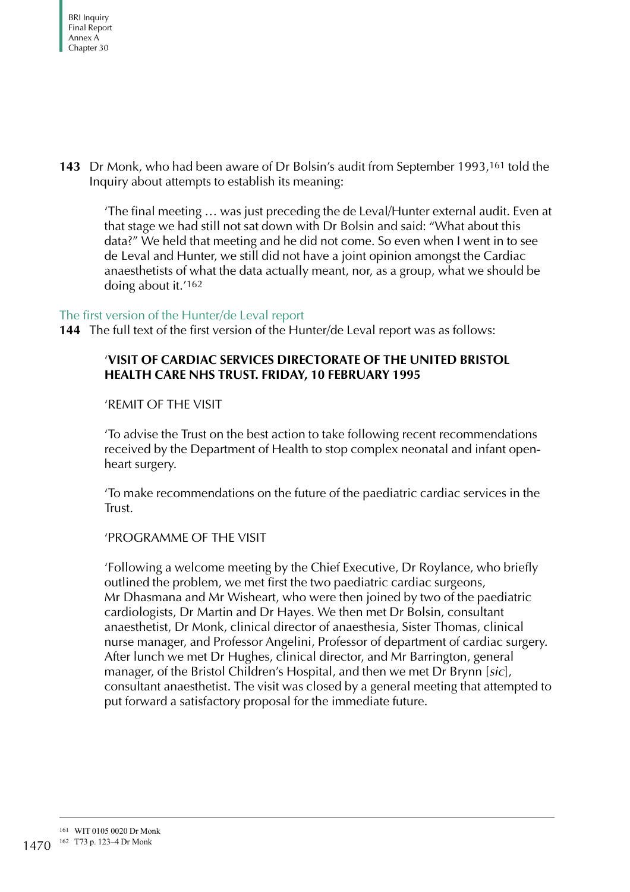**143** Dr Monk, who had been aware of Dr Bolsin's audit from September 1993,[161] told the Inquiry about attempts to establish its meaning:

> 'The final meeting … was just preceding the de Leval/Hunter external audit. Even at that stage we had still not sat down with Dr Bolsin and said: "What about this data?" We held that meeting and he did not come. So even when I went in to see de Leval and Hunter, we still did not have a joint opinion amongst the Cardiac anaesthetists of what the data actually meant, nor, as a group, what we should be doing about it.'[162]

## The first version of the Hunter/de Leval report

**144** The full text of the first version of the Hunter/de Leval report was as follows:

> '**VISIT OF CARDIAC SERVICES DIRECTORATE OF THE UNITED BRISTOL HEALTH CARE NHS TRUST. FRIDAY, 10 FEBRUARY 1995**
>
> 'REMIT OF THE VISIT
>
> 'To advise the Trust on the best action to take following recent recommendations received by the Department of Health to stop complex neonatal and infant open-heart surgery.
>
> 'To make recommendations on the future of the paediatric cardiac services in the Trust.
>
> 'PROGRAMME OF THE VISIT
>
> 'Following a welcome meeting by the Chief Executive, Dr Roylance, who briefly outlined the problem, we met first the two paediatric cardiac surgeons, Mr Dhasmana and Mr Wisheart, who were then joined by two of the paediatric cardiologists, Dr Martin and Dr Hayes. We then met Dr Bolsin, consultant anaesthetist, Dr Monk, clinical director of anaesthesia, Sister Thomas, clinical nurse manager, and Professor Angelini, Professor of department of cardiac surgery. After lunch we met Dr Hughes, clinical director, and Mr Barrington, general manager, of the Bristol Children's Hospital, and then we met Dr Brynn [*sic*], consultant anaesthetist. The visit was closed by a general meeting that attempted to put forward a satisfactory proposal for the immediate future.

---

161 WIT 0105 0020 Dr Monk

162 T73 p. 123–4 Dr Monk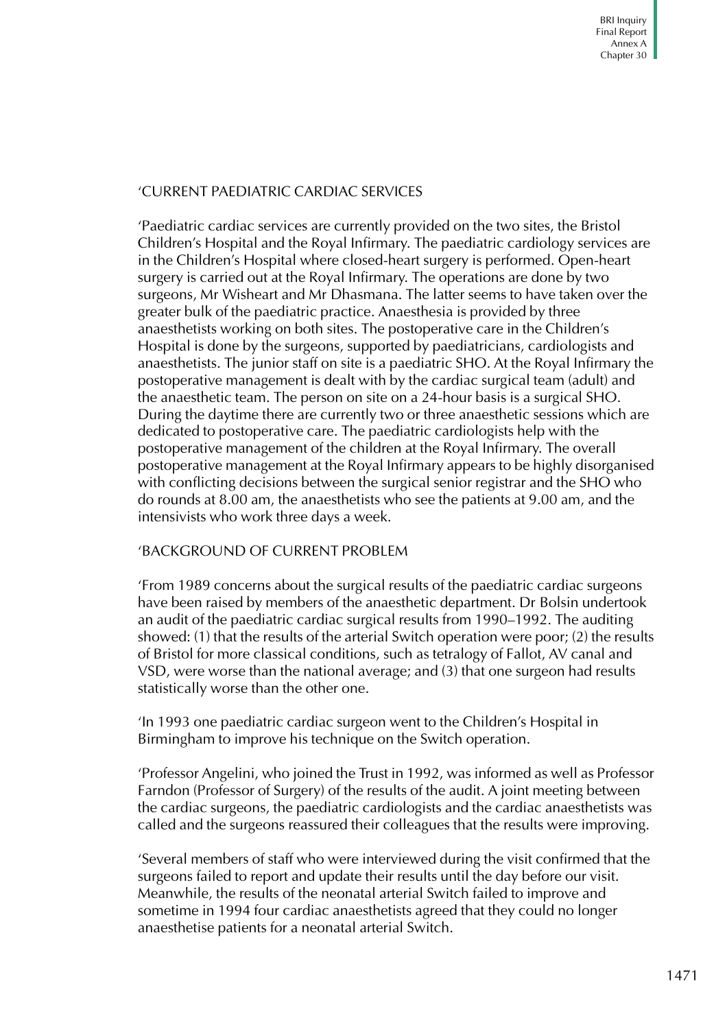'CURRENT PAEDIATRIC CARDIAC SERVICES

'Paediatric cardiac services are currently provided on the two sites, the Bristol Children's Hospital and the Royal Infirmary. The paediatric cardiology services are in the Children's Hospital where closed-heart surgery is performed. Open-heart surgery is carried out at the Royal Infirmary. The operations are done by two surgeons, Mr Wisheart and Mr Dhasmana. The latter seems to have taken over the greater bulk of the paediatric practice. Anaesthesia is provided by three anaesthetists working on both sites. The postoperative care in the Children's Hospital is done by the surgeons, supported by paediatricians, cardiologists and anaesthetists. The junior staff on site is a paediatric SHO. At the Royal Infirmary the postoperative management is dealt with by the cardiac surgical team (adult) and the anaesthetic team. The person on site on a 24-hour basis is a surgical SHO. During the daytime there are currently two or three anaesthetic sessions which are dedicated to postoperative care. The paediatric cardiologists help with the postoperative management of the children at the Royal Infirmary. The overall postoperative management at the Royal Infirmary appears to be highly disorganised with conflicting decisions between the surgical senior registrar and the SHO who do rounds at 8.00 am, the anaesthetists who see the patients at 9.00 am, and the intensivists who work three days a week.

'BACKGROUND OF CURRENT PROBLEM

'From 1989 concerns about the surgical results of the paediatric cardiac surgeons have been raised by members of the anaesthetic department. Dr Bolsin undertook an audit of the paediatric cardiac surgical results from 1990–1992. The auditing showed: (1) that the results of the arterial Switch operation were poor; (2) the results of Bristol for more classical conditions, such as tetralogy of Fallot, AV canal and VSD, were worse than the national average; and (3) that one surgeon had results statistically worse than the other one.

'In 1993 one paediatric cardiac surgeon went to the Children's Hospital in Birmingham to improve his technique on the Switch operation.

'Professor Angelini, who joined the Trust in 1992, was informed as well as Professor Farndon (Professor of Surgery) of the results of the audit. A joint meeting between the cardiac surgeons, the paediatric cardiologists and the cardiac anaesthetists was called and the surgeons reassured their colleagues that the results were improving.

'Several members of staff who were interviewed during the visit confirmed that the surgeons failed to report and update their results until the day before our visit. Meanwhile, the results of the neonatal arterial Switch failed to improve and sometime in 1994 four cardiac anaesthetists agreed that they could no longer anaesthetise patients for a neonatal arterial Switch.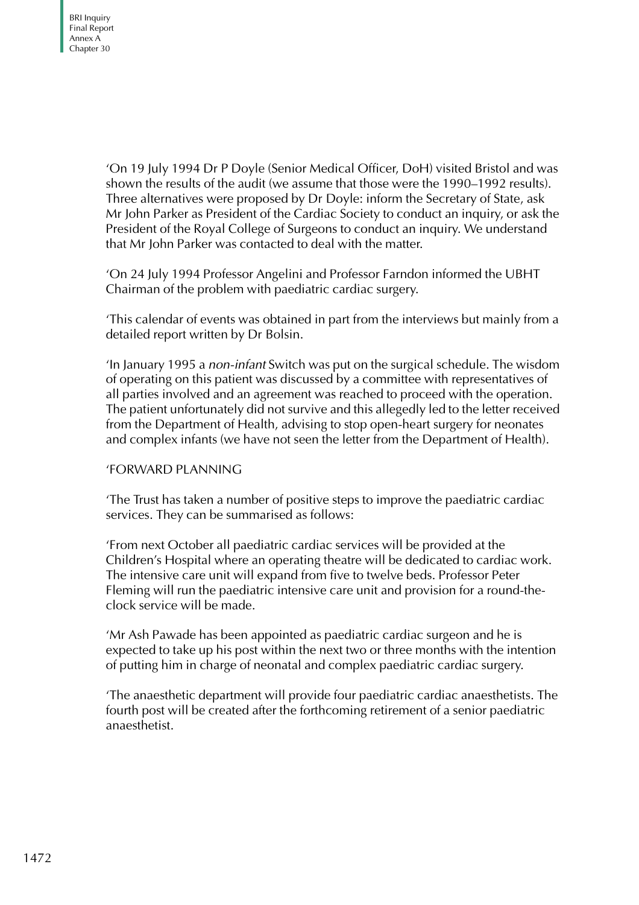'On 19 July 1994 Dr P Doyle (Senior Medical Officer, DoH) visited Bristol and was shown the results of the audit (we assume that those were the 1990–1992 results). Three alternatives were proposed by Dr Doyle: inform the Secretary of State, ask Mr John Parker as President of the Cardiac Society to conduct an inquiry, or ask the President of the Royal College of Surgeons to conduct an inquiry. We understand that Mr John Parker was contacted to deal with the matter.

'On 24 July 1994 Professor Angelini and Professor Farndon informed the UBHT Chairman of the problem with paediatric cardiac surgery.

'This calendar of events was obtained in part from the interviews but mainly from a detailed report written by Dr Bolsin.

'In January 1995 a *non-infant* Switch was put on the surgical schedule. The wisdom of operating on this patient was discussed by a committee with representatives of all parties involved and an agreement was reached to proceed with the operation. The patient unfortunately did not survive and this allegedly led to the letter received from the Department of Health, advising to stop open-heart surgery for neonates and complex infants (we have not seen the letter from the Department of Health).

'FORWARD PLANNING

'The Trust has taken a number of positive steps to improve the paediatric cardiac services. They can be summarised as follows:

'From next October all paediatric cardiac services will be provided at the Children's Hospital where an operating theatre will be dedicated to cardiac work. The intensive care unit will expand from five to twelve beds. Professor Peter Fleming will run the paediatric intensive care unit and provision for a round-the-clock service will be made.

'Mr Ash Pawade has been appointed as paediatric cardiac surgeon and he is expected to take up his post within the next two or three months with the intention of putting him in charge of neonatal and complex paediatric cardiac surgery.

'The anaesthetic department will provide four paediatric cardiac anaesthetists. The fourth post will be created after the forthcoming retirement of a senior paediatric anaesthetist.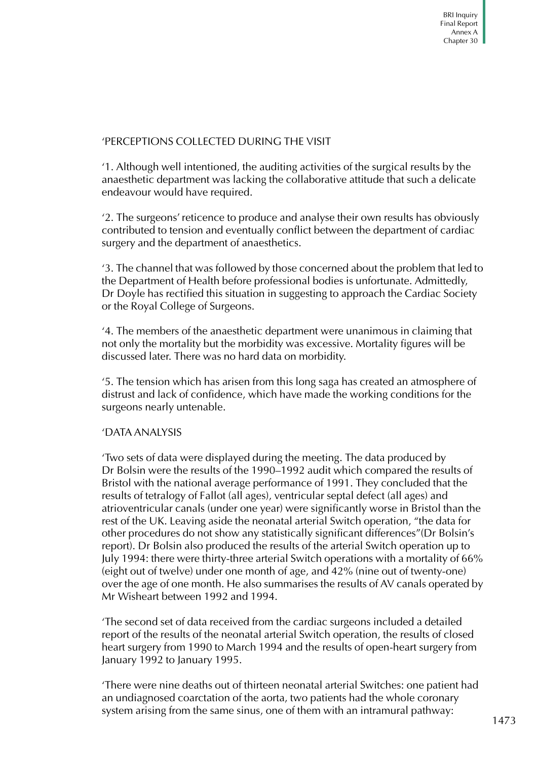'PERCEPTIONS COLLECTED DURING THE VISIT

'1. Although well intentioned, the auditing activities of the surgical results by the anaesthetic department was lacking the collaborative attitude that such a delicate endeavour would have required.

'2. The surgeons' reticence to produce and analyse their own results has obviously contributed to tension and eventually conflict between the department of cardiac surgery and the department of anaesthetics.

'3. The channel that was followed by those concerned about the problem that led to the Department of Health before professional bodies is unfortunate. Admittedly, Dr Doyle has rectified this situation in suggesting to approach the Cardiac Society or the Royal College of Surgeons.

'4. The members of the anaesthetic department were unanimous in claiming that not only the mortality but the morbidity was excessive. Mortality figures will be discussed later. There was no hard data on morbidity.

'5. The tension which has arisen from this long saga has created an atmosphere of distrust and lack of confidence, which have made the working conditions for the surgeons nearly untenable.

'DATA ANALYSIS

'Two sets of data were displayed during the meeting. The data produced by Dr Bolsin were the results of the 1990–1992 audit which compared the results of Bristol with the national average performance of 1991. They concluded that the results of tetralogy of Fallot (all ages), ventricular septal defect (all ages) and atrioventricular canals (under one year) were significantly worse in Bristol than the rest of the UK. Leaving aside the neonatal arterial Switch operation, "the data for other procedures do not show any statistically significant differences"(Dr Bolsin's report). Dr Bolsin also produced the results of the arterial Switch operation up to July 1994: there were thirty-three arterial Switch operations with a mortality of 66% (eight out of twelve) under one month of age, and 42% (nine out of twenty-one) over the age of one month. He also summarises the results of AV canals operated by Mr Wisheart between 1992 and 1994.

'The second set of data received from the cardiac surgeons included a detailed report of the results of the neonatal arterial Switch operation, the results of closed heart surgery from 1990 to March 1994 and the results of open-heart surgery from January 1992 to January 1995.

'There were nine deaths out of thirteen neonatal arterial Switches: one patient had an undiagnosed coarctation of the aorta, two patients had the whole coronary system arising from the same sinus, one of them with an intramural pathway: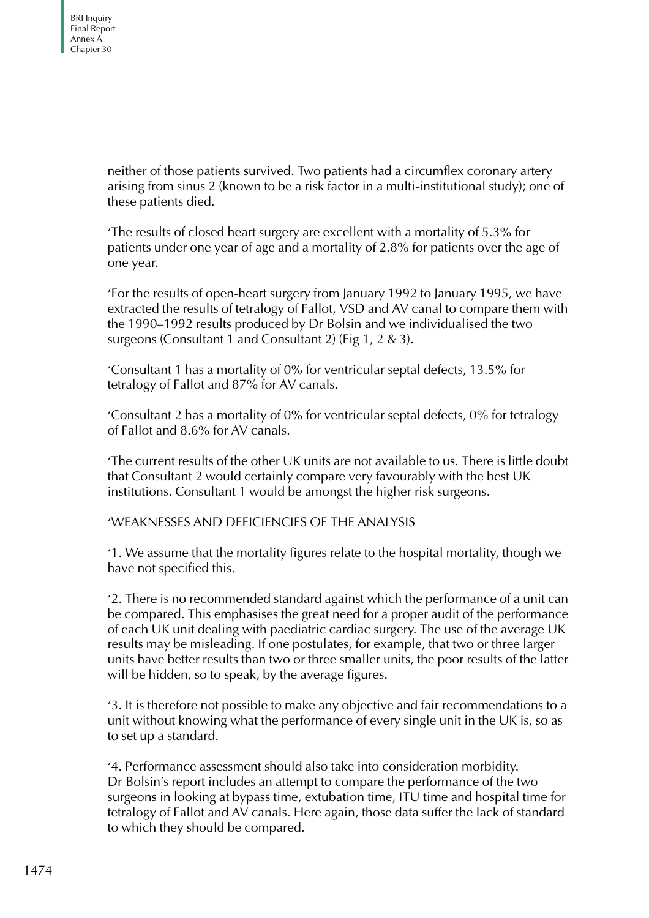neither of those patients survived. Two patients had a circumflex coronary artery arising from sinus 2 (known to be a risk factor in a multi-institutional study); one of these patients died.

'The results of closed heart surgery are excellent with a mortality of 5.3% for patients under one year of age and a mortality of 2.8% for patients over the age of one year.

'For the results of open-heart surgery from January 1992 to January 1995, we have extracted the results of tetralogy of Fallot, VSD and AV canal to compare them with the 1990–1992 results produced by Dr Bolsin and we individualised the two surgeons (Consultant 1 and Consultant 2) (Fig 1, 2 & 3).

'Consultant 1 has a mortality of 0% for ventricular septal defects, 13.5% for tetralogy of Fallot and 87% for AV canals.

'Consultant 2 has a mortality of 0% for ventricular septal defects, 0% for tetralogy of Fallot and 8.6% for AV canals.

'The current results of the other UK units are not available to us. There is little doubt that Consultant 2 would certainly compare very favourably with the best UK institutions. Consultant 1 would be amongst the higher risk surgeons.

'WEAKNESSES AND DEFICIENCIES OF THE ANALYSIS

'1. We assume that the mortality figures relate to the hospital mortality, though we have not specified this.

'2. There is no recommended standard against which the performance of a unit can be compared. This emphasises the great need for a proper audit of the performance of each UK unit dealing with paediatric cardiac surgery. The use of the average UK results may be misleading. If one postulates, for example, that two or three larger units have better results than two or three smaller units, the poor results of the latter will be hidden, so to speak, by the average figures.

'3. It is therefore not possible to make any objective and fair recommendations to a unit without knowing what the performance of every single unit in the UK is, so as to set up a standard.

'4. Performance assessment should also take into consideration morbidity. Dr Bolsin's report includes an attempt to compare the performance of the two surgeons in looking at bypass time, extubation time, ITU time and hospital time for tetralogy of Fallot and AV canals. Here again, those data suffer the lack of standard to which they should be compared.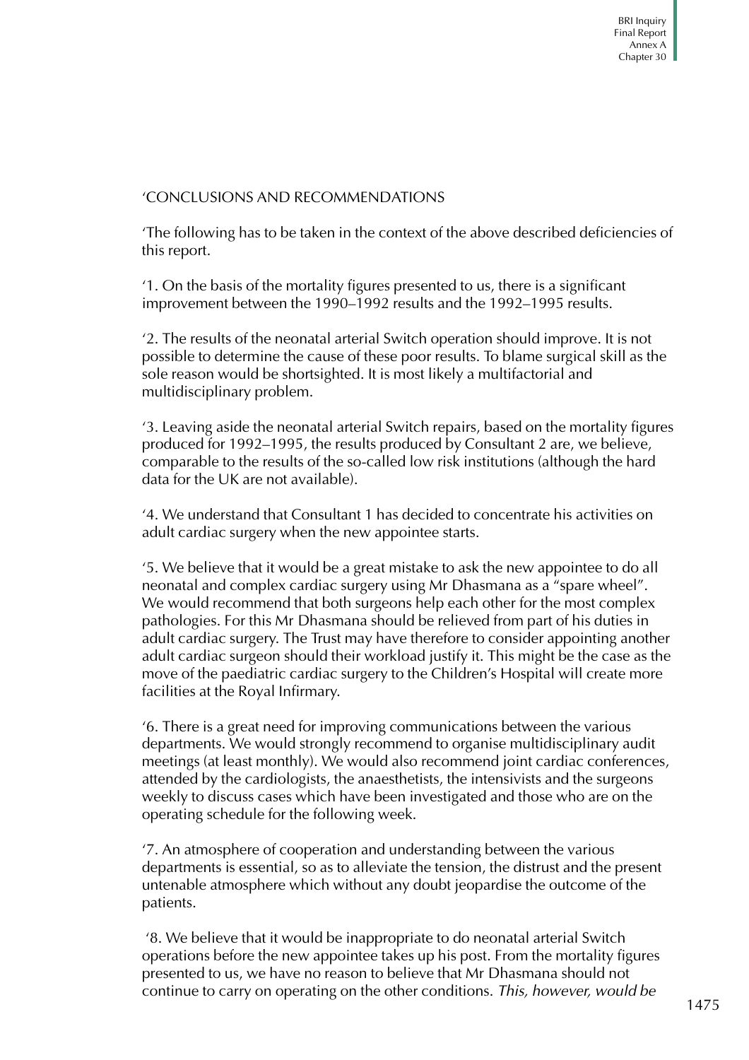'CONCLUSIONS AND RECOMMENDATIONS

'The following has to be taken in the context of the above described deficiencies of this report.

'1. On the basis of the mortality figures presented to us, there is a significant improvement between the 1990–1992 results and the 1992–1995 results.

'2. The results of the neonatal arterial Switch operation should improve. It is not possible to determine the cause of these poor results. To blame surgical skill as the sole reason would be shortsighted. It is most likely a multifactorial and multidisciplinary problem.

'3. Leaving aside the neonatal arterial Switch repairs, based on the mortality figures produced for 1992–1995, the results produced by Consultant 2 are, we believe, comparable to the results of the so-called low risk institutions (although the hard data for the UK are not available).

'4. We understand that Consultant 1 has decided to concentrate his activities on adult cardiac surgery when the new appointee starts.

'5. We believe that it would be a great mistake to ask the new appointee to do all neonatal and complex cardiac surgery using Mr Dhasmana as a "spare wheel". We would recommend that both surgeons help each other for the most complex pathologies. For this Mr Dhasmana should be relieved from part of his duties in adult cardiac surgery. The Trust may have therefore to consider appointing another adult cardiac surgeon should their workload justify it. This might be the case as the move of the paediatric cardiac surgery to the Children's Hospital will create more facilities at the Royal Infirmary.

'6. There is a great need for improving communications between the various departments. We would strongly recommend to organise multidisciplinary audit meetings (at least monthly). We would also recommend joint cardiac conferences, attended by the cardiologists, the anaesthetists, the intensivists and the surgeons weekly to discuss cases which have been investigated and those who are on the operating schedule for the following week.

'7. An atmosphere of cooperation and understanding between the various departments is essential, so as to alleviate the tension, the distrust and the present untenable atmosphere which without any doubt jeopardise the outcome of the patients.

'8. We believe that it would be inappropriate to do neonatal arterial Switch operations before the new appointee takes up his post. From the mortality figures presented to us, we have no reason to believe that Mr Dhasmana should not continue to carry on operating on the other conditions. *This, however, would be*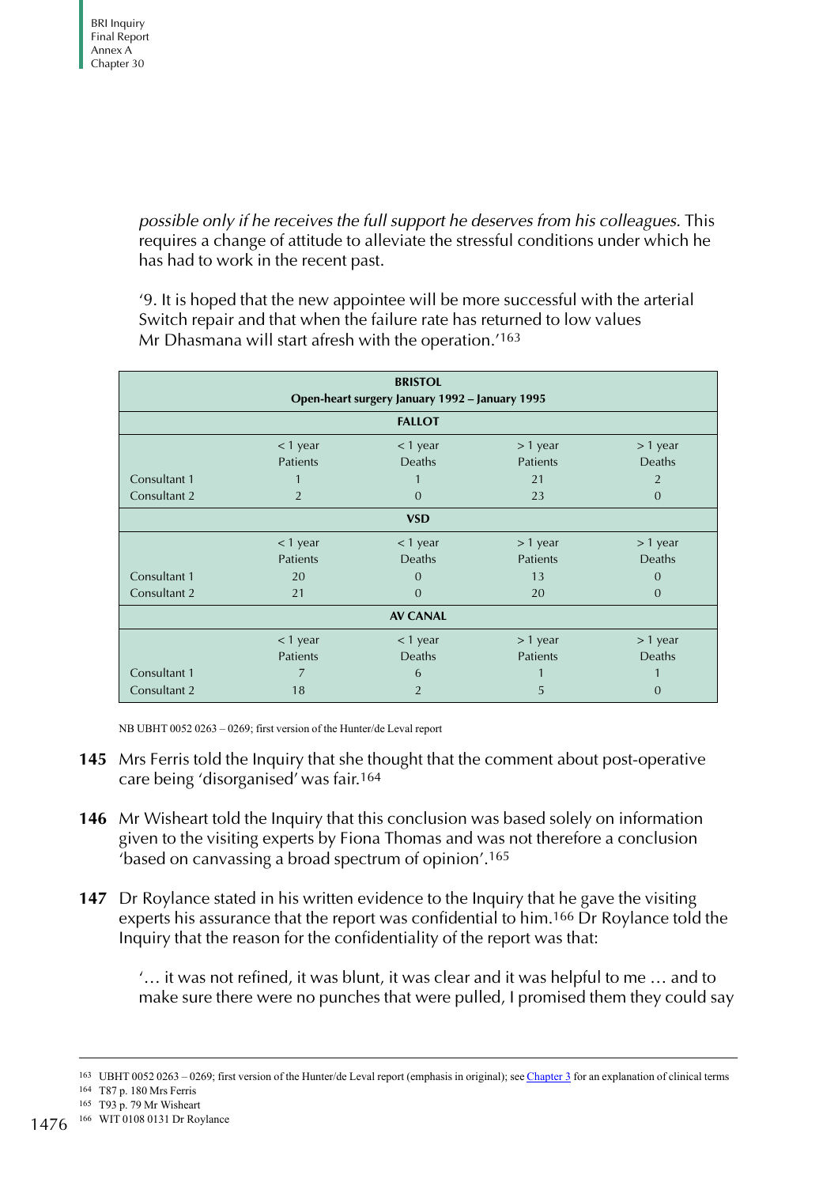*possible only if he receives the full support he deserves from his colleagues.* This requires a change of attitude to alleviate the stressful conditions under which he has had to work in the recent past.

'9. It is hoped that the new appointee will be more successful with the arterial Switch repair and that when the failure rate has returned to low values Mr Dhasmana will start afresh with the operation.'[163]

| **BRISTOL Open-heart surgery January 1992 – January 1995** | | | | |
|---|---|---|---|---|
| **FALLOT** | | | | |
| | < 1 year Patients | < 1 year Deaths | > 1 year Patients | > 1 year Deaths |
| Consultant 1 | 1 | 1 | 21 | 2 |
| Consultant 2 | 2 | 0 | 23 | 0 |
| **VSD** | | | | |
| | < 1 year Patients | < 1 year Deaths | > 1 year Patients | > 1 year Deaths |
| Consultant 1 | 20 | 0 | 13 | 0 |
| Consultant 2 | 21 | 0 | 20 | 0 |
| **AV CANAL** | | | | |
| | < 1 year Patients | < 1 year Deaths | > 1 year Patients | > 1 year Deaths |
| Consultant 1 | 7 | 6 | 1 | 1 |
| Consultant 2 | 18 | 2 | 5 | 0 |

NB UBHT 0052 0263 – 0269; first version of the Hunter/de Leval report

**145** Mrs Ferris told the Inquiry that she thought that the comment about post-operative care being 'disorganised' was fair.[164]

**146** Mr Wisheart told the Inquiry that this conclusion was based solely on information given to the visiting experts by Fiona Thomas and was not therefore a conclusion 'based on canvassing a broad spectrum of opinion'.[165]

**147** Dr Roylance stated in his written evidence to the Inquiry that he gave the visiting experts his assurance that the report was confidential to him.[166] Dr Roylance told the Inquiry that the reason for the confidentiality of the report was that:

'… it was not refined, it was blunt, it was clear and it was helpful to me … and to make sure there were no punches that were pulled, I promised them they could say

---

163 UBHT 0052 0263 – 0269; first version of the Hunter/de Leval report (emphasis in original); see Chapter 3 for an explanation of clinical terms

164 T87 p. 180 Mrs Ferris

165 T93 p. 79 Mr Wisheart

166 WIT 0108 0131 Dr Roylance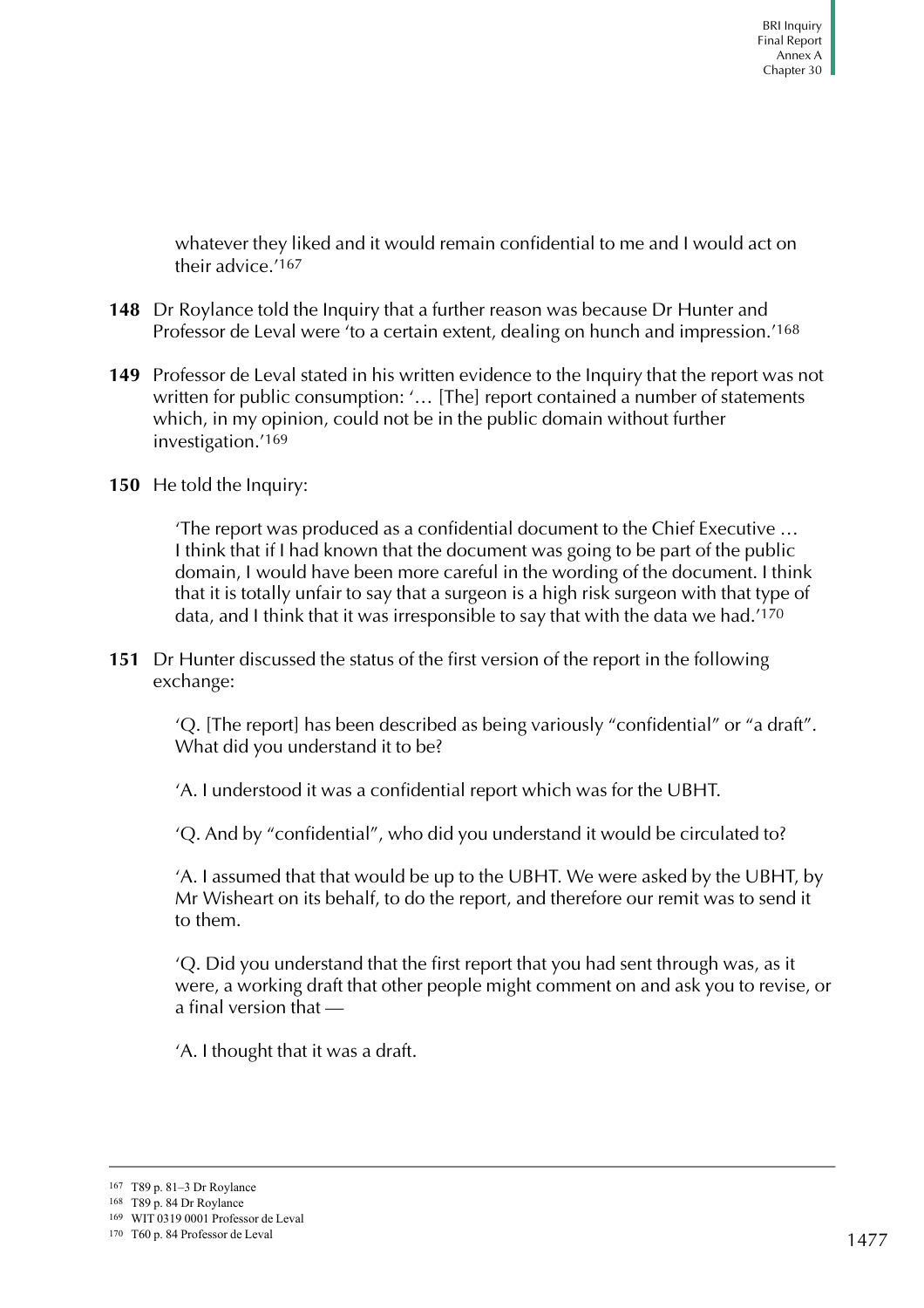whatever they liked and it would remain confidential to me and I would act on their advice.'[167]

**148** Dr Roylance told the Inquiry that a further reason was because Dr Hunter and Professor de Leval were 'to a certain extent, dealing on hunch and impression.'[168]

**149** Professor de Leval stated in his written evidence to the Inquiry that the report was not written for public consumption: '… [The] report contained a number of statements which, in my opinion, could not be in the public domain without further investigation.'[169]

**150** He told the Inquiry:

> 'The report was produced as a confidential document to the Chief Executive … I think that if I had known that the document was going to be part of the public domain, I would have been more careful in the wording of the document. I think that it is totally unfair to say that a surgeon is a high risk surgeon with that type of data, and I think that it was irresponsible to say that with the data we had.'[170]

**151** Dr Hunter discussed the status of the first version of the report in the following exchange:

> 'Q. [The report] has been described as being variously "confidential" or "a draft". What did you understand it to be?
>
> 'A. I understood it was a confidential report which was for the UBHT.
>
> 'Q. And by "confidential", who did you understand it would be circulated to?
>
> 'A. I assumed that that would be up to the UBHT. We were asked by the UBHT, by Mr Wisheart on its behalf, to do the report, and therefore our remit was to send it to them.
>
> 'Q. Did you understand that the first report that you had sent through was, as it were, a working draft that other people might comment on and ask you to revise, or a final version that —
>
> 'A. I thought that it was a draft.

---

167 T89 p. 81–3 Dr Roylance
168 T89 p. 84 Dr Roylance
169 WIT 0319 0001 Professor de Leval
170 T60 p. 84 Professor de Leval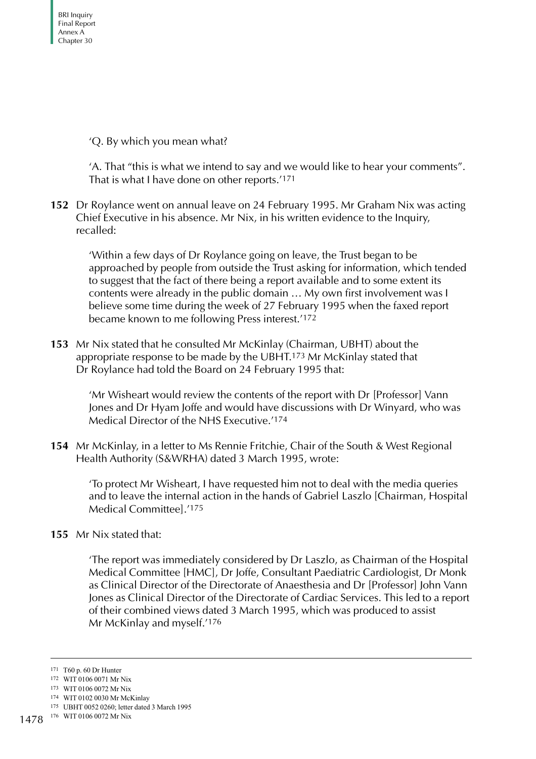'Q. By which you mean what?

'A. That "this is what we intend to say and we would like to hear your comments". That is what I have done on other reports.'[171]

**152** Dr Roylance went on annual leave on 24 February 1995. Mr Graham Nix was acting Chief Executive in his absence. Mr Nix, in his written evidence to the Inquiry, recalled:

> 'Within a few days of Dr Roylance going on leave, the Trust began to be approached by people from outside the Trust asking for information, which tended to suggest that the fact of there being a report available and to some extent its contents were already in the public domain … My own first involvement was I believe some time during the week of 27 February 1995 when the faxed report became known to me following Press interest.'[172]

**153** Mr Nix stated that he consulted Mr McKinlay (Chairman, UBHT) about the appropriate response to be made by the UBHT.[173] Mr McKinlay stated that Dr Roylance had told the Board on 24 February 1995 that:

> 'Mr Wisheart would review the contents of the report with Dr [Professor] Vann Jones and Dr Hyam Joffe and would have discussions with Dr Winyard, who was Medical Director of the NHS Executive.'[174]

**154** Mr McKinlay, in a letter to Ms Rennie Fritchie, Chair of the South & West Regional Health Authority (S&WRHA) dated 3 March 1995, wrote:

> 'To protect Mr Wisheart, I have requested him not to deal with the media queries and to leave the internal action in the hands of Gabriel Laszlo [Chairman, Hospital Medical Committee].'[175]

**155** Mr Nix stated that:

> 'The report was immediately considered by Dr Laszlo, as Chairman of the Hospital Medical Committee [HMC], Dr Joffe, Consultant Paediatric Cardiologist, Dr Monk as Clinical Director of the Directorate of Anaesthesia and Dr [Professor] John Vann Jones as Clinical Director of the Directorate of Cardiac Services. This led to a report of their combined views dated 3 March 1995, which was produced to assist Mr McKinlay and myself.'[176]

---

171 T60 p. 60 Dr Hunter
172 WIT 0106 0071 Mr Nix
173 WIT 0106 0072 Mr Nix
174 WIT 0102 0030 Mr McKinlay
175 UBHT 0052 0260; letter dated 3 March 1995
176 WIT 0106 0072 Mr Nix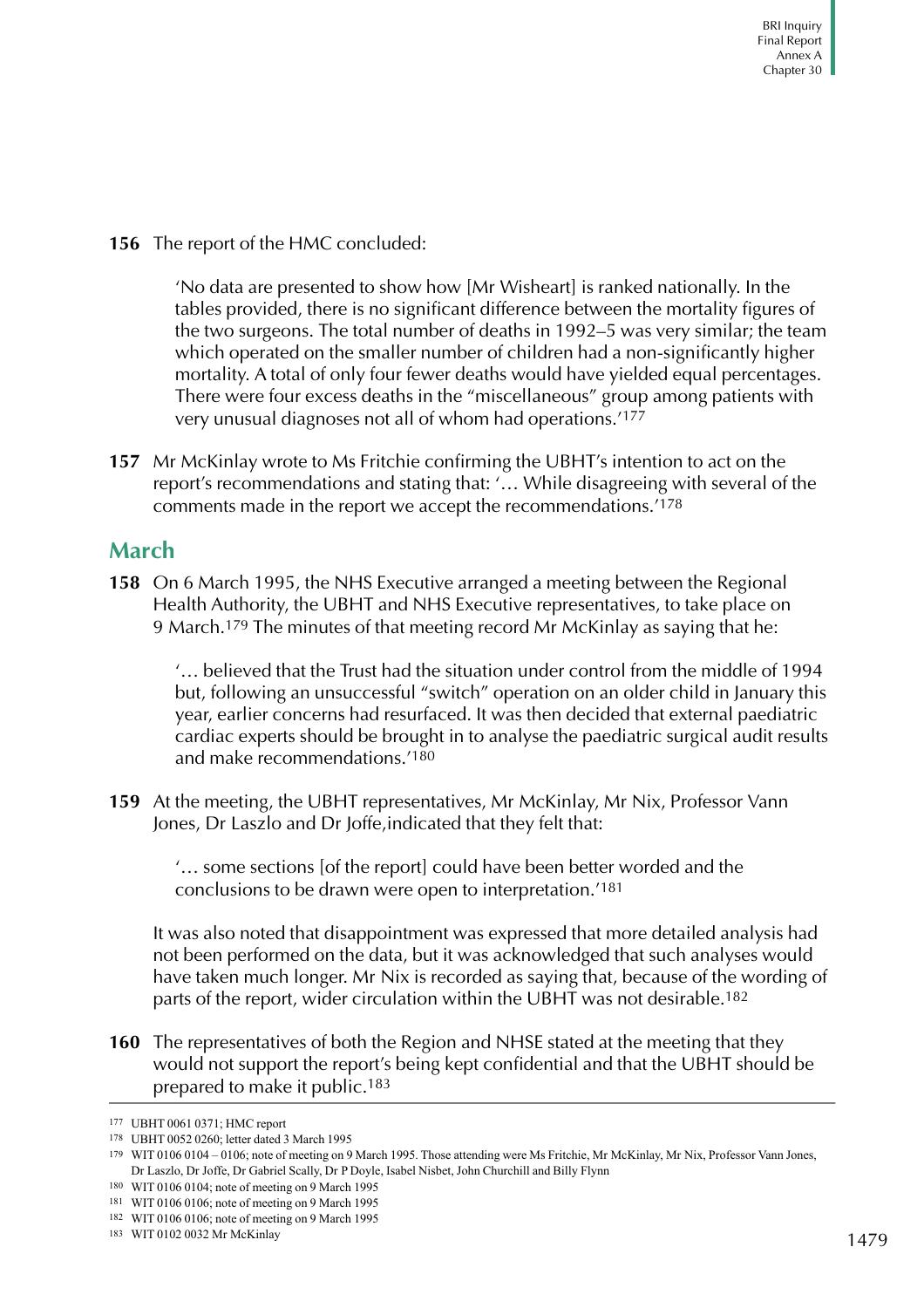**156** The report of the HMC concluded:

> 'No data are presented to show how [Mr Wisheart] is ranked nationally. In the tables provided, there is no significant difference between the mortality figures of the two surgeons. The total number of deaths in 1992–5 was very similar; the team which operated on the smaller number of children had a non-significantly higher mortality. A total of only four fewer deaths would have yielded equal percentages. There were four excess deaths in the "miscellaneous" group among patients with very unusual diagnoses not all of whom had operations.'[177]

**157** Mr McKinlay wrote to Ms Fritchie confirming the UBHT's intention to act on the report's recommendations and stating that: '… While disagreeing with several of the comments made in the report we accept the recommendations.'[178]

## March

**158** On 6 March 1995, the NHS Executive arranged a meeting between the Regional Health Authority, the UBHT and NHS Executive representatives, to take place on 9 March.[179] The minutes of that meeting record Mr McKinlay as saying that he:

> '… believed that the Trust had the situation under control from the middle of 1994 but, following an unsuccessful "switch" operation on an older child in January this year, earlier concerns had resurfaced. It was then decided that external paediatric cardiac experts should be brought in to analyse the paediatric surgical audit results and make recommendations.'[180]

**159** At the meeting, the UBHT representatives, Mr McKinlay, Mr Nix, Professor Vann Jones, Dr Laszlo and Dr Joffe,indicated that they felt that:

> '… some sections [of the report] could have been better worded and the conclusions to be drawn were open to interpretation.'[181]

It was also noted that disappointment was expressed that more detailed analysis had not been performed on the data, but it was acknowledged that such analyses would have taken much longer. Mr Nix is recorded as saying that, because of the wording of parts of the report, wider circulation within the UBHT was not desirable.[182]

**160** The representatives of both the Region and NHSE stated at the meeting that they would not support the report's being kept confidential and that the UBHT should be prepared to make it public.[183]

---

177 UBHT 0061 0371; HMC report

178 UBHT 0052 0260; letter dated 3 March 1995

179 WIT 0106 0104 – 0106; note of meeting on 9 March 1995. Those attending were Ms Fritchie, Mr McKinlay, Mr Nix, Professor Vann Jones, Dr Laszlo, Dr Joffe, Dr Gabriel Scally, Dr P Doyle, Isabel Nisbet, John Churchill and Billy Flynn

180 WIT 0106 0104; note of meeting on 9 March 1995

181 WIT 0106 0106; note of meeting on 9 March 1995

182 WIT 0106 0106; note of meeting on 9 March 1995

183 WIT 0102 0032 Mr McKinlay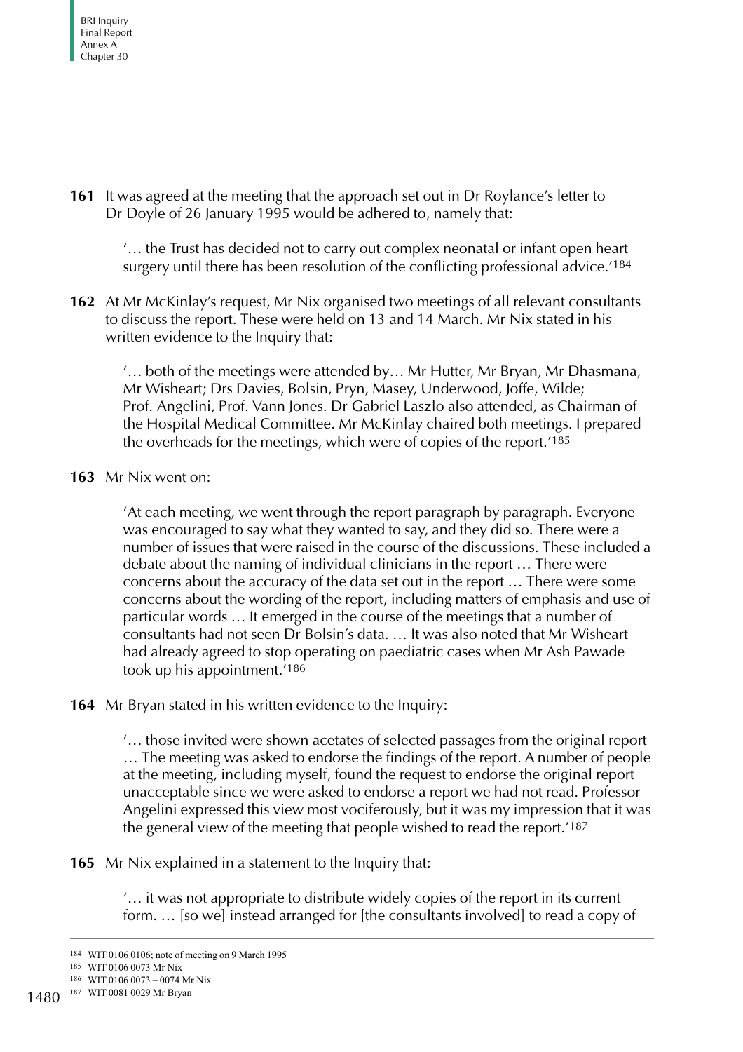**161** It was agreed at the meeting that the approach set out in Dr Roylance's letter to Dr Doyle of 26 January 1995 would be adhered to, namely that:

> '… the Trust has decided not to carry out complex neonatal or infant open heart surgery until there has been resolution of the conflicting professional advice.'[184]

**162** At Mr McKinlay's request, Mr Nix organised two meetings of all relevant consultants to discuss the report. These were held on 13 and 14 March. Mr Nix stated in his written evidence to the Inquiry that:

> '… both of the meetings were attended by… Mr Hutter, Mr Bryan, Mr Dhasmana, Mr Wisheart; Drs Davies, Bolsin, Pryn, Masey, Underwood, Joffe, Wilde; Prof. Angelini, Prof. Vann Jones. Dr Gabriel Laszlo also attended, as Chairman of the Hospital Medical Committee. Mr McKinlay chaired both meetings. I prepared the overheads for the meetings, which were of copies of the report.'[185]

**163** Mr Nix went on:

> 'At each meeting, we went through the report paragraph by paragraph. Everyone was encouraged to say what they wanted to say, and they did so. There were a number of issues that were raised in the course of the discussions. These included a debate about the naming of individual clinicians in the report … There were concerns about the accuracy of the data set out in the report … There were some concerns about the wording of the report, including matters of emphasis and use of particular words … It emerged in the course of the meetings that a number of consultants had not seen Dr Bolsin's data. … It was also noted that Mr Wisheart had already agreed to stop operating on paediatric cases when Mr Ash Pawade took up his appointment.'[186]

**164** Mr Bryan stated in his written evidence to the Inquiry:

> '… those invited were shown acetates of selected passages from the original report … The meeting was asked to endorse the findings of the report. A number of people at the meeting, including myself, found the request to endorse the original report unacceptable since we were asked to endorse a report we had not read. Professor Angelini expressed this view most vociferously, but it was my impression that it was the general view of the meeting that people wished to read the report.'[187]

**165** Mr Nix explained in a statement to the Inquiry that:

> '… it was not appropriate to distribute widely copies of the report in its current form. … [so we] instead arranged for [the consultants involved] to read a copy of

---

184 WIT 0106 0106; note of meeting on 9 March 1995

185 WIT 0106 0073 Mr Nix

186 WIT 0106 0073 – 0074 Mr Nix

187 WIT 0081 0029 Mr Bryan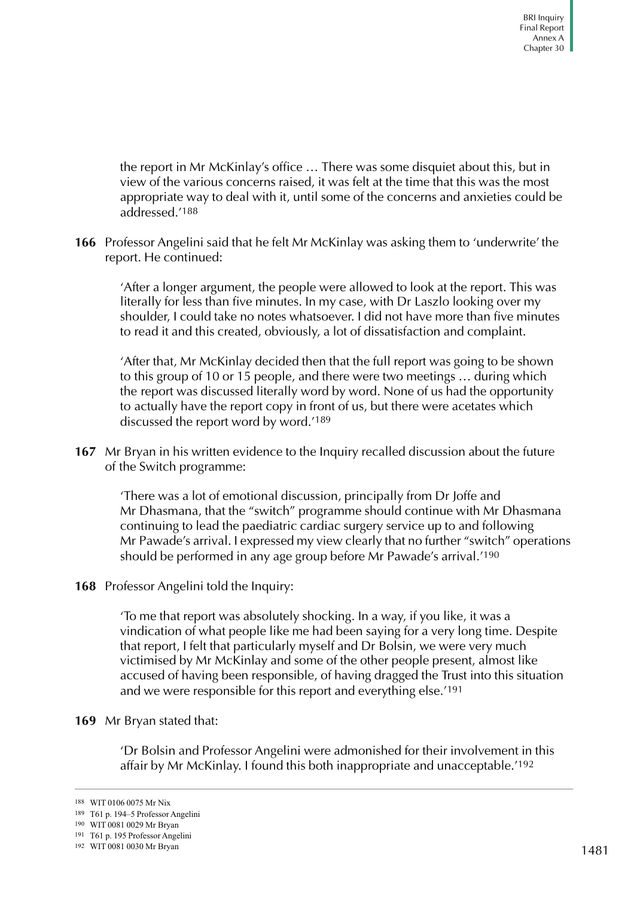the report in Mr McKinlay's office … There was some disquiet about this, but in view of the various concerns raised, it was felt at the time that this was the most appropriate way to deal with it, until some of the concerns and anxieties could be addressed.'[188]

**166** Professor Angelini said that he felt Mr McKinlay was asking them to 'underwrite' the report. He continued:

> 'After a longer argument, the people were allowed to look at the report. This was literally for less than five minutes. In my case, with Dr Laszlo looking over my shoulder, I could take no notes whatsoever. I did not have more than five minutes to read it and this created, obviously, a lot of dissatisfaction and complaint.
>
> 'After that, Mr McKinlay decided then that the full report was going to be shown to this group of 10 or 15 people, and there were two meetings … during which the report was discussed literally word by word. None of us had the opportunity to actually have the report copy in front of us, but there were acetates which discussed the report word by word.'[189]

**167** Mr Bryan in his written evidence to the Inquiry recalled discussion about the future of the Switch programme:

> 'There was a lot of emotional discussion, principally from Dr Joffe and Mr Dhasmana, that the "switch" programme should continue with Mr Dhasmana continuing to lead the paediatric cardiac surgery service up to and following Mr Pawade's arrival. I expressed my view clearly that no further "switch" operations should be performed in any age group before Mr Pawade's arrival.'[190]

**168** Professor Angelini told the Inquiry:

> 'To me that report was absolutely shocking. In a way, if you like, it was a vindication of what people like me had been saying for a very long time. Despite that report, I felt that particularly myself and Dr Bolsin, we were very much victimised by Mr McKinlay and some of the other people present, almost like accused of having been responsible, of having dragged the Trust into this situation and we were responsible for this report and everything else.'[191]

**169** Mr Bryan stated that:

> 'Dr Bolsin and Professor Angelini were admonished for their involvement in this affair by Mr McKinlay. I found this both inappropriate and unacceptable.'[192]

---

[188] WIT 0106 0075 Mr Nix
[189] T61 p. 194–5 Professor Angelini
[190] WIT 0081 0029 Mr Bryan
[191] T61 p. 195 Professor Angelini
[192] WIT 0081 0030 Mr Bryan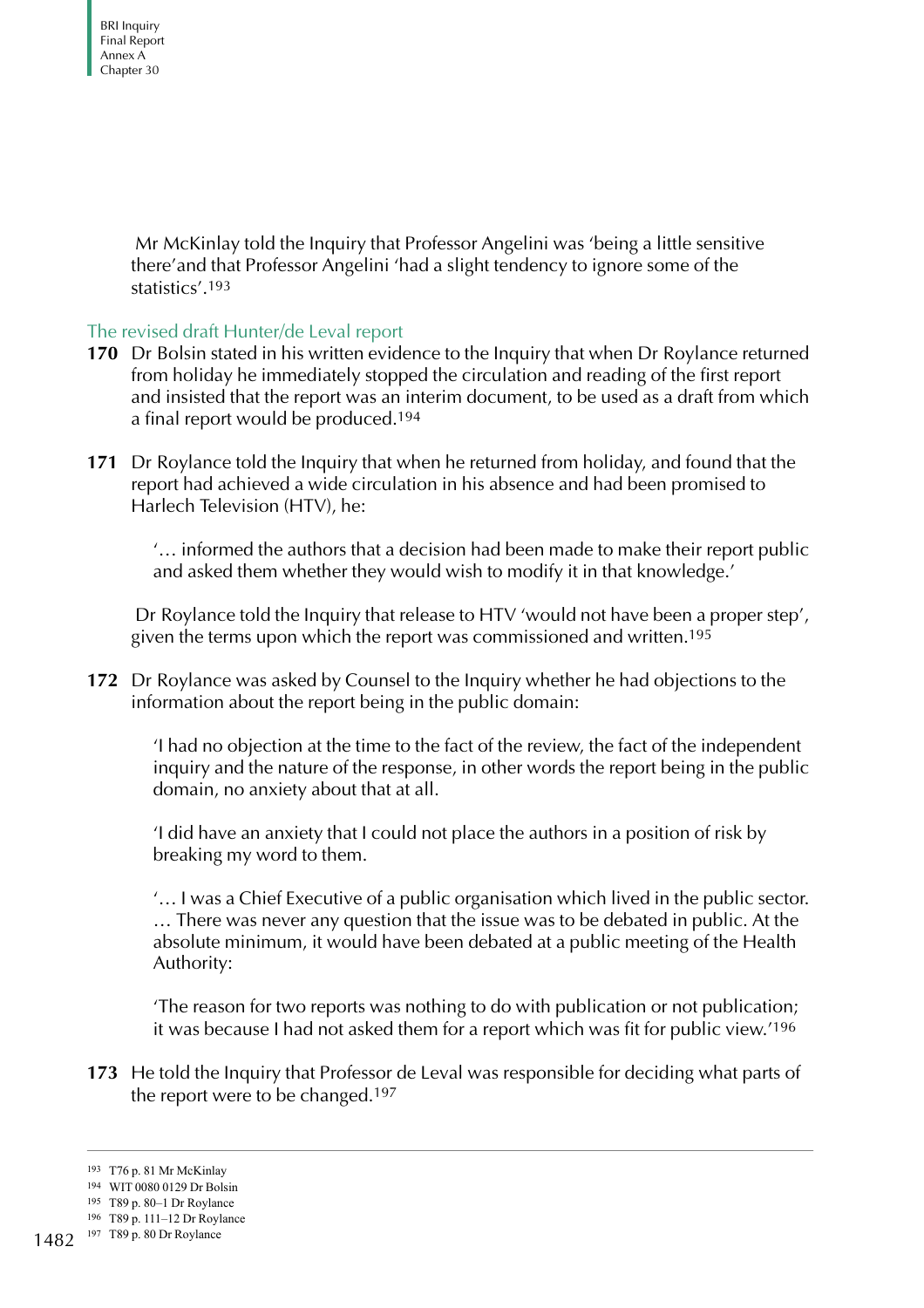Mr McKinlay told the Inquiry that Professor Angelini was 'being a little sensitive there'and that Professor Angelini 'had a slight tendency to ignore some of the statistics'.[193]

## The revised draft Hunter/de Leval report

**170** Dr Bolsin stated in his written evidence to the Inquiry that when Dr Roylance returned from holiday he immediately stopped the circulation and reading of the first report and insisted that the report was an interim document, to be used as a draft from which a final report would be produced.[194]

**171** Dr Roylance told the Inquiry that when he returned from holiday, and found that the report had achieved a wide circulation in his absence and had been promised to Harlech Television (HTV), he:

> '… informed the authors that a decision had been made to make their report public and asked them whether they would wish to modify it in that knowledge.'

Dr Roylance told the Inquiry that release to HTV 'would not have been a proper step', given the terms upon which the report was commissioned and written.[195]

**172** Dr Roylance was asked by Counsel to the Inquiry whether he had objections to the information about the report being in the public domain:

> 'I had no objection at the time to the fact of the review, the fact of the independent inquiry and the nature of the response, in other words the report being in the public domain, no anxiety about that at all.
>
> 'I did have an anxiety that I could not place the authors in a position of risk by breaking my word to them.
>
> '… I was a Chief Executive of a public organisation which lived in the public sector. … There was never any question that the issue was to be debated in public. At the absolute minimum, it would have been debated at a public meeting of the Health Authority:
>
> 'The reason for two reports was nothing to do with publication or not publication; it was because I had not asked them for a report which was fit for public view.'[196]

**173** He told the Inquiry that Professor de Leval was responsible for deciding what parts of the report were to be changed.[197]

---

[193] T76 p. 81 Mr McKinlay

[194] WIT 0080 0129 Dr Bolsin

[195] T89 p. 80–1 Dr Roylance

[196] T89 p. 111–12 Dr Roylance

[197] T89 p. 80 Dr Roylance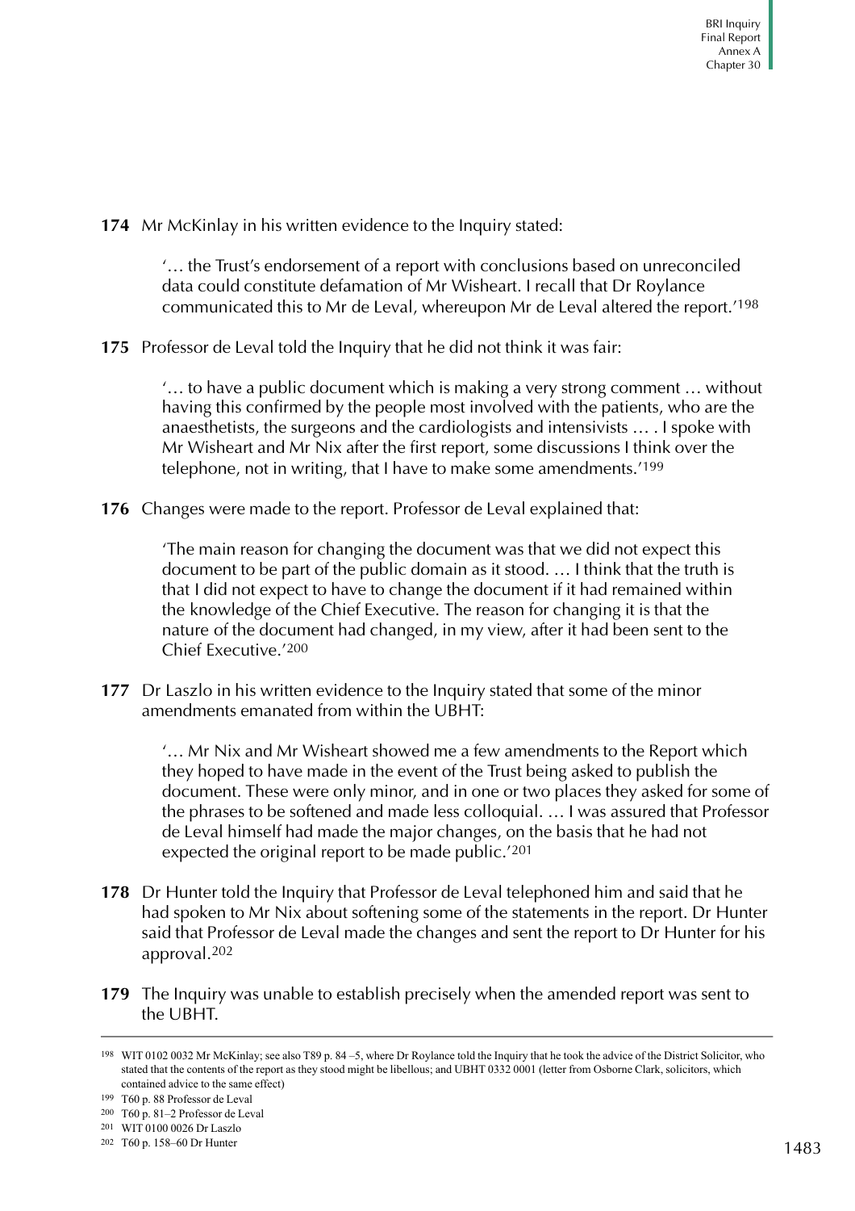**174** Mr McKinlay in his written evidence to the Inquiry stated:

> '… the Trust's endorsement of a report with conclusions based on unreconciled data could constitute defamation of Mr Wisheart. I recall that Dr Roylance communicated this to Mr de Leval, whereupon Mr de Leval altered the report.'[198]

**175** Professor de Leval told the Inquiry that he did not think it was fair:

> '… to have a public document which is making a very strong comment … without having this confirmed by the people most involved with the patients, who are the anaesthetists, the surgeons and the cardiologists and intensivists … . I spoke with Mr Wisheart and Mr Nix after the first report, some discussions I think over the telephone, not in writing, that I have to make some amendments.'[199]

**176** Changes were made to the report. Professor de Leval explained that:

> 'The main reason for changing the document was that we did not expect this document to be part of the public domain as it stood. … I think that the truth is that I did not expect to have to change the document if it had remained within the knowledge of the Chief Executive. The reason for changing it is that the nature of the document had changed, in my view, after it had been sent to the Chief Executive.'[200]

**177** Dr Laszlo in his written evidence to the Inquiry stated that some of the minor amendments emanated from within the UBHT:

> '… Mr Nix and Mr Wisheart showed me a few amendments to the Report which they hoped to have made in the event of the Trust being asked to publish the document. These were only minor, and in one or two places they asked for some of the phrases to be softened and made less colloquial. … I was assured that Professor de Leval himself had made the major changes, on the basis that he had not expected the original report to be made public.'[201]

**178** Dr Hunter told the Inquiry that Professor de Leval telephoned him and said that he had spoken to Mr Nix about softening some of the statements in the report. Dr Hunter said that Professor de Leval made the changes and sent the report to Dr Hunter for his approval.[202]

**179** The Inquiry was unable to establish precisely when the amended report was sent to the UBHT.

---

198 WIT 0102 0032 Mr McKinlay; see also T89 p. 84 –5, where Dr Roylance told the Inquiry that he took the advice of the District Solicitor, who stated that the contents of the report as they stood might be libellous; and UBHT 0332 0001 (letter from Osborne Clark, solicitors, which contained advice to the same effect)

199 T60 p. 88 Professor de Leval

200 T60 p. 81–2 Professor de Leval

201 WIT 0100 0026 Dr Laszlo

202 T60 p. 158–60 Dr Hunter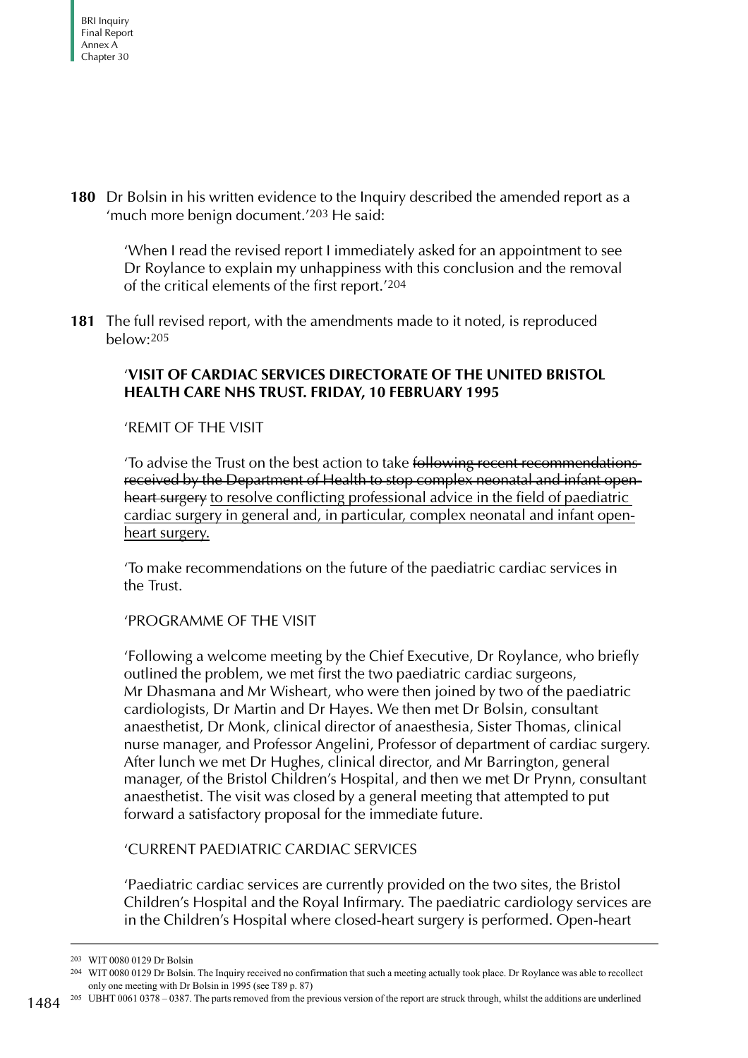**180** Dr Bolsin in his written evidence to the Inquiry described the amended report as a 'much more benign document.'[203] He said:

> 'When I read the revised report I immediately asked for an appointment to see Dr Roylance to explain my unhappiness with this conclusion and the removal of the critical elements of the first report.'[204]

**181** The full revised report, with the amendments made to it noted, is reproduced below:[205]

> '**VISIT OF CARDIAC SERVICES DIRECTORATE OF THE UNITED BRISTOL HEALTH CARE NHS TRUST. FRIDAY, 10 FEBRUARY 1995**
>
> 'REMIT OF THE VISIT
>
> 'To advise the Trust on the best action to take ~~following recent recommendations received by the Department of Health to stop complex neonatal and infant open-heart surgery~~ <u>to resolve conflicting professional advice in the field of paediatric cardiac surgery in general and, in particular, complex neonatal and infant open-heart surgery.</u>
>
> 'To make recommendations on the future of the paediatric cardiac services in the Trust.
>
> 'PROGRAMME OF THE VISIT
>
> 'Following a welcome meeting by the Chief Executive, Dr Roylance, who briefly outlined the problem, we met first the two paediatric cardiac surgeons, Mr Dhasmana and Mr Wisheart, who were then joined by two of the paediatric cardiologists, Dr Martin and Dr Hayes. We then met Dr Bolsin, consultant anaesthetist, Dr Monk, clinical director of anaesthesia, Sister Thomas, clinical nurse manager, and Professor Angelini, Professor of department of cardiac surgery. After lunch we met Dr Hughes, clinical director, and Mr Barrington, general manager, of the Bristol Children's Hospital, and then we met Dr Prynn, consultant anaesthetist. The visit was closed by a general meeting that attempted to put forward a satisfactory proposal for the immediate future.
>
> 'CURRENT PAEDIATRIC CARDIAC SERVICES
>
> 'Paediatric cardiac services are currently provided on the two sites, the Bristol Children's Hospital and the Royal Infirmary. The paediatric cardiology services are in the Children's Hospital where closed-heart surgery is performed. Open-heart

---

203 WIT 0080 0129 Dr Bolsin

204 WIT 0080 0129 Dr Bolsin. The Inquiry received no confirmation that such a meeting actually took place. Dr Roylance was able to recollect only one meeting with Dr Bolsin in 1995 (see T89 p. 87)

205 UBHT 0061 0378 – 0387. The parts removed from the previous version of the report are struck through, whilst the additions are underlined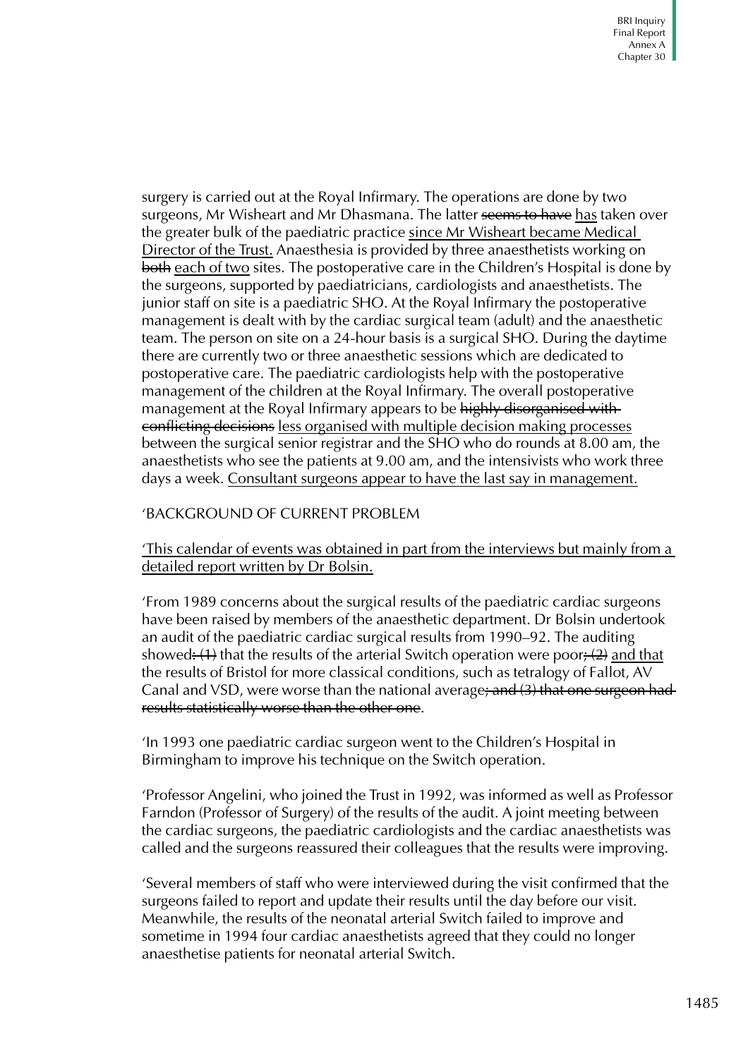surgery is carried out at the Royal Infirmary. The operations are done by two surgeons, Mr Wisheart and Mr Dhasmana. The latter ~~seems to have~~ <u>has</u> taken over the greater bulk of the paediatric practice <u>since Mr Wisheart became Medical Director of the Trust.</u> Anaesthesia is provided by three anaesthetists working on ~~both~~ <u>each of two</u> sites. The postoperative care in the Children's Hospital is done by the surgeons, supported by paediatricians, cardiologists and anaesthetists. The junior staff on site is a paediatric SHO. At the Royal Infirmary the postoperative management is dealt with by the cardiac surgical team (adult) and the anaesthetic team. The person on site on a 24-hour basis is a surgical SHO. During the daytime there are currently two or three anaesthetic sessions which are dedicated to postoperative care. The paediatric cardiologists help with the postoperative management of the children at the Royal Infirmary. The overall postoperative management at the Royal Infirmary appears to be ~~highly disorganised with conflicting decisions~~ <u>less organised with multiple decision making processes</u> between the surgical senior registrar and the SHO who do rounds at 8.00 am, the anaesthetists who see the patients at 9.00 am, and the intensivists who work three days a week. <u>Consultant surgeons appear to have the last say in management.</u>

'BACKGROUND OF CURRENT PROBLEM

<u>'This calendar of events was obtained in part from the interviews but mainly from a detailed report written by Dr Bolsin.</u>

'From 1989 concerns about the surgical results of the paediatric cardiac surgeons have been raised by members of the anaesthetic department. Dr Bolsin undertook an audit of the paediatric cardiac surgical results from 1990–92. The auditing showed~~: (1)~~ that the results of the arterial Switch operation were poor~~; (2)~~ <u>and that</u> the results of Bristol for more classical conditions, such as tetralogy of Fallot, AV Canal and VSD, were worse than the national average~~; and (3) that one surgeon had results statistically worse than the other one~~.

'In 1993 one paediatric cardiac surgeon went to the Children's Hospital in Birmingham to improve his technique on the Switch operation.

'Professor Angelini, who joined the Trust in 1992, was informed as well as Professor Farndon (Professor of Surgery) of the results of the audit. A joint meeting between the cardiac surgeons, the paediatric cardiologists and the cardiac anaesthetists was called and the surgeons reassured their colleagues that the results were improving.

'Several members of staff who were interviewed during the visit confirmed that the surgeons failed to report and update their results until the day before our visit. Meanwhile, the results of the neonatal arterial Switch failed to improve and sometime in 1994 four cardiac anaesthetists agreed that they could no longer anaesthetise patients for neonatal arterial Switch.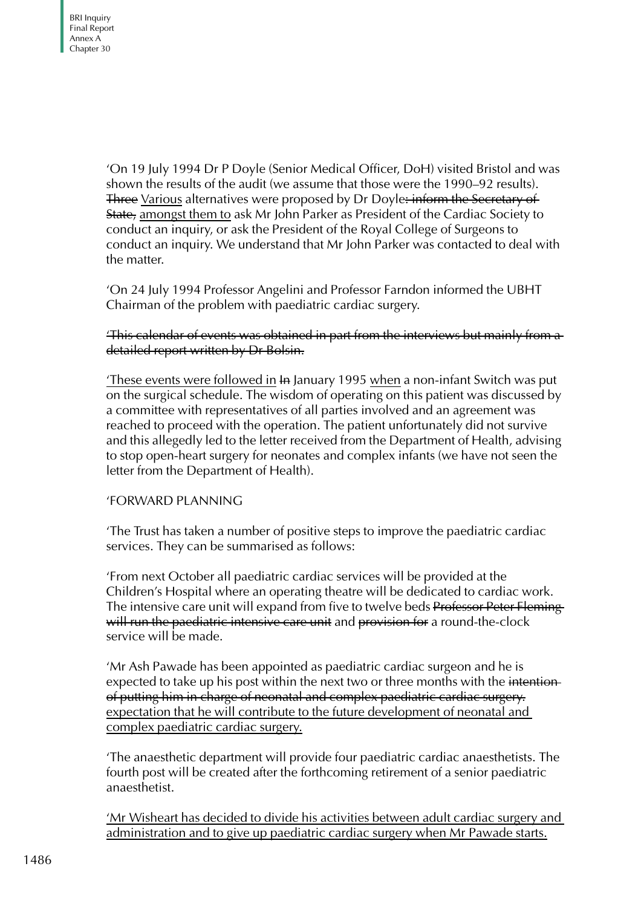'On 19 July 1994 Dr P Doyle (Senior Medical Officer, DoH) visited Bristol and was shown the results of the audit (we assume that those were the 1990–92 results). ~~Three~~ <u>Various</u> alternatives were proposed by Dr Doyle~~: inform the Secretary of State,~~ <u>amongst them to</u> ask Mr John Parker as President of the Cardiac Society to conduct an inquiry, or ask the President of the Royal College of Surgeons to conduct an inquiry. We understand that Mr John Parker was contacted to deal with the matter.

'On 24 July 1994 Professor Angelini and Professor Farndon informed the UBHT Chairman of the problem with paediatric cardiac surgery.

~~'This calendar of events was obtained in part from the interviews but mainly from a detailed report written by Dr Bolsin.~~

<u>'These events were followed in</u> ~~In~~ January 1995 <u>when</u> a non-infant Switch was put on the surgical schedule. The wisdom of operating on this patient was discussed by a committee with representatives of all parties involved and an agreement was reached to proceed with the operation. The patient unfortunately did not survive and this allegedly led to the letter received from the Department of Health, advising to stop open-heart surgery for neonates and complex infants (we have not seen the letter from the Department of Health).

'FORWARD PLANNING

'The Trust has taken a number of positive steps to improve the paediatric cardiac services. They can be summarised as follows:

'From next October all paediatric cardiac services will be provided at the Children's Hospital where an operating theatre will be dedicated to cardiac work. The intensive care unit will expand from five to twelve beds ~~Professor Peter Fleming will run the paediatric intensive care unit~~ and ~~provision for~~ a round-the-clock service will be made.

'Mr Ash Pawade has been appointed as paediatric cardiac surgeon and he is expected to take up his post within the next two or three months with the ~~intention of putting him in charge of neonatal and complex paediatric cardiac surgery.~~ <u>expectation that he will contribute to the future development of neonatal and complex paediatric cardiac surgery.</u>

'The anaesthetic department will provide four paediatric cardiac anaesthetists. The fourth post will be created after the forthcoming retirement of a senior paediatric anaesthetist.

<u>'Mr Wisheart has decided to divide his activities between adult cardiac surgery and administration and to give up paediatric cardiac surgery when Mr Pawade starts.</u>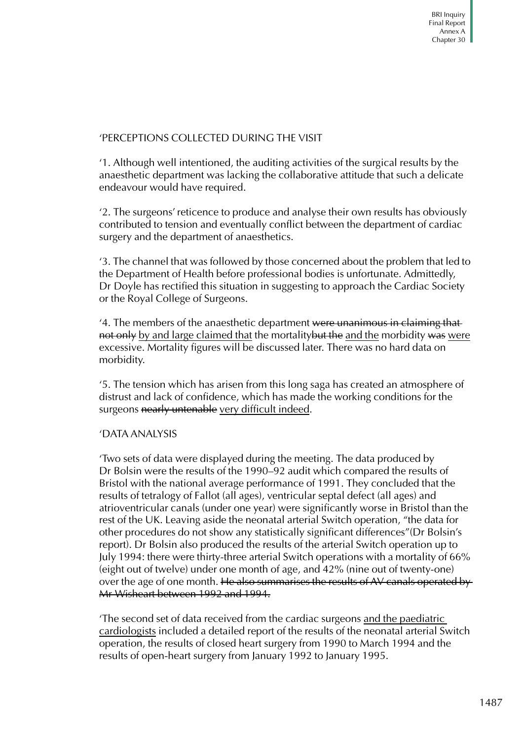'PERCEPTIONS COLLECTED DURING THE VISIT

'1. Although well intentioned, the auditing activities of the surgical results by the anaesthetic department was lacking the collaborative attitude that such a delicate endeavour would have required.

'2. The surgeons' reticence to produce and analyse their own results has obviously contributed to tension and eventually conflict between the department of cardiac surgery and the department of anaesthetics.

'3. The channel that was followed by those concerned about the problem that led to the Department of Health before professional bodies is unfortunate. Admittedly, Dr Doyle has rectified this situation in suggesting to approach the Cardiac Society or the Royal College of Surgeons.

'4. The members of the anaesthetic department ~~were unanimous in claiming that not only~~ <u>by and large claimed that</u> the mortality~~but the~~ <u>and the</u> morbidity ~~was~~ <u>were</u> excessive. Mortality figures will be discussed later. There was no hard data on morbidity.

'5. The tension which has arisen from this long saga has created an atmosphere of distrust and lack of confidence, which has made the working conditions for the surgeons ~~nearly untenable~~ <u>very difficult indeed</u>.

'DATA ANALYSIS

'Two sets of data were displayed during the meeting. The data produced by Dr Bolsin were the results of the 1990–92 audit which compared the results of Bristol with the national average performance of 1991. They concluded that the results of tetralogy of Fallot (all ages), ventricular septal defect (all ages) and atrioventricular canals (under one year) were significantly worse in Bristol than the rest of the UK. Leaving aside the neonatal arterial Switch operation, "the data for other procedures do not show any statistically significant differences"(Dr Bolsin's report). Dr Bolsin also produced the results of the arterial Switch operation up to July 1994: there were thirty-three arterial Switch operations with a mortality of 66% (eight out of twelve) under one month of age, and 42% (nine out of twenty-one) over the age of one month. ~~He also summarises the results of AV canals operated by Mr Wisheart between 1992 and 1994.~~

'The second set of data received from the cardiac surgeons <u>and the paediatric cardiologists</u> included a detailed report of the results of the neonatal arterial Switch operation, the results of closed heart surgery from 1990 to March 1994 and the results of open-heart surgery from January 1992 to January 1995.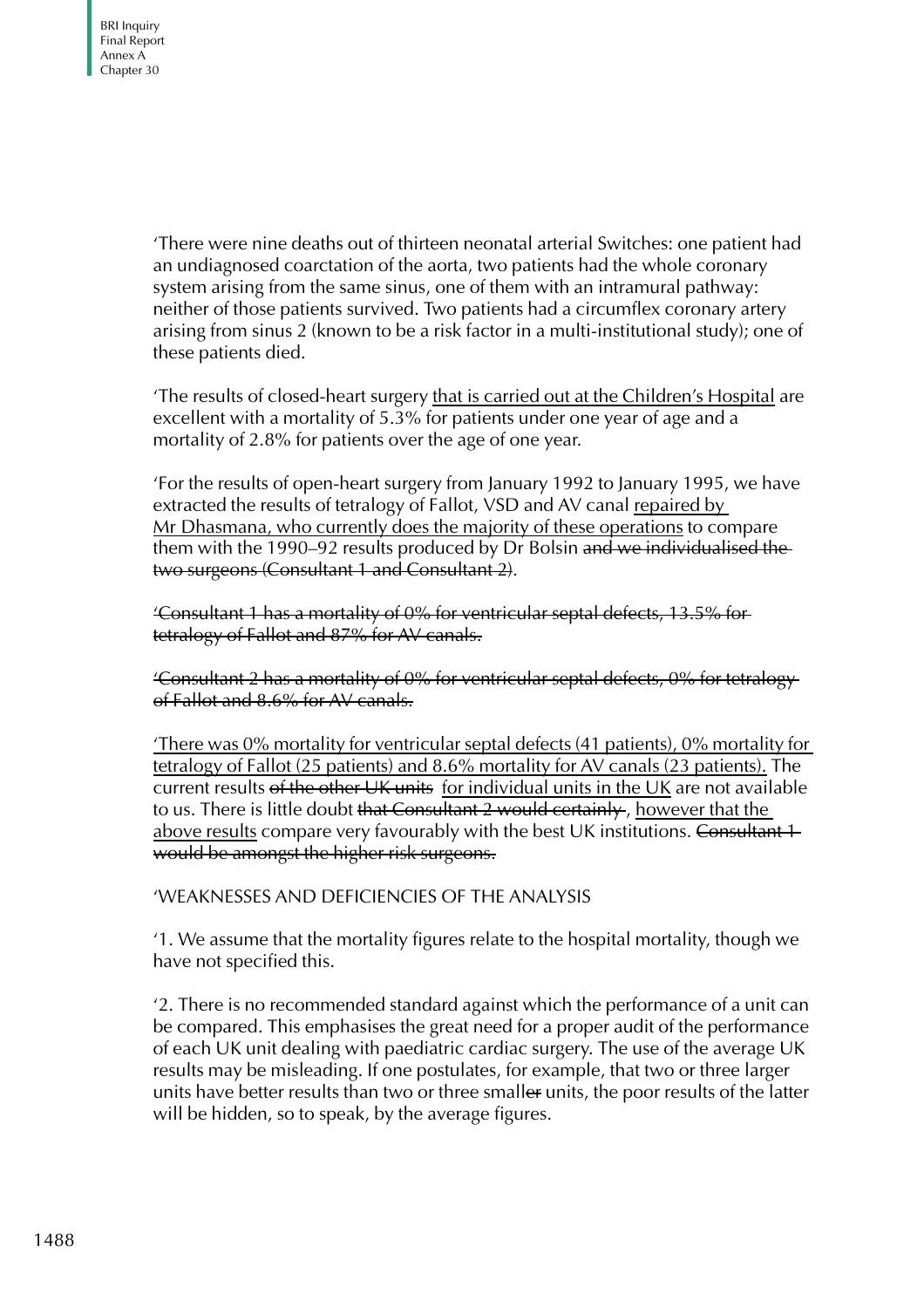'There were nine deaths out of thirteen neonatal arterial Switches: one patient had an undiagnosed coarctation of the aorta, two patients had the whole coronary system arising from the same sinus, one of them with an intramural pathway: neither of those patients survived. Two patients had a circumflex coronary artery arising from sinus 2 (known to be a risk factor in a multi-institutional study); one of these patients died.

'The results of closed-heart surgery <u>that is carried out at the Children's Hospital</u> are excellent with a mortality of 5.3% for patients under one year of age and a mortality of 2.8% for patients over the age of one year.

'For the results of open-heart surgery from January 1992 to January 1995, we have extracted the results of tetralogy of Fallot, VSD and AV canal <u>repaired by Mr Dhasmana, who currently does the majority of these operations</u> to compare them with the 1990–92 results produced by Dr Bolsin ~~and we individualised the two surgeons (Consultant 1 and Consultant 2)~~.

~~'Consultant 1 has a mortality of 0% for ventricular septal defects, 13.5% for tetralogy of Fallot and 87% for AV canals.~~

~~'Consultant 2 has a mortality of 0% for ventricular septal defects, 0% for tetralogy of Fallot and 8.6% for AV canals.~~

<u>'There was 0% mortality for ventricular septal defects (41 patients), 0% mortality for tetralogy of Fallot (25 patients) and 8.6% mortality for AV canals (23 patients).</u> The current results ~~of the other UK units~~ <u>for individual units in the UK</u> are not available to us. There is little doubt ~~that Consultant 2 would certainly~~, <u>however that the above results</u> compare very favourably with the best UK institutions. ~~Consultant 1 would be amongst the higher risk surgeons.~~

'WEAKNESSES AND DEFICIENCIES OF THE ANALYSIS

'1. We assume that the mortality figures relate to the hospital mortality, though we have not specified this.

'2. There is no recommended standard against which the performance of a unit can be compared. This emphasises the great need for a proper audit of the performance of each UK unit dealing with paediatric cardiac surgery. The use of the average UK results may be misleading. If one postulates, for example, that two or three larger units have better results than two or three small~~er~~ units, the poor results of the latter will be hidden, so to speak, by the average figures.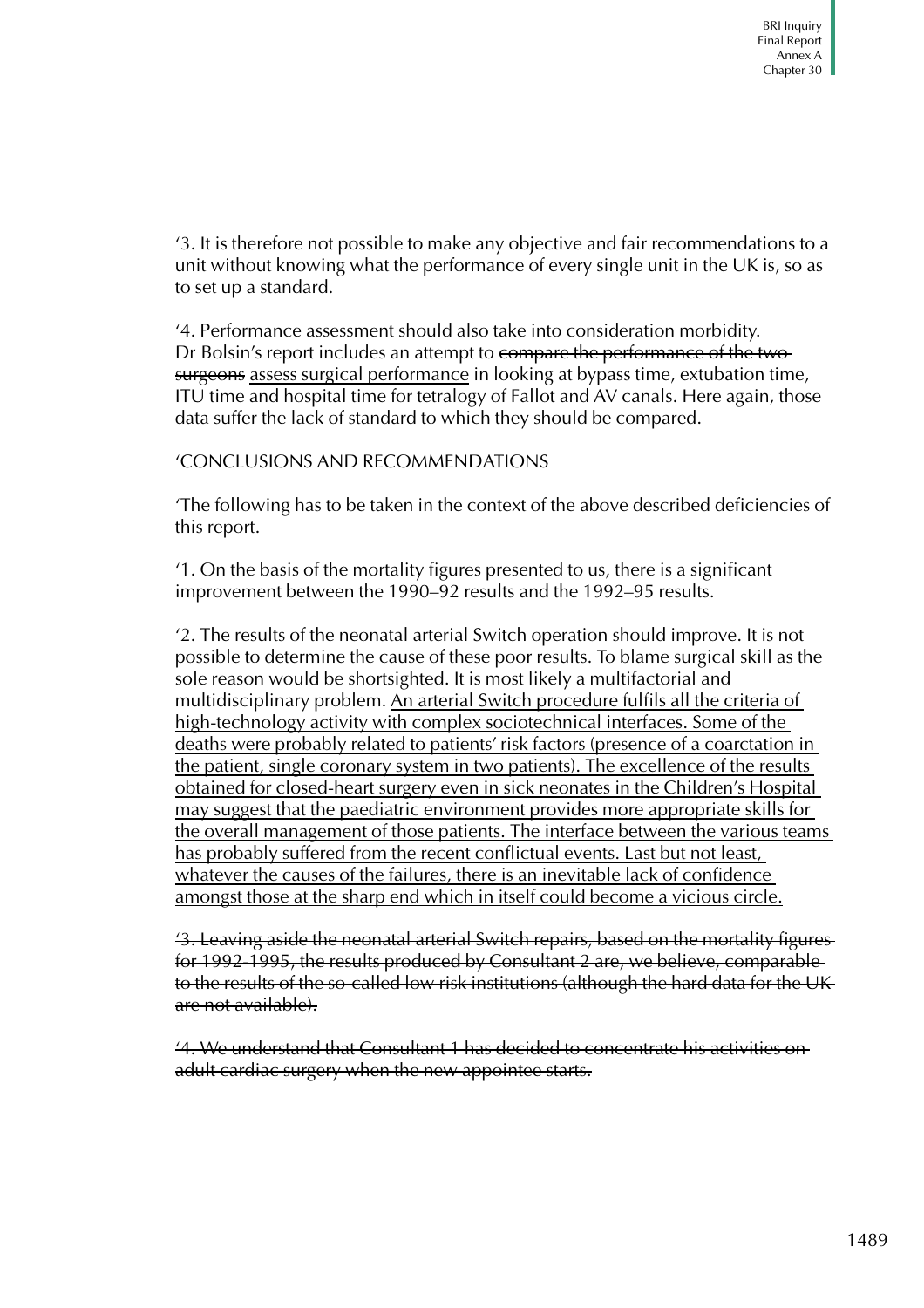'3. It is therefore not possible to make any objective and fair recommendations to a unit without knowing what the performance of every single unit in the UK is, so as to set up a standard.

'4. Performance assessment should also take into consideration morbidity. Dr Bolsin's report includes an attempt to ~~compare the performance of the two surgeons~~ <u>assess surgical performance</u> in looking at bypass time, extubation time, ITU time and hospital time for tetralogy of Fallot and AV canals. Here again, those data suffer the lack of standard to which they should be compared.

'CONCLUSIONS AND RECOMMENDATIONS

'The following has to be taken in the context of the above described deficiencies of this report.

'1. On the basis of the mortality figures presented to us, there is a significant improvement between the 1990–92 results and the 1992–95 results.

'2. The results of the neonatal arterial Switch operation should improve. It is not possible to determine the cause of these poor results. To blame surgical skill as the sole reason would be shortsighted. It is most likely a multifactorial and multidisciplinary problem. <u>An arterial Switch procedure fulfils all the criteria of high-technology activity with complex sociotechnical interfaces. Some of the deaths were probably related to patients' risk factors (presence of a coarctation in the patient, single coronary system in two patients). The excellence of the results obtained for closed-heart surgery even in sick neonates in the Children's Hospital may suggest that the paediatric environment provides more appropriate skills for the overall management of those patients. The interface between the various teams has probably suffered from the recent conflictual events. Last but not least, whatever the causes of the failures, there is an inevitable lack of confidence amongst those at the sharp end which in itself could become a vicious circle.</u>

~~'3. Leaving aside the neonatal arterial Switch repairs, based on the mortality figures for 1992-1995, the results produced by Consultant 2 are, we believe, comparable to the results of the so-called low risk institutions (although the hard data for the UK are not available).~~

~~'4. We understand that Consultant 1 has decided to concentrate his activities on adult cardiac surgery when the new appointee starts.~~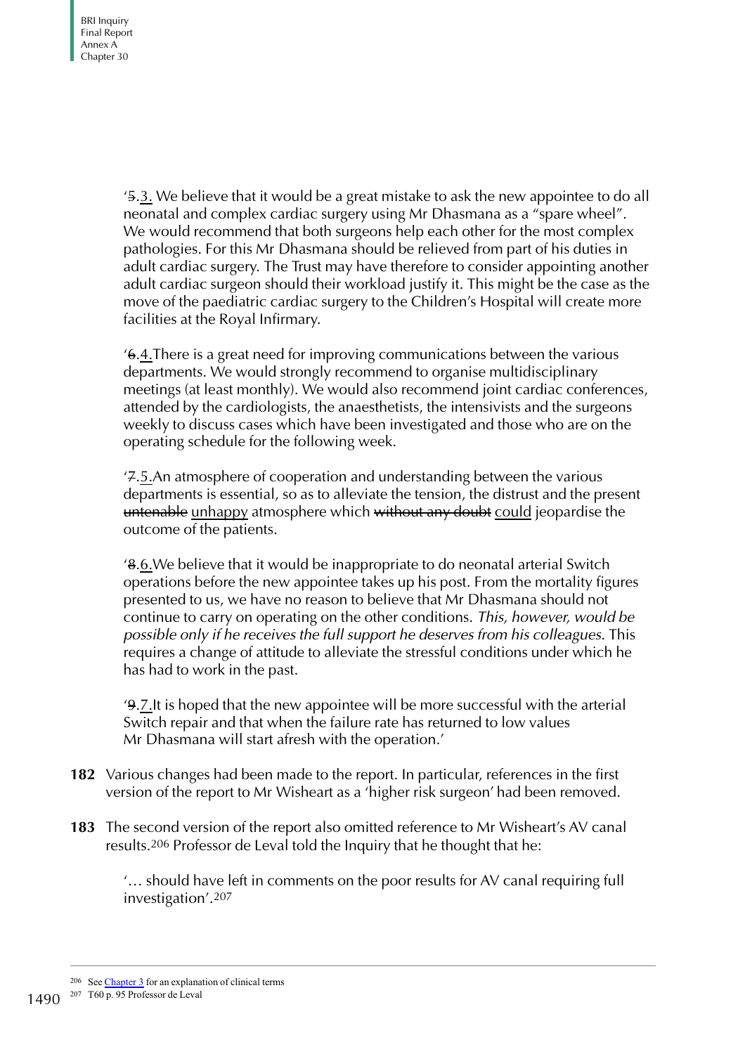'~~5~~.<u>3.</u> We believe that it would be a great mistake to ask the new appointee to do all neonatal and complex cardiac surgery using Mr Dhasmana as a "spare wheel". We would recommend that both surgeons help each other for the most complex pathologies. For this Mr Dhasmana should be relieved from part of his duties in adult cardiac surgery. The Trust may have therefore to consider appointing another adult cardiac surgeon should their workload justify it. This might be the case as the move of the paediatric cardiac surgery to the Children's Hospital will create more facilities at the Royal Infirmary.

'~~6~~.<u>4.</u>There is a great need for improving communications between the various departments. We would strongly recommend to organise multidisciplinary meetings (at least monthly). We would also recommend joint cardiac conferences, attended by the cardiologists, the anaesthetists, the intensivists and the surgeons weekly to discuss cases which have been investigated and those who are on the operating schedule for the following week.

'~~7~~.<u>5.</u>An atmosphere of cooperation and understanding between the various departments is essential, so as to alleviate the tension, the distrust and the present ~~untenable~~ <u>unhappy</u> atmosphere which ~~without any doubt~~ <u>could</u> jeopardise the outcome of the patients.

'~~8~~.<u>6.</u>We believe that it would be inappropriate to do neonatal arterial Switch operations before the new appointee takes up his post. From the mortality figures presented to us, we have no reason to believe that Mr Dhasmana should not continue to carry on operating on the other conditions. *This, however, would be possible only if he receives the full support he deserves from his colleagues*. This requires a change of attitude to alleviate the stressful conditions under which he has had to work in the past.

'~~9~~.<u>7.</u>It is hoped that the new appointee will be more successful with the arterial Switch repair and that when the failure rate has returned to low values Mr Dhasmana will start afresh with the operation.'

**182** Various changes had been made to the report. In particular, references in the first version of the report to Mr Wisheart as a 'higher risk surgeon' had been removed.

**183** The second version of the report also omitted reference to Mr Wisheart's AV canal results.[206] Professor de Leval told the Inquiry that he thought that he:

'… should have left in comments on the poor results for AV canal requiring full investigation'.[207]

---

[206] See Chapter 3 for an explanation of clinical terms

[207] T60 p. 95 Professor de Leval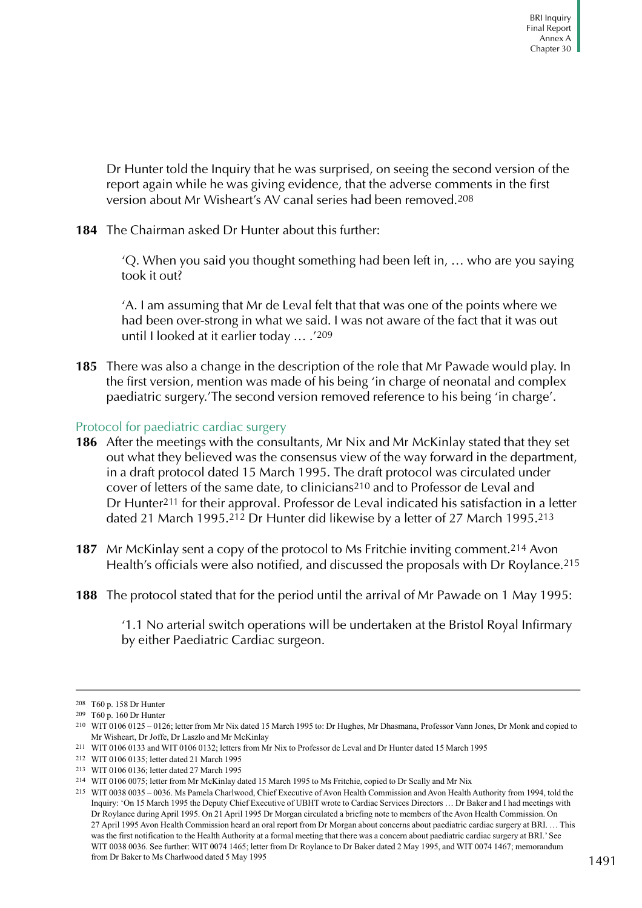Dr Hunter told the Inquiry that he was surprised, on seeing the second version of the report again while he was giving evidence, that the adverse comments in the first version about Mr Wisheart's AV canal series had been removed.[208]

**184** The Chairman asked Dr Hunter about this further:

> 'Q. When you said you thought something had been left in, … who are you saying took it out?
>
> 'A. I am assuming that Mr de Leval felt that that was one of the points where we had been over-strong in what we said. I was not aware of the fact that it was out until I looked at it earlier today … .'[209]

**185** There was also a change in the description of the role that Mr Pawade would play. In the first version, mention was made of his being 'in charge of neonatal and complex paediatric surgery.' The second version removed reference to his being 'in charge'.

## Protocol for paediatric cardiac surgery

**186** After the meetings with the consultants, Mr Nix and Mr McKinlay stated that they set out what they believed was the consensus view of the way forward in the department, in a draft protocol dated 15 March 1995. The draft protocol was circulated under cover of letters of the same date, to clinicians[210] and to Professor de Leval and Dr Hunter[211] for their approval. Professor de Leval indicated his satisfaction in a letter dated 21 March 1995.[212] Dr Hunter did likewise by a letter of 27 March 1995.[213]

**187** Mr McKinlay sent a copy of the protocol to Ms Fritchie inviting comment.[214] Avon Health's officials were also notified, and discussed the proposals with Dr Roylance.[215]

**188** The protocol stated that for the period until the arrival of Mr Pawade on 1 May 1995:

> '1.1 No arterial switch operations will be undertaken at the Bristol Royal Infirmary by either Paediatric Cardiac surgeon.

---

208 T60 p. 158 Dr Hunter

209 T60 p. 160 Dr Hunter

210 WIT 0106 0125 – 0126; letter from Mr Nix dated 15 March 1995 to: Dr Hughes, Mr Dhasmana, Professor Vann Jones, Dr Monk and copied to Mr Wisheart, Dr Joffe, Dr Laszlo and Mr McKinlay

211 WIT 0106 0133 and WIT 0106 0132; letters from Mr Nix to Professor de Leval and Dr Hunter dated 15 March 1995

212 WIT 0106 0135; letter dated 21 March 1995

213 WIT 0106 0136; letter dated 27 March 1995

214 WIT 0106 0075; letter from Mr McKinlay dated 15 March 1995 to Ms Fritchie, copied to Dr Scally and Mr Nix

215 WIT 0038 0035 – 0036. Ms Pamela Charlwood, Chief Executive of Avon Health Commission and Avon Health Authority from 1994, told the Inquiry: 'On 15 March 1995 the Deputy Chief Executive of UBHT wrote to Cardiac Services Directors … Dr Baker and I had meetings with Dr Roylance during April 1995. On 21 April 1995 Dr Morgan circulated a briefing note to members of the Avon Health Commission. On 27 April 1995 Avon Health Commission heard an oral report from Dr Morgan about concerns about paediatric cardiac surgery at BRI. … This was the first notification to the Health Authority at a formal meeting that there was a concern about paediatric cardiac surgery at BRI.' See WIT 0038 0036. See further: WIT 0074 1465; letter from Dr Roylance to Dr Baker dated 2 May 1995, and WIT 0074 1467; memorandum from Dr Baker to Ms Charlwood dated 5 May 1995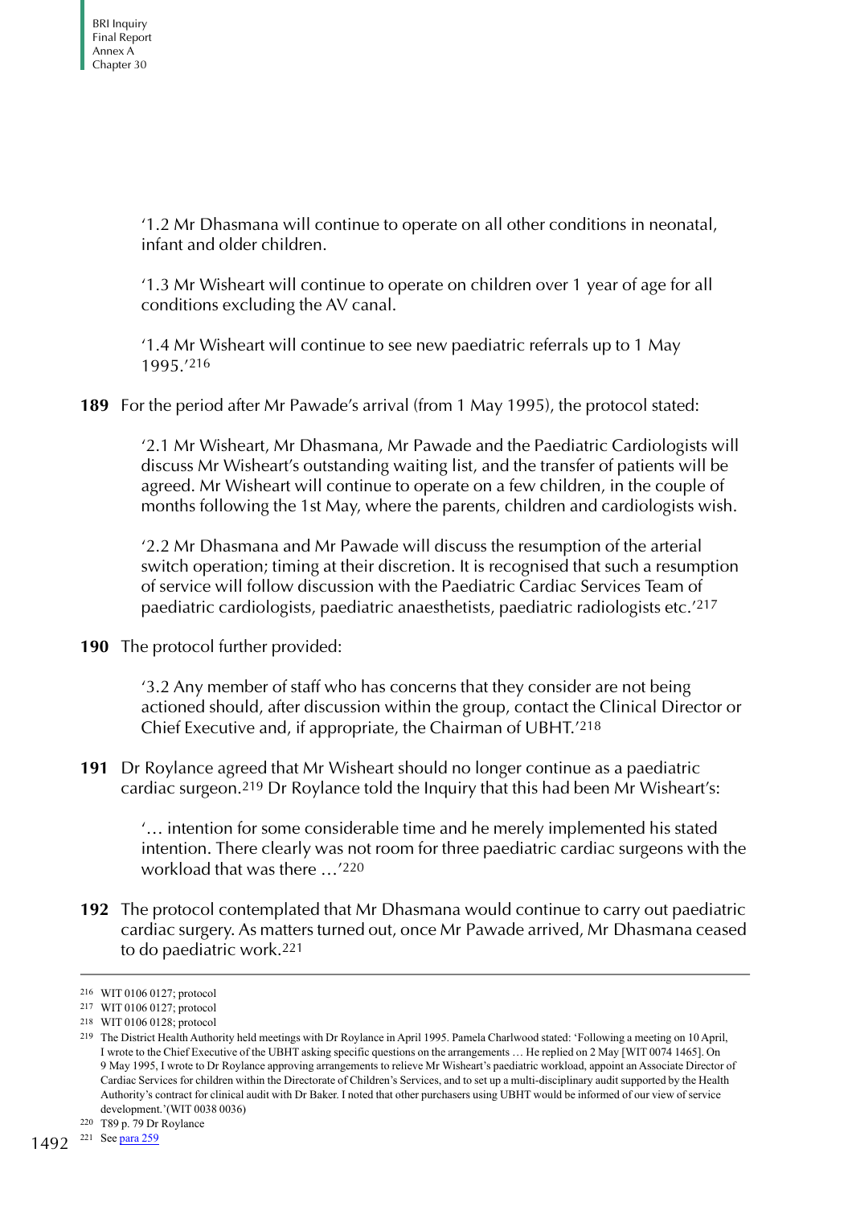'1.2 Mr Dhasmana will continue to operate on all other conditions in neonatal, infant and older children.

'1.3 Mr Wisheart will continue to operate on children over 1 year of age for all conditions excluding the AV canal.

'1.4 Mr Wisheart will continue to see new paediatric referrals up to 1 May 1995.'[216]

**189** For the period after Mr Pawade's arrival (from 1 May 1995), the protocol stated:

'2.1 Mr Wisheart, Mr Dhasmana, Mr Pawade and the Paediatric Cardiologists will discuss Mr Wisheart's outstanding waiting list, and the transfer of patients will be agreed. Mr Wisheart will continue to operate on a few children, in the couple of months following the 1st May, where the parents, children and cardiologists wish.

'2.2 Mr Dhasmana and Mr Pawade will discuss the resumption of the arterial switch operation; timing at their discretion. It is recognised that such a resumption of service will follow discussion with the Paediatric Cardiac Services Team of paediatric cardiologists, paediatric anaesthetists, paediatric radiologists etc.'[217]

**190** The protocol further provided:

'3.2 Any member of staff who has concerns that they consider are not being actioned should, after discussion within the group, contact the Clinical Director or Chief Executive and, if appropriate, the Chairman of UBHT.'[218]

**191** Dr Roylance agreed that Mr Wisheart should no longer continue as a paediatric cardiac surgeon.[219] Dr Roylance told the Inquiry that this had been Mr Wisheart's:

'… intention for some considerable time and he merely implemented his stated intention. There clearly was not room for three paediatric cardiac surgeons with the workload that was there …'[220]

**192** The protocol contemplated that Mr Dhasmana would continue to carry out paediatric cardiac surgery. As matters turned out, once Mr Pawade arrived, Mr Dhasmana ceased to do paediatric work.[221]

---

216 WIT 0106 0127; protocol

217 WIT 0106 0127; protocol

218 WIT 0106 0128; protocol

219 The District Health Authority held meetings with Dr Roylance in April 1995. Pamela Charlwood stated: 'Following a meeting on 10 April, I wrote to the Chief Executive of the UBHT asking specific questions on the arrangements … He replied on 2 May [WIT 0074 1465]. On 9 May 1995, I wrote to Dr Roylance approving arrangements to relieve Mr Wisheart's paediatric workload, appoint an Associate Director of Cardiac Services for children within the Directorate of Children's Services, and to set up a multi-disciplinary audit supported by the Health Authority's contract for clinical audit with Dr Baker. I noted that other purchasers using UBHT would be informed of our view of service development.'(WIT 0038 0036)

220 T89 p. 79 Dr Roylance

221 See para 259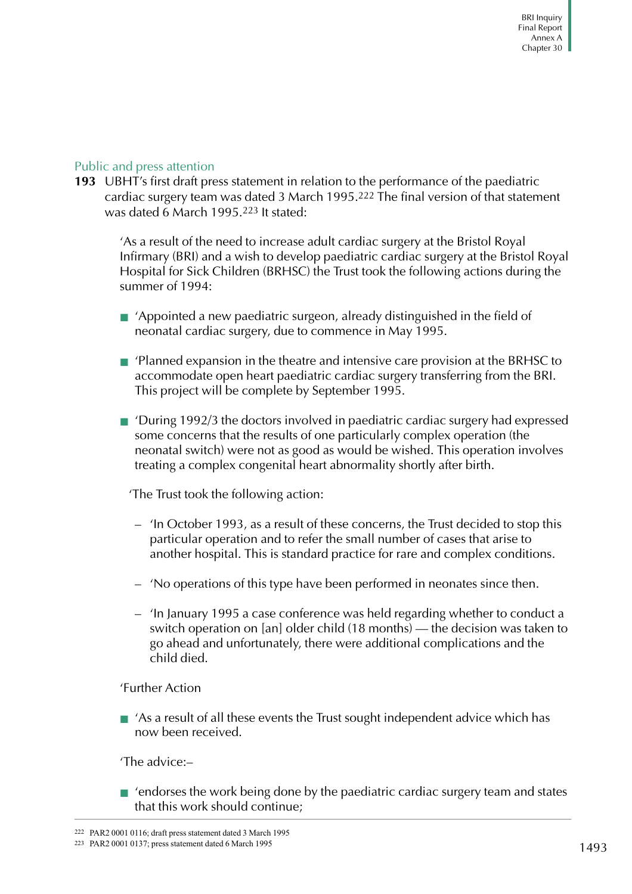## Public and press attention

**193** UBHT's first draft press statement in relation to the performance of the paediatric cardiac surgery team was dated 3 March 1995.[222] The final version of that statement was dated 6 March 1995.[223] It stated:

> 'As a result of the need to increase adult cardiac surgery at the Bristol Royal Infirmary (BRI) and a wish to develop paediatric cardiac surgery at the Bristol Royal Hospital for Sick Children (BRHSC) the Trust took the following actions during the summer of 1994:
>
> - 'Appointed a new paediatric surgeon, already distinguished in the field of neonatal cardiac surgery, due to commence in May 1995.
> - 'Planned expansion in the theatre and intensive care provision at the BRHSC to accommodate open heart paediatric cardiac surgery transferring from the BRI. This project will be complete by September 1995.
> - 'During 1992/3 the doctors involved in paediatric cardiac surgery had expressed some concerns that the results of one particularly complex operation (the neonatal switch) were not as good as would be wished. This operation involves treating a complex congenital heart abnormality shortly after birth.
>
>   'The Trust took the following action:
>
>   – 'In October 1993, as a result of these concerns, the Trust decided to stop this particular operation and to refer the small number of cases that arise to another hospital. This is standard practice for rare and complex conditions.
>
>   – 'No operations of this type have been performed in neonates since then.
>
>   – 'In January 1995 a case conference was held regarding whether to conduct a switch operation on [an] older child (18 months) — the decision was taken to go ahead and unfortunately, there were additional complications and the child died.
>
> 'Further Action
>
> - 'As a result of all these events the Trust sought independent advice which has now been received.
>
> 'The advice:–
>
> - 'endorses the work being done by the paediatric cardiac surgery team and states that this work should continue;

---

[222] PAR2 0001 0116; draft press statement dated 3 March 1995

[223] PAR2 0001 0137; press statement dated 6 March 1995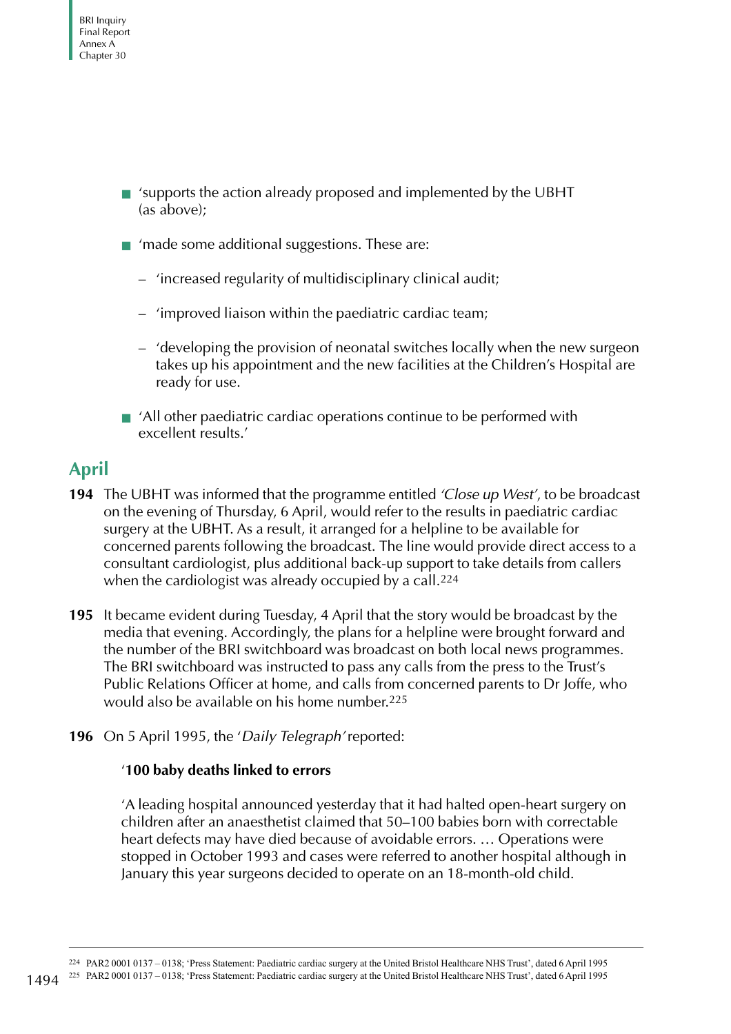- 'supports the action already proposed and implemented by the UBHT (as above);
- 'made some additional suggestions. These are:
  - 'increased regularity of multidisciplinary clinical audit;
  - 'improved liaison within the paediatric cardiac team;
  - 'developing the provision of neonatal switches locally when the new surgeon takes up his appointment and the new facilities at the Children's Hospital are ready for use.
- 'All other paediatric cardiac operations continue to be performed with excellent results.'

## April

**194** The UBHT was informed that the programme entitled *'Close up West'*, to be broadcast on the evening of Thursday, 6 April, would refer to the results in paediatric cardiac surgery at the UBHT. As a result, it arranged for a helpline to be available for concerned parents following the broadcast. The line would provide direct access to a consultant cardiologist, plus additional back-up support to take details from callers when the cardiologist was already occupied by a call.[224]

**195** It became evident during Tuesday, 4 April that the story would be broadcast by the media that evening. Accordingly, the plans for a helpline were brought forward and the number of the BRI switchboard was broadcast on both local news programmes. The BRI switchboard was instructed to pass any calls from the press to the Trust's Public Relations Officer at home, and calls from concerned parents to Dr Joffe, who would also be available on his home number.[225]

**196** On 5 April 1995, the '*Daily Telegraph*' reported:

> '**100 baby deaths linked to errors**
>
> 'A leading hospital announced yesterday that it had halted open-heart surgery on children after an anaesthetist claimed that 50–100 babies born with correctable heart defects may have died because of avoidable errors. … Operations were stopped in October 1993 and cases were referred to another hospital although in January this year surgeons decided to operate on an 18-month-old child.

---

[224] PAR2 0001 0137 – 0138; 'Press Statement: Paediatric cardiac surgery at the United Bristol Healthcare NHS Trust', dated 6 April 1995

[225] PAR2 0001 0137 – 0138; 'Press Statement: Paediatric cardiac surgery at the United Bristol Healthcare NHS Trust', dated 6 April 1995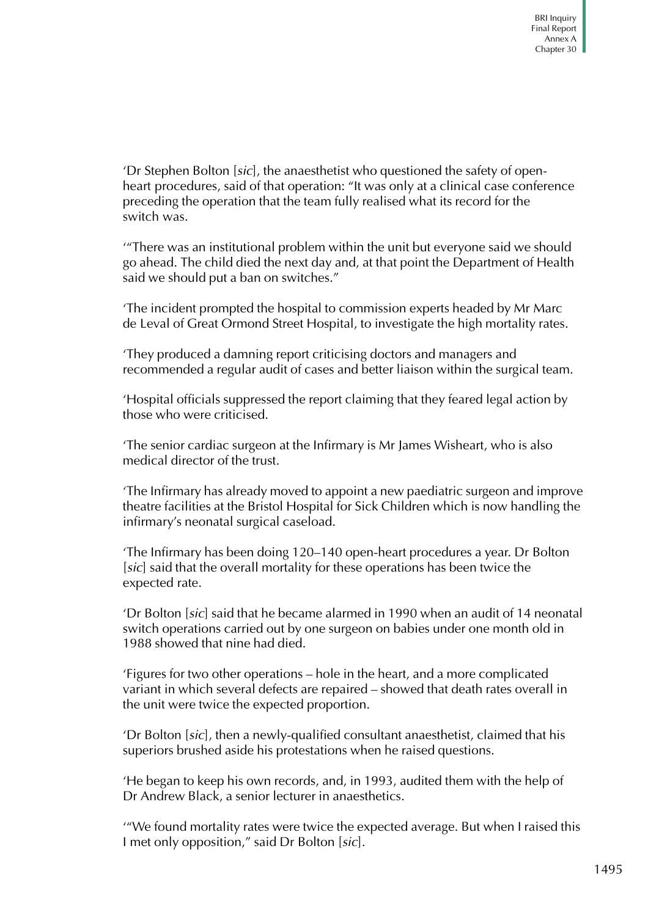'Dr Stephen Bolton [*sic*], the anaesthetist who questioned the safety of open-heart procedures, said of that operation: "It was only at a clinical case conference preceding the operation that the team fully realised what its record for the switch was.

'"There was an institutional problem within the unit but everyone said we should go ahead. The child died the next day and, at that point the Department of Health said we should put a ban on switches."

'The incident prompted the hospital to commission experts headed by Mr Marc de Leval of Great Ormond Street Hospital, to investigate the high mortality rates.

'They produced a damning report criticising doctors and managers and recommended a regular audit of cases and better liaison within the surgical team.

'Hospital officials suppressed the report claiming that they feared legal action by those who were criticised.

'The senior cardiac surgeon at the Infirmary is Mr James Wisheart, who is also medical director of the trust.

'The Infirmary has already moved to appoint a new paediatric surgeon and improve theatre facilities at the Bristol Hospital for Sick Children which is now handling the infirmary's neonatal surgical caseload.

'The Infirmary has been doing 120–140 open-heart procedures a year. Dr Bolton [*sic*] said that the overall mortality for these operations has been twice the expected rate.

'Dr Bolton [*sic*] said that he became alarmed in 1990 when an audit of 14 neonatal switch operations carried out by one surgeon on babies under one month old in 1988 showed that nine had died.

'Figures for two other operations – hole in the heart, and a more complicated variant in which several defects are repaired – showed that death rates overall in the unit were twice the expected proportion.

'Dr Bolton [*sic*], then a newly-qualified consultant anaesthetist, claimed that his superiors brushed aside his protestations when he raised questions.

'He began to keep his own records, and, in 1993, audited them with the help of Dr Andrew Black, a senior lecturer in anaesthetics.

'"We found mortality rates were twice the expected average. But when I raised this I met only opposition," said Dr Bolton [*sic*].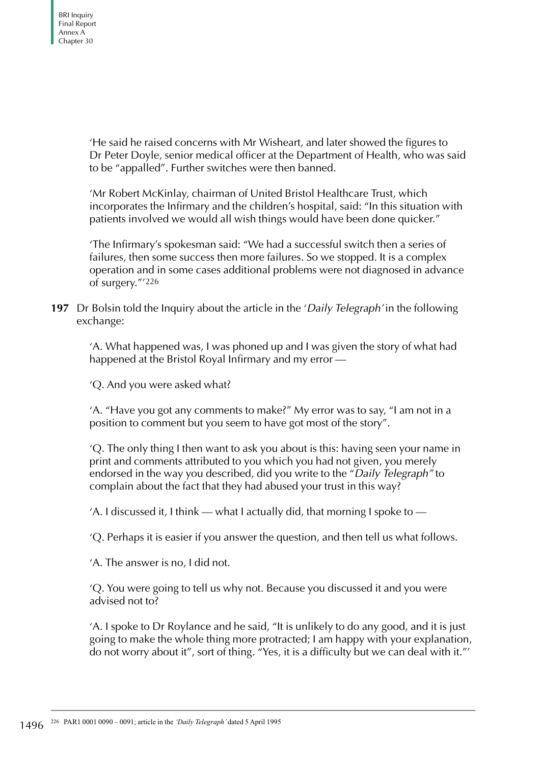'He said he raised concerns with Mr Wisheart, and later showed the figures to Dr Peter Doyle, senior medical officer at the Department of Health, who was said to be "appalled". Further switches were then banned.

'Mr Robert McKinlay, chairman of United Bristol Healthcare Trust, which incorporates the Infirmary and the children's hospital, said: "In this situation with patients involved we would all wish things would have been done quicker."

'The Infirmary's spokesman said: "We had a successful switch then a series of failures, then some success then more failures. So we stopped. It is a complex operation and in some cases additional problems were not diagnosed in advance of surgery."'[226]

**197** Dr Bolsin told the Inquiry about the article in the '*Daily Telegraph*' in the following exchange:

'A. What happened was, I was phoned up and I was given the story of what had happened at the Bristol Royal Infirmary and my error —

'Q. And you were asked what?

'A. "Have you got any comments to make?" My error was to say, "I am not in a position to comment but you seem to have got most of the story".

'Q. The only thing I then want to ask you about is this: having seen your name in print and comments attributed to you which you had not given, you merely endorsed in the way you described, did you write to the "*Daily Telegraph*" to complain about the fact that they had abused your trust in this way?

'A. I discussed it, I think — what I actually did, that morning I spoke to —

'Q. Perhaps it is easier if you answer the question, and then tell us what follows.

'A. The answer is no, I did not.

'Q. You were going to tell us why not. Because you discussed it and you were advised not to?

'A. I spoke to Dr Roylance and he said, "It is unlikely to do any good, and it is just going to make the whole thing more protracted; I am happy with your explanation, do not worry about it", sort of thing. "Yes, it is a difficulty but we can deal with it."'

[226] PAR1 0001 0090 – 0091; article in the *'Daily Telegraph'* dated 5 April 1995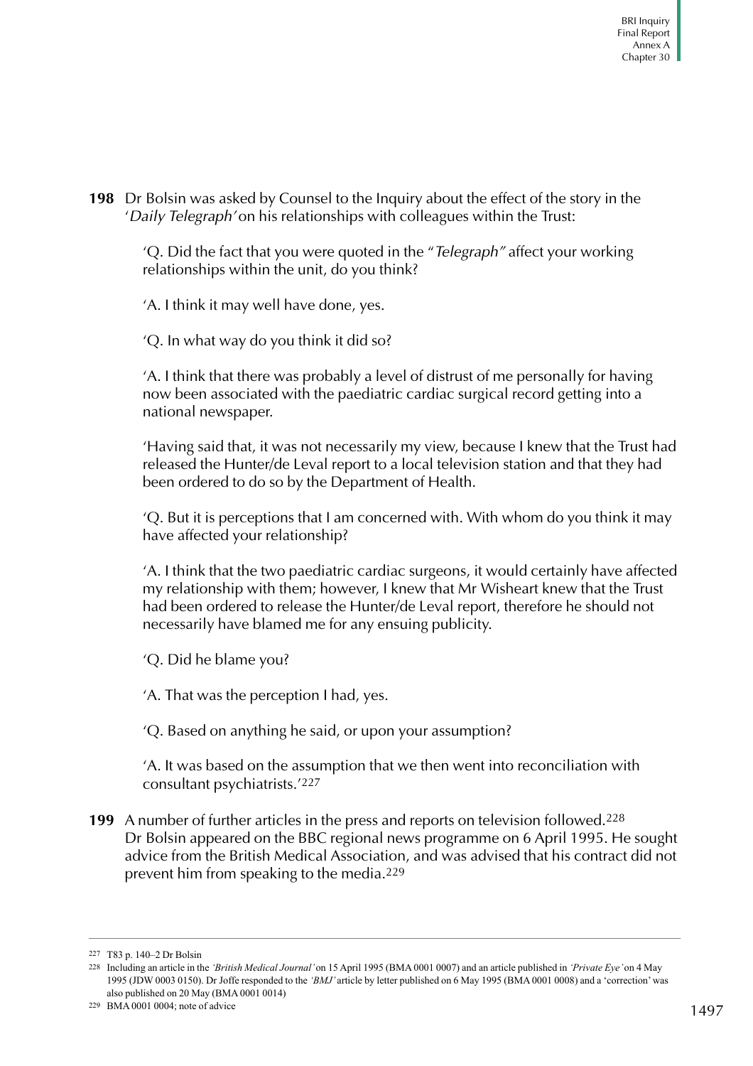**198** Dr Bolsin was asked by Counsel to the Inquiry about the effect of the story in the '*Daily Telegraph*' on his relationships with colleagues within the Trust:

> 'Q. Did the fact that you were quoted in the "*Telegraph*" affect your working relationships within the unit, do you think?
>
> 'A. I think it may well have done, yes.
>
> 'Q. In what way do you think it did so?
>
> 'A. I think that there was probably a level of distrust of me personally for having now been associated with the paediatric cardiac surgical record getting into a national newspaper.
>
> 'Having said that, it was not necessarily my view, because I knew that the Trust had released the Hunter/de Leval report to a local television station and that they had been ordered to do so by the Department of Health.
>
> 'Q. But it is perceptions that I am concerned with. With whom do you think it may have affected your relationship?
>
> 'A. I think that the two paediatric cardiac surgeons, it would certainly have affected my relationship with them; however, I knew that Mr Wisheart knew that the Trust had been ordered to release the Hunter/de Leval report, therefore he should not necessarily have blamed me for any ensuing publicity.
>
> 'Q. Did he blame you?
>
> 'A. That was the perception I had, yes.
>
> 'Q. Based on anything he said, or upon your assumption?
>
> 'A. It was based on the assumption that we then went into reconciliation with consultant psychiatrists.'[227]

**199** A number of further articles in the press and reports on television followed.[228] Dr Bolsin appeared on the BBC regional news programme on 6 April 1995. He sought advice from the British Medical Association, and was advised that his contract did not prevent him from speaking to the media.[229]

---

227 T83 p. 140–2 Dr Bolsin

228 Including an article in the *'British Medical Journal'* on 15 April 1995 (BMA 0001 0007) and an article published in *'Private Eye'* on 4 May 1995 (JDW 0003 0150). Dr Joffe responded to the *'BMJ'* article by letter published on 6 May 1995 (BMA 0001 0008) and a 'correction' was also published on 20 May (BMA 0001 0014)

229 BMA 0001 0004; note of advice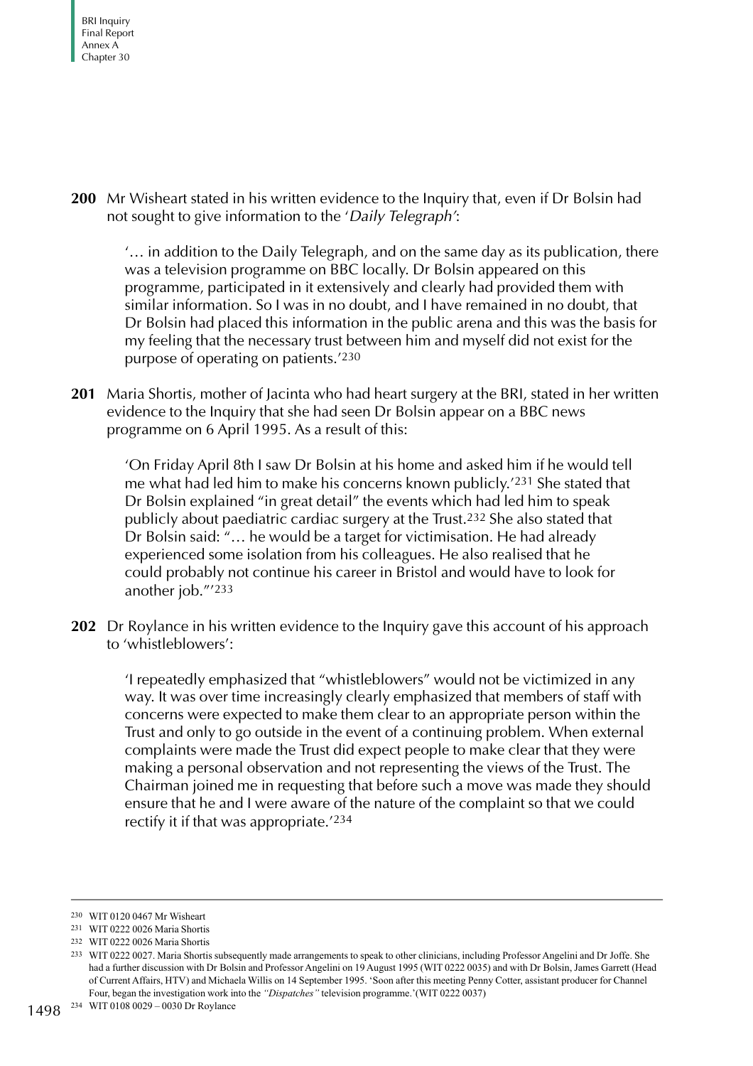**200** Mr Wisheart stated in his written evidence to the Inquiry that, even if Dr Bolsin had not sought to give information to the '*Daily Telegraph'*:

> '… in addition to the Daily Telegraph, and on the same day as its publication, there was a television programme on BBC locally. Dr Bolsin appeared on this programme, participated in it extensively and clearly had provided them with similar information. So I was in no doubt, and I have remained in no doubt, that Dr Bolsin had placed this information in the public arena and this was the basis for my feeling that the necessary trust between him and myself did not exist for the purpose of operating on patients.'[230]

**201** Maria Shortis, mother of Jacinta who had heart surgery at the BRI, stated in her written evidence to the Inquiry that she had seen Dr Bolsin appear on a BBC news programme on 6 April 1995. As a result of this:

> 'On Friday April 8th I saw Dr Bolsin at his home and asked him if he would tell me what had led him to make his concerns known publicly.'[231] She stated that Dr Bolsin explained "in great detail" the events which had led him to speak publicly about paediatric cardiac surgery at the Trust.[232] She also stated that Dr Bolsin said: "… he would be a target for victimisation. He had already experienced some isolation from his colleagues. He also realised that he could probably not continue his career in Bristol and would have to look for another job."'[233]

**202** Dr Roylance in his written evidence to the Inquiry gave this account of his approach to 'whistleblowers':

> 'I repeatedly emphasized that "whistleblowers" would not be victimized in any way. It was over time increasingly clearly emphasized that members of staff with concerns were expected to make them clear to an appropriate person within the Trust and only to go outside in the event of a continuing problem. When external complaints were made the Trust did expect people to make clear that they were making a personal observation and not representing the views of the Trust. The Chairman joined me in requesting that before such a move was made they should ensure that he and I were aware of the nature of the complaint so that we could rectify it if that was appropriate.'[234]

---

[230] WIT 0120 0467 Mr Wisheart

[231] WIT 0222 0026 Maria Shortis

[232] WIT 0222 0026 Maria Shortis

[233] WIT 0222 0027. Maria Shortis subsequently made arrangements to speak to other clinicians, including Professor Angelini and Dr Joffe. She had a further discussion with Dr Bolsin and Professor Angelini on 19 August 1995 (WIT 0222 0035) and with Dr Bolsin, James Garrett (Head of Current Affairs, HTV) and Michaela Willis on 14 September 1995. 'Soon after this meeting Penny Cotter, assistant producer for Channel Four, began the investigation work into the *"Dispatches"* television programme.'(WIT 0222 0037)

[234] WIT 0108 0029 – 0030 Dr Roylance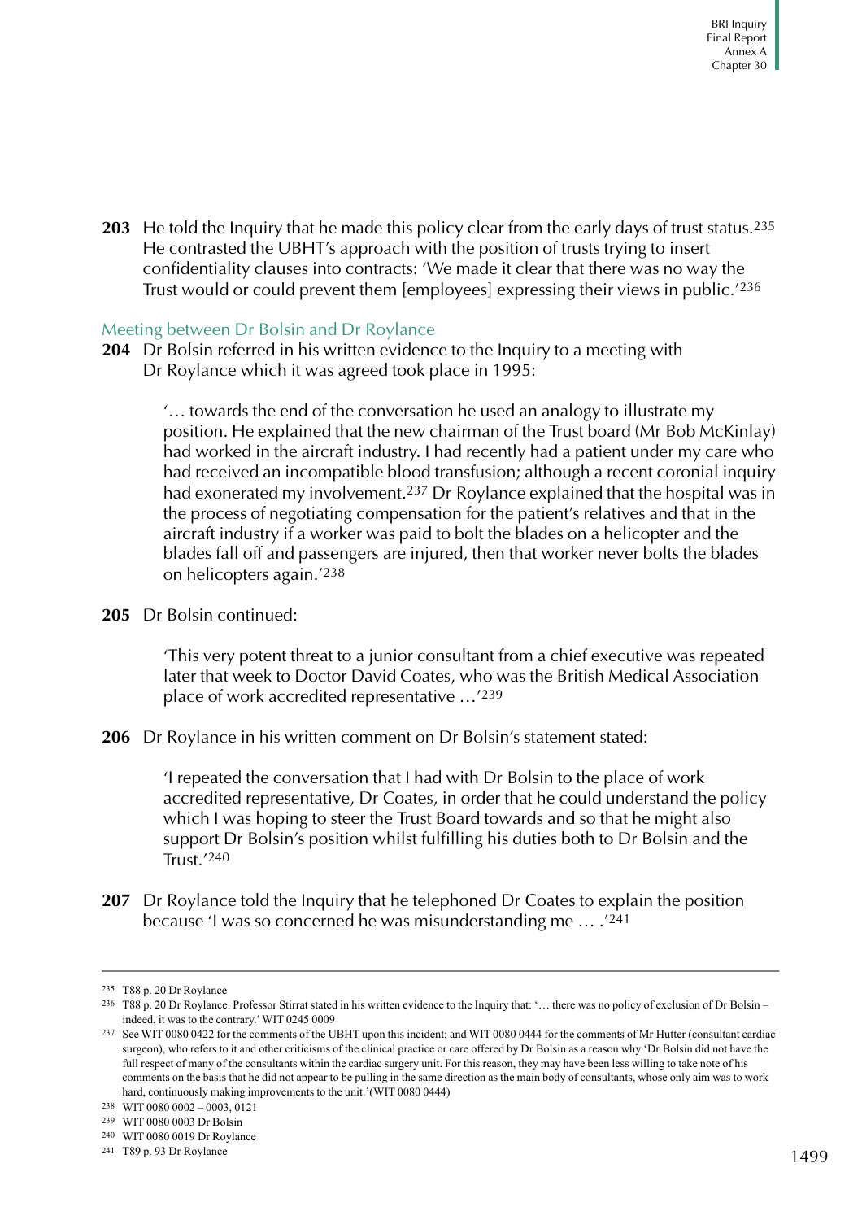**203** He told the Inquiry that he made this policy clear from the early days of trust status.[235] He contrasted the UBHT's approach with the position of trusts trying to insert confidentiality clauses into contracts: 'We made it clear that there was no way the Trust would or could prevent them [employees] expressing their views in public.'[236]

### Meeting between Dr Bolsin and Dr Roylance

**204** Dr Bolsin referred in his written evidence to the Inquiry to a meeting with Dr Roylance which it was agreed took place in 1995:

> '… towards the end of the conversation he used an analogy to illustrate my position. He explained that the new chairman of the Trust board (Mr Bob McKinlay) had worked in the aircraft industry. I had recently had a patient under my care who had received an incompatible blood transfusion; although a recent coronial inquiry had exonerated my involvement.[237] Dr Roylance explained that the hospital was in the process of negotiating compensation for the patient's relatives and that in the aircraft industry if a worker was paid to bolt the blades on a helicopter and the blades fall off and passengers are injured, then that worker never bolts the blades on helicopters again.'[238]

**205** Dr Bolsin continued:

> 'This very potent threat to a junior consultant from a chief executive was repeated later that week to Doctor David Coates, who was the British Medical Association place of work accredited representative …'[239]

**206** Dr Roylance in his written comment on Dr Bolsin's statement stated:

> 'I repeated the conversation that I had with Dr Bolsin to the place of work accredited representative, Dr Coates, in order that he could understand the policy which I was hoping to steer the Trust Board towards and so that he might also support Dr Bolsin's position whilst fulfilling his duties both to Dr Bolsin and the Trust.'[240]

**207** Dr Roylance told the Inquiry that he telephoned Dr Coates to explain the position because 'I was so concerned he was misunderstanding me … .'[241]

---

235 T88 p. 20 Dr Roylance

236 T88 p. 20 Dr Roylance. Professor Stirrat stated in his written evidence to the Inquiry that: '… there was no policy of exclusion of Dr Bolsin – indeed, it was to the contrary.' WIT 0245 0009

237 See WIT 0080 0422 for the comments of the UBHT upon this incident; and WIT 0080 0444 for the comments of Mr Hutter (consultant cardiac surgeon), who refers to it and other criticisms of the clinical practice or care offered by Dr Bolsin as a reason why 'Dr Bolsin did not have the full respect of many of the consultants within the cardiac surgery unit. For this reason, they may have been less willing to take note of his comments on the basis that he did not appear to be pulling in the same direction as the main body of consultants, whose only aim was to work hard, continuously making improvements to the unit.' (WIT 0080 0444)

238 WIT 0080 0002 – 0003, 0121

239 WIT 0080 0003 Dr Bolsin

240 WIT 0080 0019 Dr Roylance

241 T89 p. 93 Dr Roylance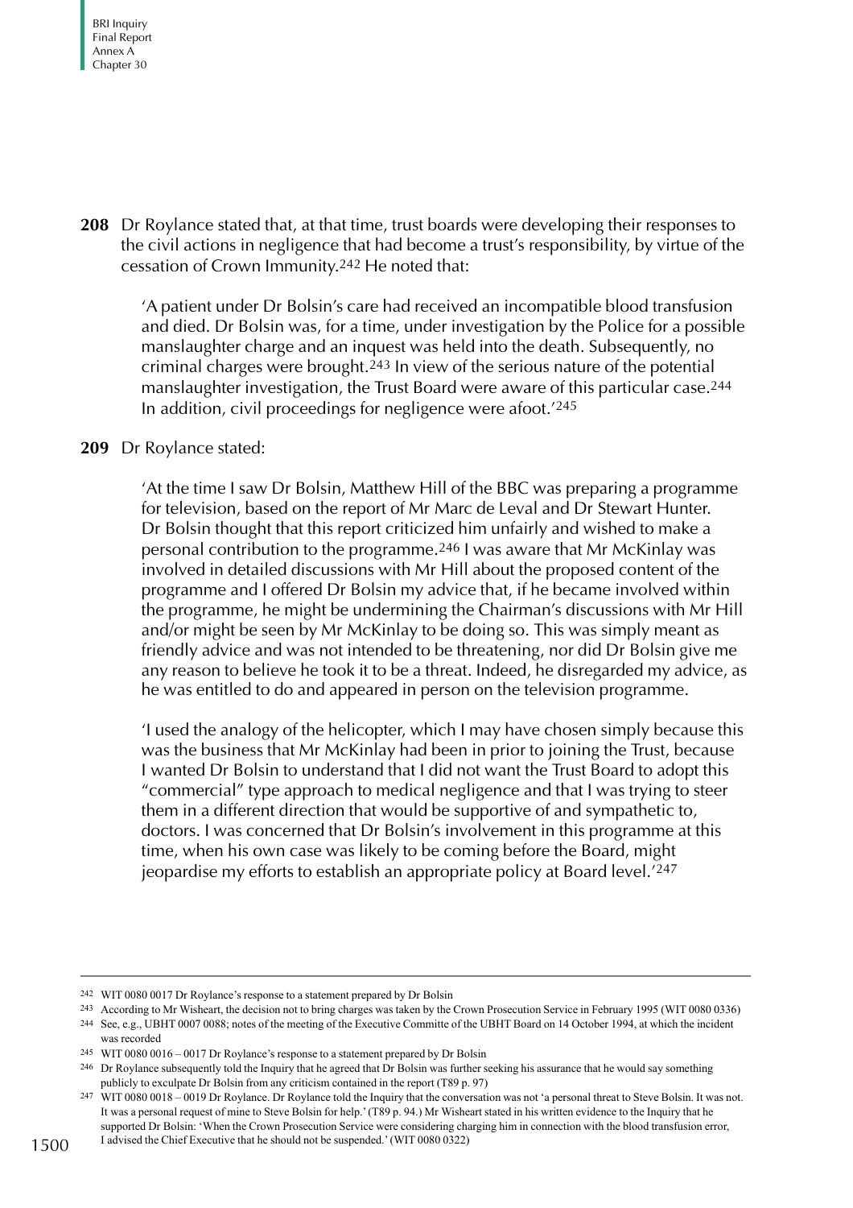**208** Dr Roylance stated that, at that time, trust boards were developing their responses to the civil actions in negligence that had become a trust's responsibility, by virtue of the cessation of Crown Immunity.[242] He noted that:

> 'A patient under Dr Bolsin's care had received an incompatible blood transfusion and died. Dr Bolsin was, for a time, under investigation by the Police for a possible manslaughter charge and an inquest was held into the death. Subsequently, no criminal charges were brought.[243] In view of the serious nature of the potential manslaughter investigation, the Trust Board were aware of this particular case.[244] In addition, civil proceedings for negligence were afoot.'[245]

**209** Dr Roylance stated:

> 'At the time I saw Dr Bolsin, Matthew Hill of the BBC was preparing a programme for television, based on the report of Mr Marc de Leval and Dr Stewart Hunter. Dr Bolsin thought that this report criticized him unfairly and wished to make a personal contribution to the programme.[246] I was aware that Mr McKinlay was involved in detailed discussions with Mr Hill about the proposed content of the programme and I offered Dr Bolsin my advice that, if he became involved within the programme, he might be undermining the Chairman's discussions with Mr Hill and/or might be seen by Mr McKinlay to be doing so. This was simply meant as friendly advice and was not intended to be threatening, nor did Dr Bolsin give me any reason to believe he took it to be a threat. Indeed, he disregarded my advice, as he was entitled to do and appeared in person on the television programme.
>
> 'I used the analogy of the helicopter, which I may have chosen simply because this was the business that Mr McKinlay had been in prior to joining the Trust, because I wanted Dr Bolsin to understand that I did not want the Trust Board to adopt this "commercial" type approach to medical negligence and that I was trying to steer them in a different direction that would be supportive of and sympathetic to, doctors. I was concerned that Dr Bolsin's involvement in this programme at this time, when his own case was likely to be coming before the Board, might jeopardise my efforts to establish an appropriate policy at Board level.'[247]

---

242 WIT 0080 0017 Dr Roylance's response to a statement prepared by Dr Bolsin

243 According to Mr Wisheart, the decision not to bring charges was taken by the Crown Prosecution Service in February 1995 (WIT 0080 0336)

244 See, e.g., UBHT 0007 0088; notes of the meeting of the Executive Committe of the UBHT Board on 14 October 1994, at which the incident was recorded

245 WIT 0080 0016 – 0017 Dr Roylance's response to a statement prepared by Dr Bolsin

246 Dr Roylance subsequently told the Inquiry that he agreed that Dr Bolsin was further seeking his assurance that he would say something publicly to exculpate Dr Bolsin from any criticism contained in the report (T89 p. 97)

247 WIT 0080 0018 – 0019 Dr Roylance. Dr Roylance told the Inquiry that the conversation was not 'a personal threat to Steve Bolsin. It was not. It was a personal request of mine to Steve Bolsin for help.' (T89 p. 94.) Mr Wisheart stated in his written evidence to the Inquiry that he supported Dr Bolsin: 'When the Crown Prosecution Service were considering charging him in connection with the blood transfusion error, I advised the Chief Executive that he should not be suspended.' (WIT 0080 0322)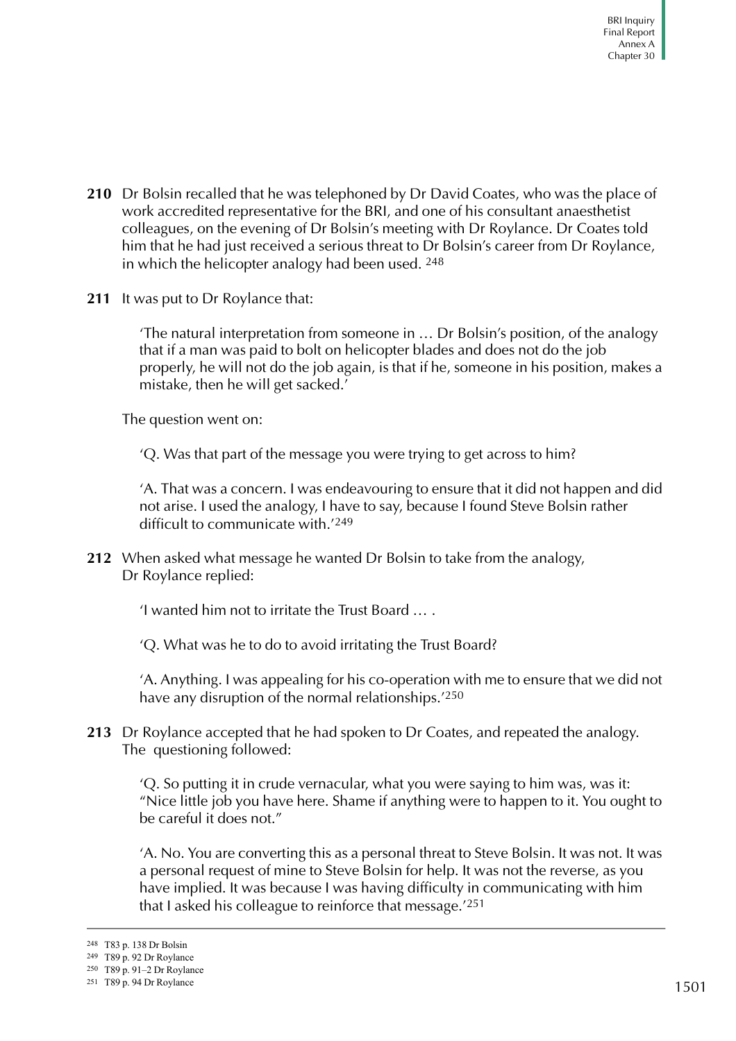**210** Dr Bolsin recalled that he was telephoned by Dr David Coates, who was the place of work accredited representative for the BRI, and one of his consultant anaesthetist colleagues, on the evening of Dr Bolsin's meeting with Dr Roylance. Dr Coates told him that he had just received a serious threat to Dr Bolsin's career from Dr Roylance, in which the helicopter analogy had been used. [248]

**211** It was put to Dr Roylance that:

> 'The natural interpretation from someone in … Dr Bolsin's position, of the analogy that if a man was paid to bolt on helicopter blades and does not do the job properly, he will not do the job again, is that if he, someone in his position, makes a mistake, then he will get sacked.'

The question went on:

> 'Q. Was that part of the message you were trying to get across to him?
>
> 'A. That was a concern. I was endeavouring to ensure that it did not happen and did not arise. I used the analogy, I have to say, because I found Steve Bolsin rather difficult to communicate with.'[249]

**212** When asked what message he wanted Dr Bolsin to take from the analogy, Dr Roylance replied:

> 'I wanted him not to irritate the Trust Board … .
>
> 'Q. What was he to do to avoid irritating the Trust Board?
>
> 'A. Anything. I was appealing for his co-operation with me to ensure that we did not have any disruption of the normal relationships.'[250]

**213** Dr Roylance accepted that he had spoken to Dr Coates, and repeated the analogy. The questioning followed:

> 'Q. So putting it in crude vernacular, what you were saying to him was, was it: "Nice little job you have here. Shame if anything were to happen to it. You ought to be careful it does not."
>
> 'A. No. You are converting this as a personal threat to Steve Bolsin. It was not. It was a personal request of mine to Steve Bolsin for help. It was not the reverse, as you have implied. It was because I was having difficulty in communicating with him that I asked his colleague to reinforce that message.'[251]

---

[248] T83 p. 138 Dr Bolsin

[249] T89 p. 92 Dr Roylance

[250] T89 p. 91–2 Dr Roylance

[251] T89 p. 94 Dr Roylance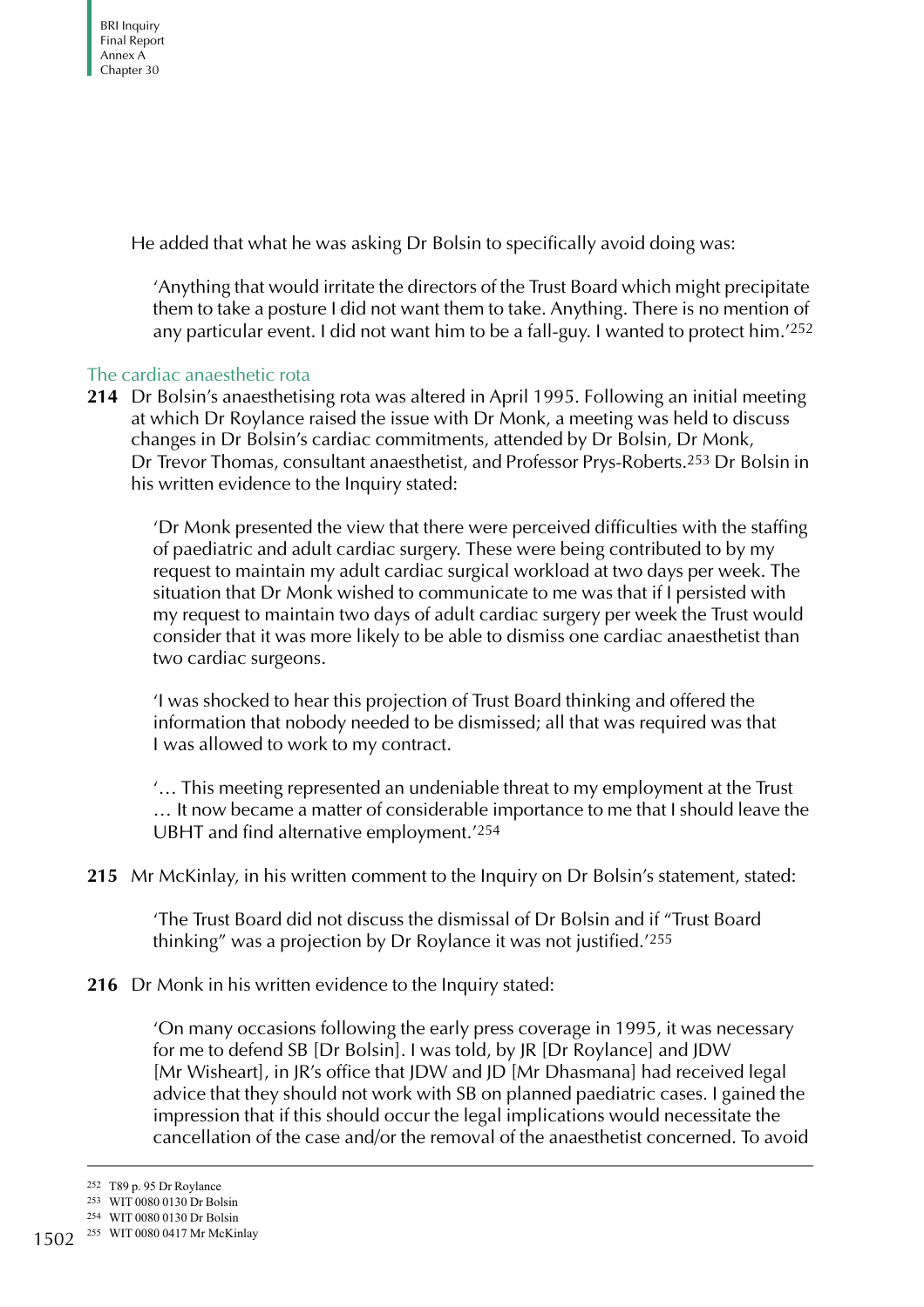He added that what he was asking Dr Bolsin to specifically avoid doing was:

> 'Anything that would irritate the directors of the Trust Board which might precipitate them to take a posture I did not want them to take. Anything. There is no mention of any particular event. I did not want him to be a fall-guy. I wanted to protect him.'[252]

### The cardiac anaesthetic rota

**214** Dr Bolsin's anaesthetising rota was altered in April 1995. Following an initial meeting at which Dr Roylance raised the issue with Dr Monk, a meeting was held to discuss changes in Dr Bolsin's cardiac commitments, attended by Dr Bolsin, Dr Monk, Dr Trevor Thomas, consultant anaesthetist, and Professor Prys-Roberts.[253] Dr Bolsin in his written evidence to the Inquiry stated:

> 'Dr Monk presented the view that there were perceived difficulties with the staffing of paediatric and adult cardiac surgery. These were being contributed to by my request to maintain my adult cardiac surgical workload at two days per week. The situation that Dr Monk wished to communicate to me was that if I persisted with my request to maintain two days of adult cardiac surgery per week the Trust would consider that it was more likely to be able to dismiss one cardiac anaesthetist than two cardiac surgeons.
>
> 'I was shocked to hear this projection of Trust Board thinking and offered the information that nobody needed to be dismissed; all that was required was that I was allowed to work to my contract.
>
> '… This meeting represented an undeniable threat to my employment at the Trust … It now became a matter of considerable importance to me that I should leave the UBHT and find alternative employment.'[254]

**215** Mr McKinlay, in his written comment to the Inquiry on Dr Bolsin's statement, stated:

> 'The Trust Board did not discuss the dismissal of Dr Bolsin and if "Trust Board thinking" was a projection by Dr Roylance it was not justified.'[255]

**216** Dr Monk in his written evidence to the Inquiry stated:

> 'On many occasions following the early press coverage in 1995, it was necessary for me to defend SB [Dr Bolsin]. I was told, by JR [Dr Roylance] and JDW [Mr Wisheart], in JR's office that JDW and JD [Mr Dhasmana] had received legal advice that they should not work with SB on planned paediatric cases. I gained the impression that if this should occur the legal implications would necessitate the cancellation of the case and/or the removal of the anaesthetist concerned. To avoid

---

[252] T89 p. 95 Dr Roylance

[253] WIT 0080 0130 Dr Bolsin

[254] WIT 0080 0130 Dr Bolsin

[255] WIT 0080 0417 Mr McKinlay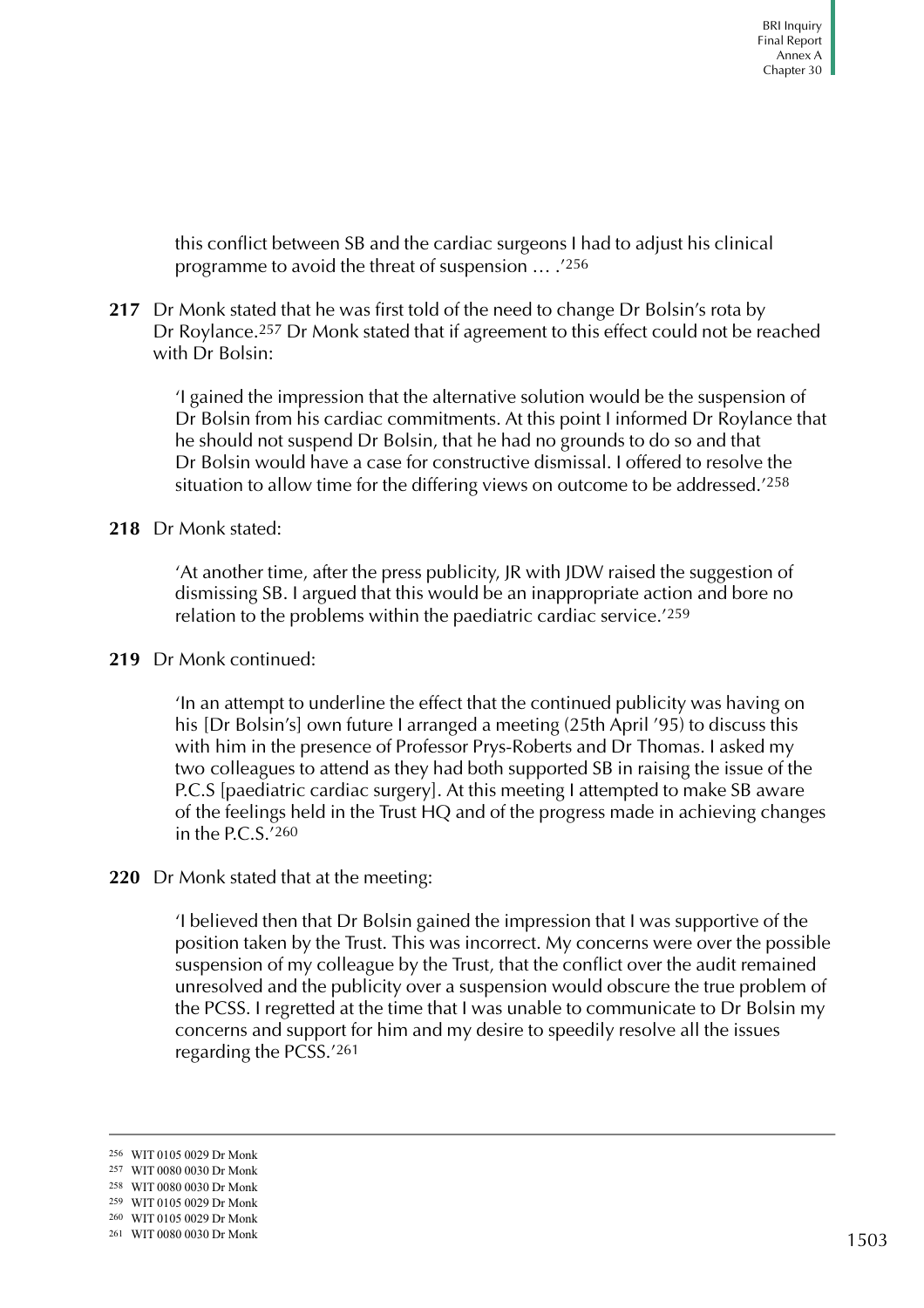this conflict between SB and the cardiac surgeons I had to adjust his clinical programme to avoid the threat of suspension … .'[256]

**217** Dr Monk stated that he was first told of the need to change Dr Bolsin's rota by Dr Roylance.[257] Dr Monk stated that if agreement to this effect could not be reached with Dr Bolsin:

> 'I gained the impression that the alternative solution would be the suspension of Dr Bolsin from his cardiac commitments. At this point I informed Dr Roylance that he should not suspend Dr Bolsin, that he had no grounds to do so and that Dr Bolsin would have a case for constructive dismissal. I offered to resolve the situation to allow time for the differing views on outcome to be addressed.'[258]

**218** Dr Monk stated:

> 'At another time, after the press publicity, JR with JDW raised the suggestion of dismissing SB. I argued that this would be an inappropriate action and bore no relation to the problems within the paediatric cardiac service.'[259]

**219** Dr Monk continued:

> 'In an attempt to underline the effect that the continued publicity was having on his [Dr Bolsin's] own future I arranged a meeting (25th April '95) to discuss this with him in the presence of Professor Prys-Roberts and Dr Thomas. I asked my two colleagues to attend as they had both supported SB in raising the issue of the P.C.S [paediatric cardiac surgery]. At this meeting I attempted to make SB aware of the feelings held in the Trust HQ and of the progress made in achieving changes in the P.C.S.'[260]

**220** Dr Monk stated that at the meeting:

> 'I believed then that Dr Bolsin gained the impression that I was supportive of the position taken by the Trust. This was incorrect. My concerns were over the possible suspension of my colleague by the Trust, that the conflict over the audit remained unresolved and the publicity over a suspension would obscure the true problem of the PCSS. I regretted at the time that I was unable to communicate to Dr Bolsin my concerns and support for him and my desire to speedily resolve all the issues regarding the PCSS.'[261]

---

[256] WIT 0105 0029 Dr Monk
[257] WIT 0080 0030 Dr Monk
[258] WIT 0080 0030 Dr Monk
[259] WIT 0105 0029 Dr Monk
[260] WIT 0105 0029 Dr Monk
[261] WIT 0080 0030 Dr Monk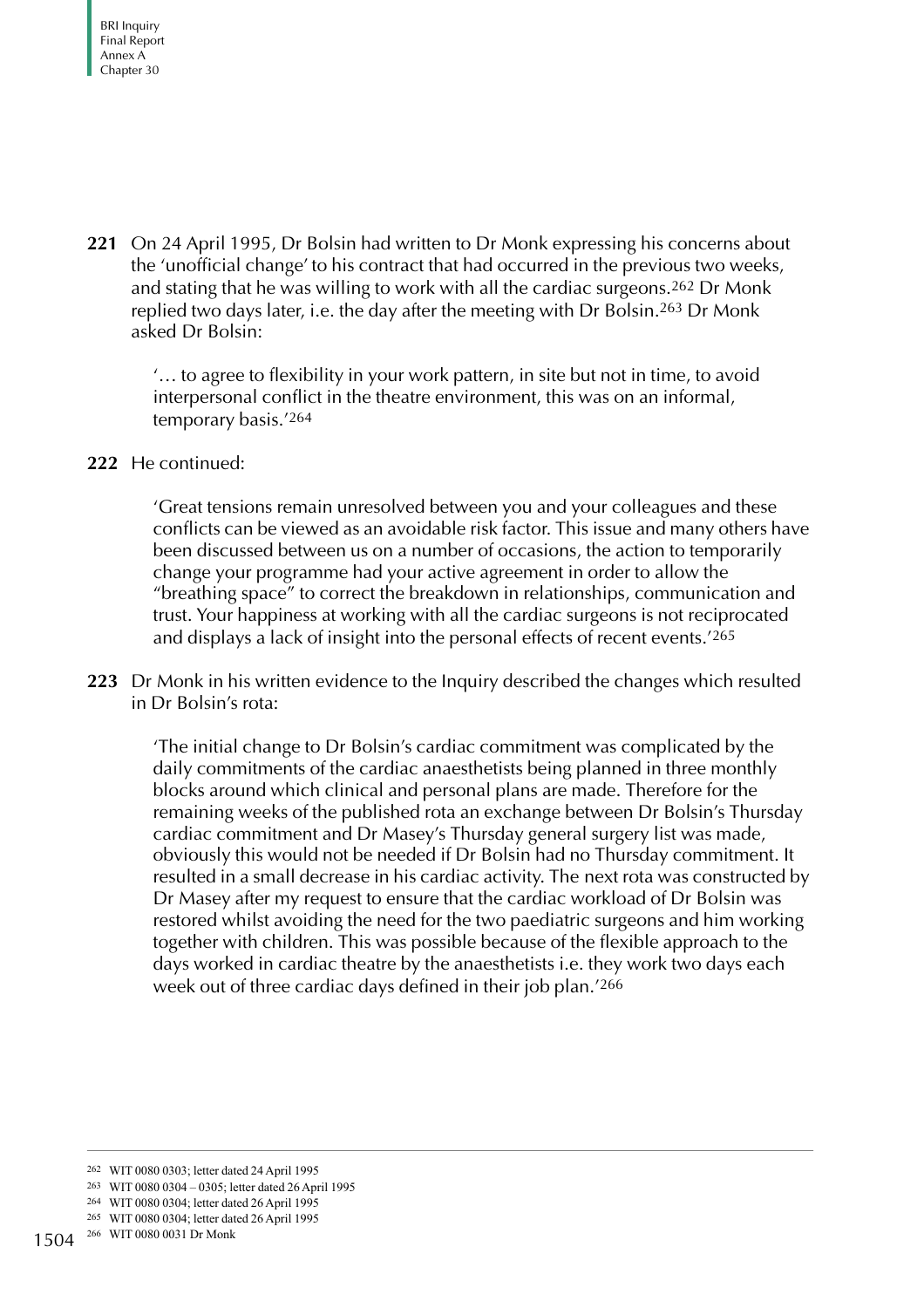**221** On 24 April 1995, Dr Bolsin had written to Dr Monk expressing his concerns about the 'unofficial change' to his contract that had occurred in the previous two weeks, and stating that he was willing to work with all the cardiac surgeons.[262] Dr Monk replied two days later, i.e. the day after the meeting with Dr Bolsin.[263] Dr Monk asked Dr Bolsin:

> '… to agree to flexibility in your work pattern, in site but not in time, to avoid interpersonal conflict in the theatre environment, this was on an informal, temporary basis.'[264]

**222** He continued:

> 'Great tensions remain unresolved between you and your colleagues and these conflicts can be viewed as an avoidable risk factor. This issue and many others have been discussed between us on a number of occasions, the action to temporarily change your programme had your active agreement in order to allow the "breathing space" to correct the breakdown in relationships, communication and trust. Your happiness at working with all the cardiac surgeons is not reciprocated and displays a lack of insight into the personal effects of recent events.'[265]

**223** Dr Monk in his written evidence to the Inquiry described the changes which resulted in Dr Bolsin's rota:

> 'The initial change to Dr Bolsin's cardiac commitment was complicated by the daily commitments of the cardiac anaesthetists being planned in three monthly blocks around which clinical and personal plans are made. Therefore for the remaining weeks of the published rota an exchange between Dr Bolsin's Thursday cardiac commitment and Dr Masey's Thursday general surgery list was made, obviously this would not be needed if Dr Bolsin had no Thursday commitment. It resulted in a small decrease in his cardiac activity. The next rota was constructed by Dr Masey after my request to ensure that the cardiac workload of Dr Bolsin was restored whilst avoiding the need for the two paediatric surgeons and him working together with children. This was possible because of the flexible approach to the days worked in cardiac theatre by the anaesthetists i.e. they work two days each week out of three cardiac days defined in their job plan.'[266]

---

262 WIT 0080 0303; letter dated 24 April 1995

263 WIT 0080 0304 – 0305; letter dated 26 April 1995

264 WIT 0080 0304; letter dated 26 April 1995

265 WIT 0080 0304; letter dated 26 April 1995

266 WIT 0080 0031 Dr Monk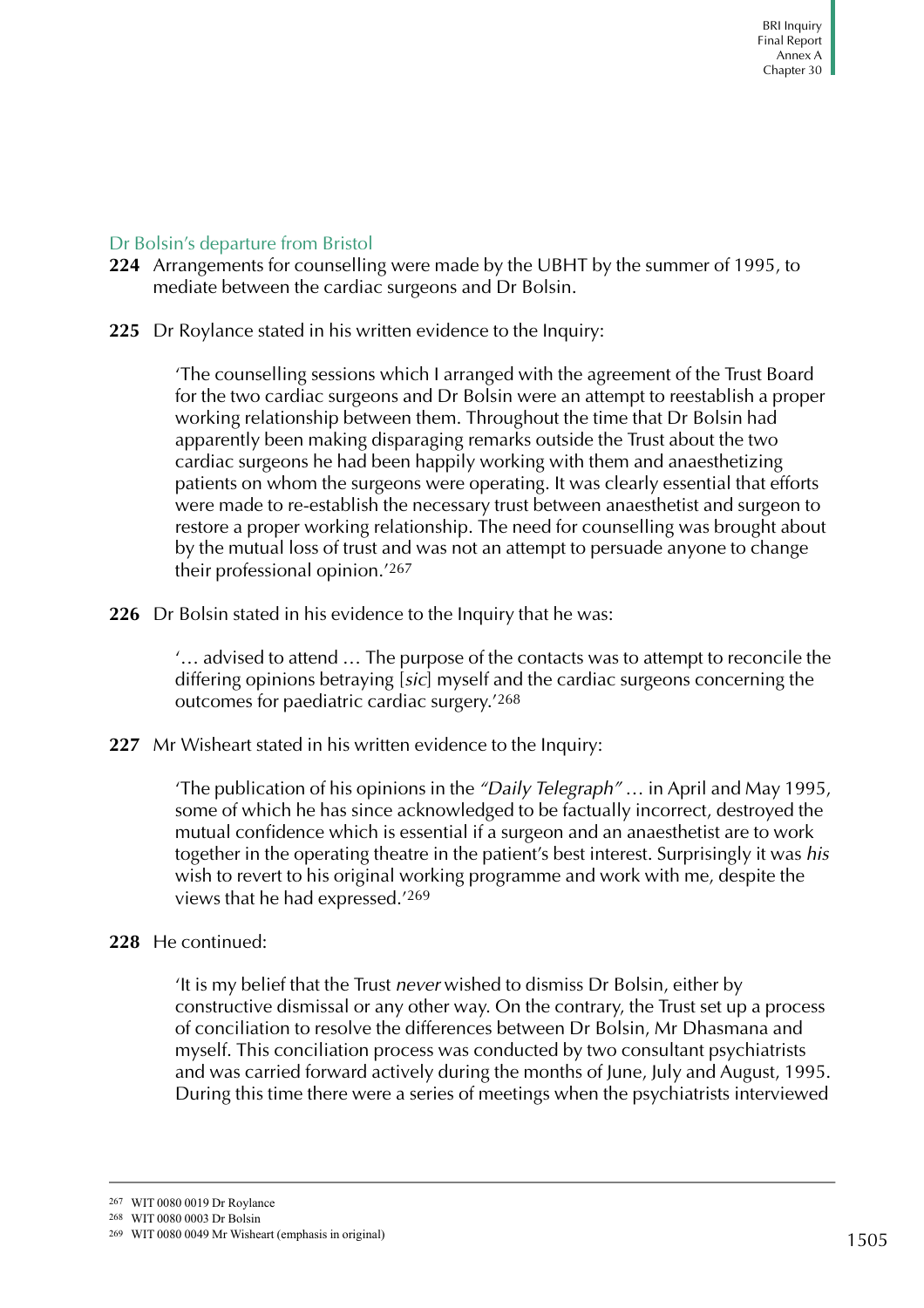## Dr Bolsin's departure from Bristol

**224** Arrangements for counselling were made by the UBHT by the summer of 1995, to mediate between the cardiac surgeons and Dr Bolsin.

**225** Dr Roylance stated in his written evidence to the Inquiry:

> 'The counselling sessions which I arranged with the agreement of the Trust Board for the two cardiac surgeons and Dr Bolsin were an attempt to reestablish a proper working relationship between them. Throughout the time that Dr Bolsin had apparently been making disparaging remarks outside the Trust about the two cardiac surgeons he had been happily working with them and anaesthetizing patients on whom the surgeons were operating. It was clearly essential that efforts were made to re-establish the necessary trust between anaesthetist and surgeon to restore a proper working relationship. The need for counselling was brought about by the mutual loss of trust and was not an attempt to persuade anyone to change their professional opinion.'[267]

**226** Dr Bolsin stated in his evidence to the Inquiry that he was:

> '… advised to attend … The purpose of the contacts was to attempt to reconcile the differing opinions betraying [*sic*] myself and the cardiac surgeons concerning the outcomes for paediatric cardiac surgery.'[268]

**227** Mr Wisheart stated in his written evidence to the Inquiry:

> 'The publication of his opinions in the *"Daily Telegraph"* … in April and May 1995, some of which he has since acknowledged to be factually incorrect, destroyed the mutual confidence which is essential if a surgeon and an anaesthetist are to work together in the operating theatre in the patient's best interest. Surprisingly it was *his* wish to revert to his original working programme and work with me, despite the views that he had expressed.'[269]

**228** He continued:

> 'It is my belief that the Trust *never* wished to dismiss Dr Bolsin, either by constructive dismissal or any other way. On the contrary, the Trust set up a process of conciliation to resolve the differences between Dr Bolsin, Mr Dhasmana and myself. This conciliation process was conducted by two consultant psychiatrists and was carried forward actively during the months of June, July and August, 1995. During this time there were a series of meetings when the psychiatrists interviewed

---

267 WIT 0080 0019 Dr Roylance

268 WIT 0080 0003 Dr Bolsin

269 WIT 0080 0049 Mr Wisheart (emphasis in original)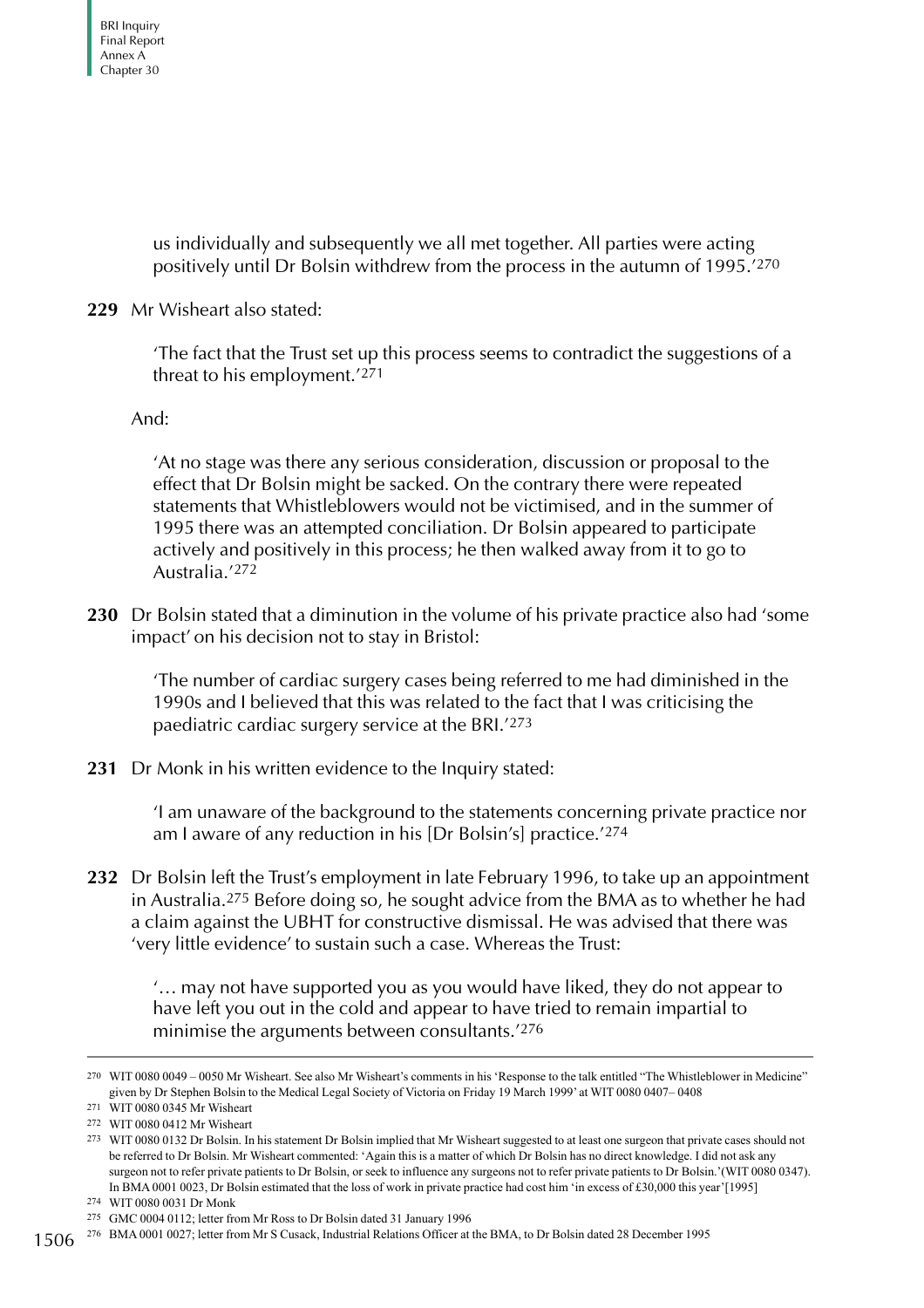us individually and subsequently we all met together. All parties were acting positively until Dr Bolsin withdrew from the process in the autumn of 1995.'[270]

**229** Mr Wisheart also stated:

> 'The fact that the Trust set up this process seems to contradict the suggestions of a threat to his employment.'[271]

And:

> 'At no stage was there any serious consideration, discussion or proposal to the effect that Dr Bolsin might be sacked. On the contrary there were repeated statements that Whistleblowers would not be victimised, and in the summer of 1995 there was an attempted conciliation. Dr Bolsin appeared to participate actively and positively in this process; he then walked away from it to go to Australia.'[272]

**230** Dr Bolsin stated that a diminution in the volume of his private practice also had 'some impact' on his decision not to stay in Bristol:

> 'The number of cardiac surgery cases being referred to me had diminished in the 1990s and I believed that this was related to the fact that I was criticising the paediatric cardiac surgery service at the BRI.'[273]

**231** Dr Monk in his written evidence to the Inquiry stated:

> 'I am unaware of the background to the statements concerning private practice nor am I aware of any reduction in his [Dr Bolsin's] practice.'[274]

**232** Dr Bolsin left the Trust's employment in late February 1996, to take up an appointment in Australia.[275] Before doing so, he sought advice from the BMA as to whether he had a claim against the UBHT for constructive dismissal. He was advised that there was 'very little evidence' to sustain such a case. Whereas the Trust:

> '… may not have supported you as you would have liked, they do not appear to have left you out in the cold and appear to have tried to remain impartial to minimise the arguments between consultants.'[276]

---

270 WIT 0080 0049 – 0050 Mr Wisheart. See also Mr Wisheart's comments in his 'Response to the talk entitled "The Whistleblower in Medicine" given by Dr Stephen Bolsin to the Medical Legal Society of Victoria on Friday 19 March 1999' at WIT 0080 0407– 0408

271 WIT 0080 0345 Mr Wisheart

272 WIT 0080 0412 Mr Wisheart

273 WIT 0080 0132 Dr Bolsin. In his statement Dr Bolsin implied that Mr Wisheart suggested to at least one surgeon that private cases should not be referred to Dr Bolsin. Mr Wisheart commented: 'Again this is a matter of which Dr Bolsin has no direct knowledge. I did not ask any surgeon not to refer private patients to Dr Bolsin, or seek to influence any surgeons not to refer private patients to Dr Bolsin.'(WIT 0080 0347). In BMA 0001 0023, Dr Bolsin estimated that the loss of work in private practice had cost him 'in excess of £30,000 this year'[1995]

274 WIT 0080 0031 Dr Monk

275 GMC 0004 0112; letter from Mr Ross to Dr Bolsin dated 31 January 1996

276 BMA 0001 0027; letter from Mr S Cusack, Industrial Relations Officer at the BMA, to Dr Bolsin dated 28 December 1995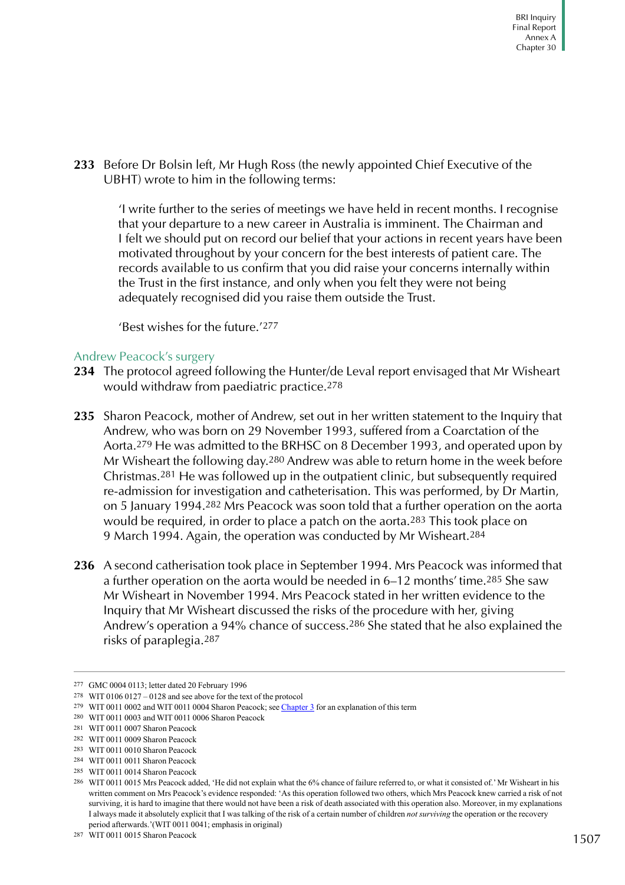**233** Before Dr Bolsin left, Mr Hugh Ross (the newly appointed Chief Executive of the UBHT) wrote to him in the following terms:

> 'I write further to the series of meetings we have held in recent months. I recognise that your departure to a new career in Australia is imminent. The Chairman and I felt we should put on record our belief that your actions in recent years have been motivated throughout by your concern for the best interests of patient care. The records available to us confirm that you did raise your concerns internally within the Trust in the first instance, and only when you felt they were not being adequately recognised did you raise them outside the Trust.
>
> 'Best wishes for the future.'[277]

## Andrew Peacock's surgery

**234** The protocol agreed following the Hunter/de Leval report envisaged that Mr Wisheart would withdraw from paediatric practice.[278]

**235** Sharon Peacock, mother of Andrew, set out in her written statement to the Inquiry that Andrew, who was born on 29 November 1993, suffered from a Coarctation of the Aorta.[279] He was admitted to the BRHSC on 8 December 1993, and operated upon by Mr Wisheart the following day.[280] Andrew was able to return home in the week before Christmas.[281] He was followed up in the outpatient clinic, but subsequently required re-admission for investigation and catheterisation. This was performed, by Dr Martin, on 5 January 1994.[282] Mrs Peacock was soon told that a further operation on the aorta would be required, in order to place a patch on the aorta.[283] This took place on 9 March 1994. Again, the operation was conducted by Mr Wisheart.[284]

**236** A second catherisation took place in September 1994. Mrs Peacock was informed that a further operation on the aorta would be needed in 6–12 months' time.[285] She saw Mr Wisheart in November 1994. Mrs Peacock stated in her written evidence to the Inquiry that Mr Wisheart discussed the risks of the procedure with her, giving Andrew's operation a 94% chance of success.[286] She stated that he also explained the risks of paraplegia.[287]

---

277 GMC 0004 0113; letter dated 20 February 1996

278 WIT 0106 0127 – 0128 and see above for the text of the protocol

279 WIT 0011 0002 and WIT 0011 0004 Sharon Peacock; see Chapter 3 for an explanation of this term

280 WIT 0011 0003 and WIT 0011 0006 Sharon Peacock

281 WIT 0011 0007 Sharon Peacock

282 WIT 0011 0009 Sharon Peacock

283 WIT 0011 0010 Sharon Peacock

284 WIT 0011 0011 Sharon Peacock

285 WIT 0011 0014 Sharon Peacock

286 WIT 0011 0015 Mrs Peacock added, 'He did not explain what the 6% chance of failure referred to, or what it consisted of.' Mr Wisheart in his written comment on Mrs Peacock's evidence responded: 'As this operation followed two others, which Mrs Peacock knew carried a risk of not surviving, it is hard to imagine that there would not have been a risk of death associated with this operation also. Moreover, in my explanations I always made it absolutely explicit that I was talking of the risk of a certain number of children *not surviving* the operation or the recovery period afterwards.'(WIT 0011 0041; emphasis in original)

287 WIT 0011 0015 Sharon Peacock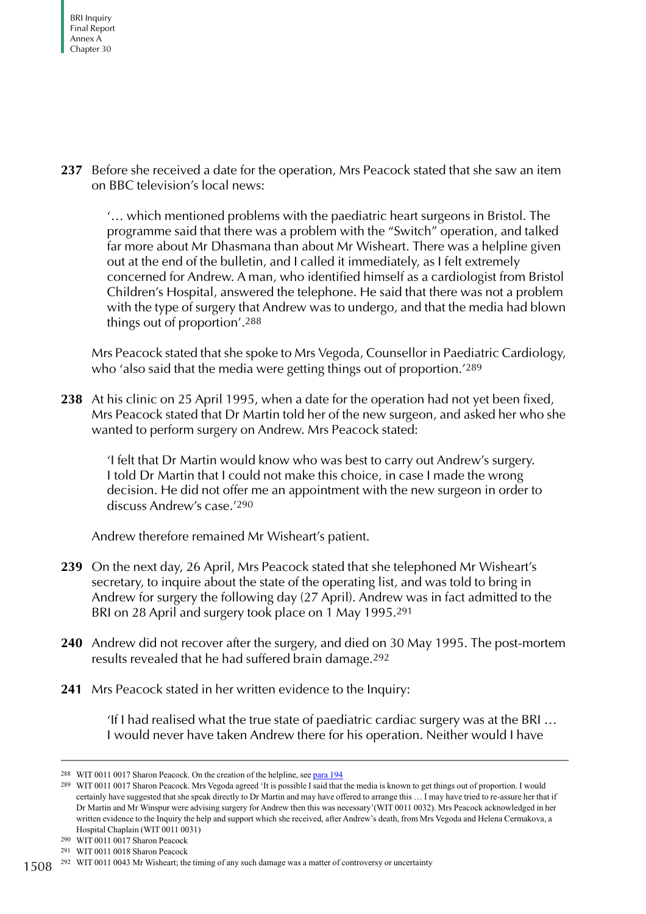**237** Before she received a date for the operation, Mrs Peacock stated that she saw an item on BBC television's local news:

> '… which mentioned problems with the paediatric heart surgeons in Bristol. The programme said that there was a problem with the "Switch" operation, and talked far more about Mr Dhasmana than about Mr Wisheart. There was a helpline given out at the end of the bulletin, and I called it immediately, as I felt extremely concerned for Andrew. A man, who identified himself as a cardiologist from Bristol Children's Hospital, answered the telephone. He said that there was not a problem with the type of surgery that Andrew was to undergo, and that the media had blown things out of proportion'.[288]

Mrs Peacock stated that she spoke to Mrs Vegoda, Counsellor in Paediatric Cardiology, who 'also said that the media were getting things out of proportion.'[289]

**238** At his clinic on 25 April 1995, when a date for the operation had not yet been fixed, Mrs Peacock stated that Dr Martin told her of the new surgeon, and asked her who she wanted to perform surgery on Andrew. Mrs Peacock stated:

> 'I felt that Dr Martin would know who was best to carry out Andrew's surgery. I told Dr Martin that I could not make this choice, in case I made the wrong decision. He did not offer me an appointment with the new surgeon in order to discuss Andrew's case.'[290]

Andrew therefore remained Mr Wisheart's patient.

**239** On the next day, 26 April, Mrs Peacock stated that she telephoned Mr Wisheart's secretary, to inquire about the state of the operating list, and was told to bring in Andrew for surgery the following day (27 April). Andrew was in fact admitted to the BRI on 28 April and surgery took place on 1 May 1995.[291]

**240** Andrew did not recover after the surgery, and died on 30 May 1995. The post-mortem results revealed that he had suffered brain damage.[292]

**241** Mrs Peacock stated in her written evidence to the Inquiry:

> 'If I had realised what the true state of paediatric cardiac surgery was at the BRI … I would never have taken Andrew there for his operation. Neither would I have

---

288 WIT 0011 0017 Sharon Peacock. On the creation of the helpline, see para 194

289 WIT 0011 0017 Sharon Peacock. Mrs Vegoda agreed 'It is possible I said that the media is known to get things out of proportion. I would certainly have suggested that she speak directly to Dr Martin and may have offered to arrange this … I may have tried to re-assure her that if Dr Martin and Mr Winspur were advising surgery for Andrew then this was necessary'(WIT 0011 0032). Mrs Peacock acknowledged in her written evidence to the Inquiry the help and support which she received, after Andrew's death, from Mrs Vegoda and Helena Cermakova, a Hospital Chaplain (WIT 0011 0031)

290 WIT 0011 0017 Sharon Peacock

291 WIT 0011 0018 Sharon Peacock

292 WIT 0011 0043 Mr Wisheart; the timing of any such damage was a matter of controversy or uncertainty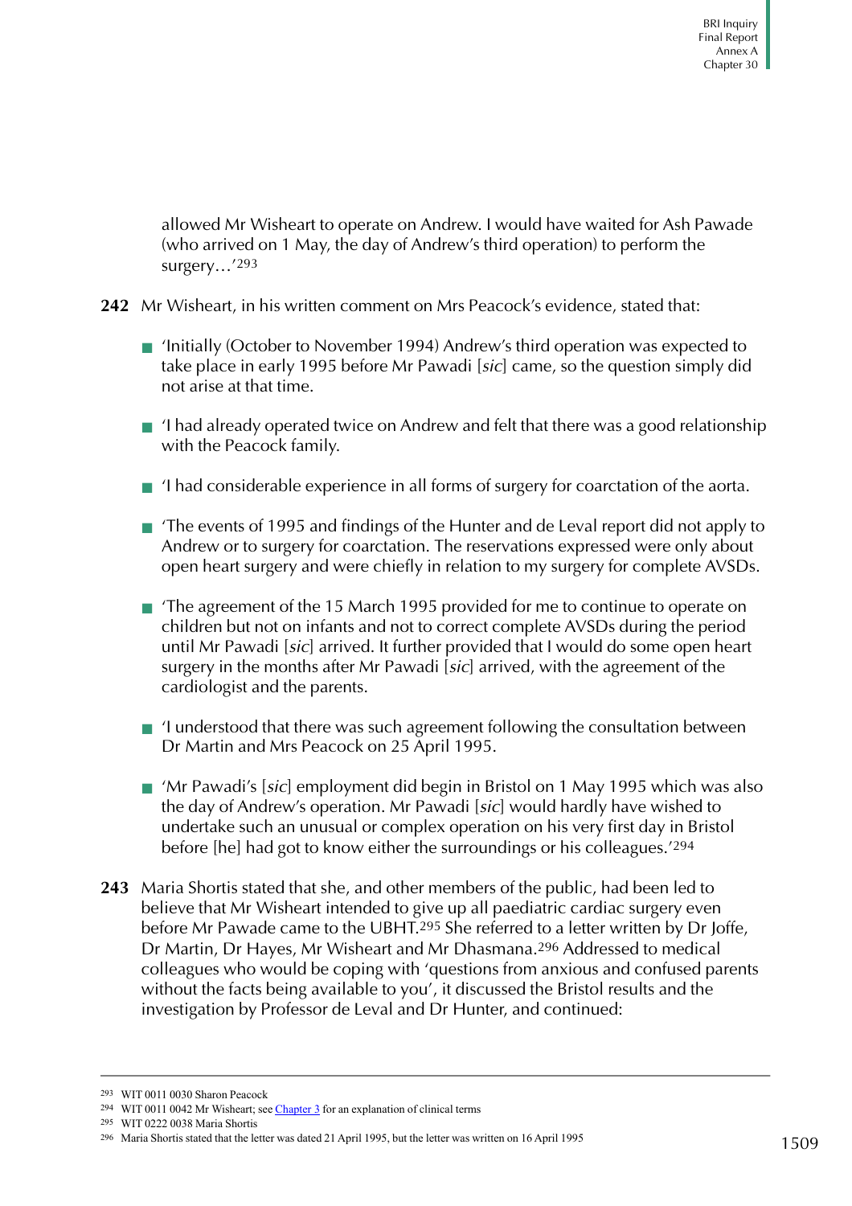allowed Mr Wisheart to operate on Andrew. I would have waited for Ash Pawade (who arrived on 1 May, the day of Andrew's third operation) to perform the surgery…'[293]

**242** Mr Wisheart, in his written comment on Mrs Peacock's evidence, stated that:

- 'Initially (October to November 1994) Andrew's third operation was expected to take place in early 1995 before Mr Pawadi [*sic*] came, so the question simply did not arise at that time.
- 'I had already operated twice on Andrew and felt that there was a good relationship with the Peacock family.
- 'I had considerable experience in all forms of surgery for coarctation of the aorta.
- 'The events of 1995 and findings of the Hunter and de Leval report did not apply to Andrew or to surgery for coarctation. The reservations expressed were only about open heart surgery and were chiefly in relation to my surgery for complete AVSDs.
- 'The agreement of the 15 March 1995 provided for me to continue to operate on children but not on infants and not to correct complete AVSDs during the period until Mr Pawadi [*sic*] arrived. It further provided that I would do some open heart surgery in the months after Mr Pawadi [*sic*] arrived, with the agreement of the cardiologist and the parents.
- 'I understood that there was such agreement following the consultation between Dr Martin and Mrs Peacock on 25 April 1995.
- 'Mr Pawadi's [*sic*] employment did begin in Bristol on 1 May 1995 which was also the day of Andrew's operation. Mr Pawadi [*sic*] would hardly have wished to undertake such an unusual or complex operation on his very first day in Bristol before [he] had got to know either the surroundings or his colleagues.'[294]

**243** Maria Shortis stated that she, and other members of the public, had been led to believe that Mr Wisheart intended to give up all paediatric cardiac surgery even before Mr Pawade came to the UBHT.[295] She referred to a letter written by Dr Joffe, Dr Martin, Dr Hayes, Mr Wisheart and Mr Dhasmana.[296] Addressed to medical colleagues who would be coping with 'questions from anxious and confused parents without the facts being available to you', it discussed the Bristol results and the investigation by Professor de Leval and Dr Hunter, and continued:

---

293 WIT 0011 0030 Sharon Peacock

294 WIT 0011 0042 Mr Wisheart; see Chapter 3 for an explanation of clinical terms

295 WIT 0222 0038 Maria Shortis

296 Maria Shortis stated that the letter was dated 21 April 1995, but the letter was written on 16 April 1995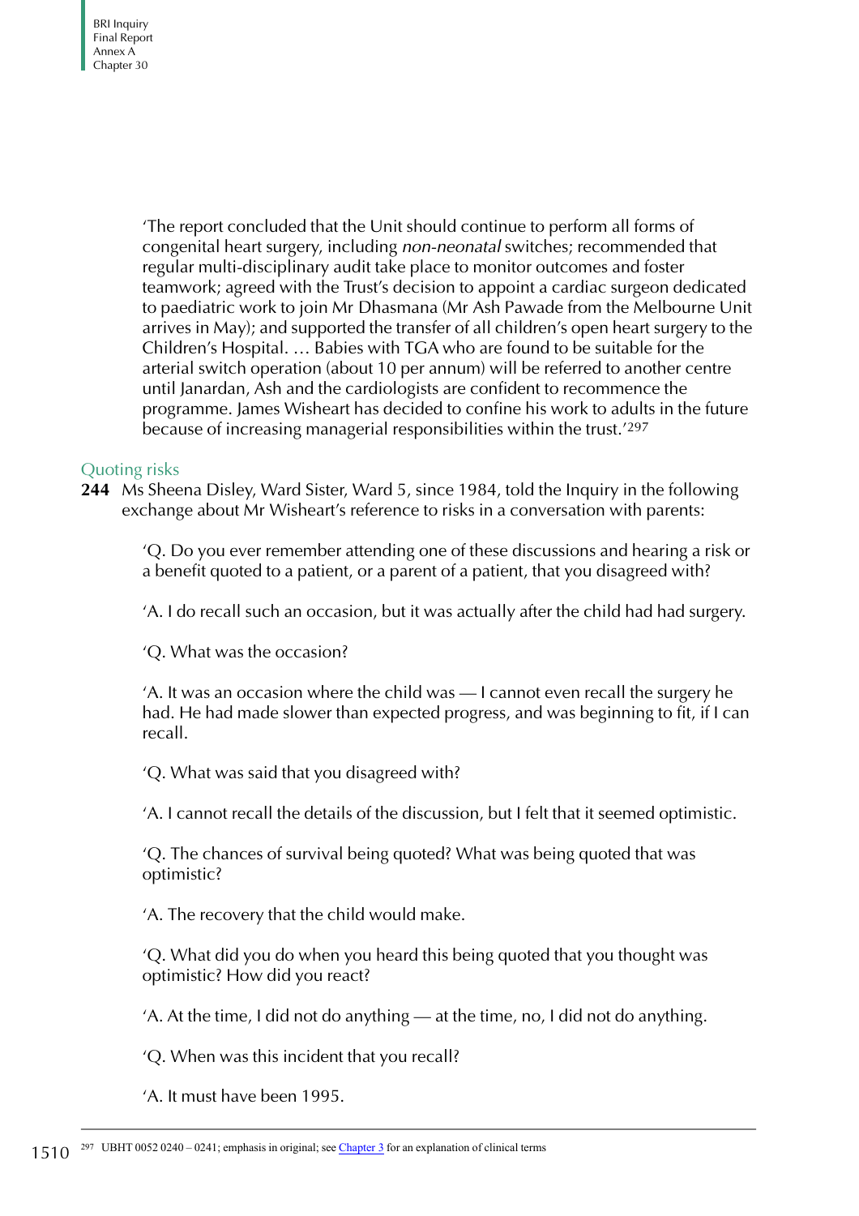> 'The report concluded that the Unit should continue to perform all forms of congenital heart surgery, including *non-neonatal* switches; recommended that regular multi-disciplinary audit take place to monitor outcomes and foster teamwork; agreed with the Trust's decision to appoint a cardiac surgeon dedicated to paediatric work to join Mr Dhasmana (Mr Ash Pawade from the Melbourne Unit arrives in May); and supported the transfer of all children's open heart surgery to the Children's Hospital. … Babies with TGA who are found to be suitable for the arterial switch operation (about 10 per annum) will be referred to another centre until Janardan, Ash and the cardiologists are confident to recommence the programme. James Wisheart has decided to confine his work to adults in the future because of increasing managerial responsibilities within the trust.'[297]

## Quoting risks

**244** Ms Sheena Disley, Ward Sister, Ward 5, since 1984, told the Inquiry in the following exchange about Mr Wisheart's reference to risks in a conversation with parents:

> 'Q. Do you ever remember attending one of these discussions and hearing a risk or a benefit quoted to a patient, or a parent of a patient, that you disagreed with?
>
> 'A. I do recall such an occasion, but it was actually after the child had had surgery.
>
> 'Q. What was the occasion?
>
> 'A. It was an occasion where the child was — I cannot even recall the surgery he had. He had made slower than expected progress, and was beginning to fit, if I can recall.
>
> 'Q. What was said that you disagreed with?
>
> 'A. I cannot recall the details of the discussion, but I felt that it seemed optimistic.
>
> 'Q. The chances of survival being quoted? What was being quoted that was optimistic?
>
> 'A. The recovery that the child would make.
>
> 'Q. What did you do when you heard this being quoted that you thought was optimistic? How did you react?
>
> 'A. At the time, I did not do anything — at the time, no, I did not do anything.
>
> 'Q. When was this incident that you recall?
>
> 'A. It must have been 1995.

297 UBHT 0052 0240 – 0241; emphasis in original; see Chapter 3 for an explanation of clinical terms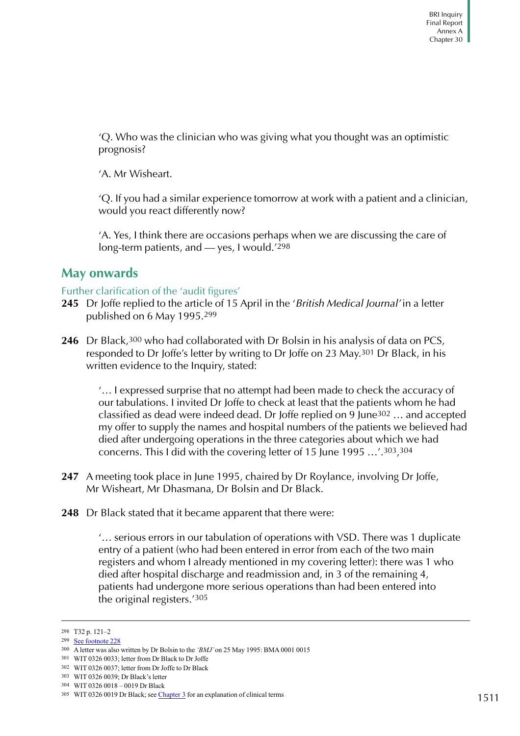'Q. Who was the clinician who was giving what you thought was an optimistic prognosis?

'A. Mr Wisheart.

'Q. If you had a similar experience tomorrow at work with a patient and a clinician, would you react differently now?

'A. Yes, I think there are occasions perhaps when we are discussing the care of long-term patients, and — yes, I would.'[298]

## May onwards

### Further clarification of the 'audit figures'

**245** Dr Joffe replied to the article of 15 April in the '*British Medical Journal*' in a letter published on 6 May 1995.[299]

**246** Dr Black,[300] who had collaborated with Dr Bolsin in his analysis of data on PCS, responded to Dr Joffe's letter by writing to Dr Joffe on 23 May.[301] Dr Black, in his written evidence to the Inquiry, stated:

> '… I expressed surprise that no attempt had been made to check the accuracy of our tabulations. I invited Dr Joffe to check at least that the patients whom he had classified as dead were indeed dead. Dr Joffe replied on 9 June[302] … and accepted my offer to supply the names and hospital numbers of the patients we believed had died after undergoing operations in the three categories about which we had concerns. This I did with the covering letter of 15 June 1995 …'.[303,304]

**247** A meeting took place in June 1995, chaired by Dr Roylance, involving Dr Joffe, Mr Wisheart, Mr Dhasmana, Dr Bolsin and Dr Black.

**248** Dr Black stated that it became apparent that there were:

> '… serious errors in our tabulation of operations with VSD. There was 1 duplicate entry of a patient (who had been entered in error from each of the two main registers and whom I already mentioned in my covering letter): there was 1 who died after hospital discharge and readmission and, in 3 of the remaining 4, patients had undergone more serious operations than had been entered into the original registers.'[305]

---

298 T32 p. 121–2

299 See footnote 228

300 A letter was also written by Dr Bolsin to the *'BMJ'* on 25 May 1995: BMA 0001 0015

301 WIT 0326 0033; letter from Dr Black to Dr Joffe

302 WIT 0326 0037; letter from Dr Joffe to Dr Black

303 WIT 0326 0039; Dr Black's letter

304 WIT 0326 0018 – 0019 Dr Black

305 WIT 0326 0019 Dr Black; see Chapter 3 for an explanation of clinical terms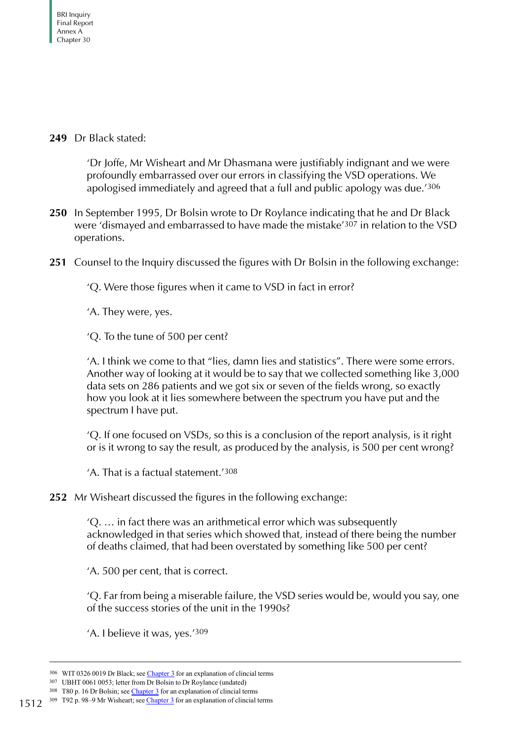**249** Dr Black stated:

> 'Dr Joffe, Mr Wisheart and Mr Dhasmana were justifiably indignant and we were profoundly embarrassed over our errors in classifying the VSD operations. We apologised immediately and agreed that a full and public apology was due.'[306]

**250** In September 1995, Dr Bolsin wrote to Dr Roylance indicating that he and Dr Black were 'dismayed and embarrassed to have made the mistake'[307] in relation to the VSD operations.

**251** Counsel to the Inquiry discussed the figures with Dr Bolsin in the following exchange:

> 'Q. Were those figures when it came to VSD in fact in error?
>
> 'A. They were, yes.
>
> 'Q. To the tune of 500 per cent?
>
> 'A. I think we come to that "lies, damn lies and statistics". There were some errors. Another way of looking at it would be to say that we collected something like 3,000 data sets on 286 patients and we got six or seven of the fields wrong, so exactly how you look at it lies somewhere between the spectrum you have put and the spectrum I have put.
>
> 'Q. If one focused on VSDs, so this is a conclusion of the report analysis, is it right or is it wrong to say the result, as produced by the analysis, is 500 per cent wrong?
>
> 'A. That is a factual statement.'[308]

**252** Mr Wisheart discussed the figures in the following exchange:

> 'Q. … in fact there was an arithmetical error which was subsequently acknowledged in that series which showed that, instead of there being the number of deaths claimed, that had been overstated by something like 500 per cent?
>
> 'A. 500 per cent, that is correct.
>
> 'Q. Far from being a miserable failure, the VSD series would be, would you say, one of the success stories of the unit in the 1990s?
>
> 'A. I believe it was, yes.'[309]

---

[306] WIT 0326 0019 Dr Black; see Chapter 3 for an explanation of clincial terms

[307] UBHT 0061 0053; letter from Dr Bolsin to Dr Roylance (undated)

[308] T80 p. 16 Dr Bolsin; see Chapter 3 for an explanation of clincial terms

[309] T92 p. 98–9 Mr Wisheart; see Chapter 3 for an explanation of clincial terms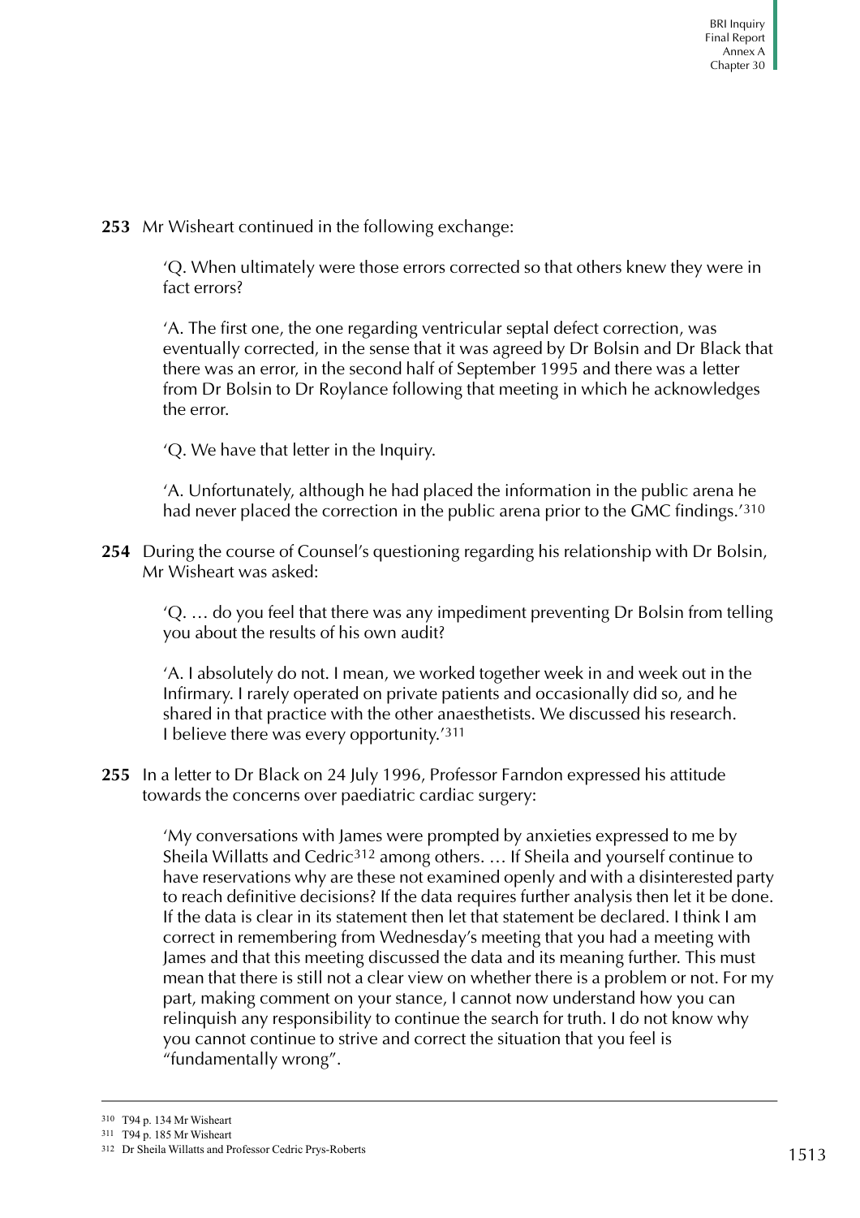**253** Mr Wisheart continued in the following exchange:

> 'Q. When ultimately were those errors corrected so that others knew they were in fact errors?
>
> 'A. The first one, the one regarding ventricular septal defect correction, was eventually corrected, in the sense that it was agreed by Dr Bolsin and Dr Black that there was an error, in the second half of September 1995 and there was a letter from Dr Bolsin to Dr Roylance following that meeting in which he acknowledges the error.
>
> 'Q. We have that letter in the Inquiry.
>
> 'A. Unfortunately, although he had placed the information in the public arena he had never placed the correction in the public arena prior to the GMC findings.'[310]

**254** During the course of Counsel's questioning regarding his relationship with Dr Bolsin, Mr Wisheart was asked:

> 'Q. … do you feel that there was any impediment preventing Dr Bolsin from telling you about the results of his own audit?
>
> 'A. I absolutely do not. I mean, we worked together week in and week out in the Infirmary. I rarely operated on private patients and occasionally did so, and he shared in that practice with the other anaesthetists. We discussed his research. I believe there was every opportunity.'[311]

**255** In a letter to Dr Black on 24 July 1996, Professor Farndon expressed his attitude towards the concerns over paediatric cardiac surgery:

> 'My conversations with James were prompted by anxieties expressed to me by Sheila Willatts and Cedric[312] among others. … If Sheila and yourself continue to have reservations why are these not examined openly and with a disinterested party to reach definitive decisions? If the data requires further analysis then let it be done. If the data is clear in its statement then let that statement be declared. I think I am correct in remembering from Wednesday's meeting that you had a meeting with James and that this meeting discussed the data and its meaning further. This must mean that there is still not a clear view on whether there is a problem or not. For my part, making comment on your stance, I cannot now understand how you can relinquish any responsibility to continue the search for truth. I do not know why you cannot continue to strive and correct the situation that you feel is "fundamentally wrong".

---

[310] T94 p. 134 Mr Wisheart

[311] T94 p. 185 Mr Wisheart

[312] Dr Sheila Willatts and Professor Cedric Prys-Roberts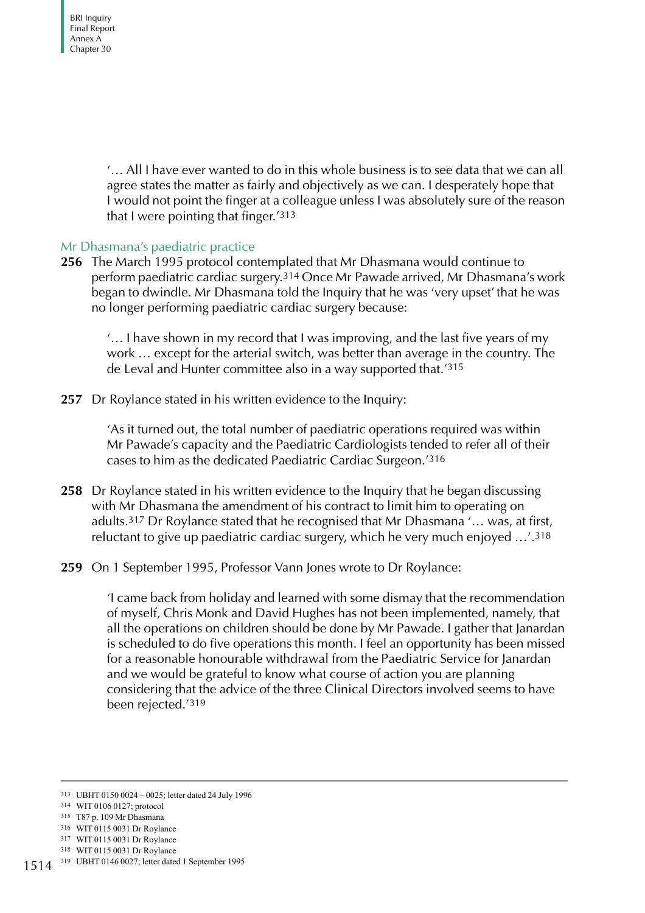'… All I have ever wanted to do in this whole business is to see data that we can all agree states the matter as fairly and objectively as we can. I desperately hope that I would not point the finger at a colleague unless I was absolutely sure of the reason that I were pointing that finger.'[313]

## Mr Dhasmana's paediatric practice

**256** The March 1995 protocol contemplated that Mr Dhasmana would continue to perform paediatric cardiac surgery.[314] Once Mr Pawade arrived, Mr Dhasmana's work began to dwindle. Mr Dhasmana told the Inquiry that he was 'very upset' that he was no longer performing paediatric cardiac surgery because:

> '… I have shown in my record that I was improving, and the last five years of my work … except for the arterial switch, was better than average in the country. The de Leval and Hunter committee also in a way supported that.'[315]

**257** Dr Roylance stated in his written evidence to the Inquiry:

> 'As it turned out, the total number of paediatric operations required was within Mr Pawade's capacity and the Paediatric Cardiologists tended to refer all of their cases to him as the dedicated Paediatric Cardiac Surgeon.'[316]

**258** Dr Roylance stated in his written evidence to the Inquiry that he began discussing with Mr Dhasmana the amendment of his contract to limit him to operating on adults.[317] Dr Roylance stated that he recognised that Mr Dhasmana '… was, at first, reluctant to give up paediatric cardiac surgery, which he very much enjoyed …'.[318]

**259** On 1 September 1995, Professor Vann Jones wrote to Dr Roylance:

> 'I came back from holiday and learned with some dismay that the recommendation of myself, Chris Monk and David Hughes has not been implemented, namely, that all the operations on children should be done by Mr Pawade. I gather that Janardan is scheduled to do five operations this month. I feel an opportunity has been missed for a reasonable honourable withdrawal from the Paediatric Service for Janardan and we would be grateful to know what course of action you are planning considering that the advice of the three Clinical Directors involved seems to have been rejected.'[319]

---

313 UBHT 0150 0024 – 0025; letter dated 24 July 1996

314 WIT 0106 0127; protocol

315 T87 p. 109 Mr Dhasmana

316 WIT 0115 0031 Dr Roylance

317 WIT 0115 0031 Dr Roylance

318 WIT 0115 0031 Dr Roylance

319 UBHT 0146 0027; letter dated 1 September 1995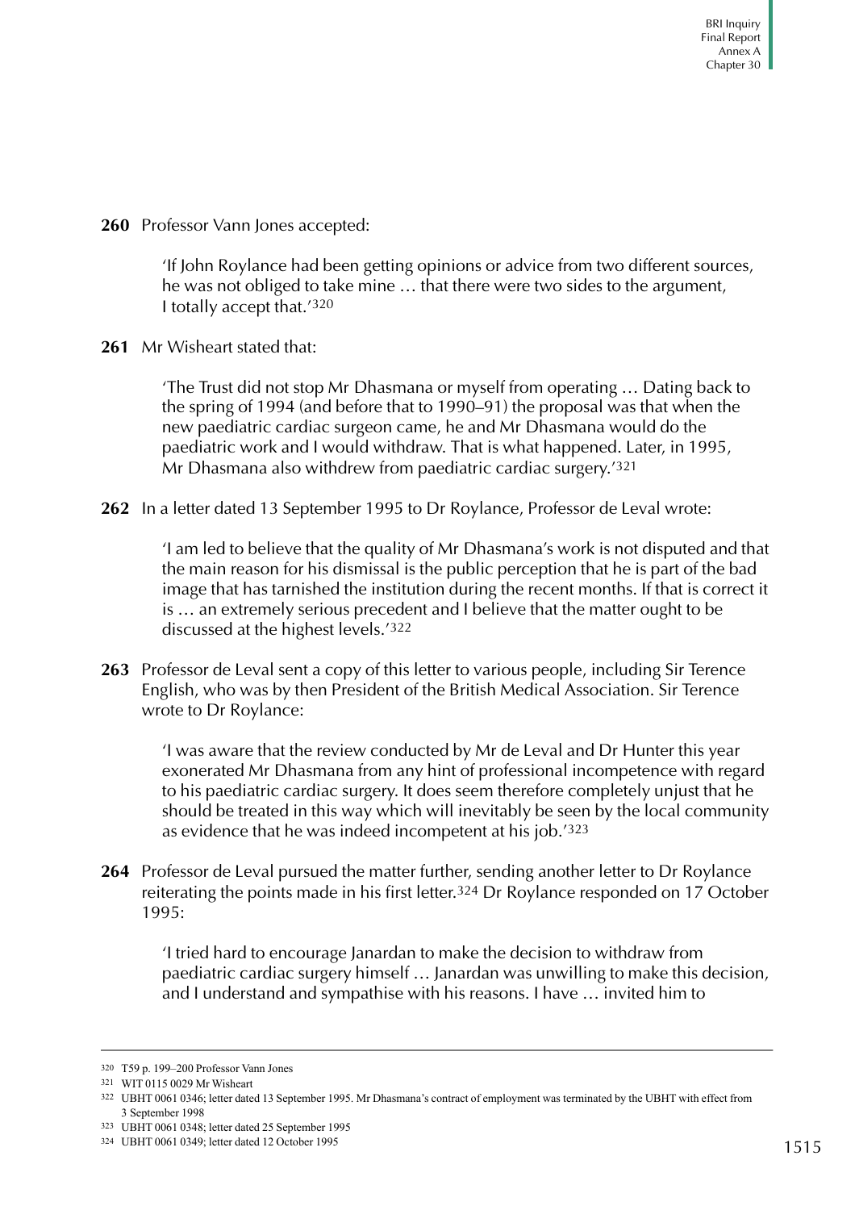**260** Professor Vann Jones accepted:

> 'If John Roylance had been getting opinions or advice from two different sources, he was not obliged to take mine … that there were two sides to the argument, I totally accept that.'[320]

**261** Mr Wisheart stated that:

> 'The Trust did not stop Mr Dhasmana or myself from operating … Dating back to the spring of 1994 (and before that to 1990–91) the proposal was that when the new paediatric cardiac surgeon came, he and Mr Dhasmana would do the paediatric work and I would withdraw. That is what happened. Later, in 1995, Mr Dhasmana also withdrew from paediatric cardiac surgery.'[321]

**262** In a letter dated 13 September 1995 to Dr Roylance, Professor de Leval wrote:

> 'I am led to believe that the quality of Mr Dhasmana's work is not disputed and that the main reason for his dismissal is the public perception that he is part of the bad image that has tarnished the institution during the recent months. If that is correct it is … an extremely serious precedent and I believe that the matter ought to be discussed at the highest levels.'[322]

**263** Professor de Leval sent a copy of this letter to various people, including Sir Terence English, who was by then President of the British Medical Association. Sir Terence wrote to Dr Roylance:

> 'I was aware that the review conducted by Mr de Leval and Dr Hunter this year exonerated Mr Dhasmana from any hint of professional incompetence with regard to his paediatric cardiac surgery. It does seem therefore completely unjust that he should be treated in this way which will inevitably be seen by the local community as evidence that he was indeed incompetent at his job.'[323]

**264** Professor de Leval pursued the matter further, sending another letter to Dr Roylance reiterating the points made in his first letter.[324] Dr Roylance responded on 17 October 1995:

> 'I tried hard to encourage Janardan to make the decision to withdraw from paediatric cardiac surgery himself … Janardan was unwilling to make this decision, and I understand and sympathise with his reasons. I have … invited him to

---

320 T59 p. 199–200 Professor Vann Jones

321 WIT 0115 0029 Mr Wisheart

322 UBHT 0061 0346; letter dated 13 September 1995. Mr Dhasmana's contract of employment was terminated by the UBHT with effect from 3 September 1998

323 UBHT 0061 0348; letter dated 25 September 1995

324 UBHT 0061 0349; letter dated 12 October 1995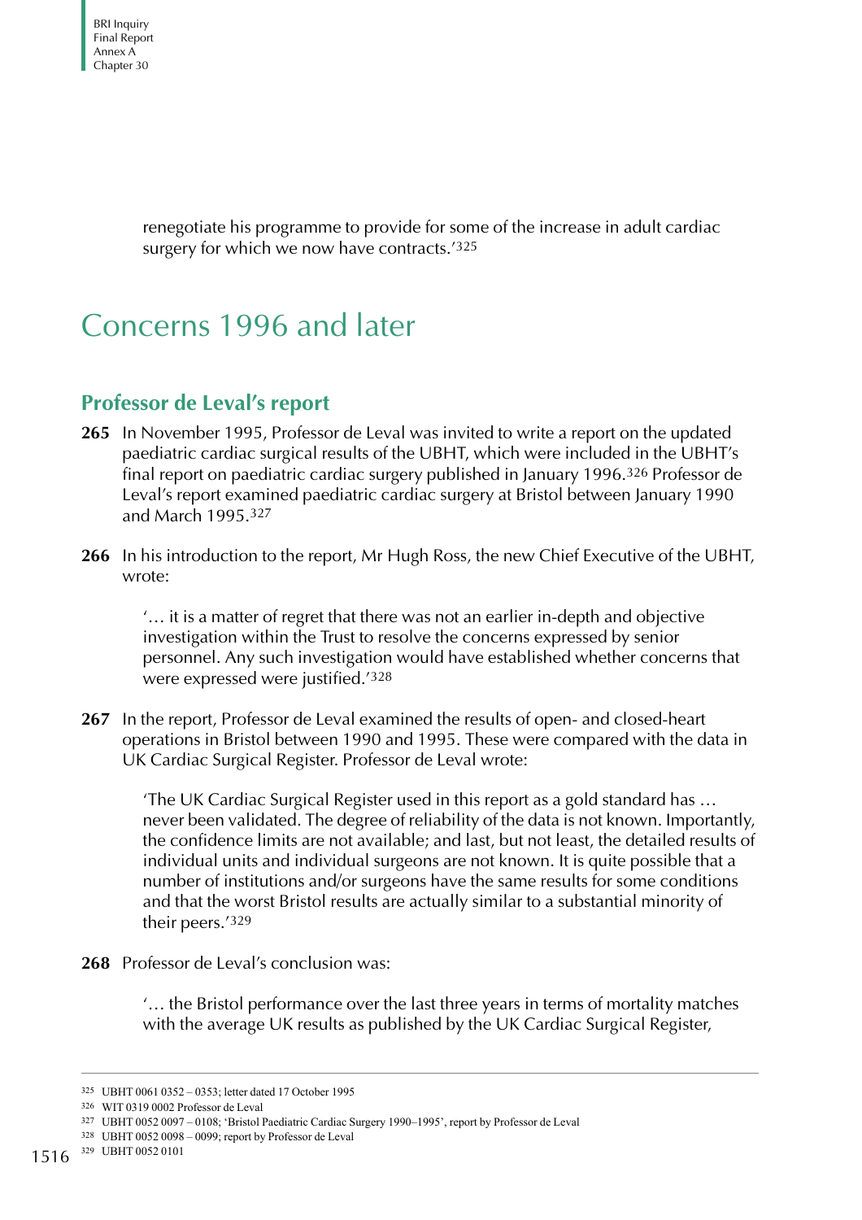renegotiate his programme to provide for some of the increase in adult cardiac surgery for which we now have contracts.'[325]

# Concerns 1996 and later

## Professor de Leval's report

**265** In November 1995, Professor de Leval was invited to write a report on the updated paediatric cardiac surgical results of the UBHT, which were included in the UBHT's final report on paediatric cardiac surgery published in January 1996.[326] Professor de Leval's report examined paediatric cardiac surgery at Bristol between January 1990 and March 1995.[327]

**266** In his introduction to the report, Mr Hugh Ross, the new Chief Executive of the UBHT, wrote:

> '… it is a matter of regret that there was not an earlier in-depth and objective investigation within the Trust to resolve the concerns expressed by senior personnel. Any such investigation would have established whether concerns that were expressed were justified.'[328]

**267** In the report, Professor de Leval examined the results of open- and closed-heart operations in Bristol between 1990 and 1995. These were compared with the data in UK Cardiac Surgical Register. Professor de Leval wrote:

> 'The UK Cardiac Surgical Register used in this report as a gold standard has … never been validated. The degree of reliability of the data is not known. Importantly, the confidence limits are not available; and last, but not least, the detailed results of individual units and individual surgeons are not known. It is quite possible that a number of institutions and/or surgeons have the same results for some conditions and that the worst Bristol results are actually similar to a substantial minority of their peers.'[329]

**268** Professor de Leval's conclusion was:

> '… the Bristol performance over the last three years in terms of mortality matches with the average UK results as published by the UK Cardiac Surgical Register,

---

325 UBHT 0061 0352 – 0353; letter dated 17 October 1995

326 WIT 0319 0002 Professor de Leval

327 UBHT 0052 0097 – 0108; 'Bristol Paediatric Cardiac Surgery 1990–1995', report by Professor de Leval

328 UBHT 0052 0098 – 0099; report by Professor de Leval

329 UBHT 0052 0101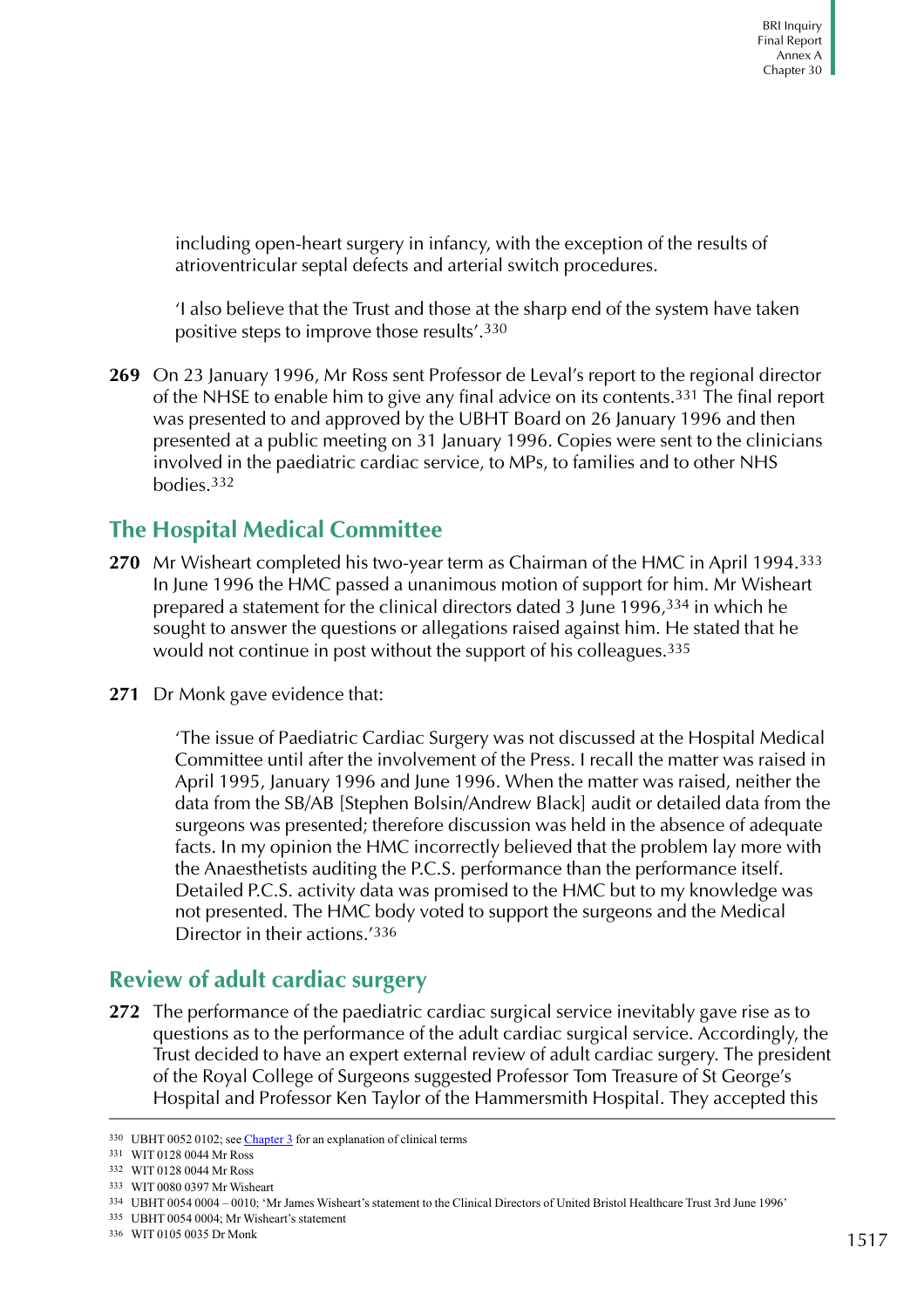including open-heart surgery in infancy, with the exception of the results of atrioventricular septal defects and arterial switch procedures.

'I also believe that the Trust and those at the sharp end of the system have taken positive steps to improve those results'.[330]

**269** On 23 January 1996, Mr Ross sent Professor de Leval's report to the regional director of the NHSE to enable him to give any final advice on its contents.[331] The final report was presented to and approved by the UBHT Board on 26 January 1996 and then presented at a public meeting on 31 January 1996. Copies were sent to the clinicians involved in the paediatric cardiac service, to MPs, to families and to other NHS bodies.[332]

## The Hospital Medical Committee

**270** Mr Wisheart completed his two-year term as Chairman of the HMC in April 1994.[333] In June 1996 the HMC passed a unanimous motion of support for him. Mr Wisheart prepared a statement for the clinical directors dated 3 June 1996,[334] in which he sought to answer the questions or allegations raised against him. He stated that he would not continue in post without the support of his colleagues.[335]

**271** Dr Monk gave evidence that:

> 'The issue of Paediatric Cardiac Surgery was not discussed at the Hospital Medical Committee until after the involvement of the Press. I recall the matter was raised in April 1995, January 1996 and June 1996. When the matter was raised, neither the data from the SB/AB [Stephen Bolsin/Andrew Black] audit or detailed data from the surgeons was presented; therefore discussion was held in the absence of adequate facts. In my opinion the HMC incorrectly believed that the problem lay more with the Anaesthetists auditing the P.C.S. performance than the performance itself. Detailed P.C.S. activity data was promised to the HMC but to my knowledge was not presented. The HMC body voted to support the surgeons and the Medical Director in their actions.'[336]

## Review of adult cardiac surgery

**272** The performance of the paediatric cardiac surgical service inevitably gave rise as to questions as to the performance of the adult cardiac surgical service. Accordingly, the Trust decided to have an expert external review of adult cardiac surgery. The president of the Royal College of Surgeons suggested Professor Tom Treasure of St George's Hospital and Professor Ken Taylor of the Hammersmith Hospital. They accepted this

---

330 UBHT 0052 0102; see Chapter 3 for an explanation of clinical terms

331 WIT 0128 0044 Mr Ross

332 WIT 0128 0044 Mr Ross

333 WIT 0080 0397 Mr Wisheart

334 UBHT 0054 0004 – 0010; 'Mr James Wisheart's statement to the Clinical Directors of United Bristol Healthcare Trust 3rd June 1996'

335 UBHT 0054 0004; Mr Wisheart's statement

336 WIT 0105 0035 Dr Monk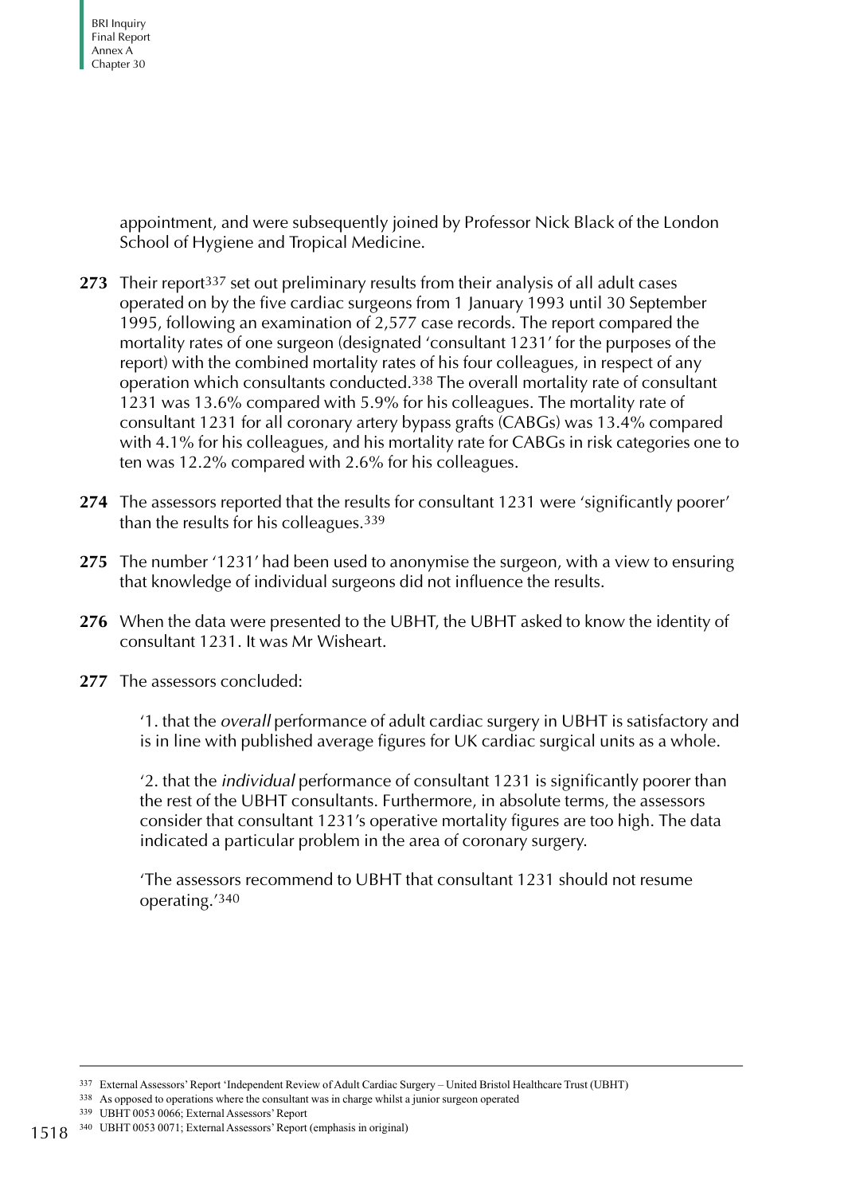appointment, and were subsequently joined by Professor Nick Black of the London School of Hygiene and Tropical Medicine.

**273** Their report[337] set out preliminary results from their analysis of all adult cases operated on by the five cardiac surgeons from 1 January 1993 until 30 September 1995, following an examination of 2,577 case records. The report compared the mortality rates of one surgeon (designated 'consultant 1231' for the purposes of the report) with the combined mortality rates of his four colleagues, in respect of any operation which consultants conducted.[338] The overall mortality rate of consultant 1231 was 13.6% compared with 5.9% for his colleagues. The mortality rate of consultant 1231 for all coronary artery bypass grafts (CABGs) was 13.4% compared with 4.1% for his colleagues, and his mortality rate for CABGs in risk categories one to ten was 12.2% compared with 2.6% for his colleagues.

**274** The assessors reported that the results for consultant 1231 were 'significantly poorer' than the results for his colleagues.[339]

**275** The number '1231' had been used to anonymise the surgeon, with a view to ensuring that knowledge of individual surgeons did not influence the results.

**276** When the data were presented to the UBHT, the UBHT asked to know the identity of consultant 1231. It was Mr Wisheart.

**277** The assessors concluded:

> '1. that the *overall* performance of adult cardiac surgery in UBHT is satisfactory and is in line with published average figures for UK cardiac surgical units as a whole.
>
> '2. that the *individual* performance of consultant 1231 is significantly poorer than the rest of the UBHT consultants. Furthermore, in absolute terms, the assessors consider that consultant 1231's operative mortality figures are too high. The data indicated a particular problem in the area of coronary surgery.
>
> 'The assessors recommend to UBHT that consultant 1231 should not resume operating.'[340]

---

[337] External Assessors' Report 'Independent Review of Adult Cardiac Surgery – United Bristol Healthcare Trust (UBHT)

[338] As opposed to operations where the consultant was in charge whilst a junior surgeon operated

[339] UBHT 0053 0066; External Assessors' Report

[340] UBHT 0053 0071; External Assessors' Report (emphasis in original)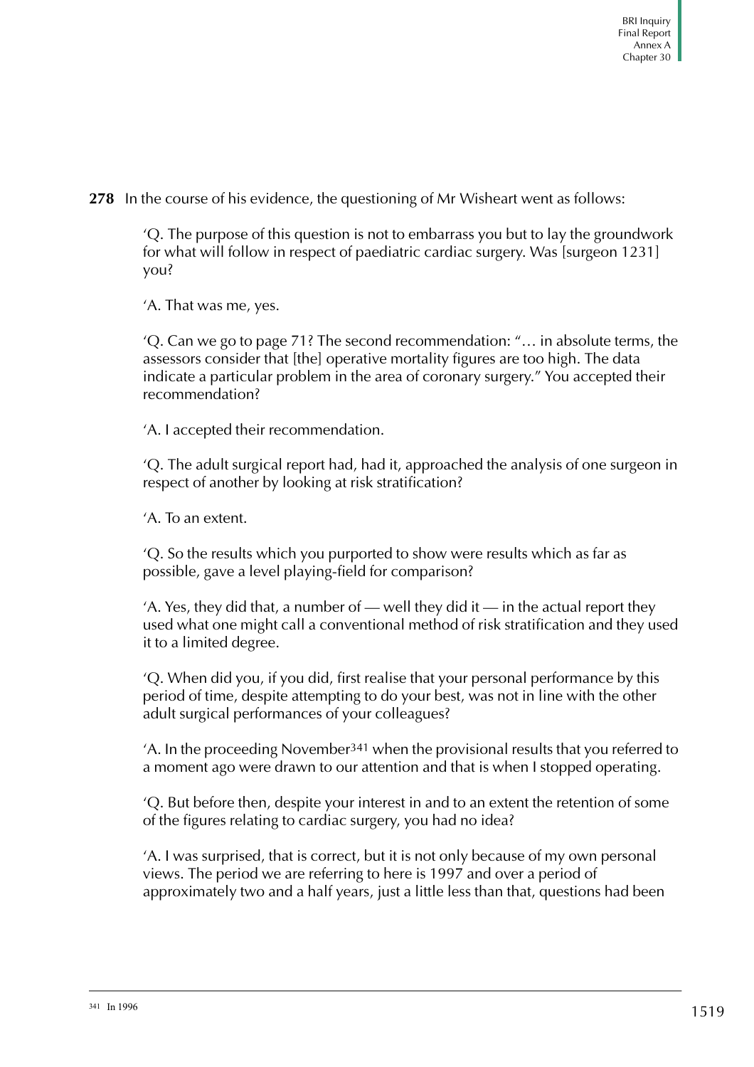**278** In the course of his evidence, the questioning of Mr Wisheart went as follows:

> 'Q. The purpose of this question is not to embarrass you but to lay the groundwork for what will follow in respect of paediatric cardiac surgery. Was [surgeon 1231] you?
>
> 'A. That was me, yes.
>
> 'Q. Can we go to page 71? The second recommendation: "… in absolute terms, the assessors consider that [the] operative mortality figures are too high. The data indicate a particular problem in the area of coronary surgery." You accepted their recommendation?
>
> 'A. I accepted their recommendation.
>
> 'Q. The adult surgical report had, had it, approached the analysis of one surgeon in respect of another by looking at risk stratification?
>
> 'A. To an extent.
>
> 'Q. So the results which you purported to show were results which as far as possible, gave a level playing-field for comparison?
>
> 'A. Yes, they did that, a number of — well they did it — in the actual report they used what one might call a conventional method of risk stratification and they used it to a limited degree.
>
> 'Q. When did you, if you did, first realise that your personal performance by this period of time, despite attempting to do your best, was not in line with the other adult surgical performances of your colleagues?
>
> 'A. In the proceeding November[341] when the provisional results that you referred to a moment ago were drawn to our attention and that is when I stopped operating.
>
> 'Q. But before then, despite your interest in and to an extent the retention of some of the figures relating to cardiac surgery, you had no idea?
>
> 'A. I was surprised, that is correct, but it is not only because of my own personal views. The period we are referring to here is 1997 and over a period of approximately two and a half years, just a little less than that, questions had been

[341] In 1996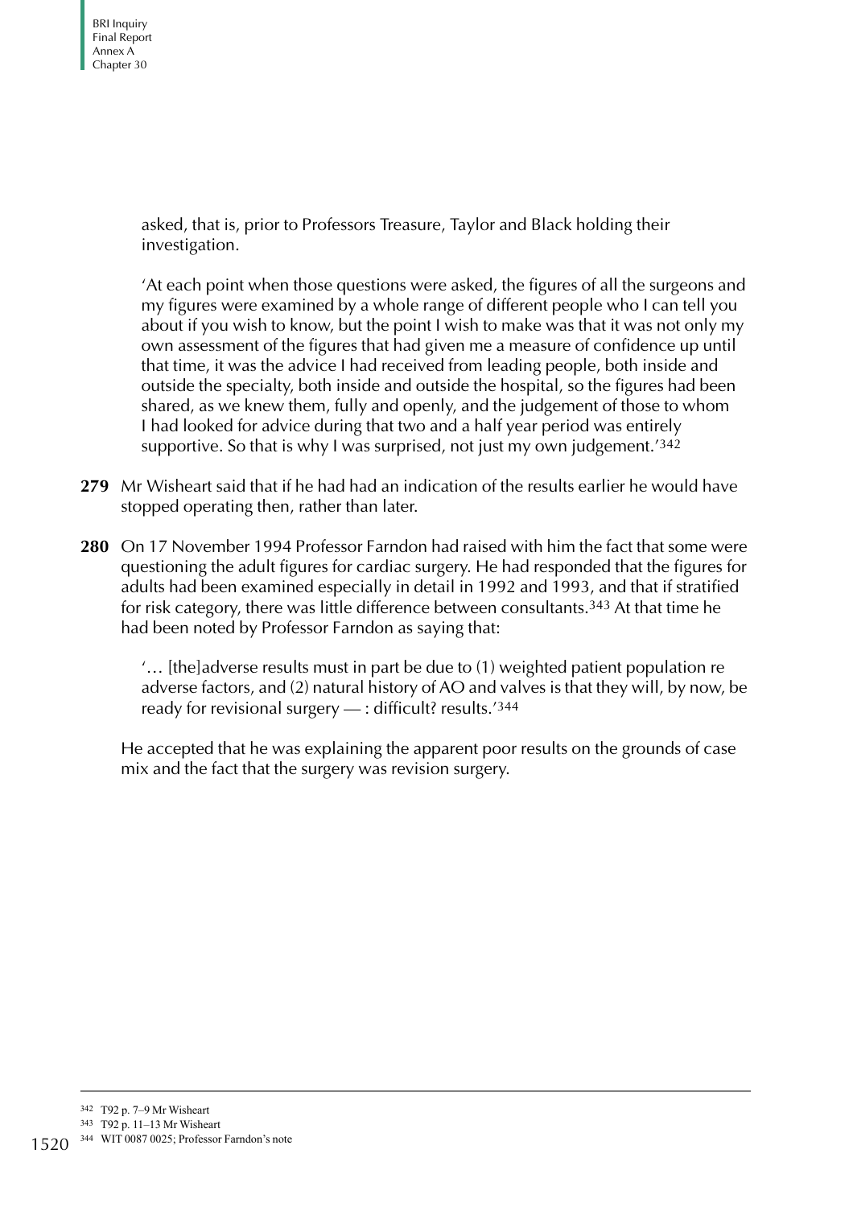asked, that is, prior to Professors Treasure, Taylor and Black holding their investigation.

'At each point when those questions were asked, the figures of all the surgeons and my figures were examined by a whole range of different people who I can tell you about if you wish to know, but the point I wish to make was that it was not only my own assessment of the figures that had given me a measure of confidence up until that time, it was the advice I had received from leading people, both inside and outside the specialty, both inside and outside the hospital, so the figures had been shared, as we knew them, fully and openly, and the judgement of those to whom I had looked for advice during that two and a half year period was entirely supportive. So that is why I was surprised, not just my own judgement.'[342]

**279** Mr Wisheart said that if he had had an indication of the results earlier he would have stopped operating then, rather than later.

**280** On 17 November 1994 Professor Farndon had raised with him the fact that some were questioning the adult figures for cardiac surgery. He had responded that the figures for adults had been examined especially in detail in 1992 and 1993, and that if stratified for risk category, there was little difference between consultants.[343] At that time he had been noted by Professor Farndon as saying that:

'… [the]adverse results must in part be due to (1) weighted patient population re adverse factors, and (2) natural history of AO and valves is that they will, by now, be ready for revisional surgery — : difficult? results.'[344]

He accepted that he was explaining the apparent poor results on the grounds of case mix and the fact that the surgery was revision surgery.

342 T92 p. 7–9 Mr Wisheart
343 T92 p. 11–13 Mr Wisheart
344 WIT 0087 0025; Professor Farndon's note